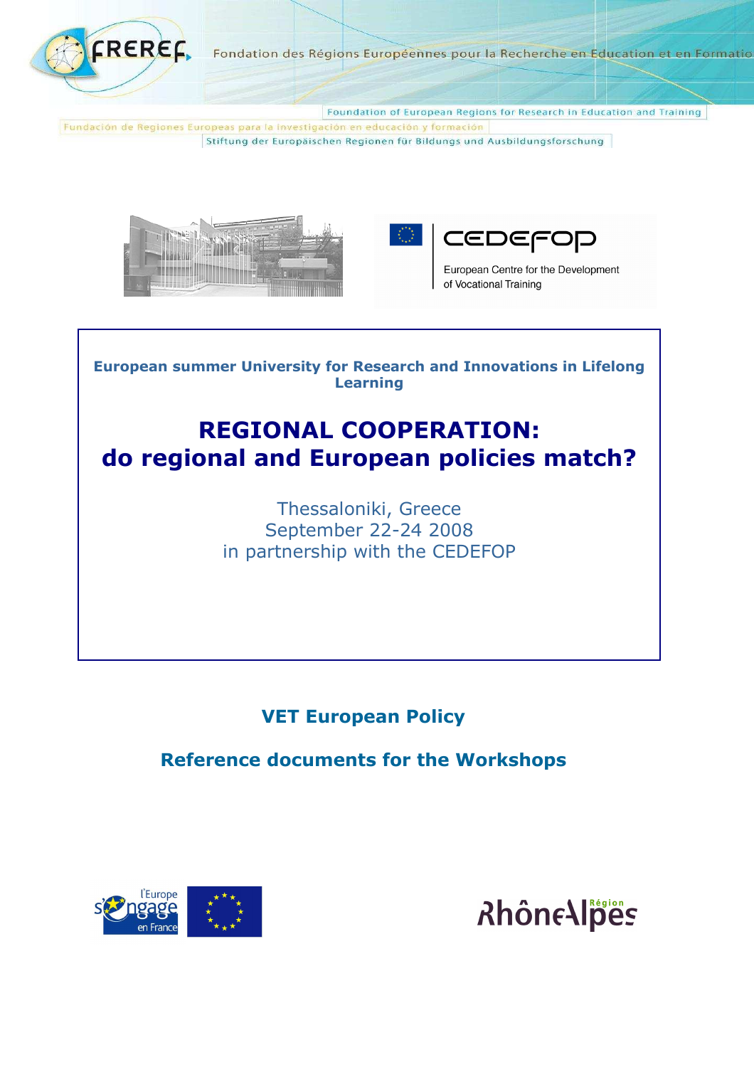FREREF

Fondation des Régions Européennes pour la Recherche en Education et en Formation

Foundation of European Regions for Research in Education and Training

Fundación de Regiones Europeas para la investigación en educación y formación

Stiftung der Europäischen Regionen für Bildungs und Ausbildungsforschung

CEDEFOP

European Centre for the Development of Vocational Training

**European summer University for Research and Innovations in Lifelong Learning**

# REGIONAL COOPERATION: do regional and European policies match?

Thessaloniki, Greece
September 22-24 2008
in partnership with the CEDEFOP

## VET European Policy

## Reference documents for the Workshops

l'Europe s'engage en France

RhôneAlpes Région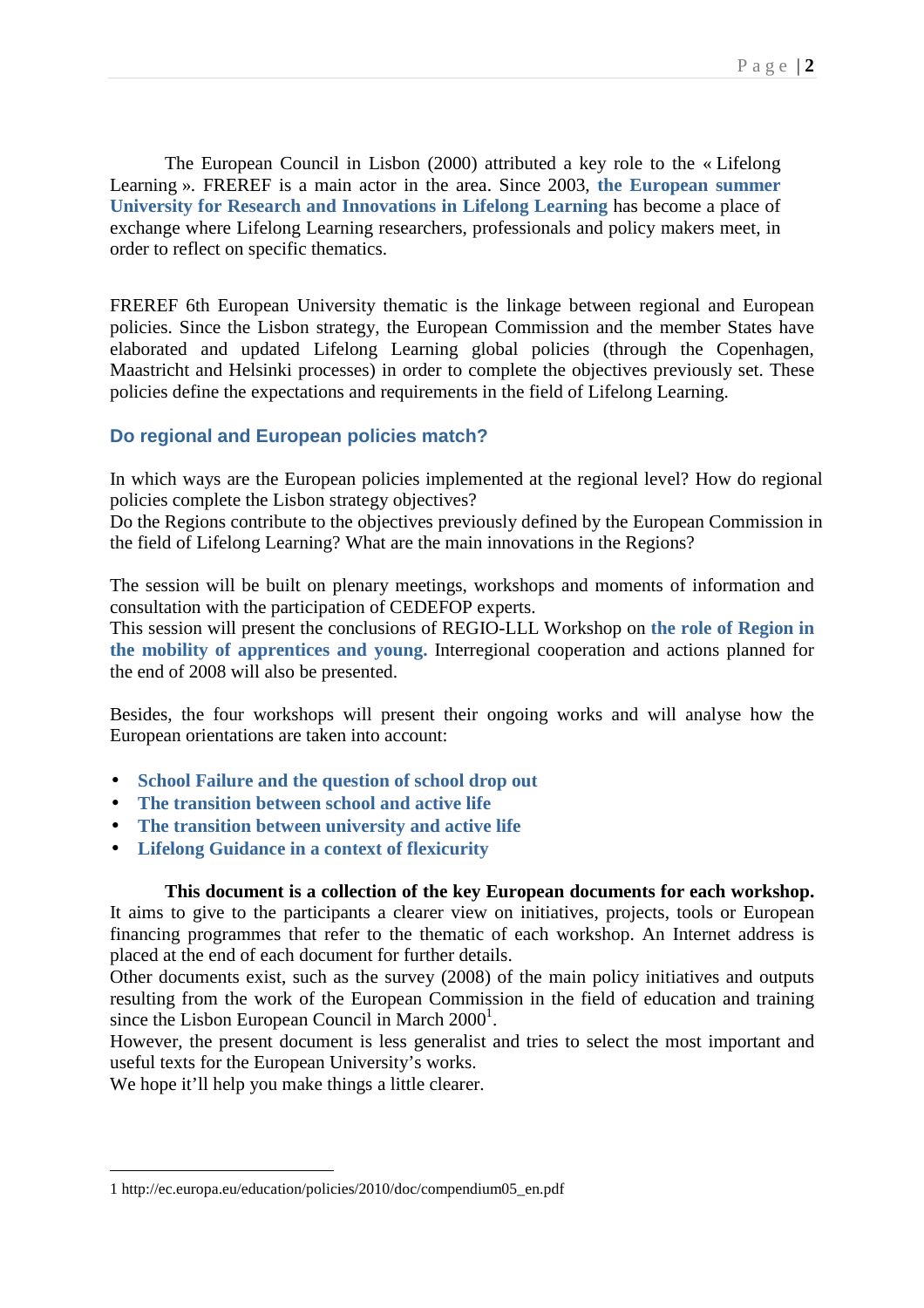The European Council in Lisbon (2000) attributed a key role to the « Lifelong Learning ». FREREF is a main actor in the area. Since 2003, **the European summer University for Research and Innovations in Lifelong Learning** has become a place of exchange where Lifelong Learning researchers, professionals and policy makers meet, in order to reflect on specific thematics.

FREREF 6th European University thematic is the linkage between regional and European policies. Since the Lisbon strategy, the European Commission and the member States have elaborated and updated Lifelong Learning global policies (through the Copenhagen, Maastricht and Helsinki processes) in order to complete the objectives previously set. These policies define the expectations and requirements in the field of Lifelong Learning.

## Do regional and European policies match?

In which ways are the European policies implemented at the regional level? How do regional policies complete the Lisbon strategy objectives?
Do the Regions contribute to the objectives previously defined by the European Commission in the field of Lifelong Learning? What are the main innovations in the Regions?

The session will be built on plenary meetings, workshops and moments of information and consultation with the participation of CEDEFOP experts.
This session will present the conclusions of REGIO-LLL Workshop on **the role of Region in the mobility of apprentices and young.** Interregional cooperation and actions planned for the end of 2008 will also be presented.

Besides, the four workshops will present their ongoing works and will analyse how the European orientations are taken into account:

- **School Failure and the question of school drop out**
- **The transition between school and active life**
- **The transition between university and active life**
- **Lifelong Guidance in a context of flexicurity**

**This document is a collection of the key European documents for each workshop.** It aims to give to the participants a clearer view on initiatives, projects, tools or European financing programmes that refer to the thematic of each workshop. An Internet address is placed at the end of each document for further details.
Other documents exist, such as the survey (2008) of the main policy initiatives and outputs resulting from the work of the European Commission in the field of education and training since the Lisbon European Council in March 2000[1].
However, the present document is less generalist and tries to select the most important and useful texts for the European University's works.
We hope it'll help you make things a little clearer.

---

1 http://ec.europa.eu/education/policies/2010/doc/compendium05_en.pdf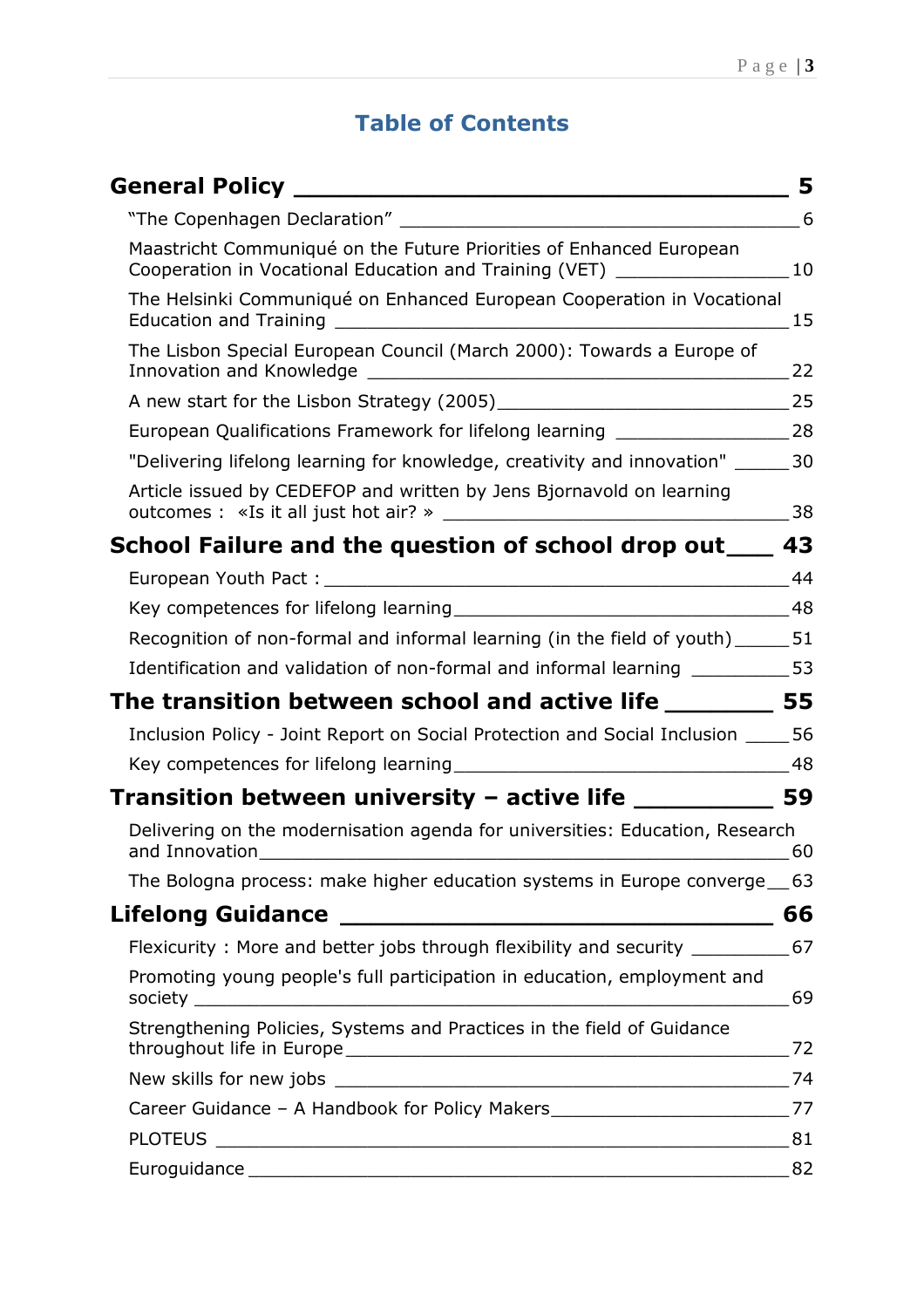# Table of Contents

**General Policy** — 5

- "The Copenhagen Declaration" — 6
- Maastricht Communiqué on the Future Priorities of Enhanced European Cooperation in Vocational Education and Training (VET) — 10
- The Helsinki Communiqué on Enhanced European Cooperation in Vocational Education and Training — 15
- The Lisbon Special European Council (March 2000): Towards a Europe of Innovation and Knowledge — 22
- A new start for the Lisbon Strategy (2005) — 25
- European Qualifications Framework for lifelong learning — 28
- "Delivering lifelong learning for knowledge, creativity and innovation" — 30
- Article issued by CEDEFOP and written by Jens Bjornavold on learning outcomes : «Is it all just hot air? » — 38

**School Failure and the question of school drop out** — 43

- European Youth Pact : — 44
- Key competences for lifelong learning — 48
- Recognition of non-formal and informal learning (in the field of youth) — 51
- Identification and validation of non-formal and informal learning — 53

**The transition between school and active life** — 55

- Inclusion Policy - Joint Report on Social Protection and Social Inclusion — 56
- Key competences for lifelong learning — 48

**Transition between university – active life** — 59

- Delivering on the modernisation agenda for universities: Education, Research and Innovation — 60
- The Bologna process: make higher education systems in Europe converge — 63

**Lifelong Guidance** — 66

- Flexicurity : More and better jobs through flexibility and security — 67
- Promoting young people's full participation in education, employment and society — 69
- Strengthening Policies, Systems and Practices in the field of Guidance throughout life in Europe — 72
- New skills for new jobs — 74
- Career Guidance – A Handbook for Policy Makers — 77
- PLOTEUS — 81
- Euroguidance — 82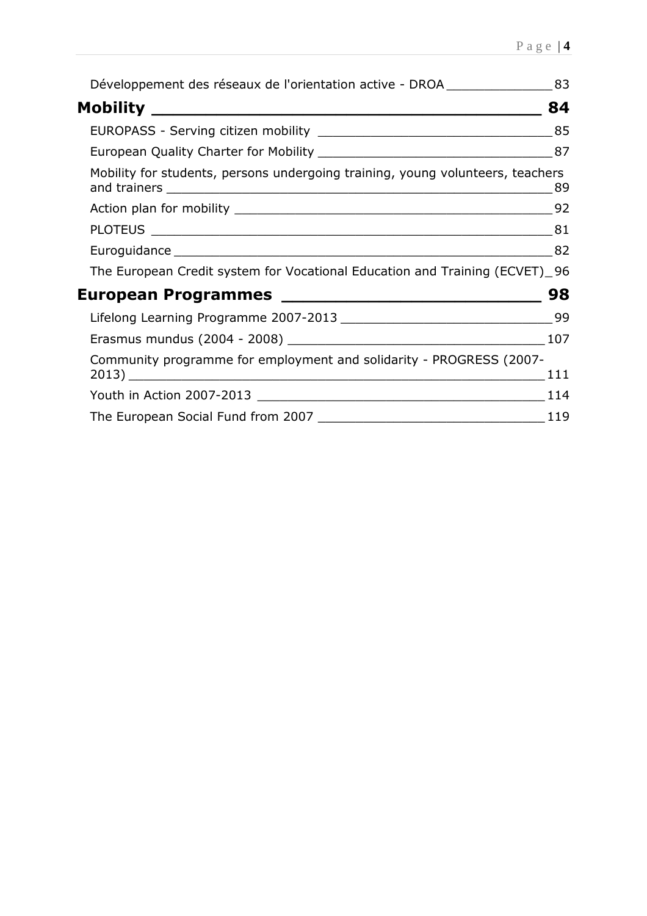Développement des réseaux de l'orientation active - DROA ______________ 83

**Mobility ________________________________________ 84**

EUROPASS - Serving citizen mobility ________________________________ 85

European Quality Charter for Mobility ________________________________ 87

Mobility for students, persons undergoing training, young volunteers, teachers and trainers ______________________________________________________ 89

Action plan for mobility ____________________________________________ 92

PLOTEUS ________________________________________________________ 81

Euroguidance ____________________________________________________ 82

The European Credit system for Vocational Education and Training (ECVET) _ 96

**European Programmes __________________________ 98**

Lifelong Learning Programme 2007-2013 ____________________________ 99

Erasmus mundus (2004 - 2008) __________________________________ 107

Community programme for employment and solidarity - PROGRESS (2007-2013) __________________________________________________________ 111

Youth in Action 2007-2013 ______________________________________ 114

The European Social Fund from 2007 ______________________________ 119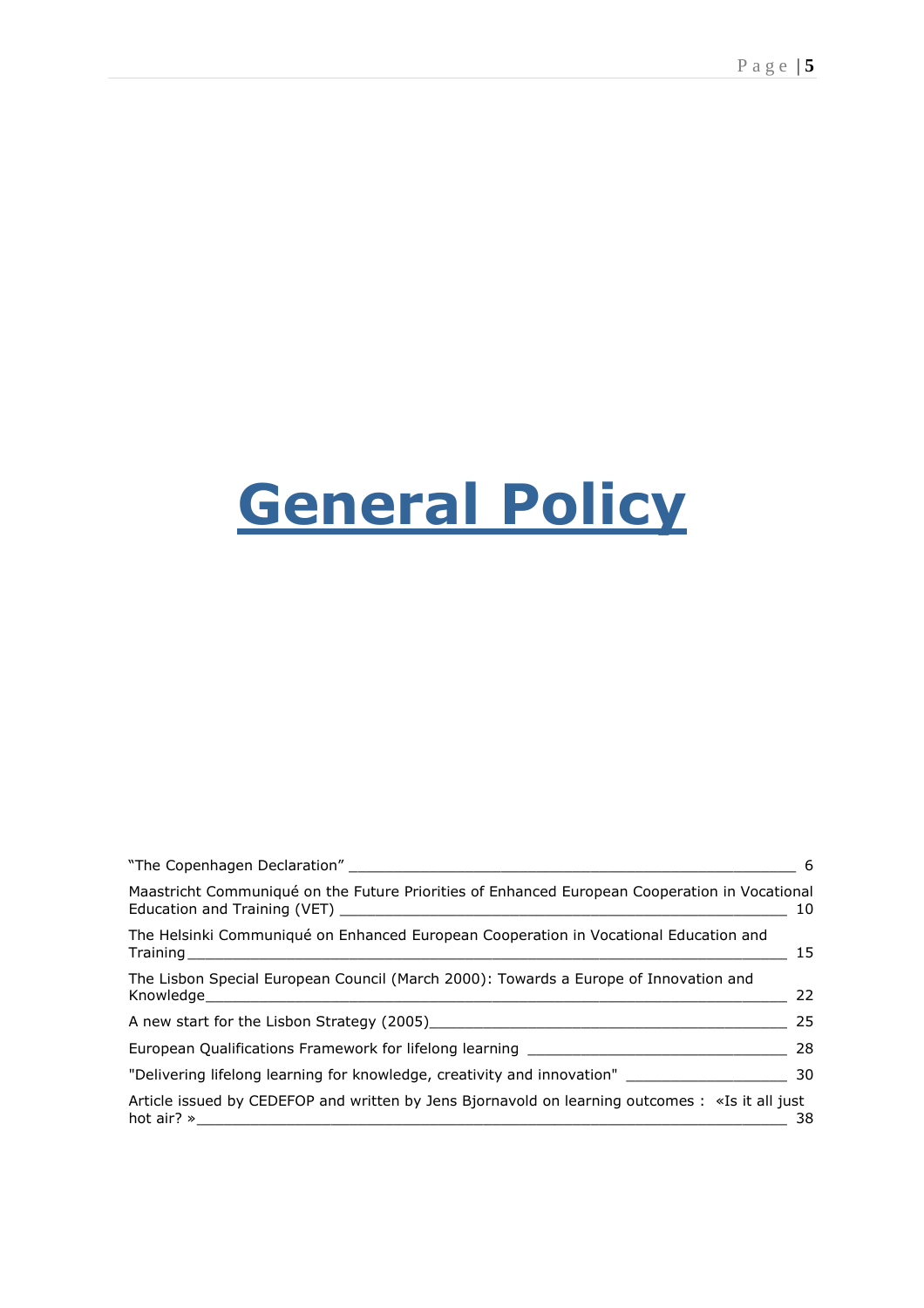# General Policy

| | |
|---|---|
| "The Copenhagen Declaration" | 6 |
| Maastricht Communiqué on the Future Priorities of Enhanced European Cooperation in Vocational Education and Training (VET) | 10 |
| The Helsinki Communiqué on Enhanced European Cooperation in Vocational Education and Training | 15 |
| The Lisbon Special European Council (March 2000): Towards a Europe of Innovation and Knowledge | 22 |
| A new start for the Lisbon Strategy (2005) | 25 |
| European Qualifications Framework for lifelong learning | 28 |
| "Delivering lifelong learning for knowledge, creativity and innovation" | 30 |
| Article issued by CEDEFOP and written by Jens Bjornavold on learning outcomes : «Is it all just hot air? » | 38 |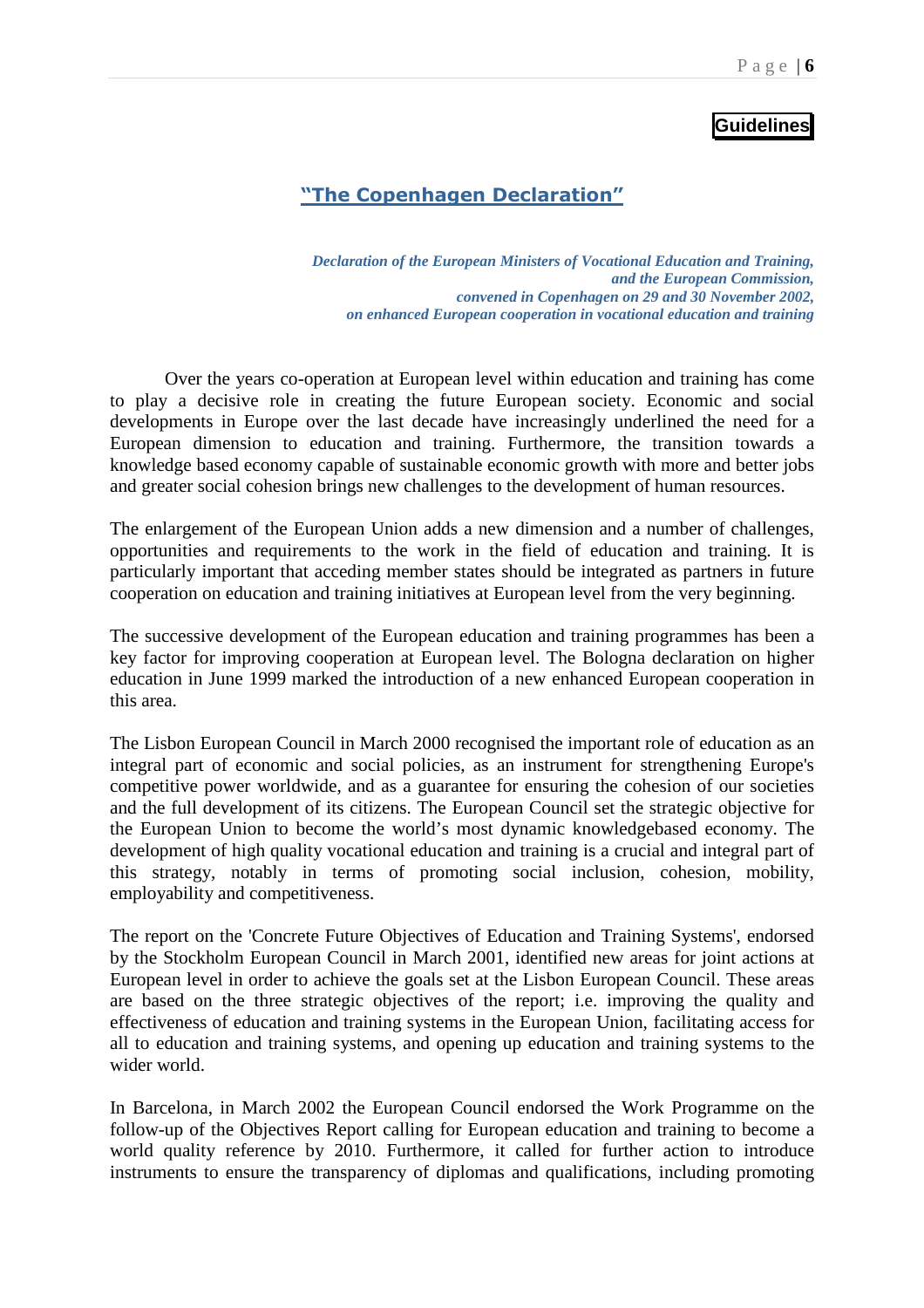**Guidelines**

## "The Copenhagen Declaration"

*Declaration of the European Ministers of Vocational Education and Training, and the European Commission, convened in Copenhagen on 29 and 30 November 2002, on enhanced European cooperation in vocational education and training*

Over the years co-operation at European level within education and training has come to play a decisive role in creating the future European society. Economic and social developments in Europe over the last decade have increasingly underlined the need for a European dimension to education and training. Furthermore, the transition towards a knowledge based economy capable of sustainable economic growth with more and better jobs and greater social cohesion brings new challenges to the development of human resources.

The enlargement of the European Union adds a new dimension and a number of challenges, opportunities and requirements to the work in the field of education and training. It is particularly important that acceding member states should be integrated as partners in future cooperation on education and training initiatives at European level from the very beginning.

The successive development of the European education and training programmes has been a key factor for improving cooperation at European level. The Bologna declaration on higher education in June 1999 marked the introduction of a new enhanced European cooperation in this area.

The Lisbon European Council in March 2000 recognised the important role of education as an integral part of economic and social policies, as an instrument for strengthening Europe's competitive power worldwide, and as a guarantee for ensuring the cohesion of our societies and the full development of its citizens. The European Council set the strategic objective for the European Union to become the world's most dynamic knowledgebased economy. The development of high quality vocational education and training is a crucial and integral part of this strategy, notably in terms of promoting social inclusion, cohesion, mobility, employability and competitiveness.

The report on the 'Concrete Future Objectives of Education and Training Systems', endorsed by the Stockholm European Council in March 2001, identified new areas for joint actions at European level in order to achieve the goals set at the Lisbon European Council. These areas are based on the three strategic objectives of the report; i.e. improving the quality and effectiveness of education and training systems in the European Union, facilitating access for all to education and training systems, and opening up education and training systems to the wider world.

In Barcelona, in March 2002 the European Council endorsed the Work Programme on the follow-up of the Objectives Report calling for European education and training to become a world quality reference by 2010. Furthermore, it called for further action to introduce instruments to ensure the transparency of diplomas and qualifications, including promoting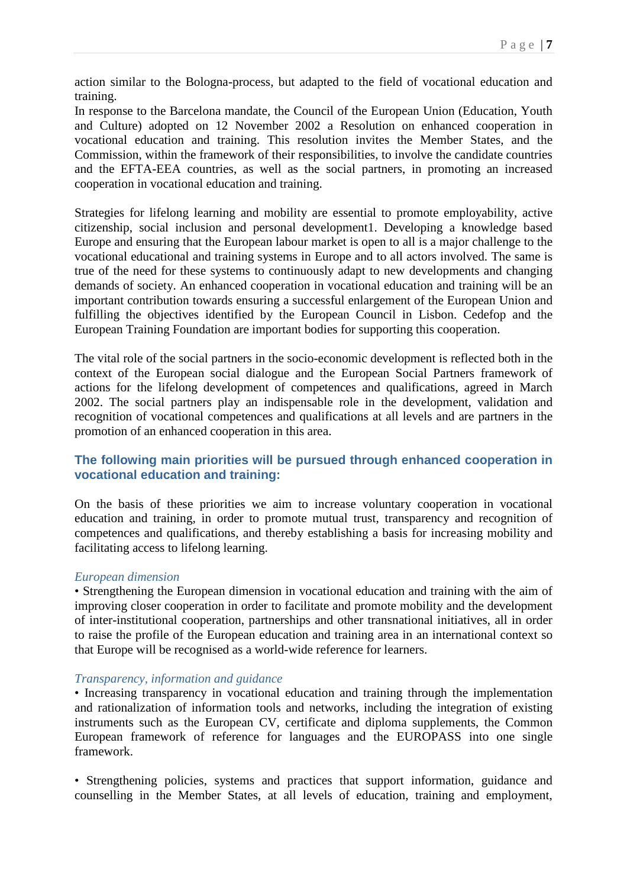action similar to the Bologna-process, but adapted to the field of vocational education and training.

In response to the Barcelona mandate, the Council of the European Union (Education, Youth and Culture) adopted on 12 November 2002 a Resolution on enhanced cooperation in vocational education and training. This resolution invites the Member States, and the Commission, within the framework of their responsibilities, to involve the candidate countries and the EFTA-EEA countries, as well as the social partners, in promoting an increased cooperation in vocational education and training.

Strategies for lifelong learning and mobility are essential to promote employability, active citizenship, social inclusion and personal development[1]. Developing a knowledge based Europe and ensuring that the European labour market is open to all is a major challenge to the vocational educational and training systems in Europe and to all actors involved. The same is true of the need for these systems to continuously adapt to new developments and changing demands of society. An enhanced cooperation in vocational education and training will be an important contribution towards ensuring a successful enlargement of the European Union and fulfilling the objectives identified by the European Council in Lisbon. Cedefop and the European Training Foundation are important bodies for supporting this cooperation.

The vital role of the social partners in the socio-economic development is reflected both in the context of the European social dialogue and the European Social Partners framework of actions for the lifelong development of competences and qualifications, agreed in March 2002. The social partners play an indispensable role in the development, validation and recognition of vocational competences and qualifications at all levels and are partners in the promotion of an enhanced cooperation in this area.

### The following main priorities will be pursued through enhanced cooperation in vocational education and training:

On the basis of these priorities we aim to increase voluntary cooperation in vocational education and training, in order to promote mutual trust, transparency and recognition of competences and qualifications, and thereby establishing a basis for increasing mobility and facilitating access to lifelong learning.

*European dimension*

- Strengthening the European dimension in vocational education and training with the aim of improving closer cooperation in order to facilitate and promote mobility and the development of inter-institutional cooperation, partnerships and other transnational initiatives, all in order to raise the profile of the European education and training area in an international context so that Europe will be recognised as a world-wide reference for learners.

*Transparency, information and guidance*

- Increasing transparency in vocational education and training through the implementation and rationalization of information tools and networks, including the integration of existing instruments such as the European CV, certificate and diploma supplements, the Common European framework of reference for languages and the EUROPASS into one single framework.

- Strengthening policies, systems and practices that support information, guidance and counselling in the Member States, at all levels of education, training and employment,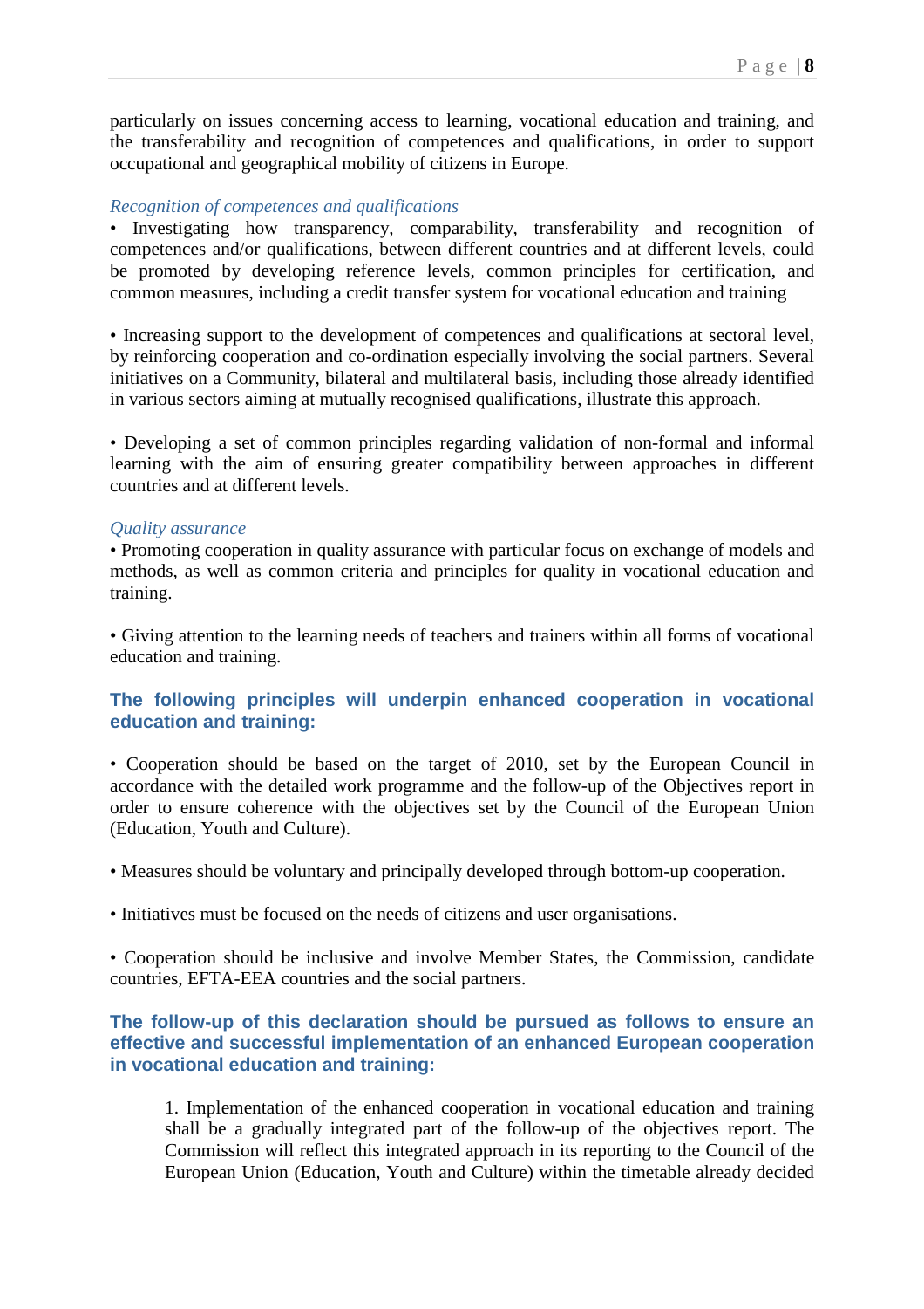particularly on issues concerning access to learning, vocational education and training, and the transferability and recognition of competences and qualifications, in order to support occupational and geographical mobility of citizens in Europe.

*Recognition of competences and qualifications*

• Investigating how transparency, comparability, transferability and recognition of competences and/or qualifications, between different countries and at different levels, could be promoted by developing reference levels, common principles for certification, and common measures, including a credit transfer system for vocational education and training

• Increasing support to the development of competences and qualifications at sectoral level, by reinforcing cooperation and co-ordination especially involving the social partners. Several initiatives on a Community, bilateral and multilateral basis, including those already identified in various sectors aiming at mutually recognised qualifications, illustrate this approach.

• Developing a set of common principles regarding validation of non-formal and informal learning with the aim of ensuring greater compatibility between approaches in different countries and at different levels.

*Quality assurance*

• Promoting cooperation in quality assurance with particular focus on exchange of models and methods, as well as common criteria and principles for quality in vocational education and training.

• Giving attention to the learning needs of teachers and trainers within all forms of vocational education and training.

**The following principles will underpin enhanced cooperation in vocational education and training:**

• Cooperation should be based on the target of 2010, set by the European Council in accordance with the detailed work programme and the follow-up of the Objectives report in order to ensure coherence with the objectives set by the Council of the European Union (Education, Youth and Culture).

• Measures should be voluntary and principally developed through bottom-up cooperation.

• Initiatives must be focused on the needs of citizens and user organisations.

• Cooperation should be inclusive and involve Member States, the Commission, candidate countries, EFTA-EEA countries and the social partners.

**The follow-up of this declaration should be pursued as follows to ensure an effective and successful implementation of an enhanced European cooperation in vocational education and training:**

1. Implementation of the enhanced cooperation in vocational education and training shall be a gradually integrated part of the follow-up of the objectives report. The Commission will reflect this integrated approach in its reporting to the Council of the European Union (Education, Youth and Culture) within the timetable already decided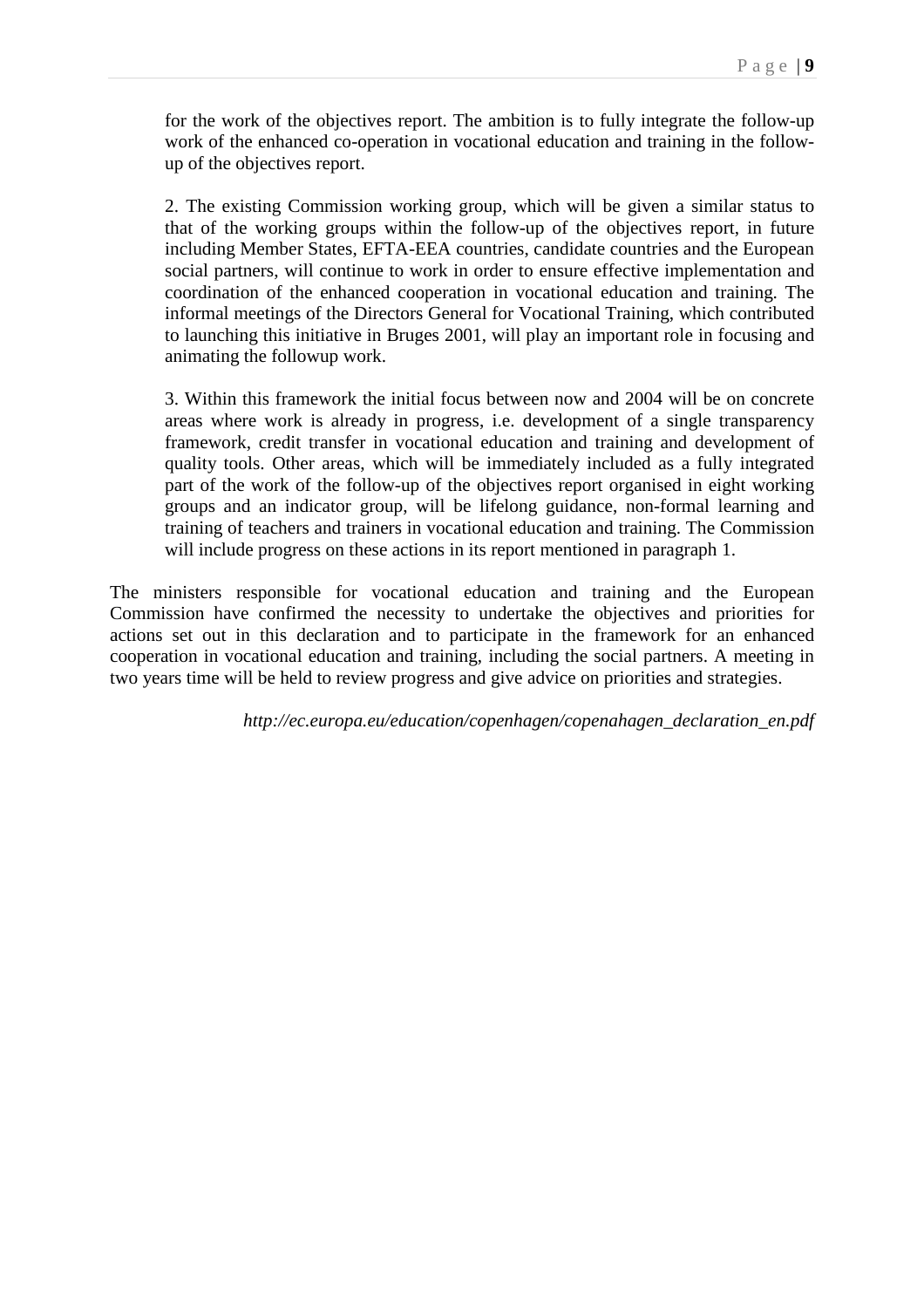for the work of the objectives report. The ambition is to fully integrate the follow-up work of the enhanced co-operation in vocational education and training in the follow-up of the objectives report.

2. The existing Commission working group, which will be given a similar status to that of the working groups within the follow-up of the objectives report, in future including Member States, EFTA-EEA countries, candidate countries and the European social partners, will continue to work in order to ensure effective implementation and coordination of the enhanced cooperation in vocational education and training. The informal meetings of the Directors General for Vocational Training, which contributed to launching this initiative in Bruges 2001, will play an important role in focusing and animating the followup work.

3. Within this framework the initial focus between now and 2004 will be on concrete areas where work is already in progress, i.e. development of a single transparency framework, credit transfer in vocational education and training and development of quality tools. Other areas, which will be immediately included as a fully integrated part of the work of the follow-up of the objectives report organised in eight working groups and an indicator group, will be lifelong guidance, non-formal learning and training of teachers and trainers in vocational education and training. The Commission will include progress on these actions in its report mentioned in paragraph 1.

The ministers responsible for vocational education and training and the European Commission have confirmed the necessity to undertake the objectives and priorities for actions set out in this declaration and to participate in the framework for an enhanced cooperation in vocational education and training, including the social partners. A meeting in two years time will be held to review progress and give advice on priorities and strategies.

*http://ec.europa.eu/education/copenhagen/copenahagen_declaration_en.pdf*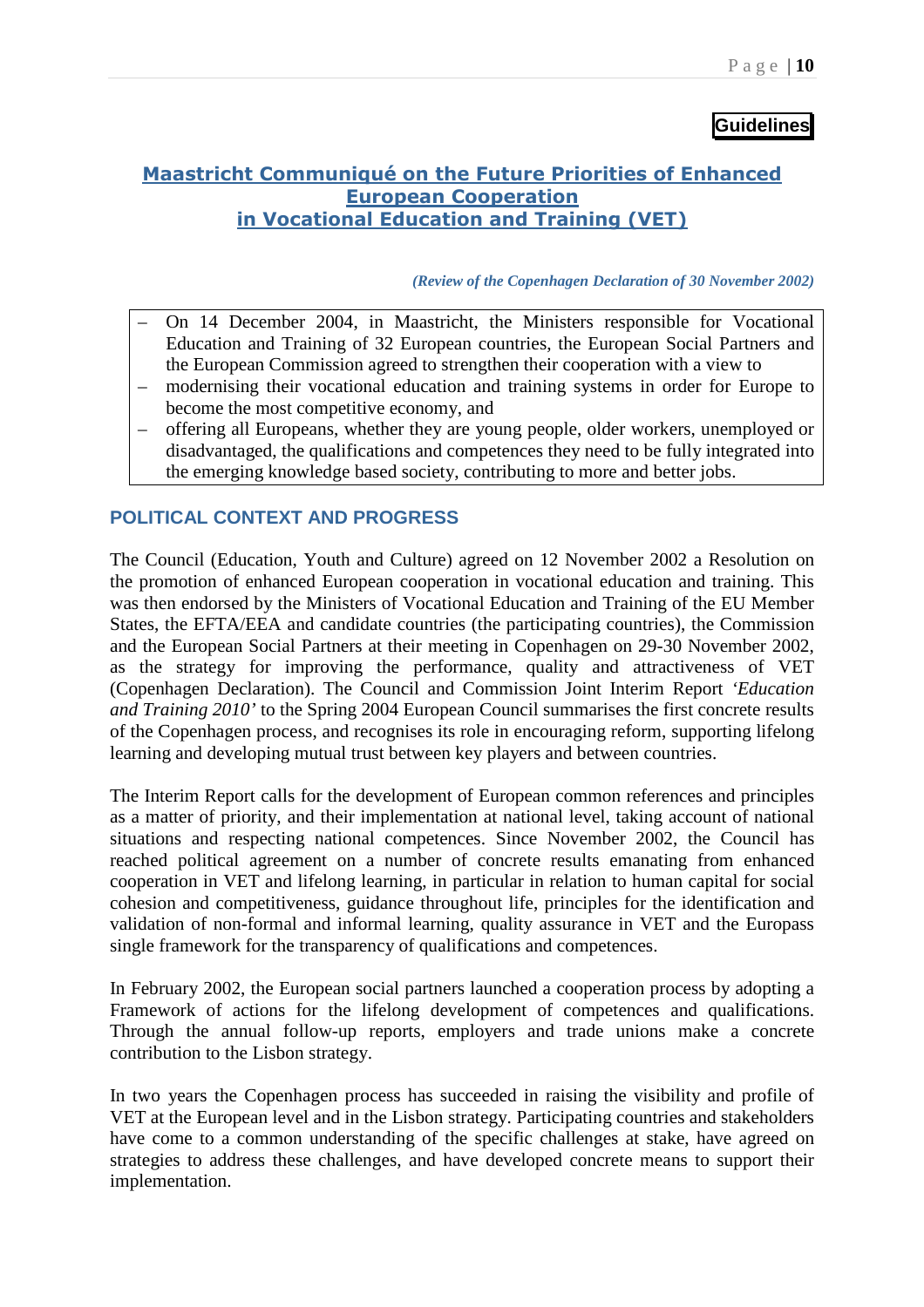**Guidelines**

# Maastricht Communiqué on the Future Priorities of Enhanced European Cooperation in Vocational Education and Training (VET)

***(Review of the Copenhagen Declaration of 30 November 2002)***

- On 14 December 2004, in Maastricht, the Ministers responsible for Vocational Education and Training of 32 European countries, the European Social Partners and the European Commission agreed to strengthen their cooperation with a view to
- modernising their vocational education and training systems in order for Europe to become the most competitive economy, and
- offering all Europeans, whether they are young people, older workers, unemployed or disadvantaged, the qualifications and competences they need to be fully integrated into the emerging knowledge based society, contributing to more and better jobs.

## POLITICAL CONTEXT AND PROGRESS

The Council (Education, Youth and Culture) agreed on 12 November 2002 a Resolution on the promotion of enhanced European cooperation in vocational education and training. This was then endorsed by the Ministers of Vocational Education and Training of the EU Member States, the EFTA/EEA and candidate countries (the participating countries), the Commission and the European Social Partners at their meeting in Copenhagen on 29-30 November 2002, as the strategy for improving the performance, quality and attractiveness of VET (Copenhagen Declaration). The Council and Commission Joint Interim Report *'Education and Training 2010'* to the Spring 2004 European Council summarises the first concrete results of the Copenhagen process, and recognises its role in encouraging reform, supporting lifelong learning and developing mutual trust between key players and between countries.

The Interim Report calls for the development of European common references and principles as a matter of priority, and their implementation at national level, taking account of national situations and respecting national competences. Since November 2002, the Council has reached political agreement on a number of concrete results emanating from enhanced cooperation in VET and lifelong learning, in particular in relation to human capital for social cohesion and competitiveness, guidance throughout life, principles for the identification and validation of non-formal and informal learning, quality assurance in VET and the Europass single framework for the transparency of qualifications and competences.

In February 2002, the European social partners launched a cooperation process by adopting a Framework of actions for the lifelong development of competences and qualifications. Through the annual follow-up reports, employers and trade unions make a concrete contribution to the Lisbon strategy.

In two years the Copenhagen process has succeeded in raising the visibility and profile of VET at the European level and in the Lisbon strategy. Participating countries and stakeholders have come to a common understanding of the specific challenges at stake, have agreed on strategies to address these challenges, and have developed concrete means to support their implementation.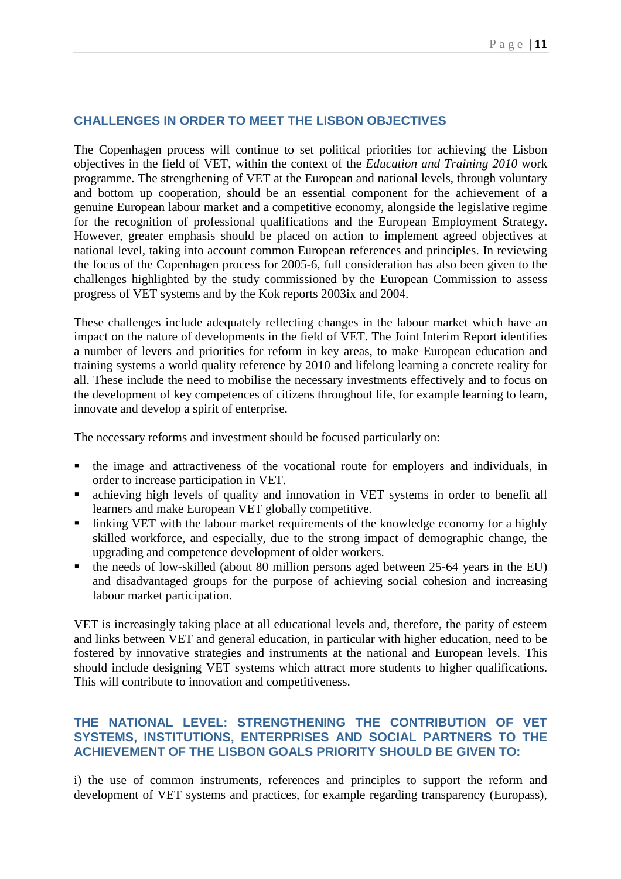## CHALLENGES IN ORDER TO MEET THE LISBON OBJECTIVES

The Copenhagen process will continue to set political priorities for achieving the Lisbon objectives in the field of VET, within the context of the *Education and Training 2010* work programme. The strengthening of VET at the European and national levels, through voluntary and bottom up cooperation, should be an essential component for the achievement of a genuine European labour market and a competitive economy, alongside the legislative regime for the recognition of professional qualifications and the European Employment Strategy. However, greater emphasis should be placed on action to implement agreed objectives at national level, taking into account common European references and principles. In reviewing the focus of the Copenhagen process for 2005-6, full consideration has also been given to the challenges highlighted by the study commissioned by the European Commission to assess progress of VET systems and by the Kok reports 2003ix and 2004.

These challenges include adequately reflecting changes in the labour market which have an impact on the nature of developments in the field of VET. The Joint Interim Report identifies a number of levers and priorities for reform in key areas, to make European education and training systems a world quality reference by 2010 and lifelong learning a concrete reality for all. These include the need to mobilise the necessary investments effectively and to focus on the development of key competences of citizens throughout life, for example learning to learn, innovate and develop a spirit of enterprise.

The necessary reforms and investment should be focused particularly on:

- the image and attractiveness of the vocational route for employers and individuals, in order to increase participation in VET.
- achieving high levels of quality and innovation in VET systems in order to benefit all learners and make European VET globally competitive.
- linking VET with the labour market requirements of the knowledge economy for a highly skilled workforce, and especially, due to the strong impact of demographic change, the upgrading and competence development of older workers.
- the needs of low-skilled (about 80 million persons aged between 25-64 years in the EU) and disadvantaged groups for the purpose of achieving social cohesion and increasing labour market participation.

VET is increasingly taking place at all educational levels and, therefore, the parity of esteem and links between VET and general education, in particular with higher education, need to be fostered by innovative strategies and instruments at the national and European levels. This should include designing VET systems which attract more students to higher qualifications. This will contribute to innovation and competitiveness.

## THE NATIONAL LEVEL: STRENGTHENING THE CONTRIBUTION OF VET SYSTEMS, INSTITUTIONS, ENTERPRISES AND SOCIAL PARTNERS TO THE ACHIEVEMENT OF THE LISBON GOALS PRIORITY SHOULD BE GIVEN TO:

i) the use of common instruments, references and principles to support the reform and development of VET systems and practices, for example regarding transparency (Europass),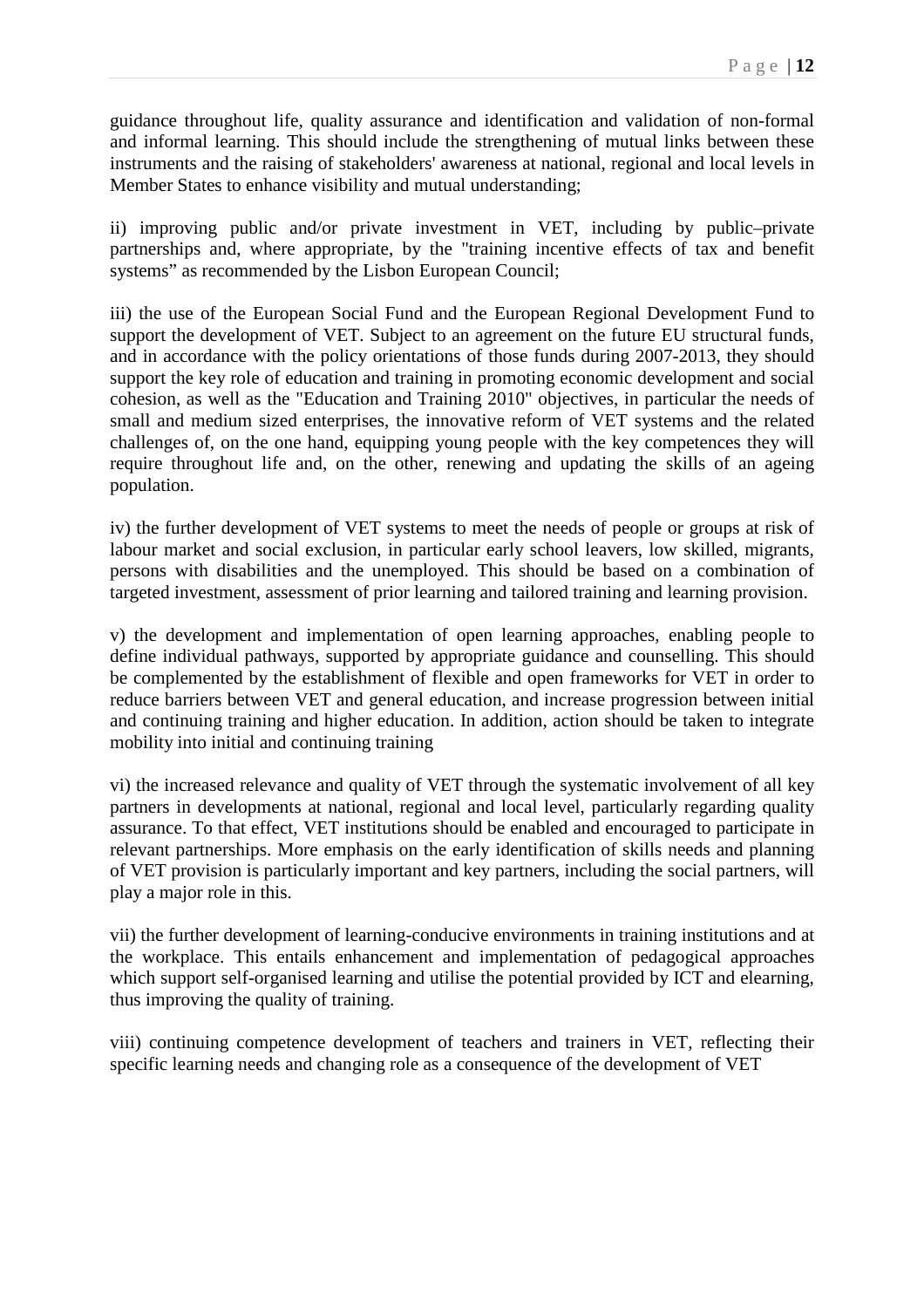guidance throughout life, quality assurance and identification and validation of non-formal and informal learning. This should include the strengthening of mutual links between these instruments and the raising of stakeholders' awareness at national, regional and local levels in Member States to enhance visibility and mutual understanding;

ii) improving public and/or private investment in VET, including by public–private partnerships and, where appropriate, by the "training incentive effects of tax and benefit systems" as recommended by the Lisbon European Council;

iii) the use of the European Social Fund and the European Regional Development Fund to support the development of VET. Subject to an agreement on the future EU structural funds, and in accordance with the policy orientations of those funds during 2007-2013, they should support the key role of education and training in promoting economic development and social cohesion, as well as the "Education and Training 2010" objectives, in particular the needs of small and medium sized enterprises, the innovative reform of VET systems and the related challenges of, on the one hand, equipping young people with the key competences they will require throughout life and, on the other, renewing and updating the skills of an ageing population.

iv) the further development of VET systems to meet the needs of people or groups at risk of labour market and social exclusion, in particular early school leavers, low skilled, migrants, persons with disabilities and the unemployed. This should be based on a combination of targeted investment, assessment of prior learning and tailored training and learning provision.

v) the development and implementation of open learning approaches, enabling people to define individual pathways, supported by appropriate guidance and counselling. This should be complemented by the establishment of flexible and open frameworks for VET in order to reduce barriers between VET and general education, and increase progression between initial and continuing training and higher education. In addition, action should be taken to integrate mobility into initial and continuing training

vi) the increased relevance and quality of VET through the systematic involvement of all key partners in developments at national, regional and local level, particularly regarding quality assurance. To that effect, VET institutions should be enabled and encouraged to participate in relevant partnerships. More emphasis on the early identification of skills needs and planning of VET provision is particularly important and key partners, including the social partners, will play a major role in this.

vii) the further development of learning-conducive environments in training institutions and at the workplace. This entails enhancement and implementation of pedagogical approaches which support self-organised learning and utilise the potential provided by ICT and elearning, thus improving the quality of training.

viii) continuing competence development of teachers and trainers in VET, reflecting their specific learning needs and changing role as a consequence of the development of VET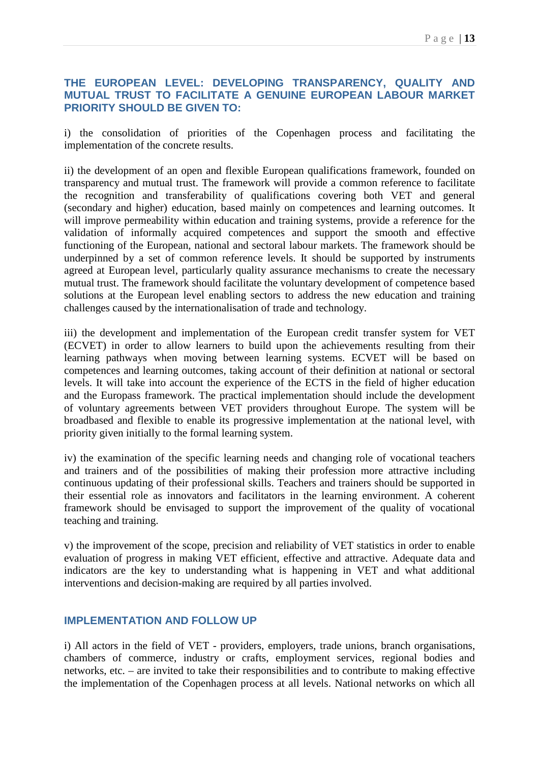### THE EUROPEAN LEVEL: DEVELOPING TRANSPARENCY, QUALITY AND MUTUAL TRUST TO FACILITATE A GENUINE EUROPEAN LABOUR MARKET PRIORITY SHOULD BE GIVEN TO:

i) the consolidation of priorities of the Copenhagen process and facilitating the implementation of the concrete results.

ii) the development of an open and flexible European qualifications framework, founded on transparency and mutual trust. The framework will provide a common reference to facilitate the recognition and transferability of qualifications covering both VET and general (secondary and higher) education, based mainly on competences and learning outcomes. It will improve permeability within education and training systems, provide a reference for the validation of informally acquired competences and support the smooth and effective functioning of the European, national and sectoral labour markets. The framework should be underpinned by a set of common reference levels. It should be supported by instruments agreed at European level, particularly quality assurance mechanisms to create the necessary mutual trust. The framework should facilitate the voluntary development of competence based solutions at the European level enabling sectors to address the new education and training challenges caused by the internationalisation of trade and technology.

iii) the development and implementation of the European credit transfer system for VET (ECVET) in order to allow learners to build upon the achievements resulting from their learning pathways when moving between learning systems. ECVET will be based on competences and learning outcomes, taking account of their definition at national or sectoral levels. It will take into account the experience of the ECTS in the field of higher education and the Europass framework. The practical implementation should include the development of voluntary agreements between VET providers throughout Europe. The system will be broadbased and flexible to enable its progressive implementation at the national level, with priority given initially to the formal learning system.

iv) the examination of the specific learning needs and changing role of vocational teachers and trainers and of the possibilities of making their profession more attractive including continuous updating of their professional skills. Teachers and trainers should be supported in their essential role as innovators and facilitators in the learning environment. A coherent framework should be envisaged to support the improvement of the quality of vocational teaching and training.

v) the improvement of the scope, precision and reliability of VET statistics in order to enable evaluation of progress in making VET efficient, effective and attractive. Adequate data and indicators are the key to understanding what is happening in VET and what additional interventions and decision-making are required by all parties involved.

### IMPLEMENTATION AND FOLLOW UP

i) All actors in the field of VET - providers, employers, trade unions, branch organisations, chambers of commerce, industry or crafts, employment services, regional bodies and networks, etc. – are invited to take their responsibilities and to contribute to making effective the implementation of the Copenhagen process at all levels. National networks on which all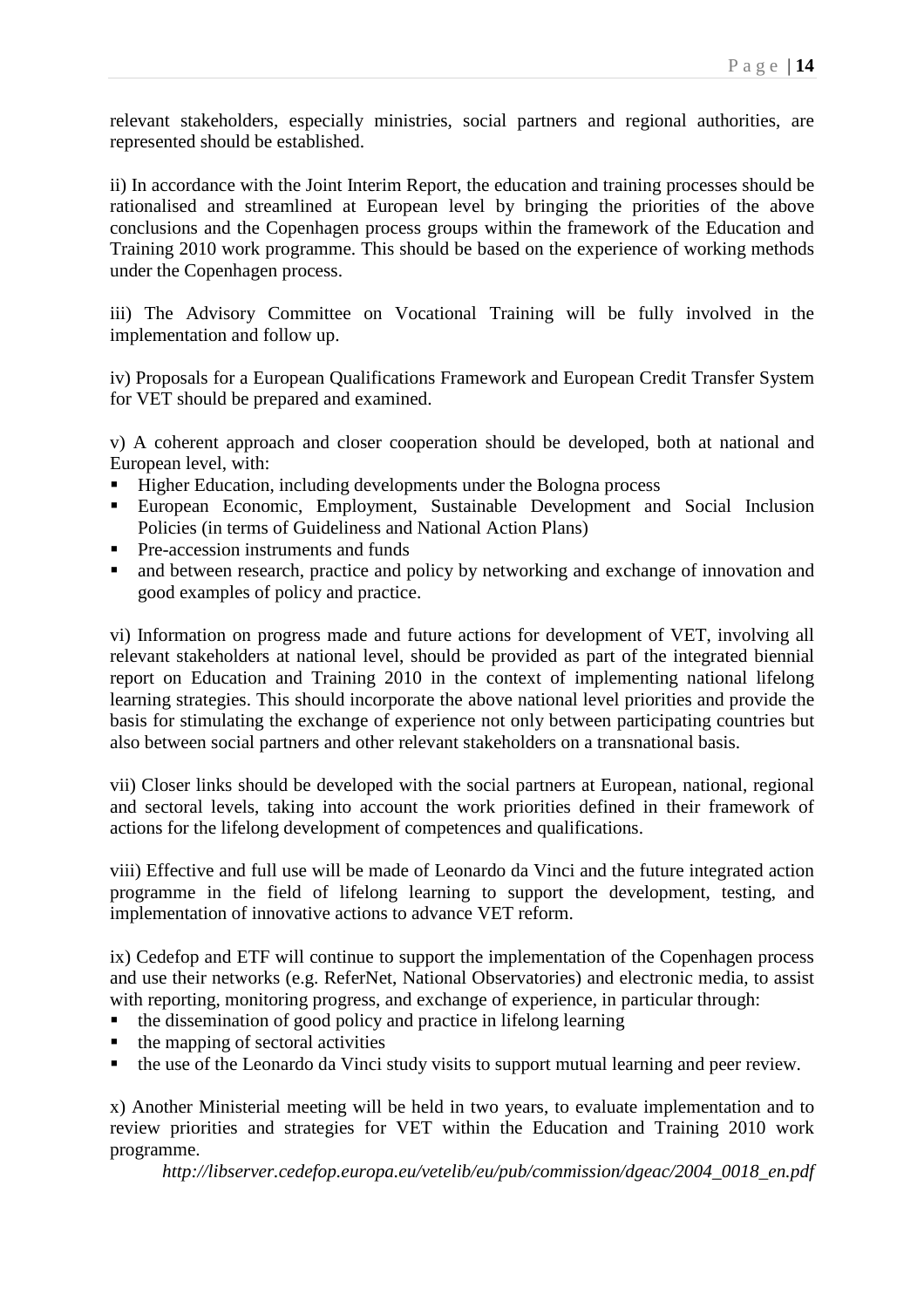relevant stakeholders, especially ministries, social partners and regional authorities, are represented should be established.

ii) In accordance with the Joint Interim Report, the education and training processes should be rationalised and streamlined at European level by bringing the priorities of the above conclusions and the Copenhagen process groups within the framework of the Education and Training 2010 work programme. This should be based on the experience of working methods under the Copenhagen process.

iii) The Advisory Committee on Vocational Training will be fully involved in the implementation and follow up.

iv) Proposals for a European Qualifications Framework and European Credit Transfer System for VET should be prepared and examined.

v) A coherent approach and closer cooperation should be developed, both at national and European level, with:

- Higher Education, including developments under the Bologna process
- European Economic, Employment, Sustainable Development and Social Inclusion Policies (in terms of Guideliness and National Action Plans)
- Pre-accession instruments and funds
- and between research, practice and policy by networking and exchange of innovation and good examples of policy and practice.

vi) Information on progress made and future actions for development of VET, involving all relevant stakeholders at national level, should be provided as part of the integrated biennial report on Education and Training 2010 in the context of implementing national lifelong learning strategies. This should incorporate the above national level priorities and provide the basis for stimulating the exchange of experience not only between participating countries but also between social partners and other relevant stakeholders on a transnational basis.

vii) Closer links should be developed with the social partners at European, national, regional and sectoral levels, taking into account the work priorities defined in their framework of actions for the lifelong development of competences and qualifications.

viii) Effective and full use will be made of Leonardo da Vinci and the future integrated action programme in the field of lifelong learning to support the development, testing, and implementation of innovative actions to advance VET reform.

ix) Cedefop and ETF will continue to support the implementation of the Copenhagen process and use their networks (e.g. ReferNet, National Observatories) and electronic media, to assist with reporting, monitoring progress, and exchange of experience, in particular through:

- the dissemination of good policy and practice in lifelong learning
- the mapping of sectoral activities
- the use of the Leonardo da Vinci study visits to support mutual learning and peer review.

x) Another Ministerial meeting will be held in two years, to evaluate implementation and to review priorities and strategies for VET within the Education and Training 2010 work programme.

*http://libserver.cedefop.europa.eu/vetelib/eu/pub/commission/dgeac/2004_0018_en.pdf*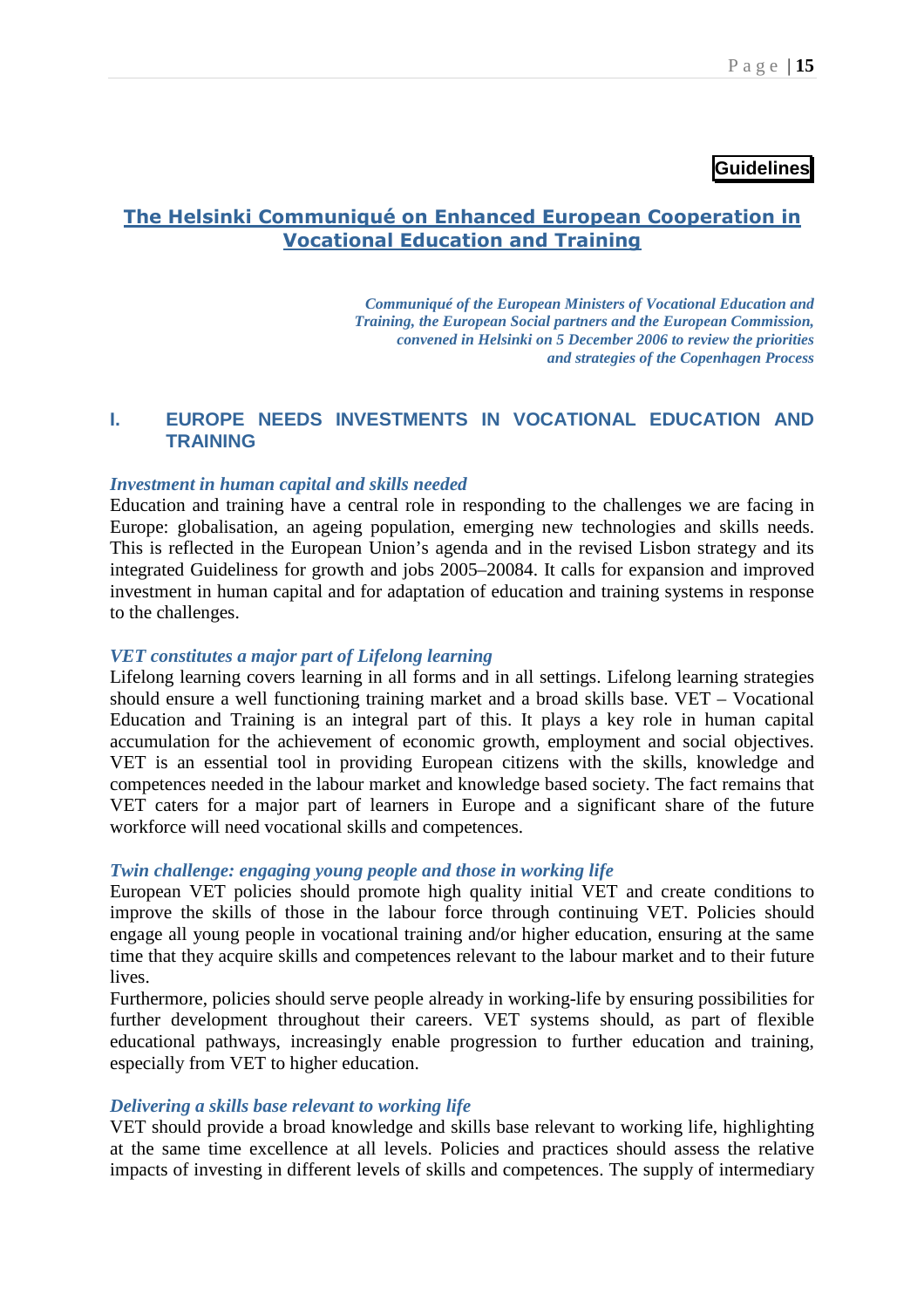**Guidelines**

# The Helsinki Communiqué on Enhanced European Cooperation in Vocational Education and Training

*Communiqué of the European Ministers of Vocational Education and Training, the European Social partners and the European Commission, convened in Helsinki on 5 December 2006 to review the priorities and strategies of the Copenhagen Process*

## I. EUROPE NEEDS INVESTMENTS IN VOCATIONAL EDUCATION AND TRAINING

### *Investment in human capital and skills needed*

Education and training have a central role in responding to the challenges we are facing in Europe: globalisation, an ageing population, emerging new technologies and skills needs. This is reflected in the European Union's agenda and in the revised Lisbon strategy and its integrated Guideliness for growth and jobs 2005–20084. It calls for expansion and improved investment in human capital and for adaptation of education and training systems in response to the challenges.

### *VET constitutes a major part of Lifelong learning*

Lifelong learning covers learning in all forms and in all settings. Lifelong learning strategies should ensure a well functioning training market and a broad skills base. VET – Vocational Education and Training is an integral part of this. It plays a key role in human capital accumulation for the achievement of economic growth, employment and social objectives. VET is an essential tool in providing European citizens with the skills, knowledge and competences needed in the labour market and knowledge based society. The fact remains that VET caters for a major part of learners in Europe and a significant share of the future workforce will need vocational skills and competences.

### *Twin challenge: engaging young people and those in working life*

European VET policies should promote high quality initial VET and create conditions to improve the skills of those in the labour force through continuing VET. Policies should engage all young people in vocational training and/or higher education, ensuring at the same time that they acquire skills and competences relevant to the labour market and to their future lives.

Furthermore, policies should serve people already in working-life by ensuring possibilities for further development throughout their careers. VET systems should, as part of flexible educational pathways, increasingly enable progression to further education and training, especially from VET to higher education.

### *Delivering a skills base relevant to working life*

VET should provide a broad knowledge and skills base relevant to working life, highlighting at the same time excellence at all levels. Policies and practices should assess the relative impacts of investing in different levels of skills and competences. The supply of intermediary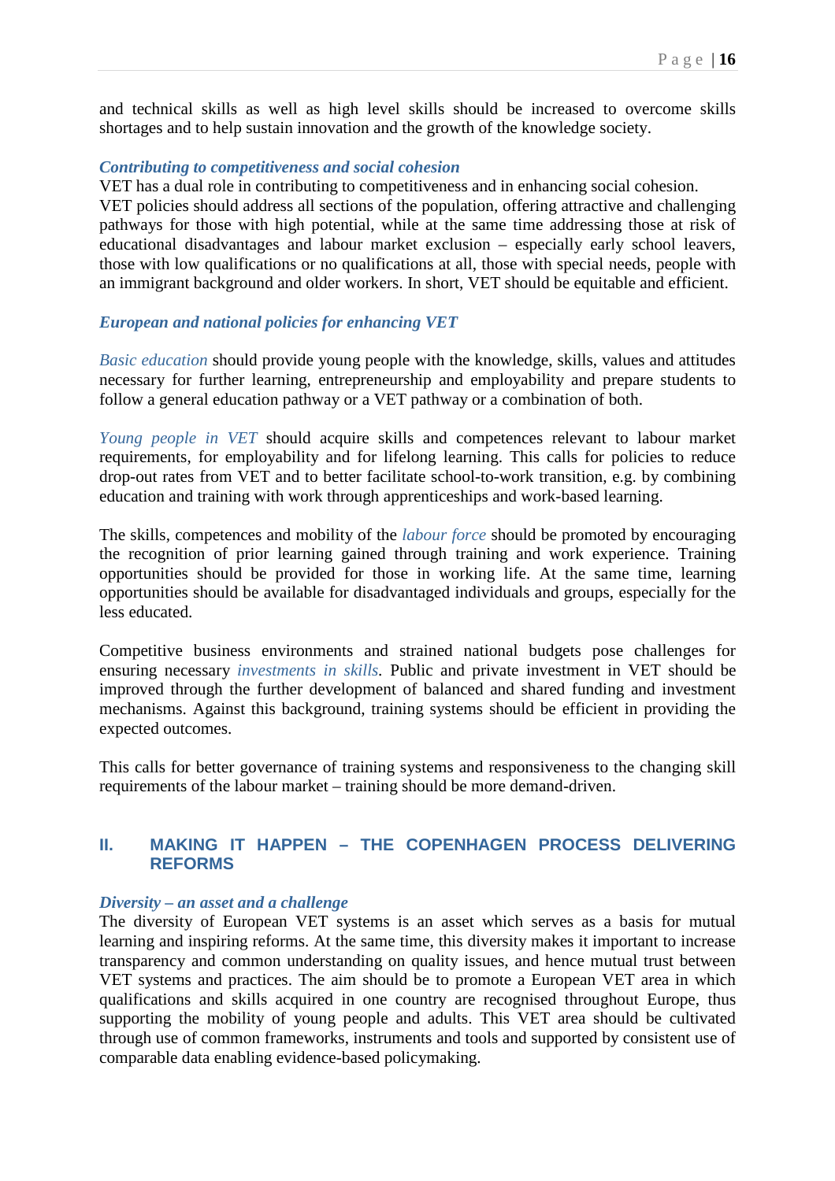and technical skills as well as high level skills should be increased to overcome skills shortages and to help sustain innovation and the growth of the knowledge society.

### *Contributing to competitiveness and social cohesion*

VET has a dual role in contributing to competitiveness and in enhancing social cohesion. VET policies should address all sections of the population, offering attractive and challenging pathways for those with high potential, while at the same time addressing those at risk of educational disadvantages and labour market exclusion – especially early school leavers, those with low qualifications or no qualifications at all, those with special needs, people with an immigrant background and older workers. In short, VET should be equitable and efficient.

### *European and national policies for enhancing VET*

*Basic education* should provide young people with the knowledge, skills, values and attitudes necessary for further learning, entrepreneurship and employability and prepare students to follow a general education pathway or a VET pathway or a combination of both.

*Young people in VET* should acquire skills and competences relevant to labour market requirements, for employability and for lifelong learning. This calls for policies to reduce drop-out rates from VET and to better facilitate school-to-work transition, e.g. by combining education and training with work through apprenticeships and work-based learning.

The skills, competences and mobility of the *labour force* should be promoted by encouraging the recognition of prior learning gained through training and work experience. Training opportunities should be provided for those in working life. At the same time, learning opportunities should be available for disadvantaged individuals and groups, especially for the less educated.

Competitive business environments and strained national budgets pose challenges for ensuring necessary *investments in skills*. Public and private investment in VET should be improved through the further development of balanced and shared funding and investment mechanisms. Against this background, training systems should be efficient in providing the expected outcomes.

This calls for better governance of training systems and responsiveness to the changing skill requirements of the labour market – training should be more demand-driven.

## II. MAKING IT HAPPEN – THE COPENHAGEN PROCESS DELIVERING REFORMS

### *Diversity – an asset and a challenge*

The diversity of European VET systems is an asset which serves as a basis for mutual learning and inspiring reforms. At the same time, this diversity makes it important to increase transparency and common understanding on quality issues, and hence mutual trust between VET systems and practices. The aim should be to promote a European VET area in which qualifications and skills acquired in one country are recognised throughout Europe, thus supporting the mobility of young people and adults. This VET area should be cultivated through use of common frameworks, instruments and tools and supported by consistent use of comparable data enabling evidence-based policymaking.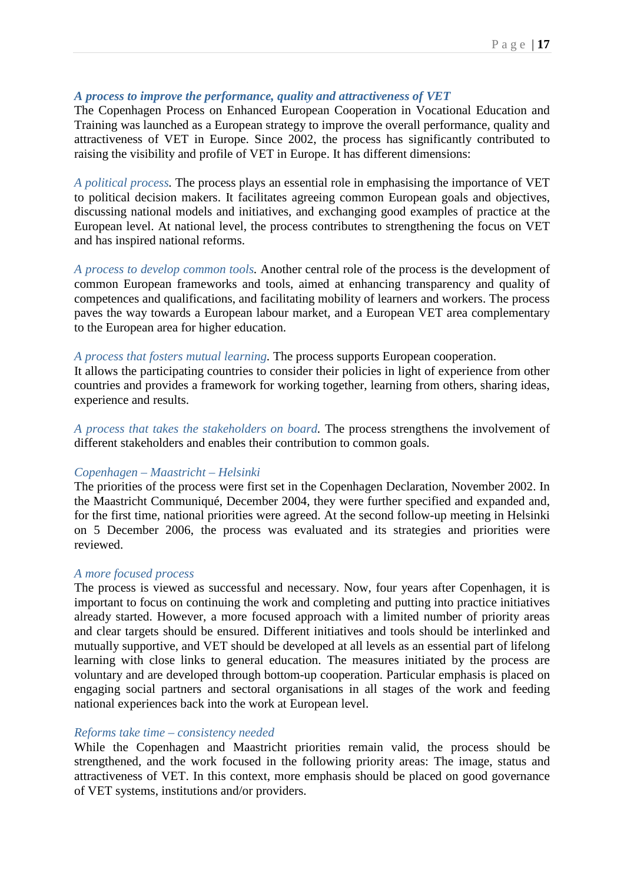### *A process to improve the performance, quality and attractiveness of VET*

The Copenhagen Process on Enhanced European Cooperation in Vocational Education and Training was launched as a European strategy to improve the overall performance, quality and attractiveness of VET in Europe. Since 2002, the process has significantly contributed to raising the visibility and profile of VET in Europe. It has different dimensions:

*A political process.* The process plays an essential role in emphasising the importance of VET to political decision makers. It facilitates agreeing common European goals and objectives, discussing national models and initiatives, and exchanging good examples of practice at the European level. At national level, the process contributes to strengthening the focus on VET and has inspired national reforms.

*A process to develop common tools.* Another central role of the process is the development of common European frameworks and tools, aimed at enhancing transparency and quality of competences and qualifications, and facilitating mobility of learners and workers. The process paves the way towards a European labour market, and a European VET area complementary to the European area for higher education.

*A process that fosters mutual learning.* The process supports European cooperation.
It allows the participating countries to consider their policies in light of experience from other countries and provides a framework for working together, learning from others, sharing ideas, experience and results.

*A process that takes the stakeholders on board.* The process strengthens the involvement of different stakeholders and enables their contribution to common goals.

*Copenhagen – Maastricht – Helsinki*

The priorities of the process were first set in the Copenhagen Declaration, November 2002. In the Maastricht Communiqué, December 2004, they were further specified and expanded and, for the first time, national priorities were agreed. At the second follow-up meeting in Helsinki on 5 December 2006, the process was evaluated and its strategies and priorities were reviewed.

*A more focused process*

The process is viewed as successful and necessary. Now, four years after Copenhagen, it is important to focus on continuing the work and completing and putting into practice initiatives already started. However, a more focused approach with a limited number of priority areas and clear targets should be ensured. Different initiatives and tools should be interlinked and mutually supportive, and VET should be developed at all levels as an essential part of lifelong learning with close links to general education. The measures initiated by the process are voluntary and are developed through bottom-up cooperation. Particular emphasis is placed on engaging social partners and sectoral organisations in all stages of the work and feeding national experiences back into the work at European level.

*Reforms take time – consistency needed*

While the Copenhagen and Maastricht priorities remain valid, the process should be strengthened, and the work focused in the following priority areas: The image, status and attractiveness of VET. In this context, more emphasis should be placed on good governance of VET systems, institutions and/or providers.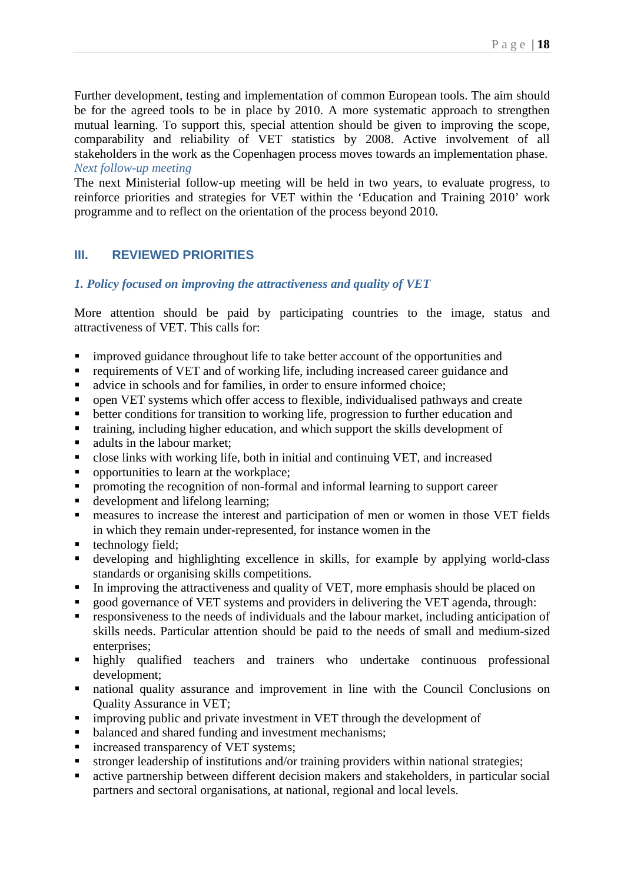Further development, testing and implementation of common European tools. The aim should be for the agreed tools to be in place by 2010. A more systematic approach to strengthen mutual learning. To support this, special attention should be given to improving the scope, comparability and reliability of VET statistics by 2008. Active involvement of all stakeholders in the work as the Copenhagen process moves towards an implementation phase.

*Next follow-up meeting*

The next Ministerial follow-up meeting will be held in two years, to evaluate progress, to reinforce priorities and strategies for VET within the 'Education and Training 2010' work programme and to reflect on the orientation of the process beyond 2010.

## III. REVIEWED PRIORITIES

### *1. Policy focused on improving the attractiveness and quality of VET*

More attention should be paid by participating countries to the image, status and attractiveness of VET. This calls for:

- improved guidance throughout life to take better account of the opportunities and
- requirements of VET and of working life, including increased career guidance and
- advice in schools and for families, in order to ensure informed choice;
- open VET systems which offer access to flexible, individualised pathways and create
- better conditions for transition to working life, progression to further education and
- training, including higher education, and which support the skills development of
- adults in the labour market;
- close links with working life, both in initial and continuing VET, and increased
- opportunities to learn at the workplace;
- promoting the recognition of non-formal and informal learning to support career
- development and lifelong learning;
- measures to increase the interest and participation of men or women in those VET fields in which they remain under-represented, for instance women in the
- technology field;
- developing and highlighting excellence in skills, for example by applying world-class standards or organising skills competitions.
- In improving the attractiveness and quality of VET, more emphasis should be placed on
- good governance of VET systems and providers in delivering the VET agenda, through:
- responsiveness to the needs of individuals and the labour market, including anticipation of skills needs. Particular attention should be paid to the needs of small and medium-sized enterprises;
- highly qualified teachers and trainers who undertake continuous professional development;
- national quality assurance and improvement in line with the Council Conclusions on Quality Assurance in VET;
- improving public and private investment in VET through the development of
- balanced and shared funding and investment mechanisms;
- increased transparency of VET systems;
- stronger leadership of institutions and/or training providers within national strategies;
- active partnership between different decision makers and stakeholders, in particular social partners and sectoral organisations, at national, regional and local levels.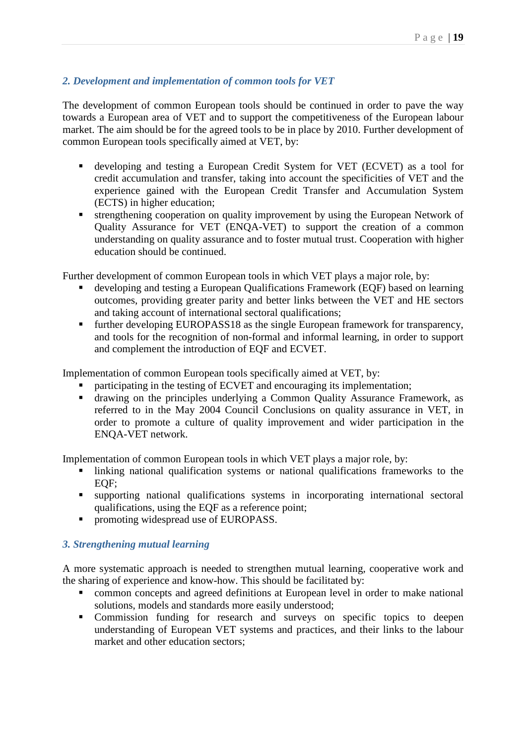### *2. Development and implementation of common tools for VET*

The development of common European tools should be continued in order to pave the way towards a European area of VET and to support the competitiveness of the European labour market. The aim should be for the agreed tools to be in place by 2010. Further development of common European tools specifically aimed at VET, by:

- developing and testing a European Credit System for VET (ECVET) as a tool for credit accumulation and transfer, taking into account the specificities of VET and the experience gained with the European Credit Transfer and Accumulation System (ECTS) in higher education;
- strengthening cooperation on quality improvement by using the European Network of Quality Assurance for VET (ENQA-VET) to support the creation of a common understanding on quality assurance and to foster mutual trust. Cooperation with higher education should be continued.

Further development of common European tools in which VET plays a major role, by:

- developing and testing a European Qualifications Framework (EQF) based on learning outcomes, providing greater parity and better links between the VET and HE sectors and taking account of international sectoral qualifications;
- further developing EUROPASS18 as the single European framework for transparency, and tools for the recognition of non-formal and informal learning, in order to support and complement the introduction of EQF and ECVET.

Implementation of common European tools specifically aimed at VET, by:

- participating in the testing of ECVET and encouraging its implementation;
- drawing on the principles underlying a Common Quality Assurance Framework, as referred to in the May 2004 Council Conclusions on quality assurance in VET, in order to promote a culture of quality improvement and wider participation in the ENQA-VET network.

Implementation of common European tools in which VET plays a major role, by:

- linking national qualification systems or national qualifications frameworks to the EQF;
- supporting national qualifications systems in incorporating international sectoral qualifications, using the EQF as a reference point;
- promoting widespread use of EUROPASS.

### *3. Strengthening mutual learning*

A more systematic approach is needed to strengthen mutual learning, cooperative work and the sharing of experience and know-how. This should be facilitated by:

- common concepts and agreed definitions at European level in order to make national solutions, models and standards more easily understood;
- Commission funding for research and surveys on specific topics to deepen understanding of European VET systems and practices, and their links to the labour market and other education sectors;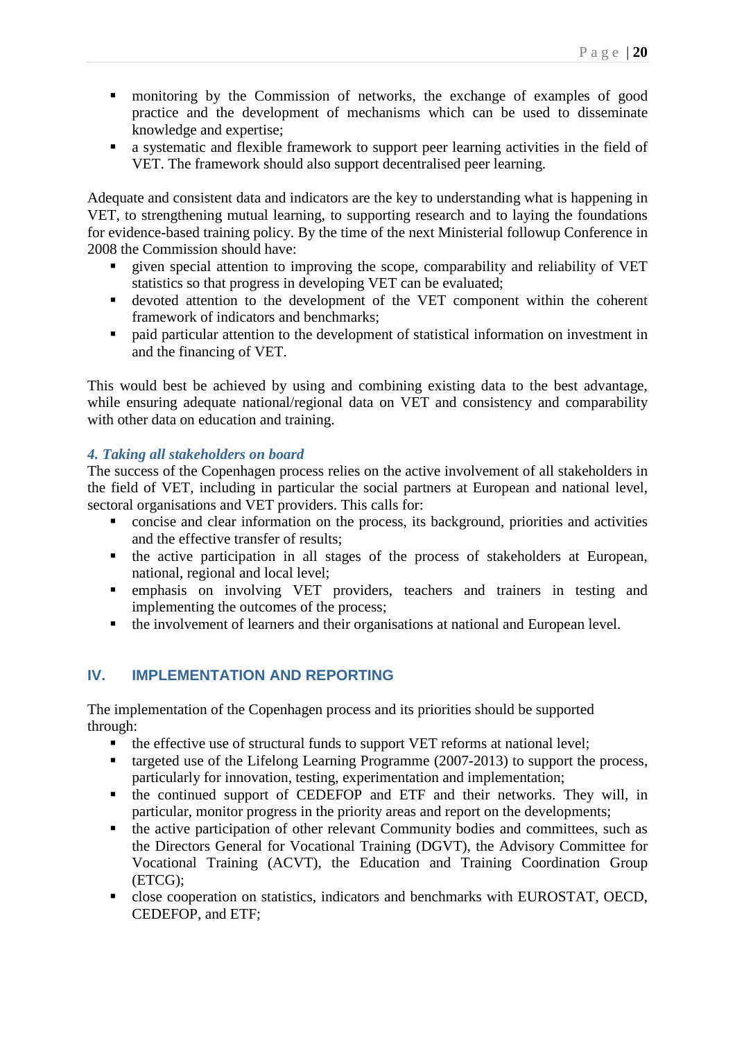- monitoring by the Commission of networks, the exchange of examples of good practice and the development of mechanisms which can be used to disseminate knowledge and expertise;
- a systematic and flexible framework to support peer learning activities in the field of VET. The framework should also support decentralised peer learning.

Adequate and consistent data and indicators are the key to understanding what is happening in VET, to strengthening mutual learning, to supporting research and to laying the foundations for evidence-based training policy. By the time of the next Ministerial followup Conference in 2008 the Commission should have:

- given special attention to improving the scope, comparability and reliability of VET statistics so that progress in developing VET can be evaluated;
- devoted attention to the development of the VET component within the coherent framework of indicators and benchmarks;
- paid particular attention to the development of statistical information on investment in and the financing of VET.

This would best be achieved by using and combining existing data to the best advantage, while ensuring adequate national/regional data on VET and consistency and comparability with other data on education and training.

### *4. Taking all stakeholders on board*

The success of the Copenhagen process relies on the active involvement of all stakeholders in the field of VET, including in particular the social partners at European and national level, sectoral organisations and VET providers. This calls for:

- concise and clear information on the process, its background, priorities and activities and the effective transfer of results;
- the active participation in all stages of the process of stakeholders at European, national, regional and local level;
- emphasis on involving VET providers, teachers and trainers in testing and implementing the outcomes of the process;
- the involvement of learners and their organisations at national and European level.

## IV. IMPLEMENTATION AND REPORTING

The implementation of the Copenhagen process and its priorities should be supported through:

- the effective use of structural funds to support VET reforms at national level;
- targeted use of the Lifelong Learning Programme (2007-2013) to support the process, particularly for innovation, testing, experimentation and implementation;
- the continued support of CEDEFOP and ETF and their networks. They will, in particular, monitor progress in the priority areas and report on the developments;
- the active participation of other relevant Community bodies and committees, such as the Directors General for Vocational Training (DGVT), the Advisory Committee for Vocational Training (ACVT), the Education and Training Coordination Group (ETCG);
- close cooperation on statistics, indicators and benchmarks with EUROSTAT, OECD, CEDEFOP, and ETF;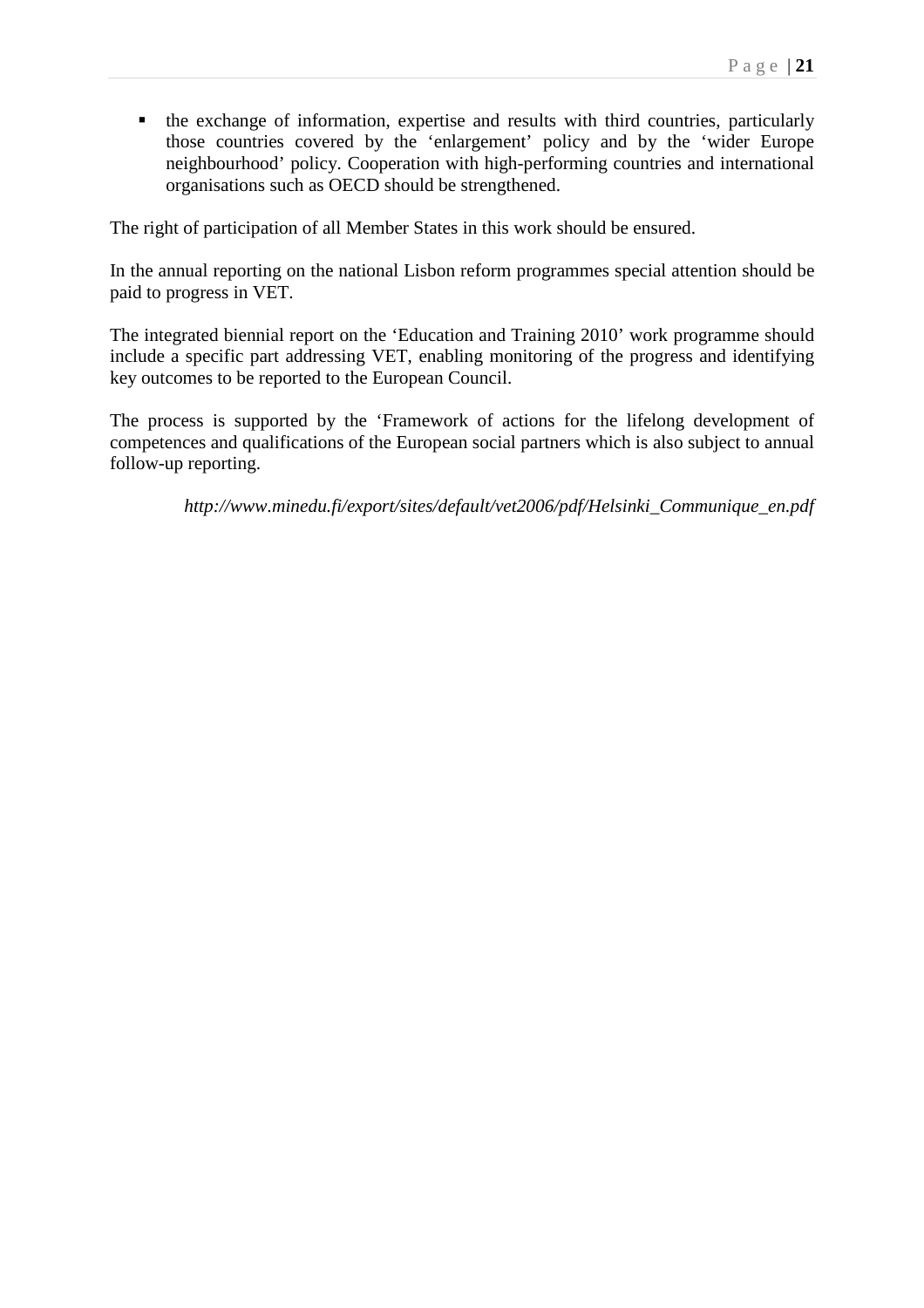- the exchange of information, expertise and results with third countries, particularly those countries covered by the 'enlargement' policy and by the 'wider Europe neighbourhood' policy. Cooperation with high-performing countries and international organisations such as OECD should be strengthened.

The right of participation of all Member States in this work should be ensured.

In the annual reporting on the national Lisbon reform programmes special attention should be paid to progress in VET.

The integrated biennial report on the 'Education and Training 2010' work programme should include a specific part addressing VET, enabling monitoring of the progress and identifying key outcomes to be reported to the European Council.

The process is supported by the 'Framework of actions for the lifelong development of competences and qualifications of the European social partners which is also subject to annual follow-up reporting.

*http://www.minedu.fi/export/sites/default/vet2006/pdf/Helsinki_Communique_en.pdf*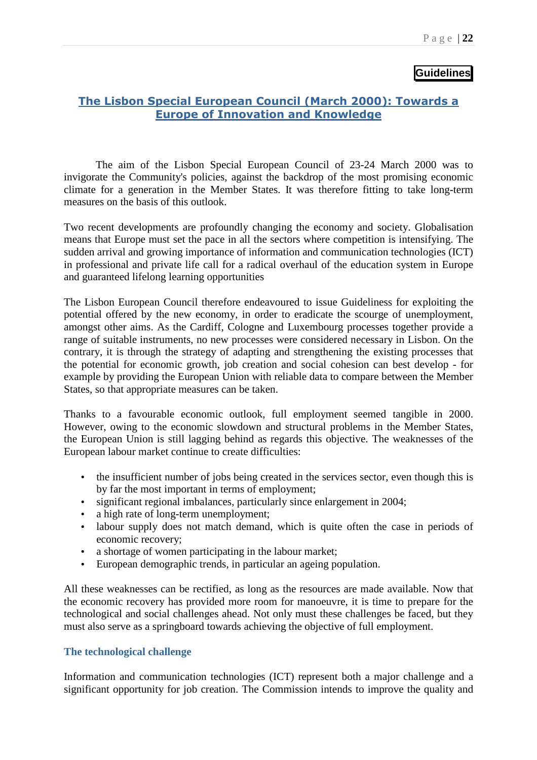**Guidelines**

## The Lisbon Special European Council (March 2000): Towards a Europe of Innovation and Knowledge

The aim of the Lisbon Special European Council of 23-24 March 2000 was to invigorate the Community's policies, against the backdrop of the most promising economic climate for a generation in the Member States. It was therefore fitting to take long-term measures on the basis of this outlook.

Two recent developments are profoundly changing the economy and society. Globalisation means that Europe must set the pace in all the sectors where competition is intensifying. The sudden arrival and growing importance of information and communication technologies (ICT) in professional and private life call for a radical overhaul of the education system in Europe and guaranteed lifelong learning opportunities

The Lisbon European Council therefore endeavoured to issue Guideliness for exploiting the potential offered by the new economy, in order to eradicate the scourge of unemployment, amongst other aims. As the Cardiff, Cologne and Luxembourg processes together provide a range of suitable instruments, no new processes were considered necessary in Lisbon. On the contrary, it is through the strategy of adapting and strengthening the existing processes that the potential for economic growth, job creation and social cohesion can best develop - for example by providing the European Union with reliable data to compare between the Member States, so that appropriate measures can be taken.

Thanks to a favourable economic outlook, full employment seemed tangible in 2000. However, owing to the economic slowdown and structural problems in the Member States, the European Union is still lagging behind as regards this objective. The weaknesses of the European labour market continue to create difficulties:

- the insufficient number of jobs being created in the services sector, even though this is by far the most important in terms of employment;
- significant regional imbalances, particularly since enlargement in 2004;
- a high rate of long-term unemployment;
- labour supply does not match demand, which is quite often the case in periods of economic recovery;
- a shortage of women participating in the labour market;
- European demographic trends, in particular an ageing population.

All these weaknesses can be rectified, as long as the resources are made available. Now that the economic recovery has provided more room for manoeuvre, it is time to prepare for the technological and social challenges ahead. Not only must these challenges be faced, but they must also serve as a springboard towards achieving the objective of full employment.

### The technological challenge

Information and communication technologies (ICT) represent both a major challenge and a significant opportunity for job creation. The Commission intends to improve the quality and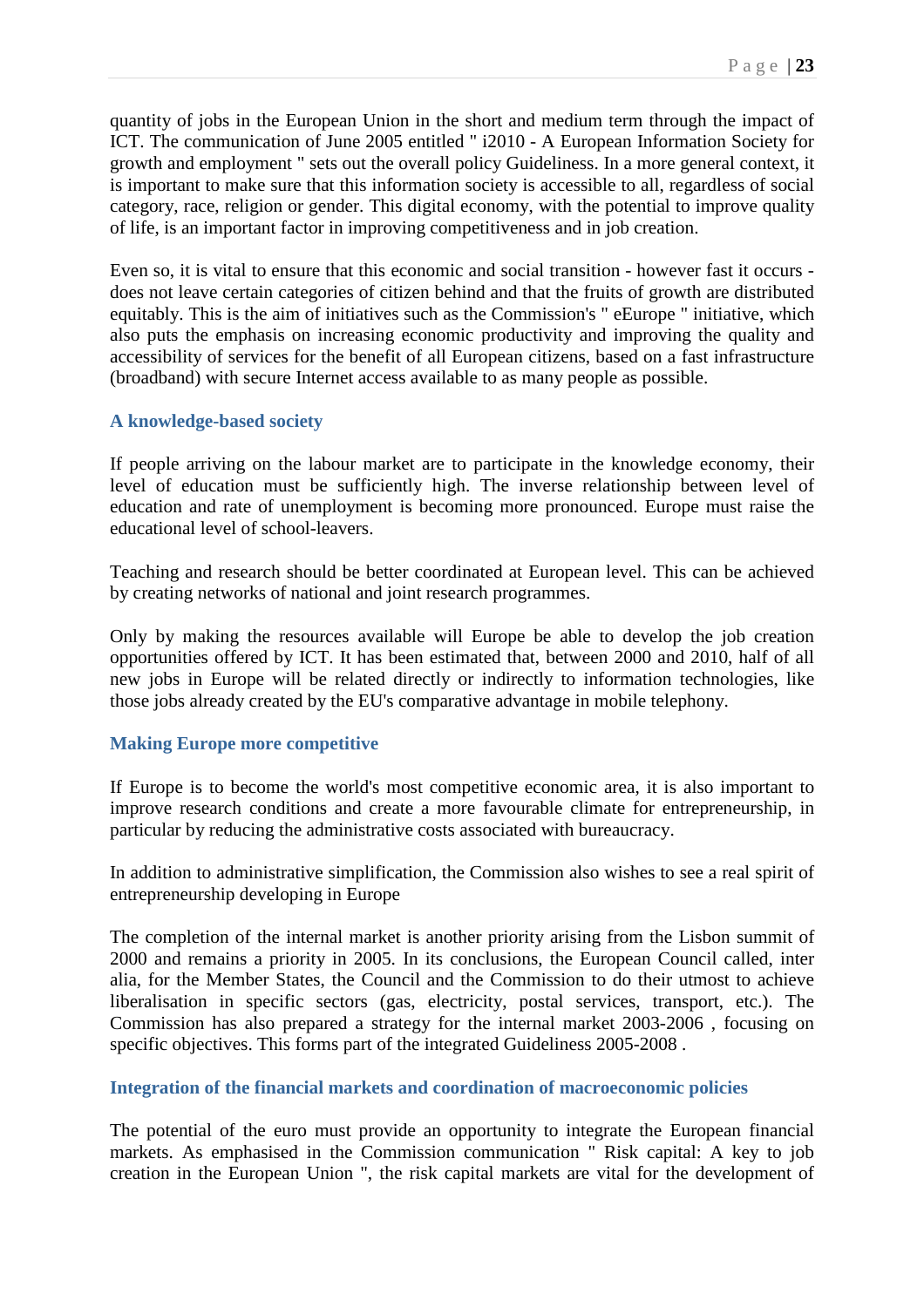quantity of jobs in the European Union in the short and medium term through the impact of ICT. The communication of June 2005 entitled " i2010 - A European Information Society for growth and employment " sets out the overall policy Guideliness. In a more general context, it is important to make sure that this information society is accessible to all, regardless of social category, race, religion or gender. This digital economy, with the potential to improve quality of life, is an important factor in improving competitiveness and in job creation.

Even so, it is vital to ensure that this economic and social transition - however fast it occurs - does not leave certain categories of citizen behind and that the fruits of growth are distributed equitably. This is the aim of initiatives such as the Commission's " eEurope " initiative, which also puts the emphasis on increasing economic productivity and improving the quality and accessibility of services for the benefit of all European citizens, based on a fast infrastructure (broadband) with secure Internet access available to as many people as possible.

### A knowledge-based society

If people arriving on the labour market are to participate in the knowledge economy, their level of education must be sufficiently high. The inverse relationship between level of education and rate of unemployment is becoming more pronounced. Europe must raise the educational level of school-leavers.

Teaching and research should be better coordinated at European level. This can be achieved by creating networks of national and joint research programmes.

Only by making the resources available will Europe be able to develop the job creation opportunities offered by ICT. It has been estimated that, between 2000 and 2010, half of all new jobs in Europe will be related directly or indirectly to information technologies, like those jobs already created by the EU's comparative advantage in mobile telephony.

### Making Europe more competitive

If Europe is to become the world's most competitive economic area, it is also important to improve research conditions and create a more favourable climate for entrepreneurship, in particular by reducing the administrative costs associated with bureaucracy.

In addition to administrative simplification, the Commission also wishes to see a real spirit of entrepreneurship developing in Europe

The completion of the internal market is another priority arising from the Lisbon summit of 2000 and remains a priority in 2005. In its conclusions, the European Council called, inter alia, for the Member States, the Council and the Commission to do their utmost to achieve liberalisation in specific sectors (gas, electricity, postal services, transport, etc.). The Commission has also prepared a strategy for the internal market 2003-2006 , focusing on specific objectives. This forms part of the integrated Guideliness 2005-2008 .

### Integration of the financial markets and coordination of macroeconomic policies

The potential of the euro must provide an opportunity to integrate the European financial markets. As emphasised in the Commission communication " Risk capital: A key to job creation in the European Union ", the risk capital markets are vital for the development of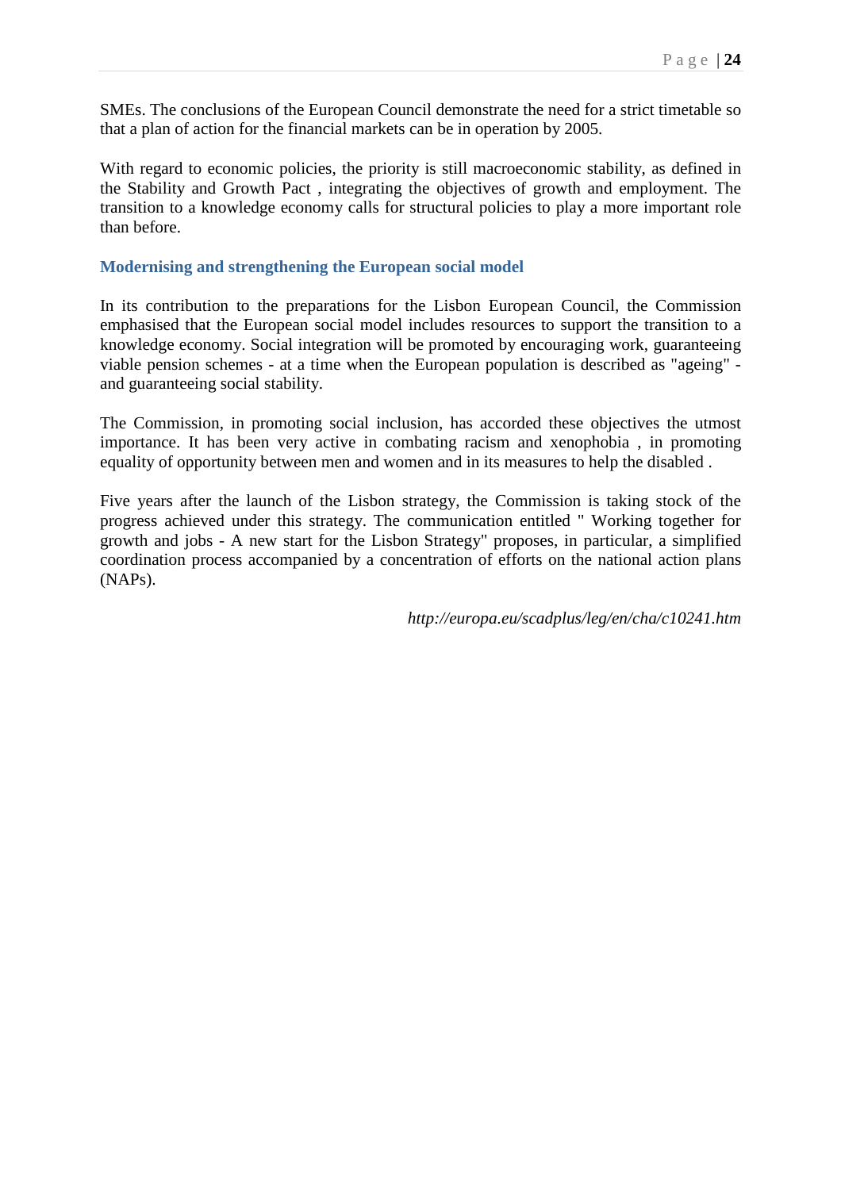SMEs. The conclusions of the European Council demonstrate the need for a strict timetable so that a plan of action for the financial markets can be in operation by 2005.

With regard to economic policies, the priority is still macroeconomic stability, as defined in the Stability and Growth Pact , integrating the objectives of growth and employment. The transition to a knowledge economy calls for structural policies to play a more important role than before.

### Modernising and strengthening the European social model

In its contribution to the preparations for the Lisbon European Council, the Commission emphasised that the European social model includes resources to support the transition to a knowledge economy. Social integration will be promoted by encouraging work, guaranteeing viable pension schemes - at a time when the European population is described as "ageing" - and guaranteeing social stability.

The Commission, in promoting social inclusion, has accorded these objectives the utmost importance. It has been very active in combating racism and xenophobia , in promoting equality of opportunity between men and women and in its measures to help the disabled .

Five years after the launch of the Lisbon strategy, the Commission is taking stock of the progress achieved under this strategy. The communication entitled " Working together for growth and jobs - A new start for the Lisbon Strategy" proposes, in particular, a simplified coordination process accompanied by a concentration of efforts on the national action plans (NAPs).

*http://europa.eu/scadplus/leg/en/cha/c10241.htm*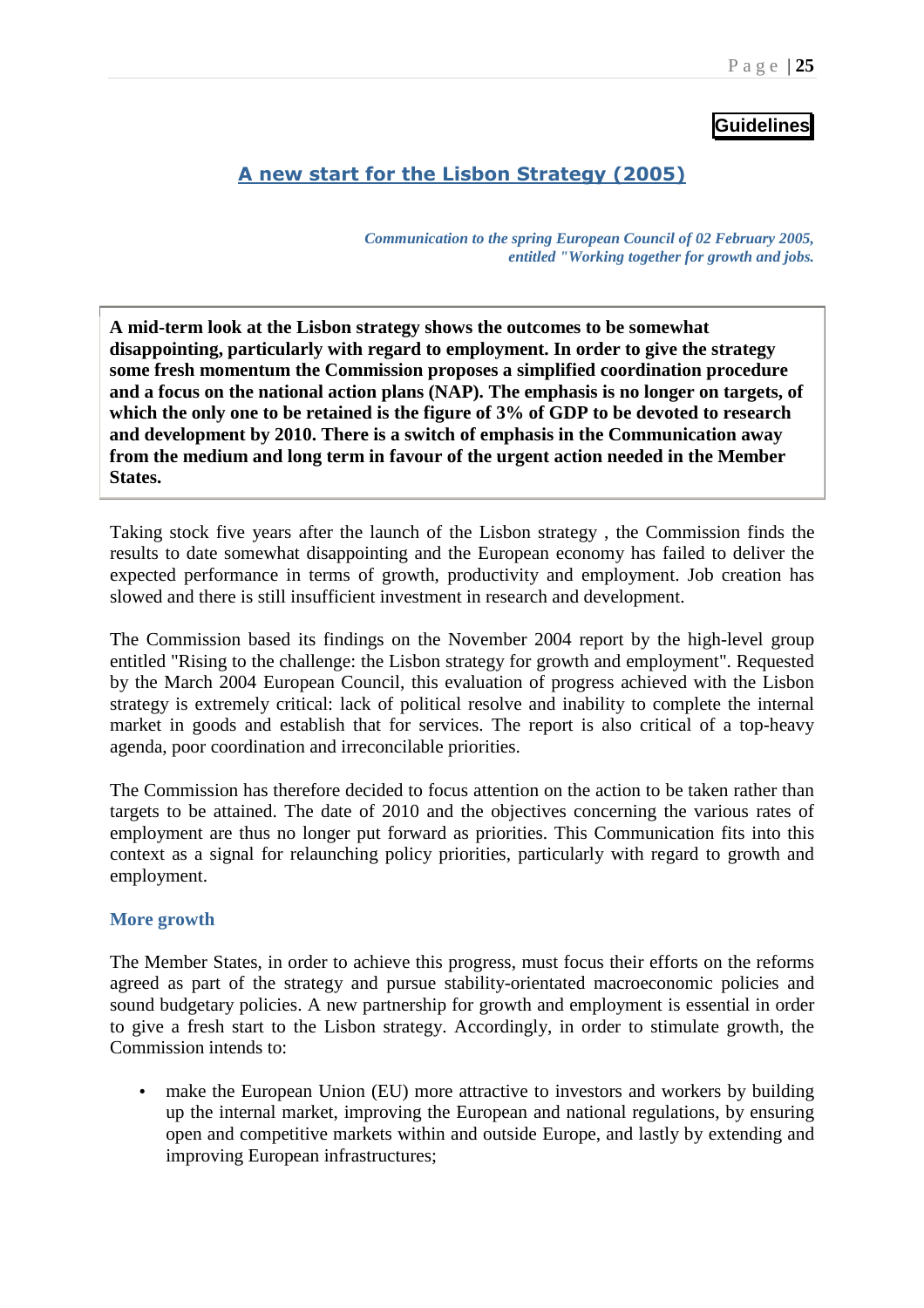**Guidelines**

## A new start for the Lisbon Strategy (2005)

*Communication to the spring European Council of 02 February 2005, entitled "Working together for growth and jobs.*

**A mid-term look at the Lisbon strategy shows the outcomes to be somewhat disappointing, particularly with regard to employment. In order to give the strategy some fresh momentum the Commission proposes a simplified coordination procedure and a focus on the national action plans (NAP). The emphasis is no longer on targets, of which the only one to be retained is the figure of 3% of GDP to be devoted to research and development by 2010. There is a switch of emphasis in the Communication away from the medium and long term in favour of the urgent action needed in the Member States.**

Taking stock five years after the launch of the Lisbon strategy , the Commission finds the results to date somewhat disappointing and the European economy has failed to deliver the expected performance in terms of growth, productivity and employment. Job creation has slowed and there is still insufficient investment in research and development.

The Commission based its findings on the November 2004 report by the high-level group entitled "Rising to the challenge: the Lisbon strategy for growth and employment". Requested by the March 2004 European Council, this evaluation of progress achieved with the Lisbon strategy is extremely critical: lack of political resolve and inability to complete the internal market in goods and establish that for services. The report is also critical of a top-heavy agenda, poor coordination and irreconcilable priorities.

The Commission has therefore decided to focus attention on the action to be taken rather than targets to be attained. The date of 2010 and the objectives concerning the various rates of employment are thus no longer put forward as priorities. This Communication fits into this context as a signal for relaunching policy priorities, particularly with regard to growth and employment.

### More growth

The Member States, in order to achieve this progress, must focus their efforts on the reforms agreed as part of the strategy and pursue stability-orientated macroeconomic policies and sound budgetary policies. A new partnership for growth and employment is essential in order to give a fresh start to the Lisbon strategy. Accordingly, in order to stimulate growth, the Commission intends to:

- make the European Union (EU) more attractive to investors and workers by building up the internal market, improving the European and national regulations, by ensuring open and competitive markets within and outside Europe, and lastly by extending and improving European infrastructures;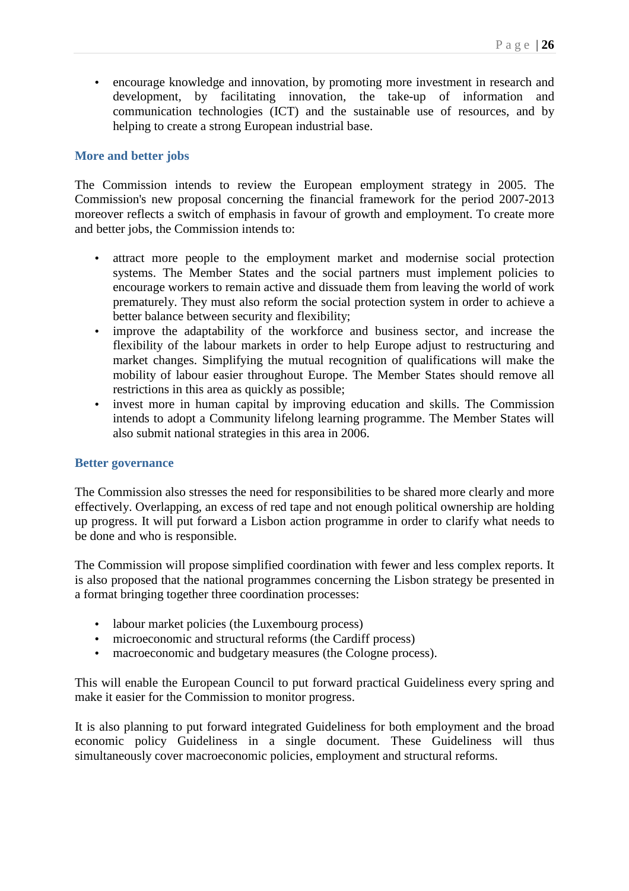- encourage knowledge and innovation, by promoting more investment in research and development, by facilitating innovation, the take-up of information and communication technologies (ICT) and the sustainable use of resources, and by helping to create a strong European industrial base.

### More and better jobs

The Commission intends to review the European employment strategy in 2005. The Commission's new proposal concerning the financial framework for the period 2007-2013 moreover reflects a switch of emphasis in favour of growth and employment. To create more and better jobs, the Commission intends to:

- attract more people to the employment market and modernise social protection systems. The Member States and the social partners must implement policies to encourage workers to remain active and dissuade them from leaving the world of work prematurely. They must also reform the social protection system in order to achieve a better balance between security and flexibility;
- improve the adaptability of the workforce and business sector, and increase the flexibility of the labour markets in order to help Europe adjust to restructuring and market changes. Simplifying the mutual recognition of qualifications will make the mobility of labour easier throughout Europe. The Member States should remove all restrictions in this area as quickly as possible;
- invest more in human capital by improving education and skills. The Commission intends to adopt a Community lifelong learning programme. The Member States will also submit national strategies in this area in 2006.

### Better governance

The Commission also stresses the need for responsibilities to be shared more clearly and more effectively. Overlapping, an excess of red tape and not enough political ownership are holding up progress. It will put forward a Lisbon action programme in order to clarify what needs to be done and who is responsible.

The Commission will propose simplified coordination with fewer and less complex reports. It is also proposed that the national programmes concerning the Lisbon strategy be presented in a format bringing together three coordination processes:

- labour market policies (the Luxembourg process)
- microeconomic and structural reforms (the Cardiff process)
- macroeconomic and budgetary measures (the Cologne process).

This will enable the European Council to put forward practical Guideliness every spring and make it easier for the Commission to monitor progress.

It is also planning to put forward integrated Guideliness for both employment and the broad economic policy Guideliness in a single document. These Guideliness will thus simultaneously cover macroeconomic policies, employment and structural reforms.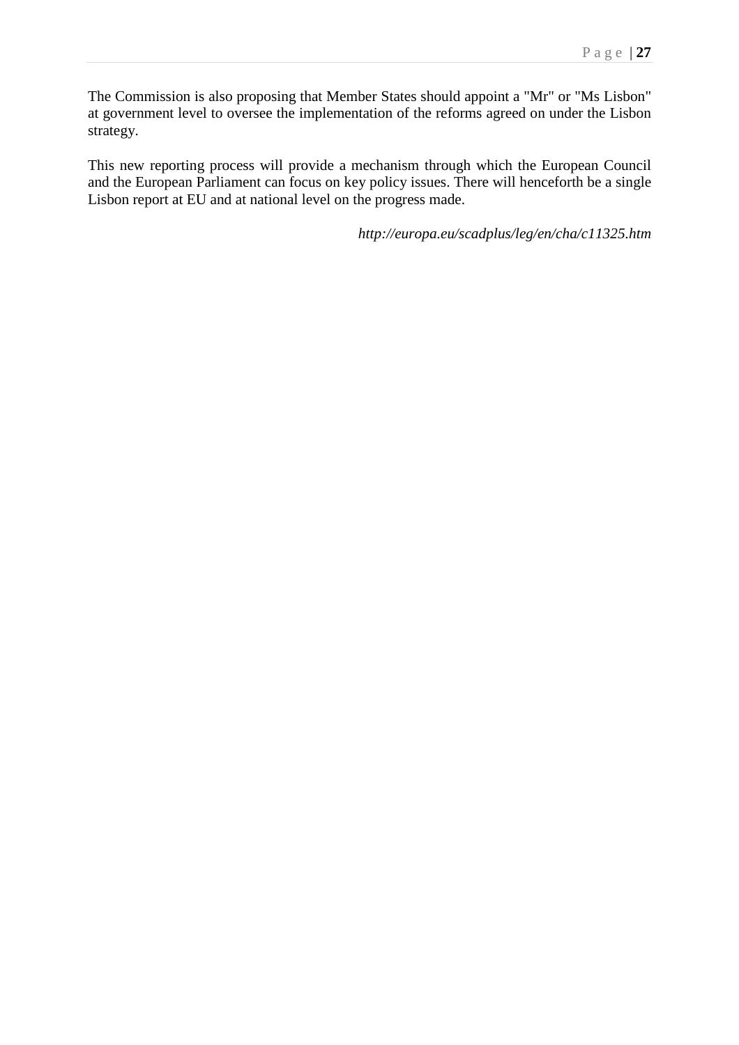The Commission is also proposing that Member States should appoint a "Mr" or "Ms Lisbon" at government level to oversee the implementation of the reforms agreed on under the Lisbon strategy.

This new reporting process will provide a mechanism through which the European Council and the European Parliament can focus on key policy issues. There will henceforth be a single Lisbon report at EU and at national level on the progress made.

*http://europa.eu/scadplus/leg/en/cha/c11325.htm*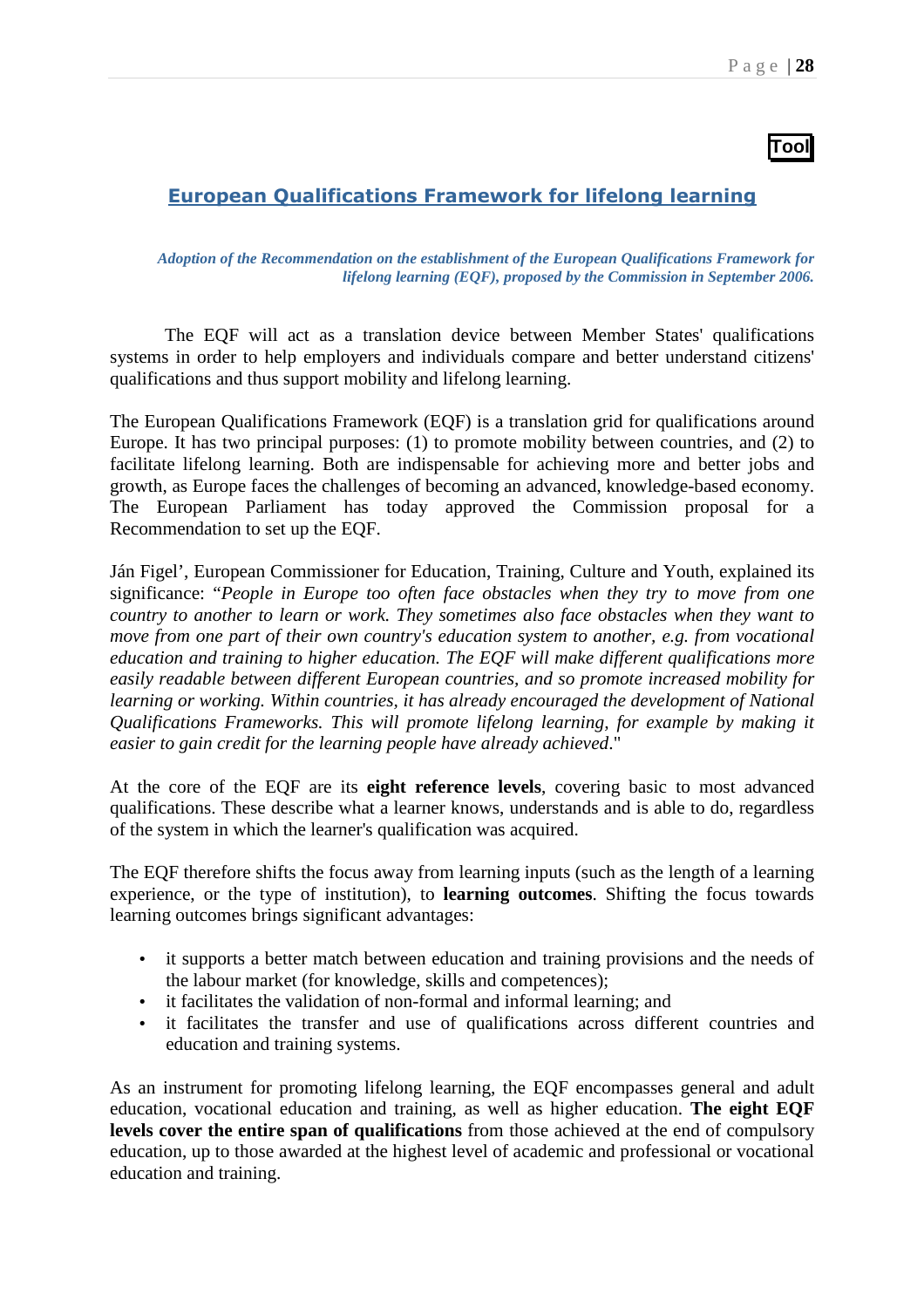**Tool**

## European Qualifications Framework for lifelong learning

*Adoption of the Recommendation on the establishment of the European Qualifications Framework for lifelong learning (EQF), proposed by the Commission in September 2006.*

The EQF will act as a translation device between Member States' qualifications systems in order to help employers and individuals compare and better understand citizens' qualifications and thus support mobility and lifelong learning.

The European Qualifications Framework (EQF) is a translation grid for qualifications around Europe. It has two principal purposes: (1) to promote mobility between countries, and (2) to facilitate lifelong learning. Both are indispensable for achieving more and better jobs and growth, as Europe faces the challenges of becoming an advanced, knowledge-based economy. The European Parliament has today approved the Commission proposal for a Recommendation to set up the EQF.

Ján Figel', European Commissioner for Education, Training, Culture and Youth, explained its significance: "*People in Europe too often face obstacles when they try to move from one country to another to learn or work. They sometimes also face obstacles when they want to move from one part of their own country's education system to another, e.g. from vocational education and training to higher education. The EQF will make different qualifications more easily readable between different European countries, and so promote increased mobility for learning or working. Within countries, it has already encouraged the development of National Qualifications Frameworks. This will promote lifelong learning, for example by making it easier to gain credit for the learning people have already achieved*."

At the core of the EQF are its **eight reference levels**, covering basic to most advanced qualifications. These describe what a learner knows, understands and is able to do, regardless of the system in which the learner's qualification was acquired.

The EQF therefore shifts the focus away from learning inputs (such as the length of a learning experience, or the type of institution), to **learning outcomes**. Shifting the focus towards learning outcomes brings significant advantages:

- it supports a better match between education and training provisions and the needs of the labour market (for knowledge, skills and competences);
- it facilitates the validation of non-formal and informal learning; and
- it facilitates the transfer and use of qualifications across different countries and education and training systems.

As an instrument for promoting lifelong learning, the EQF encompasses general and adult education, vocational education and training, as well as higher education. **The eight EQF levels cover the entire span of qualifications** from those achieved at the end of compulsory education, up to those awarded at the highest level of academic and professional or vocational education and training.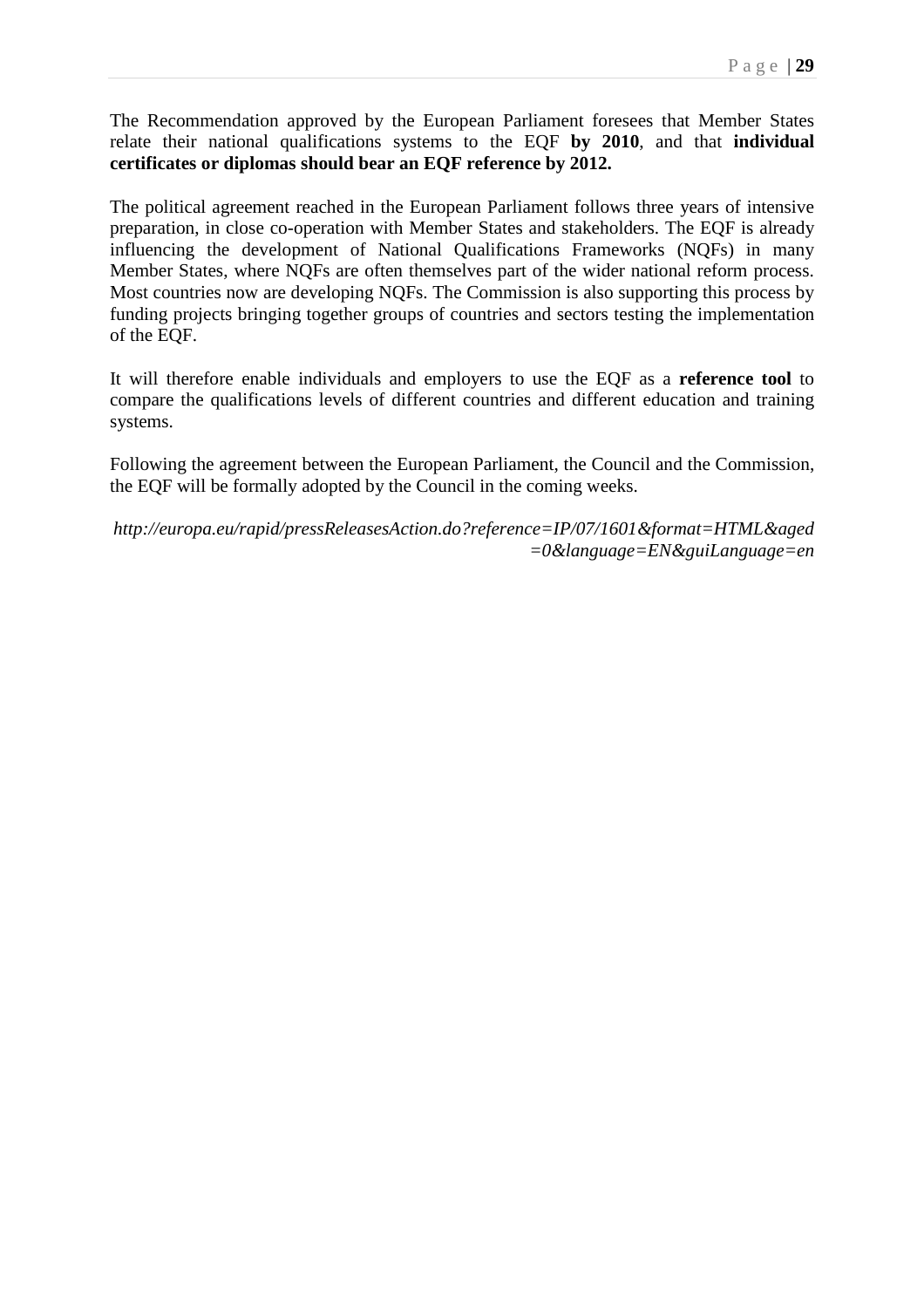The Recommendation approved by the European Parliament foresees that Member States relate their national qualifications systems to the EQF **by 2010**, and that **individual certificates or diplomas should bear an EQF reference by 2012.**

The political agreement reached in the European Parliament follows three years of intensive preparation, in close co-operation with Member States and stakeholders. The EQF is already influencing the development of National Qualifications Frameworks (NQFs) in many Member States, where NQFs are often themselves part of the wider national reform process. Most countries now are developing NQFs. The Commission is also supporting this process by funding projects bringing together groups of countries and sectors testing the implementation of the EQF.

It will therefore enable individuals and employers to use the EQF as a **reference tool** to compare the qualifications levels of different countries and different education and training systems.

Following the agreement between the European Parliament, the Council and the Commission, the EQF will be formally adopted by the Council in the coming weeks.

*http://europa.eu/rapid/pressReleasesAction.do?reference=IP/07/1601&format=HTML&aged=0&language=EN&guiLanguage=en*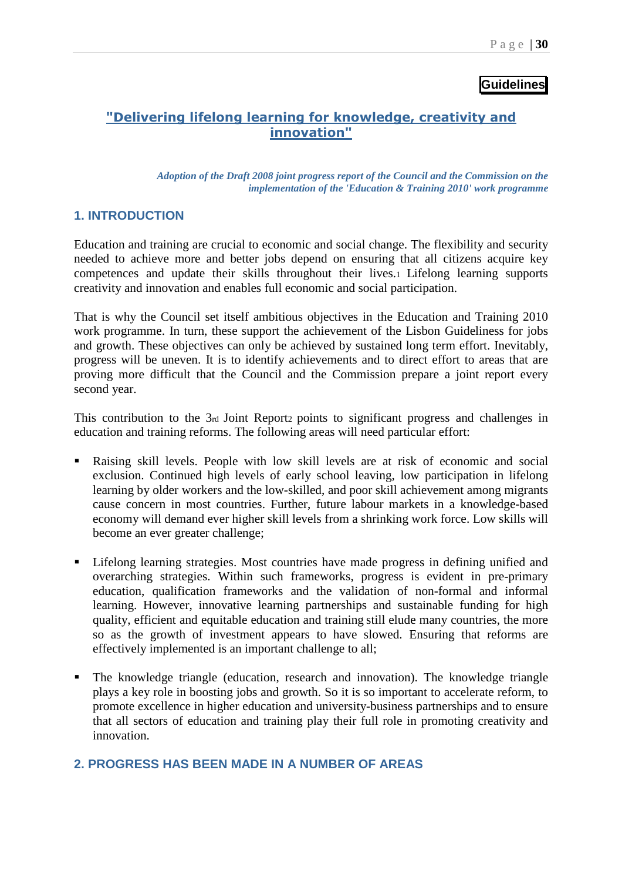**Guidelines**

## "Delivering lifelong learning for knowledge, creativity and innovation"

*Adoption of the Draft 2008 joint progress report of the Council and the Commission on the implementation of the 'Education & Training 2010' work programme*

### 1. INTRODUCTION

Education and training are crucial to economic and social change. The flexibility and security needed to achieve more and better jobs depend on ensuring that all citizens acquire key competences and update their skills throughout their lives.[1] Lifelong learning supports creativity and innovation and enables full economic and social participation.

That is why the Council set itself ambitious objectives in the Education and Training 2010 work programme. In turn, these support the achievement of the Lisbon Guideliness for jobs and growth. These objectives can only be achieved by sustained long term effort. Inevitably, progress will be uneven. It is to identify achievements and to direct effort to areas that are proving more difficult that the Council and the Commission prepare a joint report every second year.

This contribution to the 3rd Joint Report[2] points to significant progress and challenges in education and training reforms. The following areas will need particular effort:

- Raising skill levels. People with low skill levels are at risk of economic and social exclusion. Continued high levels of early school leaving, low participation in lifelong learning by older workers and the low-skilled, and poor skill achievement among migrants cause concern in most countries. Further, future labour markets in a knowledge-based economy will demand ever higher skill levels from a shrinking work force. Low skills will become an ever greater challenge;

- Lifelong learning strategies. Most countries have made progress in defining unified and overarching strategies. Within such frameworks, progress is evident in pre-primary education, qualification frameworks and the validation of non-formal and informal learning. However, innovative learning partnerships and sustainable funding for high quality, efficient and equitable education and training still elude many countries, the more so as the growth of investment appears to have slowed. Ensuring that reforms are effectively implemented is an important challenge to all;

- The knowledge triangle (education, research and innovation). The knowledge triangle plays a key role in boosting jobs and growth. So it is so important to accelerate reform, to promote excellence in higher education and university-business partnerships and to ensure that all sectors of education and training play their full role in promoting creativity and innovation.

### 2. PROGRESS HAS BEEN MADE IN A NUMBER OF AREAS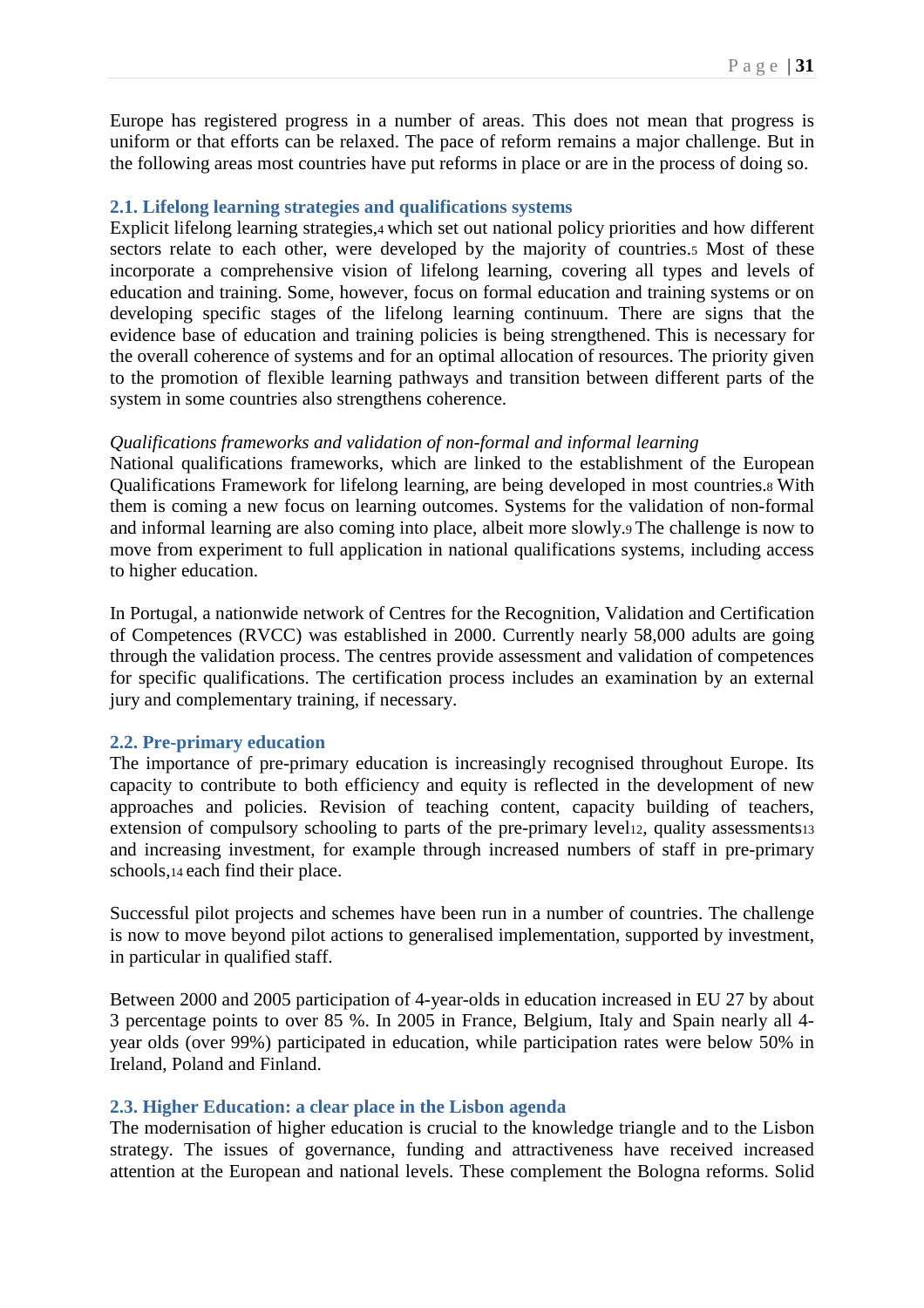Europe has registered progress in a number of areas. This does not mean that progress is uniform or that efforts can be relaxed. The pace of reform remains a major challenge. But in the following areas most countries have put reforms in place or are in the process of doing so.

### 2.1. Lifelong learning strategies and qualifications systems

Explicit lifelong learning strategies,[4] which set out national policy priorities and how different sectors relate to each other, were developed by the majority of countries.[5] Most of these incorporate a comprehensive vision of lifelong learning, covering all types and levels of education and training. Some, however, focus on formal education and training systems or on developing specific stages of the lifelong learning continuum. There are signs that the evidence base of education and training policies is being strengthened. This is necessary for the overall coherence of systems and for an optimal allocation of resources. The priority given to the promotion of flexible learning pathways and transition between different parts of the system in some countries also strengthens coherence.

*Qualifications frameworks and validation of non-formal and informal learning*

National qualifications frameworks, which are linked to the establishment of the European Qualifications Framework for lifelong learning, are being developed in most countries.[8] With them is coming a new focus on learning outcomes. Systems for the validation of non-formal and informal learning are also coming into place, albeit more slowly.[9] The challenge is now to move from experiment to full application in national qualifications systems, including access to higher education.

In Portugal, a nationwide network of Centres for the Recognition, Validation and Certification of Competences (RVCC) was established in 2000. Currently nearly 58,000 adults are going through the validation process. The centres provide assessment and validation of competences for specific qualifications. The certification process includes an examination by an external jury and complementary training, if necessary.

### 2.2. Pre-primary education

The importance of pre-primary education is increasingly recognised throughout Europe. Its capacity to contribute to both efficiency and equity is reflected in the development of new approaches and policies. Revision of teaching content, capacity building of teachers, extension of compulsory schooling to parts of the pre-primary level[12], quality assessments[13] and increasing investment, for example through increased numbers of staff in pre-primary schools,[14] each find their place.

Successful pilot projects and schemes have been run in a number of countries. The challenge is now to move beyond pilot actions to generalised implementation, supported by investment, in particular in qualified staff.

Between 2000 and 2005 participation of 4-year-olds in education increased in EU 27 by about 3 percentage points to over 85 %. In 2005 in France, Belgium, Italy and Spain nearly all 4-year olds (over 99%) participated in education, while participation rates were below 50% in Ireland, Poland and Finland.

### 2.3. Higher Education: a clear place in the Lisbon agenda

The modernisation of higher education is crucial to the knowledge triangle and to the Lisbon strategy. The issues of governance, funding and attractiveness have received increased attention at the European and national levels. These complement the Bologna reforms. Solid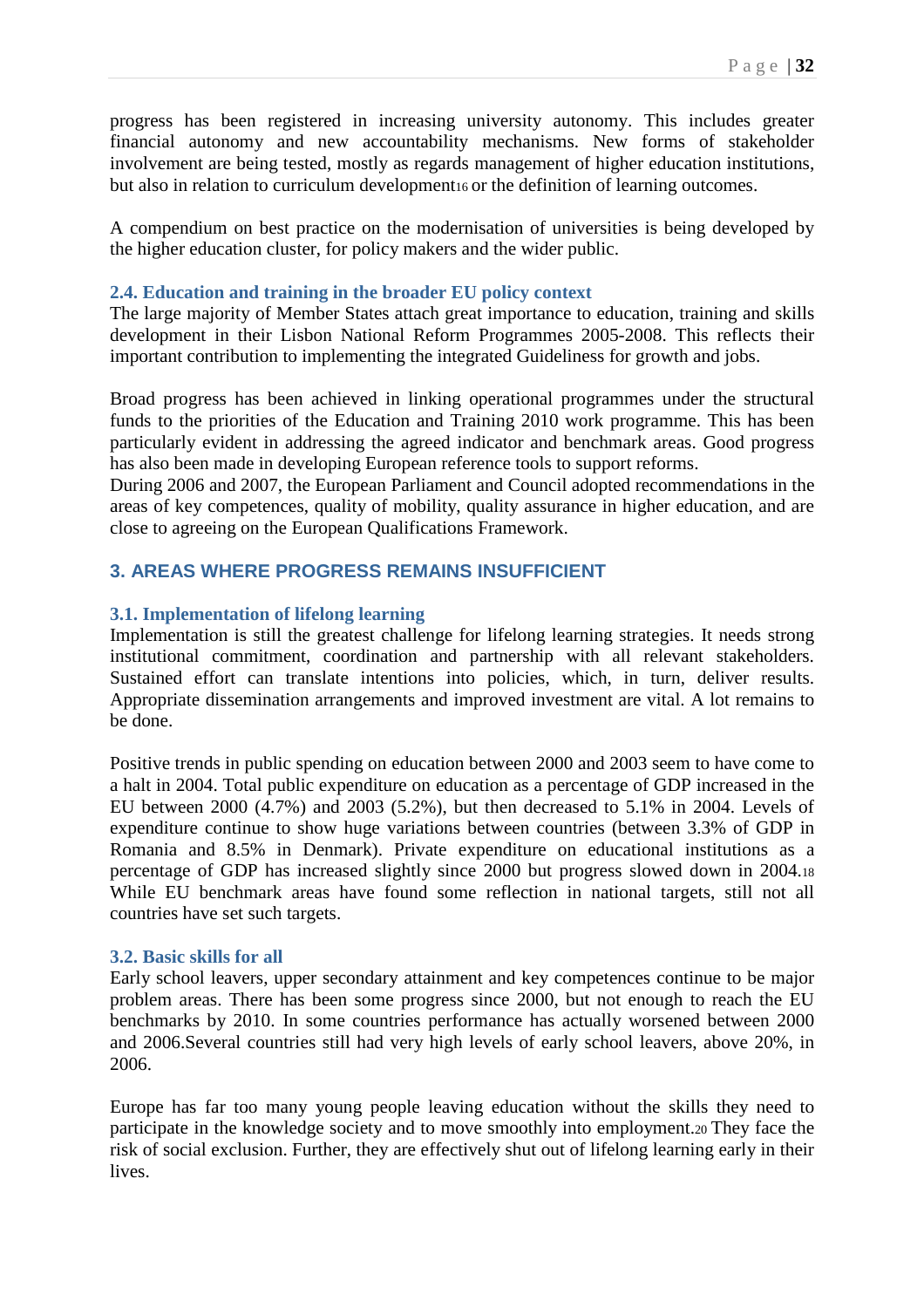progress has been registered in increasing university autonomy. This includes greater financial autonomy and new accountability mechanisms. New forms of stakeholder involvement are being tested, mostly as regards management of higher education institutions, but also in relation to curriculum development[16] or the definition of learning outcomes.

A compendium on best practice on the modernisation of universities is being developed by the higher education cluster, for policy makers and the wider public.

### 2.4. Education and training in the broader EU policy context

The large majority of Member States attach great importance to education, training and skills development in their Lisbon National Reform Programmes 2005-2008. This reflects their important contribution to implementing the integrated Guideliness for growth and jobs.

Broad progress has been achieved in linking operational programmes under the structural funds to the priorities of the Education and Training 2010 work programme. This has been particularly evident in addressing the agreed indicator and benchmark areas. Good progress has also been made in developing European reference tools to support reforms.
During 2006 and 2007, the European Parliament and Council adopted recommendations in the areas of key competences, quality of mobility, quality assurance in higher education, and are close to agreeing on the European Qualifications Framework.

## 3. AREAS WHERE PROGRESS REMAINS INSUFFICIENT

### 3.1. Implementation of lifelong learning

Implementation is still the greatest challenge for lifelong learning strategies. It needs strong institutional commitment, coordination and partnership with all relevant stakeholders. Sustained effort can translate intentions into policies, which, in turn, deliver results. Appropriate dissemination arrangements and improved investment are vital. A lot remains to be done.

Positive trends in public spending on education between 2000 and 2003 seem to have come to a halt in 2004. Total public expenditure on education as a percentage of GDP increased in the EU between 2000 (4.7%) and 2003 (5.2%), but then decreased to 5.1% in 2004. Levels of expenditure continue to show huge variations between countries (between 3.3% of GDP in Romania and 8.5% in Denmark). Private expenditure on educational institutions as a percentage of GDP has increased slightly since 2000 but progress slowed down in 2004.[18] While EU benchmark areas have found some reflection in national targets, still not all countries have set such targets.

### 3.2. Basic skills for all

Early school leavers, upper secondary attainment and key competences continue to be major problem areas. There has been some progress since 2000, but not enough to reach the EU benchmarks by 2010. In some countries performance has actually worsened between 2000 and 2006.Several countries still had very high levels of early school leavers, above 20%, in 2006.

Europe has far too many young people leaving education without the skills they need to participate in the knowledge society and to move smoothly into employment.[20] They face the risk of social exclusion. Further, they are effectively shut out of lifelong learning early in their lives.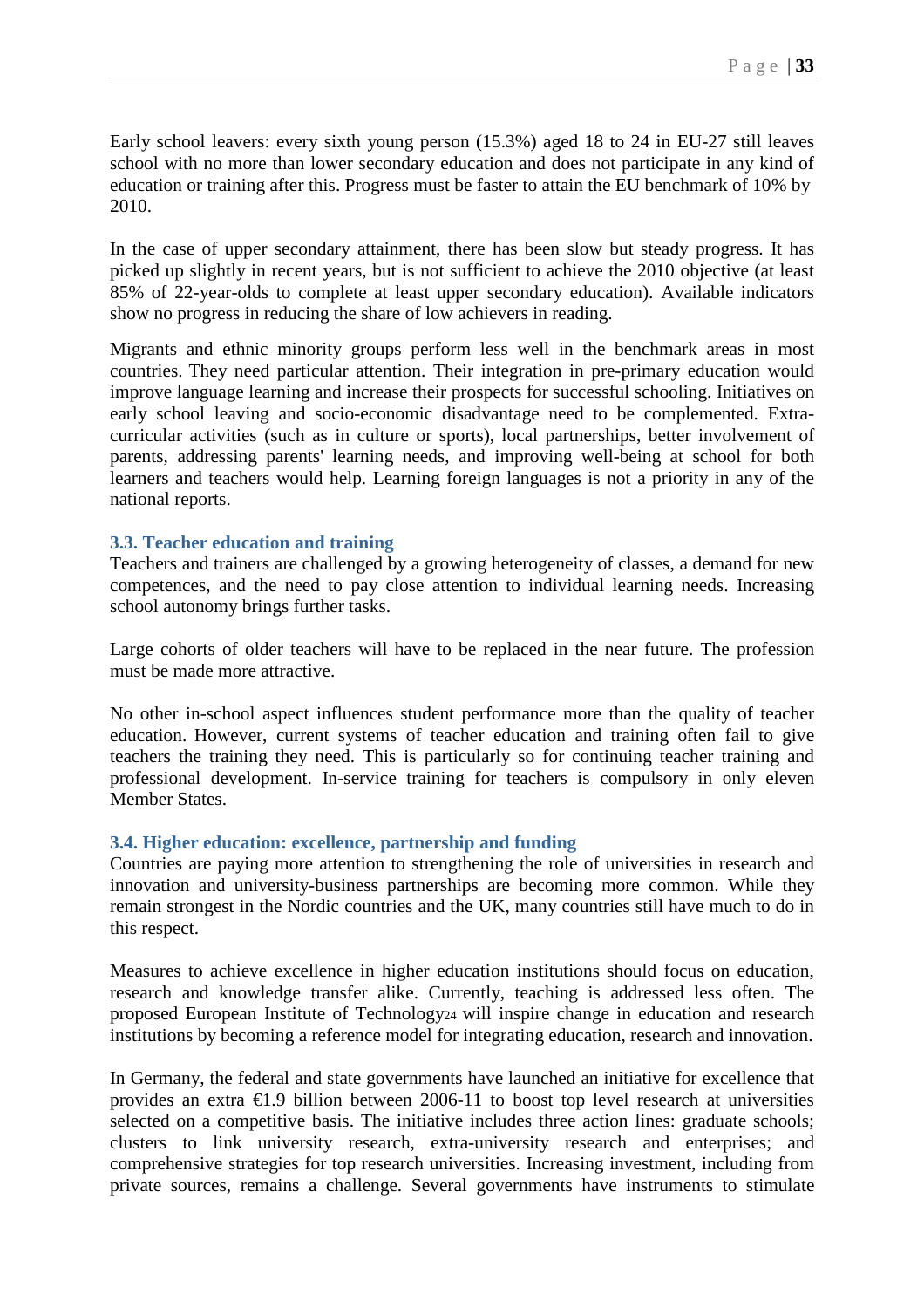Early school leavers: every sixth young person (15.3%) aged 18 to 24 in EU-27 still leaves school with no more than lower secondary education and does not participate in any kind of education or training after this. Progress must be faster to attain the EU benchmark of 10% by 2010.

In the case of upper secondary attainment, there has been slow but steady progress. It has picked up slightly in recent years, but is not sufficient to achieve the 2010 objective (at least 85% of 22-year-olds to complete at least upper secondary education). Available indicators show no progress in reducing the share of low achievers in reading.

Migrants and ethnic minority groups perform less well in the benchmark areas in most countries. They need particular attention. Their integration in pre-primary education would improve language learning and increase their prospects for successful schooling. Initiatives on early school leaving and socio-economic disadvantage need to be complemented. Extra-curricular activities (such as in culture or sports), local partnerships, better involvement of parents, addressing parents' learning needs, and improving well-being at school for both learners and teachers would help. Learning foreign languages is not a priority in any of the national reports.

### 3.3. Teacher education and training

Teachers and trainers are challenged by a growing heterogeneity of classes, a demand for new competences, and the need to pay close attention to individual learning needs. Increasing school autonomy brings further tasks.

Large cohorts of older teachers will have to be replaced in the near future. The profession must be made more attractive.

No other in-school aspect influences student performance more than the quality of teacher education. However, current systems of teacher education and training often fail to give teachers the training they need. This is particularly so for continuing teacher training and professional development. In-service training for teachers is compulsory in only eleven Member States.

### 3.4. Higher education: excellence, partnership and funding

Countries are paying more attention to strengthening the role of universities in research and innovation and university-business partnerships are becoming more common. While they remain strongest in the Nordic countries and the UK, many countries still have much to do in this respect.

Measures to achieve excellence in higher education institutions should focus on education, research and knowledge transfer alike. Currently, teaching is addressed less often. The proposed European Institute of Technology[24] will inspire change in education and research institutions by becoming a reference model for integrating education, research and innovation.

In Germany, the federal and state governments have launched an initiative for excellence that provides an extra €1.9 billion between 2006-11 to boost top level research at universities selected on a competitive basis. The initiative includes three action lines: graduate schools; clusters to link university research, extra-university research and enterprises; and comprehensive strategies for top research universities. Increasing investment, including from private sources, remains a challenge. Several governments have instruments to stimulate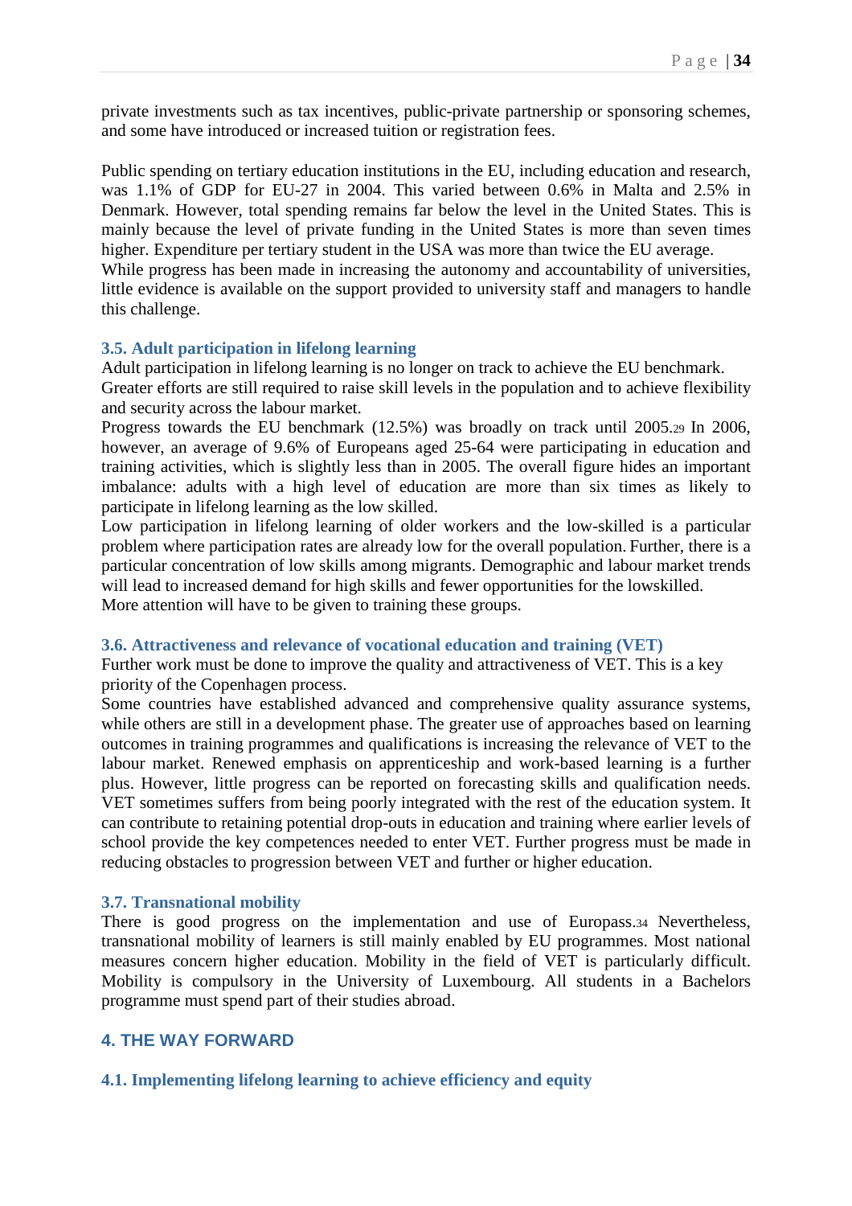private investments such as tax incentives, public-private partnership or sponsoring schemes, and some have introduced or increased tuition or registration fees.

Public spending on tertiary education institutions in the EU, including education and research, was 1.1% of GDP for EU-27 in 2004. This varied between 0.6% in Malta and 2.5% in Denmark. However, total spending remains far below the level in the United States. This is mainly because the level of private funding in the United States is more than seven times higher. Expenditure per tertiary student in the USA was more than twice the EU average.
While progress has been made in increasing the autonomy and accountability of universities, little evidence is available on the support provided to university staff and managers to handle this challenge.

### 3.5. Adult participation in lifelong learning

Adult participation in lifelong learning is no longer on track to achieve the EU benchmark.
Greater efforts are still required to raise skill levels in the population and to achieve flexibility and security across the labour market.
Progress towards the EU benchmark (12.5%) was broadly on track until 2005.[29] In 2006, however, an average of 9.6% of Europeans aged 25-64 were participating in education and training activities, which is slightly less than in 2005. The overall figure hides an important imbalance: adults with a high level of education are more than six times as likely to participate in lifelong learning as the low skilled.
Low participation in lifelong learning of older workers and the low-skilled is a particular problem where participation rates are already low for the overall population. Further, there is a particular concentration of low skills among migrants. Demographic and labour market trends will lead to increased demand for high skills and fewer opportunities for the lowskilled.
More attention will have to be given to training these groups.

### 3.6. Attractiveness and relevance of vocational education and training (VET)

Further work must be done to improve the quality and attractiveness of VET. This is a key priority of the Copenhagen process.
Some countries have established advanced and comprehensive quality assurance systems, while others are still in a development phase. The greater use of approaches based on learning outcomes in training programmes and qualifications is increasing the relevance of VET to the labour market. Renewed emphasis on apprenticeship and work-based learning is a further plus. However, little progress can be reported on forecasting skills and qualification needs. VET sometimes suffers from being poorly integrated with the rest of the education system. It can contribute to retaining potential drop-outs in education and training where earlier levels of school provide the key competences needed to enter VET. Further progress must be made in reducing obstacles to progression between VET and further or higher education.

### 3.7. Transnational mobility

There is good progress on the implementation and use of Europass.[34] Nevertheless, transnational mobility of learners is still mainly enabled by EU programmes. Most national measures concern higher education. Mobility in the field of VET is particularly difficult. Mobility is compulsory in the University of Luxembourg. All students in a Bachelors programme must spend part of their studies abroad.

## 4. THE WAY FORWARD

### 4.1. Implementing lifelong learning to achieve efficiency and equity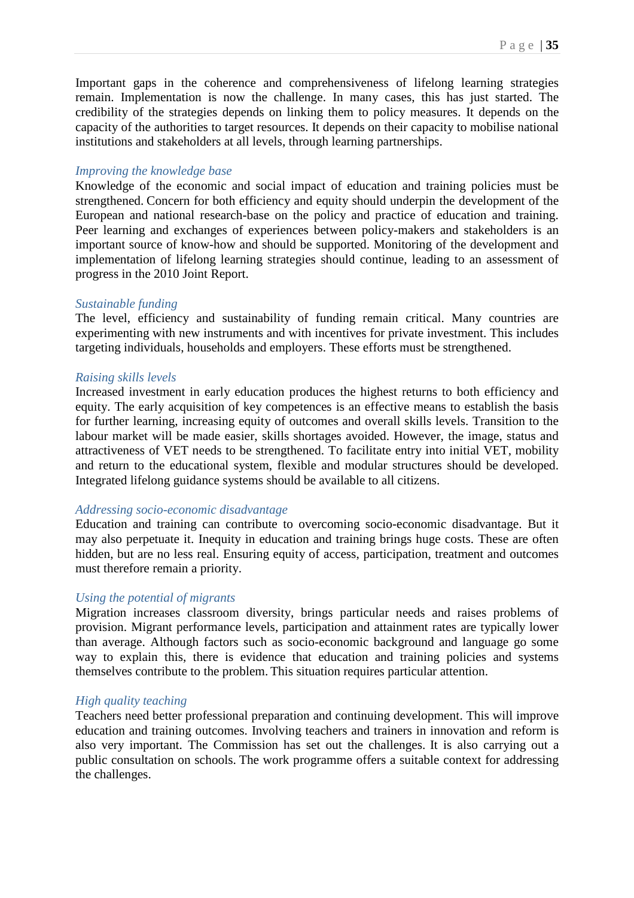Important gaps in the coherence and comprehensiveness of lifelong learning strategies remain. Implementation is now the challenge. In many cases, this has just started. The credibility of the strategies depends on linking them to policy measures. It depends on the capacity of the authorities to target resources. It depends on their capacity to mobilise national institutions and stakeholders at all levels, through learning partnerships.

*Improving the knowledge base*

Knowledge of the economic and social impact of education and training policies must be strengthened. Concern for both efficiency and equity should underpin the development of the European and national research-base on the policy and practice of education and training. Peer learning and exchanges of experiences between policy-makers and stakeholders is an important source of know-how and should be supported. Monitoring of the development and implementation of lifelong learning strategies should continue, leading to an assessment of progress in the 2010 Joint Report.

*Sustainable funding*

The level, efficiency and sustainability of funding remain critical. Many countries are experimenting with new instruments and with incentives for private investment. This includes targeting individuals, households and employers. These efforts must be strengthened.

*Raising skills levels*

Increased investment in early education produces the highest returns to both efficiency and equity. The early acquisition of key competences is an effective means to establish the basis for further learning, increasing equity of outcomes and overall skills levels. Transition to the labour market will be made easier, skills shortages avoided. However, the image, status and attractiveness of VET needs to be strengthened. To facilitate entry into initial VET, mobility and return to the educational system, flexible and modular structures should be developed. Integrated lifelong guidance systems should be available to all citizens.

*Addressing socio-economic disadvantage*

Education and training can contribute to overcoming socio-economic disadvantage. But it may also perpetuate it. Inequity in education and training brings huge costs. These are often hidden, but are no less real. Ensuring equity of access, participation, treatment and outcomes must therefore remain a priority.

*Using the potential of migrants*

Migration increases classroom diversity, brings particular needs and raises problems of provision. Migrant performance levels, participation and attainment rates are typically lower than average. Although factors such as socio-economic background and language go some way to explain this, there is evidence that education and training policies and systems themselves contribute to the problem. This situation requires particular attention.

*High quality teaching*

Teachers need better professional preparation and continuing development. This will improve education and training outcomes. Involving teachers and trainers in innovation and reform is also very important. The Commission has set out the challenges. It is also carrying out a public consultation on schools. The work programme offers a suitable context for addressing the challenges.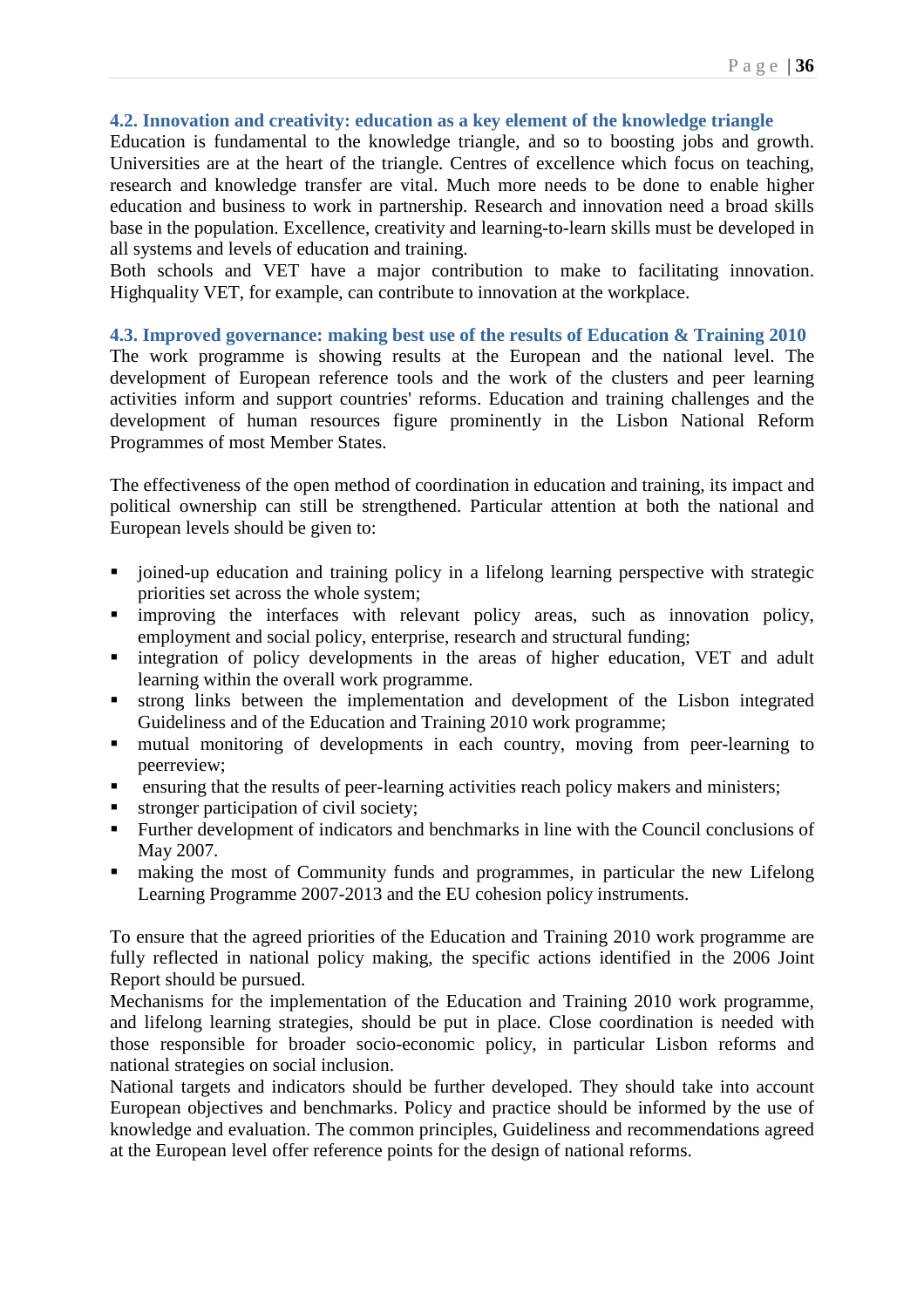### 4.2. Innovation and creativity: education as a key element of the knowledge triangle

Education is fundamental to the knowledge triangle, and so to boosting jobs and growth. Universities are at the heart of the triangle. Centres of excellence which focus on teaching, research and knowledge transfer are vital. Much more needs to be done to enable higher education and business to work in partnership. Research and innovation need a broad skills base in the population. Excellence, creativity and learning-to-learn skills must be developed in all systems and levels of education and training.

Both schools and VET have a major contribution to make to facilitating innovation. Highquality VET, for example, can contribute to innovation at the workplace.

### 4.3. Improved governance: making best use of the results of Education & Training 2010

The work programme is showing results at the European and the national level. The development of European reference tools and the work of the clusters and peer learning activities inform and support countries' reforms. Education and training challenges and the development of human resources figure prominently in the Lisbon National Reform Programmes of most Member States.

The effectiveness of the open method of coordination in education and training, its impact and political ownership can still be strengthened. Particular attention at both the national and European levels should be given to:

- joined-up education and training policy in a lifelong learning perspective with strategic priorities set across the whole system;
- improving the interfaces with relevant policy areas, such as innovation policy, employment and social policy, enterprise, research and structural funding;
- integration of policy developments in the areas of higher education, VET and adult learning within the overall work programme.
- strong links between the implementation and development of the Lisbon integrated Guideliness and of the Education and Training 2010 work programme;
- mutual monitoring of developments in each country, moving from peer-learning to peerreview;
- ensuring that the results of peer-learning activities reach policy makers and ministers;
- stronger participation of civil society;
- Further development of indicators and benchmarks in line with the Council conclusions of May 2007.
- making the most of Community funds and programmes, in particular the new Lifelong Learning Programme 2007-2013 and the EU cohesion policy instruments.

To ensure that the agreed priorities of the Education and Training 2010 work programme are fully reflected in national policy making, the specific actions identified in the 2006 Joint Report should be pursued.

Mechanisms for the implementation of the Education and Training 2010 work programme, and lifelong learning strategies, should be put in place. Close coordination is needed with those responsible for broader socio-economic policy, in particular Lisbon reforms and national strategies on social inclusion.

National targets and indicators should be further developed. They should take into account European objectives and benchmarks. Policy and practice should be informed by the use of knowledge and evaluation. The common principles, Guideliness and recommendations agreed at the European level offer reference points for the design of national reforms.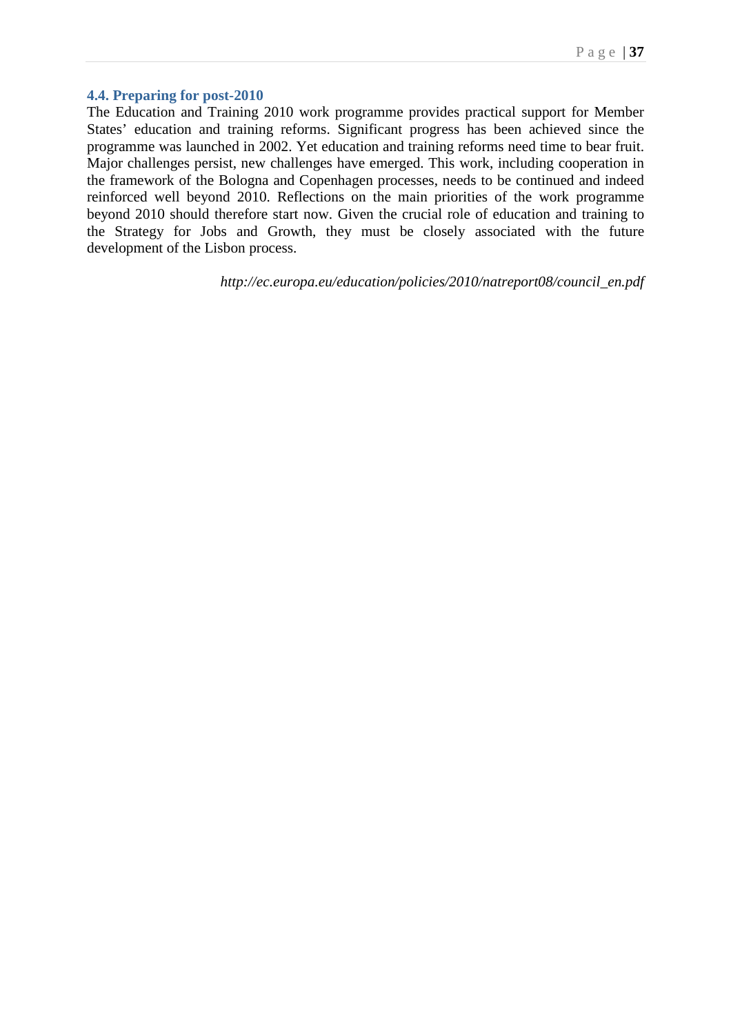### 4.4. Preparing for post-2010

The Education and Training 2010 work programme provides practical support for Member States' education and training reforms. Significant progress has been achieved since the programme was launched in 2002. Yet education and training reforms need time to bear fruit. Major challenges persist, new challenges have emerged. This work, including cooperation in the framework of the Bologna and Copenhagen processes, needs to be continued and indeed reinforced well beyond 2010. Reflections on the main priorities of the work programme beyond 2010 should therefore start now. Given the crucial role of education and training to the Strategy for Jobs and Growth, they must be closely associated with the future development of the Lisbon process.

*http://ec.europa.eu/education/policies/2010/natreport08/council_en.pdf*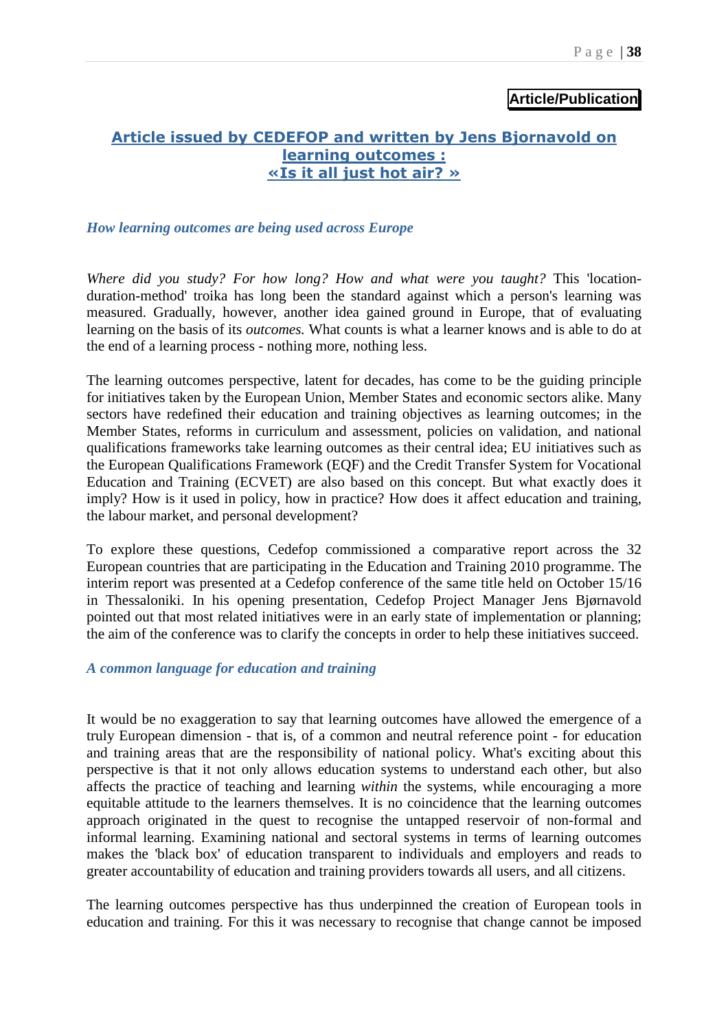**Article/Publication**

## Article issued by CEDEFOP and written by Jens Bjornavold on learning outcomes : «Is it all just hot air? »

### *How learning outcomes are being used across Europe*

*Where did you study? For how long? How and what were you taught?* This 'location-duration-method' troika has long been the standard against which a person's learning was measured. Gradually, however, another idea gained ground in Europe, that of evaluating learning on the basis of its *outcomes.* What counts is what a learner knows and is able to do at the end of a learning process - nothing more, nothing less.

The learning outcomes perspective, latent for decades, has come to be the guiding principle for initiatives taken by the European Union, Member States and economic sectors alike. Many sectors have redefined their education and training objectives as learning outcomes; in the Member States, reforms in curriculum and assessment, policies on validation, and national qualifications frameworks take learning outcomes as their central idea; EU initiatives such as the European Qualifications Framework (EQF) and the Credit Transfer System for Vocational Education and Training (ECVET) are also based on this concept. But what exactly does it imply? How is it used in policy, how in practice? How does it affect education and training, the labour market, and personal development?

To explore these questions, Cedefop commissioned a comparative report across the 32 European countries that are participating in the Education and Training 2010 programme. The interim report was presented at a Cedefop conference of the same title held on October 15/16 in Thessaloniki. In his opening presentation, Cedefop Project Manager Jens Bjørnavold pointed out that most related initiatives were in an early state of implementation or planning; the aim of the conference was to clarify the concepts in order to help these initiatives succeed.

### *A common language for education and training*

It would be no exaggeration to say that learning outcomes have allowed the emergence of a truly European dimension - that is, of a common and neutral reference point - for education and training areas that are the responsibility of national policy. What's exciting about this perspective is that it not only allows education systems to understand each other, but also affects the practice of teaching and learning *within* the systems, while encouraging a more equitable attitude to the learners themselves. It is no coincidence that the learning outcomes approach originated in the quest to recognise the untapped reservoir of non-formal and informal learning. Examining national and sectoral systems in terms of learning outcomes makes the 'black box' of education transparent to individuals and employers and reads to greater accountability of education and training providers towards all users, and all citizens.

The learning outcomes perspective has thus underpinned the creation of European tools in education and training. For this it was necessary to recognise that change cannot be imposed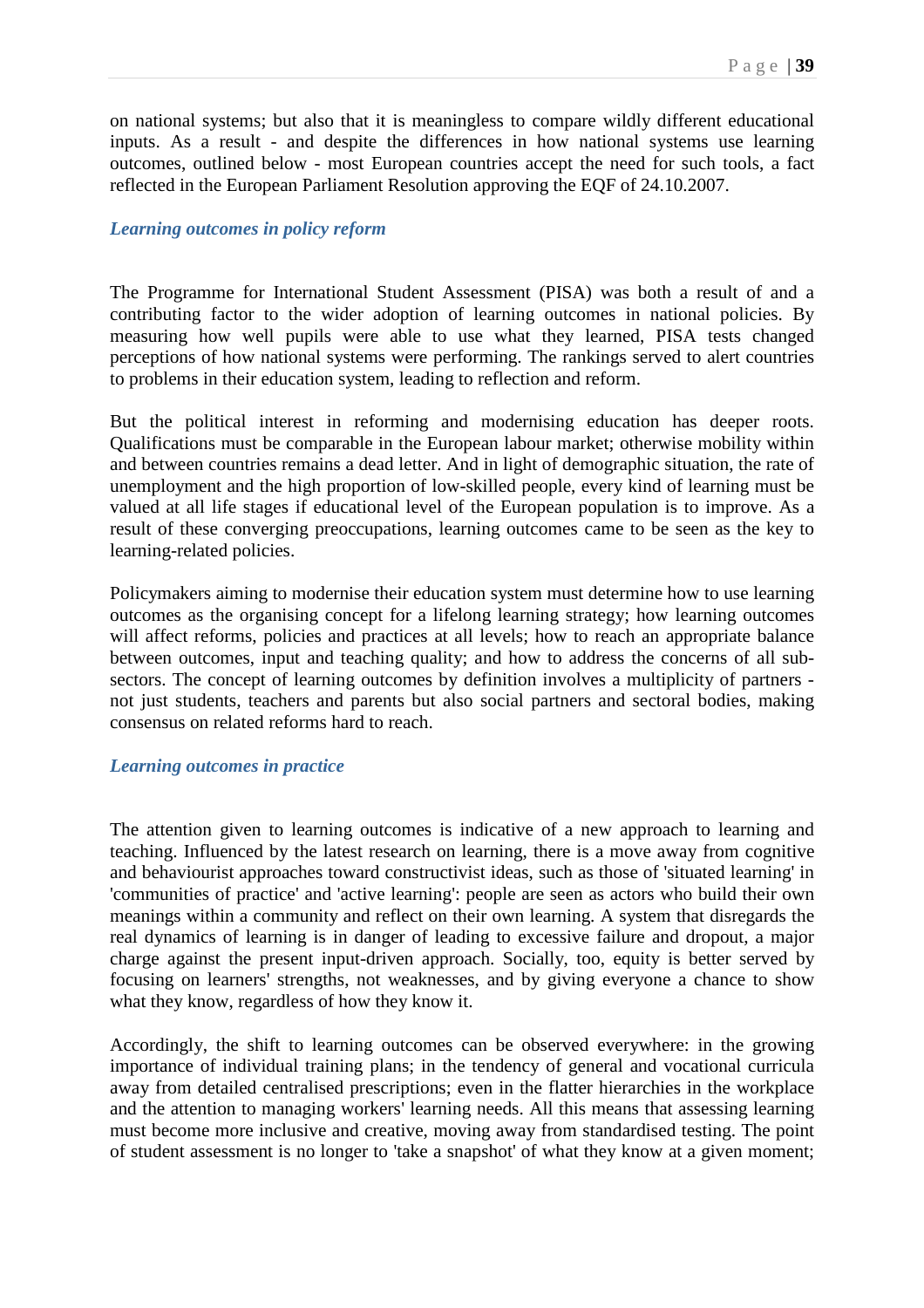on national systems; but also that it is meaningless to compare wildly different educational inputs. As a result - and despite the differences in how national systems use learning outcomes, outlined below - most European countries accept the need for such tools, a fact reflected in the European Parliament Resolution approving the EQF of 24.10.2007.

### *Learning outcomes in policy reform*

The Programme for International Student Assessment (PISA) was both a result of and a contributing factor to the wider adoption of learning outcomes in national policies. By measuring how well pupils were able to use what they learned, PISA tests changed perceptions of how national systems were performing. The rankings served to alert countries to problems in their education system, leading to reflection and reform.

But the political interest in reforming and modernising education has deeper roots. Qualifications must be comparable in the European labour market; otherwise mobility within and between countries remains a dead letter. And in light of demographic situation, the rate of unemployment and the high proportion of low-skilled people, every kind of learning must be valued at all life stages if educational level of the European population is to improve. As a result of these converging preoccupations, learning outcomes came to be seen as the key to learning-related policies.

Policymakers aiming to modernise their education system must determine how to use learning outcomes as the organising concept for a lifelong learning strategy; how learning outcomes will affect reforms, policies and practices at all levels; how to reach an appropriate balance between outcomes, input and teaching quality; and how to address the concerns of all sub-sectors. The concept of learning outcomes by definition involves a multiplicity of partners - not just students, teachers and parents but also social partners and sectoral bodies, making consensus on related reforms hard to reach.

### *Learning outcomes in practice*

The attention given to learning outcomes is indicative of a new approach to learning and teaching. Influenced by the latest research on learning, there is a move away from cognitive and behaviourist approaches toward constructivist ideas, such as those of 'situated learning' in 'communities of practice' and 'active learning': people are seen as actors who build their own meanings within a community and reflect on their own learning. A system that disregards the real dynamics of learning is in danger of leading to excessive failure and dropout, a major charge against the present input-driven approach. Socially, too, equity is better served by focusing on learners' strengths, not weaknesses, and by giving everyone a chance to show what they know, regardless of how they know it.

Accordingly, the shift to learning outcomes can be observed everywhere: in the growing importance of individual training plans; in the tendency of general and vocational curricula away from detailed centralised prescriptions; even in the flatter hierarchies in the workplace and the attention to managing workers' learning needs. All this means that assessing learning must become more inclusive and creative, moving away from standardised testing. The point of student assessment is no longer to 'take a snapshot' of what they know at a given moment;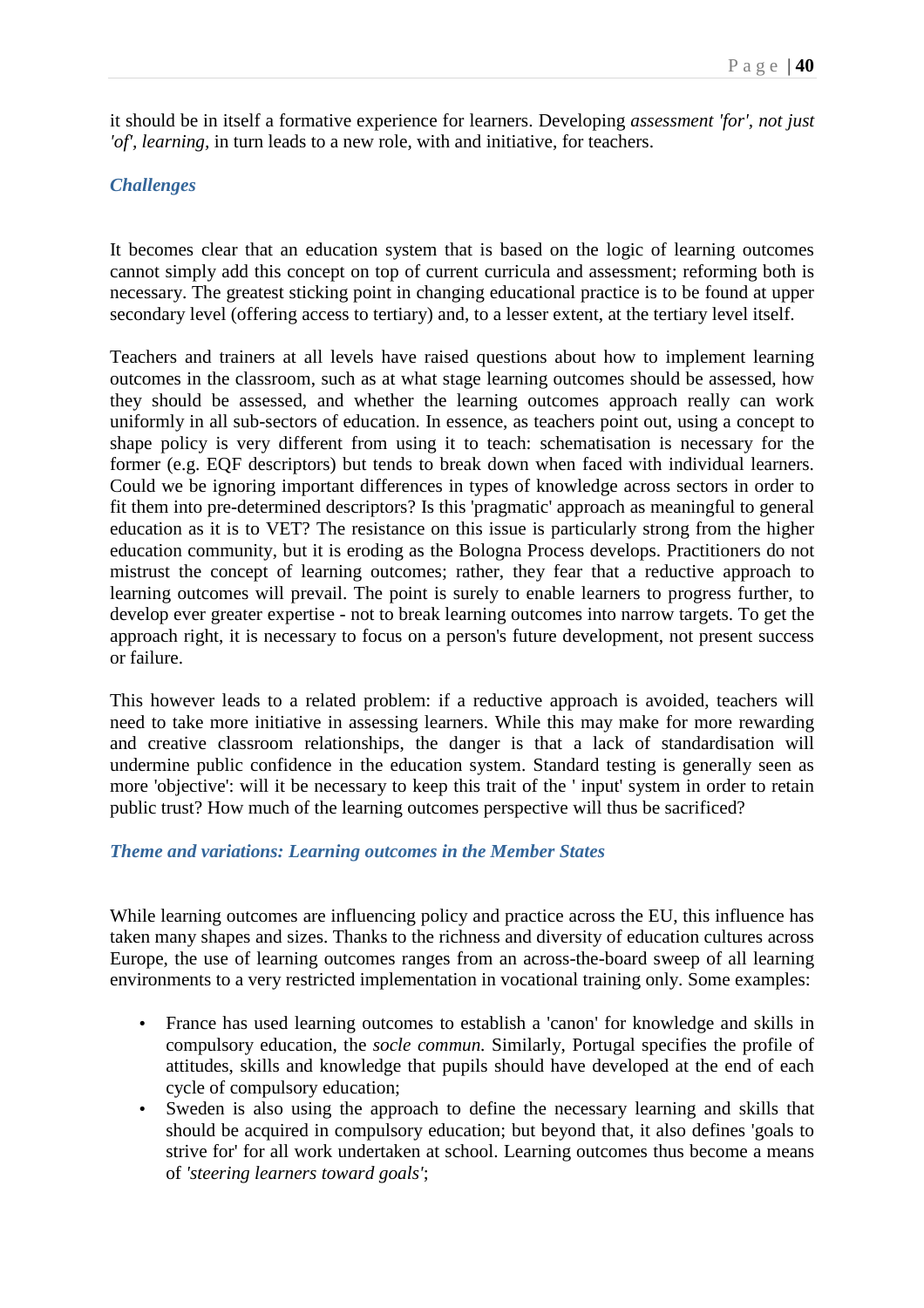it should be in itself a formative experience for learners. Developing *assessment 'for', not just 'of', learning*, in turn leads to a new role, with and initiative, for teachers.

### *Challenges*

It becomes clear that an education system that is based on the logic of learning outcomes cannot simply add this concept on top of current curricula and assessment; reforming both is necessary. The greatest sticking point in changing educational practice is to be found at upper secondary level (offering access to tertiary) and, to a lesser extent, at the tertiary level itself.

Teachers and trainers at all levels have raised questions about how to implement learning outcomes in the classroom, such as at what stage learning outcomes should be assessed, how they should be assessed, and whether the learning outcomes approach really can work uniformly in all sub-sectors of education. In essence, as teachers point out, using a concept to shape policy is very different from using it to teach: schematisation is necessary for the former (e.g. EQF descriptors) but tends to break down when faced with individual learners. Could we be ignoring important differences in types of knowledge across sectors in order to fit them into pre-determined descriptors? Is this 'pragmatic' approach as meaningful to general education as it is to VET? The resistance on this issue is particularly strong from the higher education community, but it is eroding as the Bologna Process develops. Practitioners do not mistrust the concept of learning outcomes; rather, they fear that a reductive approach to learning outcomes will prevail. The point is surely to enable learners to progress further, to develop ever greater expertise - not to break learning outcomes into narrow targets. To get the approach right, it is necessary to focus on a person's future development, not present success or failure.

This however leads to a related problem: if a reductive approach is avoided, teachers will need to take more initiative in assessing learners. While this may make for more rewarding and creative classroom relationships, the danger is that a lack of standardisation will undermine public confidence in the education system. Standard testing is generally seen as more 'objective': will it be necessary to keep this trait of the ' input' system in order to retain public trust? How much of the learning outcomes perspective will thus be sacrificed?

### *Theme and variations: Learning outcomes in the Member States*

While learning outcomes are influencing policy and practice across the EU, this influence has taken many shapes and sizes. Thanks to the richness and diversity of education cultures across Europe, the use of learning outcomes ranges from an across-the-board sweep of all learning environments to a very restricted implementation in vocational training only. Some examples:

- France has used learning outcomes to establish a 'canon' for knowledge and skills in compulsory education, the *socle commun.* Similarly, Portugal specifies the profile of attitudes, skills and knowledge that pupils should have developed at the end of each cycle of compulsory education;
- Sweden is also using the approach to define the necessary learning and skills that should be acquired in compulsory education; but beyond that, it also defines 'goals to strive for' for all work undertaken at school. Learning outcomes thus become a means of *'steering learners toward goals'*;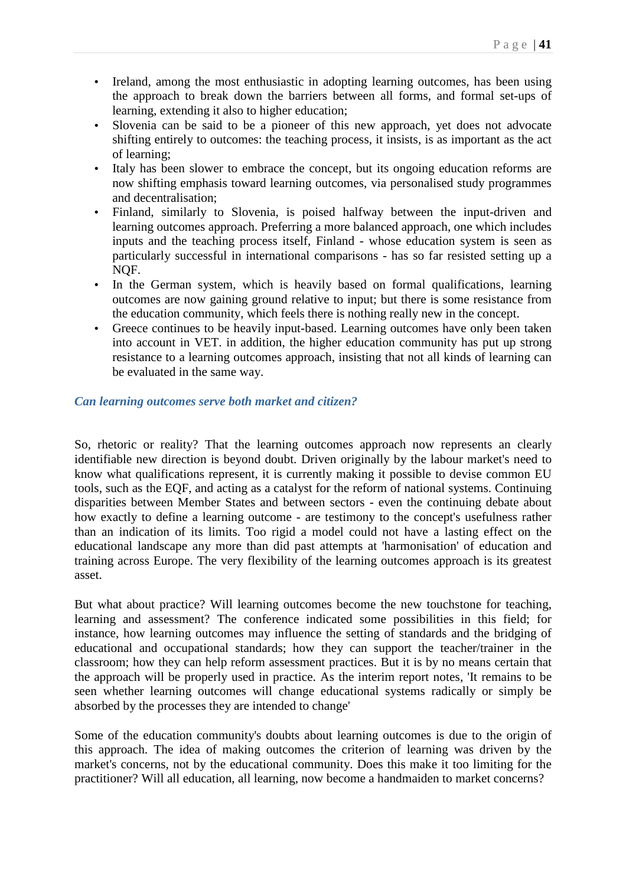- Ireland, among the most enthusiastic in adopting learning outcomes, has been using the approach to break down the barriers between all forms, and formal set-ups of learning, extending it also to higher education;
- Slovenia can be said to be a pioneer of this new approach, yet does not advocate shifting entirely to outcomes: the teaching process, it insists, is as important as the act of learning;
- Italy has been slower to embrace the concept, but its ongoing education reforms are now shifting emphasis toward learning outcomes, via personalised study programmes and decentralisation;
- Finland, similarly to Slovenia, is poised halfway between the input-driven and learning outcomes approach. Preferring a more balanced approach, one which includes inputs and the teaching process itself, Finland - whose education system is seen as particularly successful in international comparisons - has so far resisted setting up a NQF.
- In the German system, which is heavily based on formal qualifications, learning outcomes are now gaining ground relative to input; but there is some resistance from the education community, which feels there is nothing really new in the concept.
- Greece continues to be heavily input-based. Learning outcomes have only been taken into account in VET. in addition, the higher education community has put up strong resistance to a learning outcomes approach, insisting that not all kinds of learning can be evaluated in the same way.

### *Can learning outcomes serve both market and citizen?*

So, rhetoric or reality? That the learning outcomes approach now represents an clearly identifiable new direction is beyond doubt. Driven originally by the labour market's need to know what qualifications represent, it is currently making it possible to devise common EU tools, such as the EQF, and acting as a catalyst for the reform of national systems. Continuing disparities between Member States and between sectors - even the continuing debate about how exactly to define a learning outcome - are testimony to the concept's usefulness rather than an indication of its limits. Too rigid a model could not have a lasting effect on the educational landscape any more than did past attempts at 'harmonisation' of education and training across Europe. The very flexibility of the learning outcomes approach is its greatest asset.

But what about practice? Will learning outcomes become the new touchstone for teaching, learning and assessment? The conference indicated some possibilities in this field; for instance, how learning outcomes may influence the setting of standards and the bridging of educational and occupational standards; how they can support the teacher/trainer in the classroom; how they can help reform assessment practices. But it is by no means certain that the approach will be properly used in practice. As the interim report notes, 'It remains to be seen whether learning outcomes will change educational systems radically or simply be absorbed by the processes they are intended to change'

Some of the education community's doubts about learning outcomes is due to the origin of this approach. The idea of making outcomes the criterion of learning was driven by the market's concerns, not by the educational community. Does this make it too limiting for the practitioner? Will all education, all learning, now become a handmaiden to market concerns?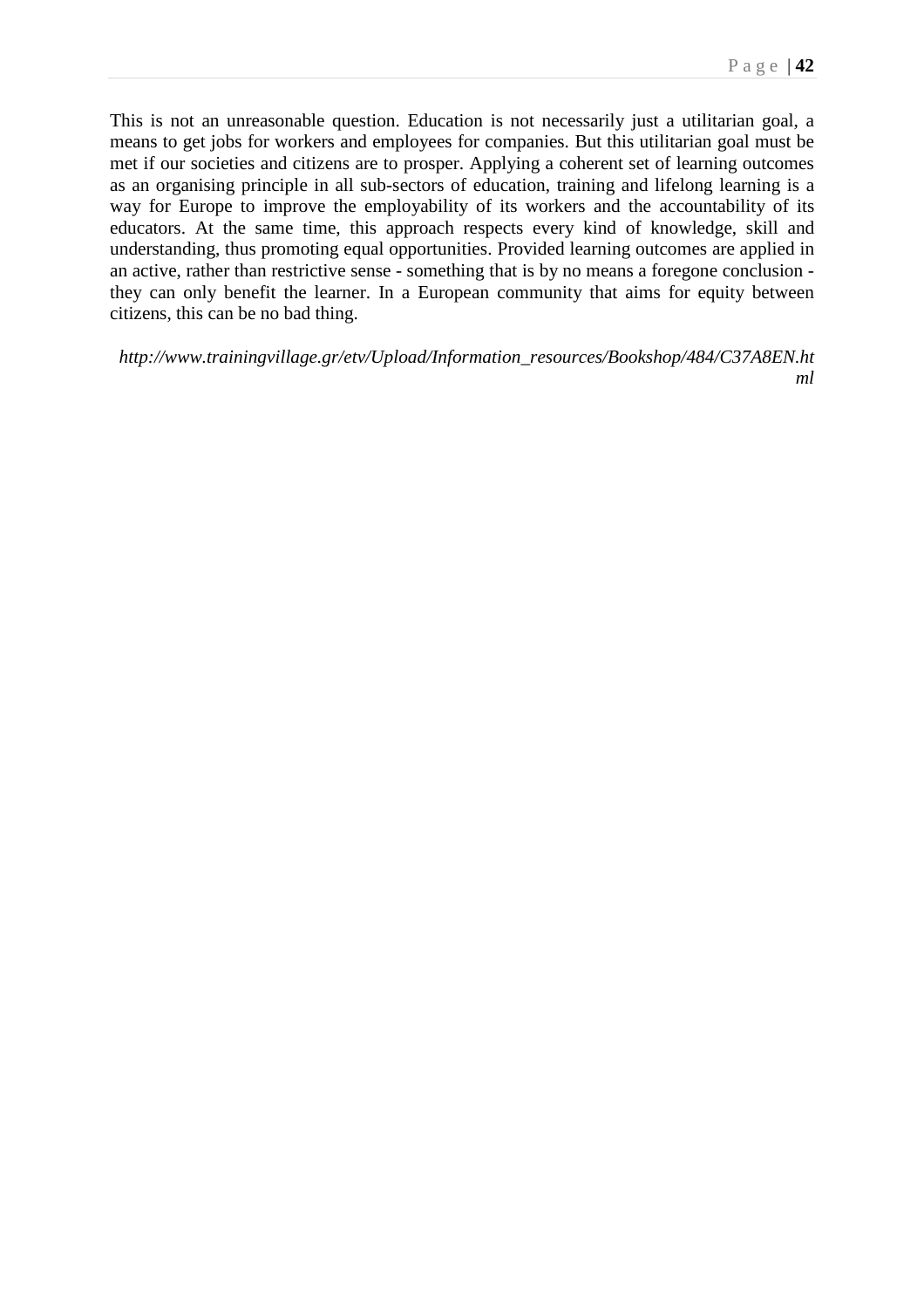This is not an unreasonable question. Education is not necessarily just a utilitarian goal, a means to get jobs for workers and employees for companies. But this utilitarian goal must be met if our societies and citizens are to prosper. Applying a coherent set of learning outcomes as an organising principle in all sub-sectors of education, training and lifelong learning is a way for Europe to improve the employability of its workers and the accountability of its educators. At the same time, this approach respects every kind of knowledge, skill and understanding, thus promoting equal opportunities. Provided learning outcomes are applied in an active, rather than restrictive sense - something that is by no means a foregone conclusion - they can only benefit the learner. In a European community that aims for equity between citizens, this can be no bad thing.

*http://www.trainingvillage.gr/etv/Upload/Information_resources/Bookshop/484/C37A8EN.html*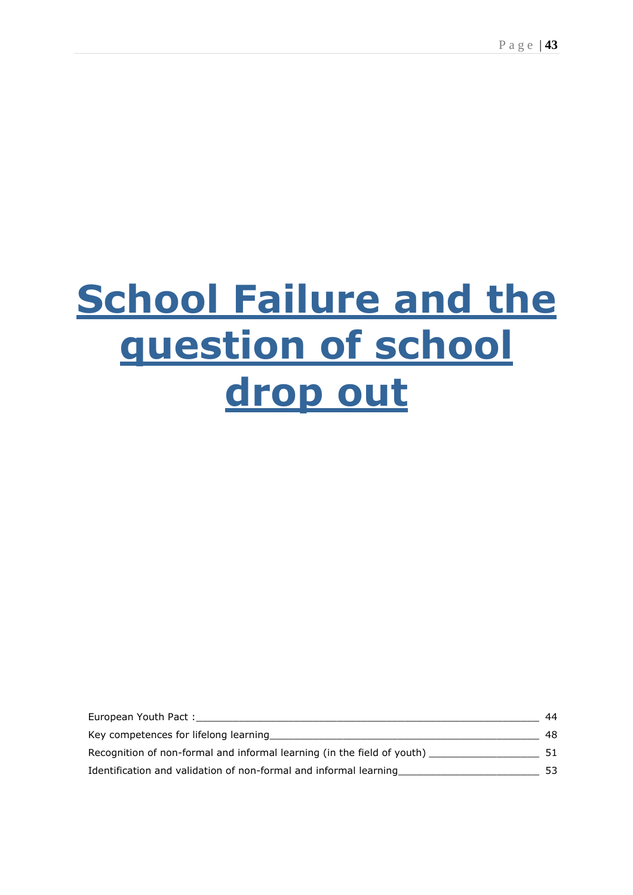# School Failure and the question of school drop out

European Youth Pact : ____________________________________________________________ 44

Key competences for lifelong learning________________________________________________ 48

Recognition of non-formal and informal learning (in the field of youth) ___________________ 51

Identification and validation of non-formal and informal learning________________________ 53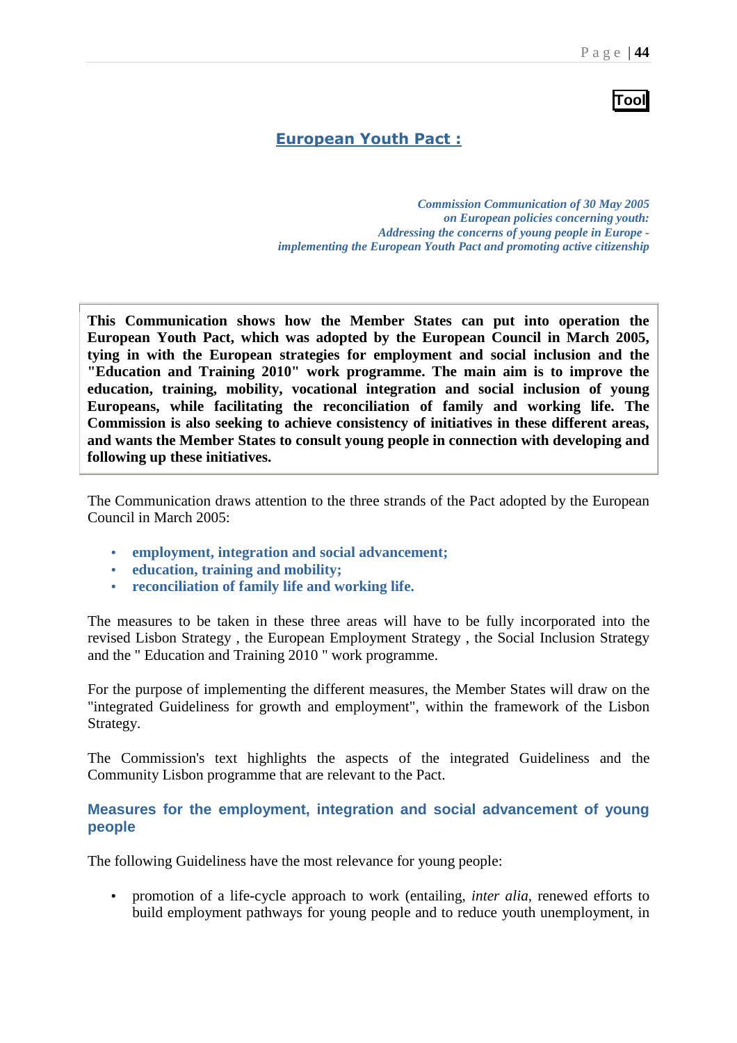**Tool**

## European Youth Pact :

*Commission Communication of 30 May 2005*
*on European policies concerning youth:*
*Addressing the concerns of young people in Europe -*
*implementing the European Youth Pact and promoting active citizenship*

**This Communication shows how the Member States can put into operation the European Youth Pact, which was adopted by the European Council in March 2005, tying in with the European strategies for employment and social inclusion and the "Education and Training 2010" work programme. The main aim is to improve the education, training, mobility, vocational integration and social inclusion of young Europeans, while facilitating the reconciliation of family and working life. The Commission is also seeking to achieve consistency of initiatives in these different areas, and wants the Member States to consult young people in connection with developing and following up these initiatives.**

The Communication draws attention to the three strands of the Pact adopted by the European Council in March 2005:

- **employment, integration and social advancement;**
- **education, training and mobility;**
- **reconciliation of family life and working life.**

The measures to be taken in these three areas will have to be fully incorporated into the revised Lisbon Strategy , the European Employment Strategy , the Social Inclusion Strategy and the " Education and Training 2010 " work programme.

For the purpose of implementing the different measures, the Member States will draw on the "integrated Guideliness for growth and employment", within the framework of the Lisbon Strategy.

The Commission's text highlights the aspects of the integrated Guideliness and the Community Lisbon programme that are relevant to the Pact.

### Measures for the employment, integration and social advancement of young people

The following Guideliness have the most relevance for young people:

- promotion of a life-cycle approach to work (entailing, *inter alia*, renewed efforts to build employment pathways for young people and to reduce youth unemployment, in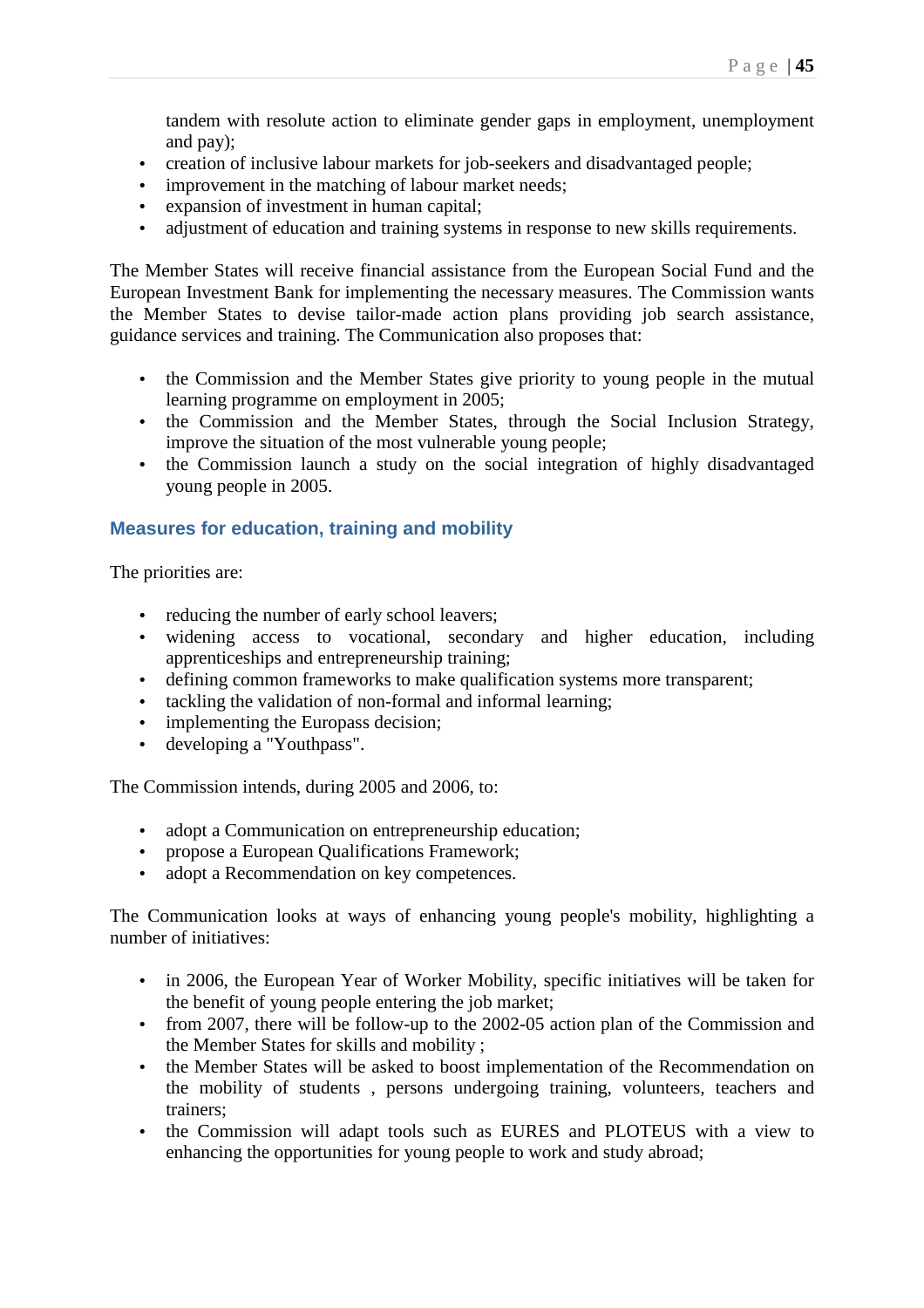tandem with resolute action to eliminate gender gaps in employment, unemployment and pay);

- creation of inclusive labour markets for job-seekers and disadvantaged people;
- improvement in the matching of labour market needs;
- expansion of investment in human capital;
- adjustment of education and training systems in response to new skills requirements.

The Member States will receive financial assistance from the European Social Fund and the European Investment Bank for implementing the necessary measures. The Commission wants the Member States to devise tailor-made action plans providing job search assistance, guidance services and training. The Communication also proposes that:

- the Commission and the Member States give priority to young people in the mutual learning programme on employment in 2005;
- the Commission and the Member States, through the Social Inclusion Strategy, improve the situation of the most vulnerable young people;
- the Commission launch a study on the social integration of highly disadvantaged young people in 2005.

### Measures for education, training and mobility

The priorities are:

- reducing the number of early school leavers;
- widening access to vocational, secondary and higher education, including apprenticeships and entrepreneurship training;
- defining common frameworks to make qualification systems more transparent;
- tackling the validation of non-formal and informal learning;
- implementing the Europass decision;
- developing a "Youthpass".

The Commission intends, during 2005 and 2006, to:

- adopt a Communication on entrepreneurship education;
- propose a European Qualifications Framework;
- adopt a Recommendation on key competences.

The Communication looks at ways of enhancing young people's mobility, highlighting a number of initiatives:

- in 2006, the European Year of Worker Mobility, specific initiatives will be taken for the benefit of young people entering the job market;
- from 2007, there will be follow-up to the 2002-05 action plan of the Commission and the Member States for skills and mobility ;
- the Member States will be asked to boost implementation of the Recommendation on the mobility of students , persons undergoing training, volunteers, teachers and trainers;
- the Commission will adapt tools such as EURES and PLOTEUS with a view to enhancing the opportunities for young people to work and study abroad;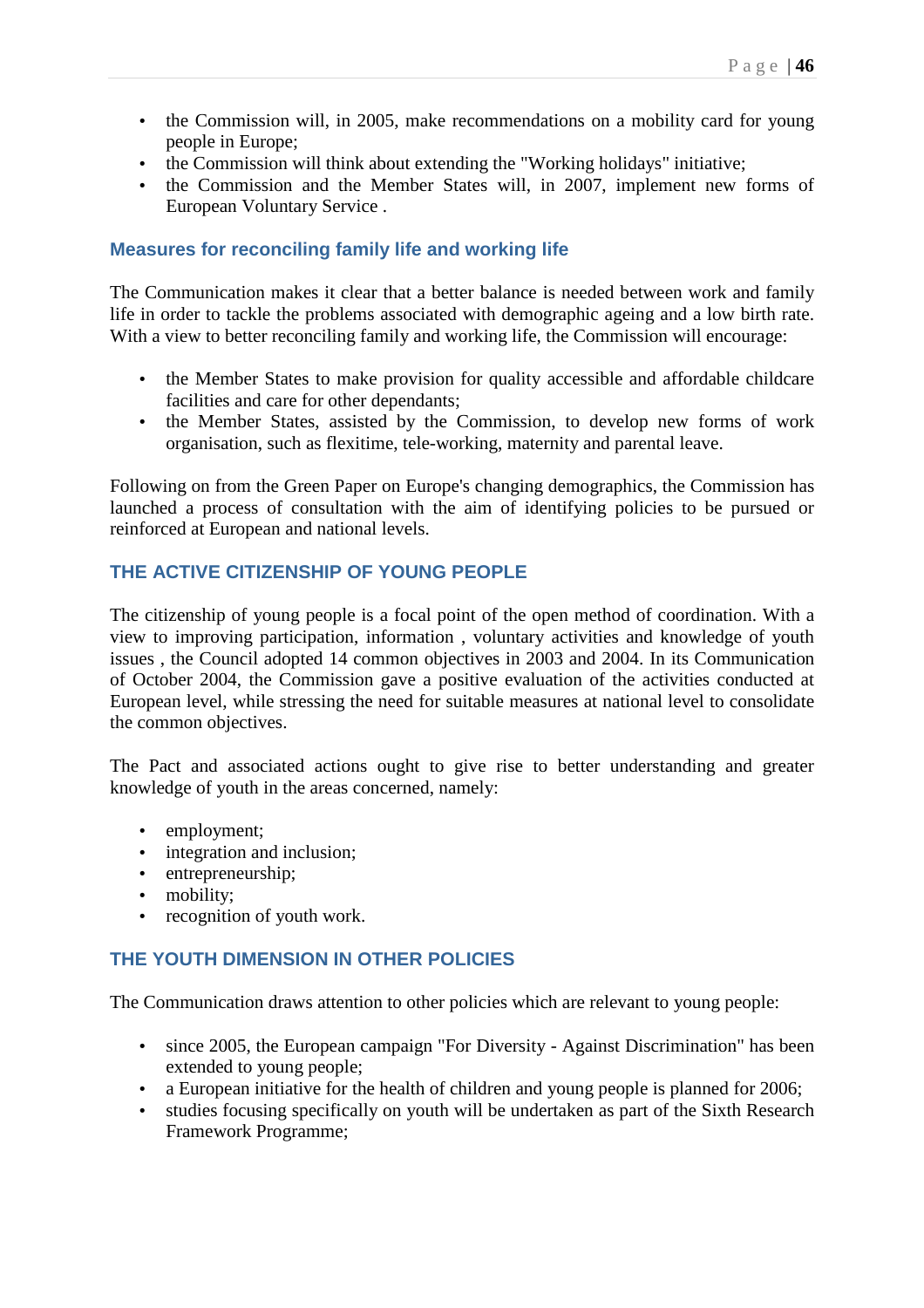- the Commission will, in 2005, make recommendations on a mobility card for young people in Europe;
- the Commission will think about extending the "Working holidays" initiative;
- the Commission and the Member States will, in 2007, implement new forms of European Voluntary Service .

### Measures for reconciling family life and working life

The Communication makes it clear that a better balance is needed between work and family life in order to tackle the problems associated with demographic ageing and a low birth rate. With a view to better reconciling family and working life, the Commission will encourage:

- the Member States to make provision for quality accessible and affordable childcare facilities and care for other dependants;
- the Member States, assisted by the Commission, to develop new forms of work organisation, such as flexitime, tele-working, maternity and parental leave.

Following on from the Green Paper on Europe's changing demographics, the Commission has launched a process of consultation with the aim of identifying policies to be pursued or reinforced at European and national levels.

## THE ACTIVE CITIZENSHIP OF YOUNG PEOPLE

The citizenship of young people is a focal point of the open method of coordination. With a view to improving participation, information , voluntary activities and knowledge of youth issues , the Council adopted 14 common objectives in 2003 and 2004. In its Communication of October 2004, the Commission gave a positive evaluation of the activities conducted at European level, while stressing the need for suitable measures at national level to consolidate the common objectives.

The Pact and associated actions ought to give rise to better understanding and greater knowledge of youth in the areas concerned, namely:

- employment;
- integration and inclusion;
- entrepreneurship;
- mobility;
- recognition of youth work.

## THE YOUTH DIMENSION IN OTHER POLICIES

The Communication draws attention to other policies which are relevant to young people:

- since 2005, the European campaign "For Diversity - Against Discrimination" has been extended to young people;
- a European initiative for the health of children and young people is planned for 2006;
- studies focusing specifically on youth will be undertaken as part of the Sixth Research Framework Programme;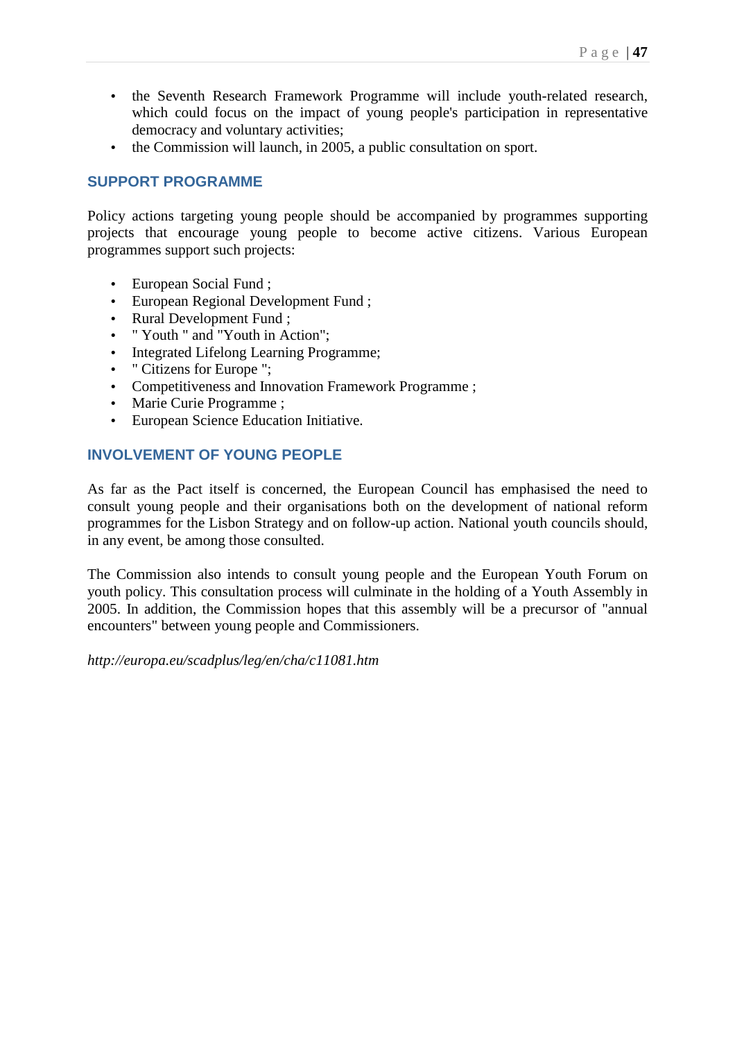- the Seventh Research Framework Programme will include youth-related research, which could focus on the impact of young people's participation in representative democracy and voluntary activities;
- the Commission will launch, in 2005, a public consultation on sport.

## SUPPORT PROGRAMME

Policy actions targeting young people should be accompanied by programmes supporting projects that encourage young people to become active citizens. Various European programmes support such projects:

- European Social Fund ;
- European Regional Development Fund ;
- Rural Development Fund ;
- " Youth " and "Youth in Action";
- Integrated Lifelong Learning Programme;
- " Citizens for Europe ";
- Competitiveness and Innovation Framework Programme ;
- Marie Curie Programme ;
- European Science Education Initiative.

## INVOLVEMENT OF YOUNG PEOPLE

As far as the Pact itself is concerned, the European Council has emphasised the need to consult young people and their organisations both on the development of national reform programmes for the Lisbon Strategy and on follow-up action. National youth councils should, in any event, be among those consulted.

The Commission also intends to consult young people and the European Youth Forum on youth policy. This consultation process will culminate in the holding of a Youth Assembly in 2005. In addition, the Commission hopes that this assembly will be a precursor of "annual encounters" between young people and Commissioners.

*http://europa.eu/scadplus/leg/en/cha/c11081.htm*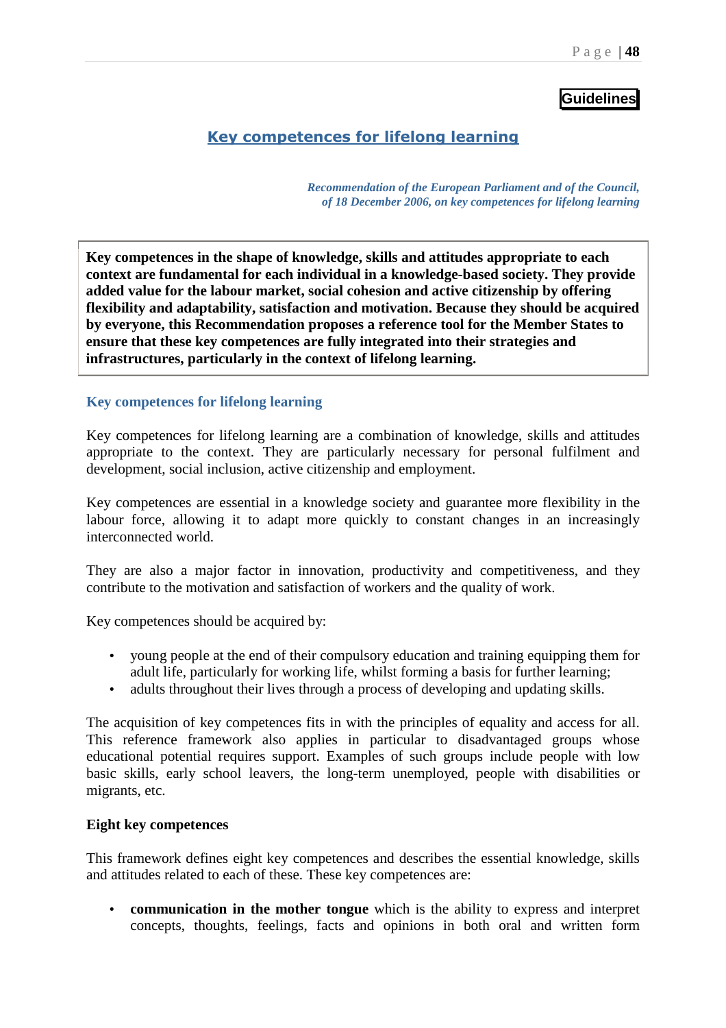**Guidelines**

## Key competences for lifelong learning

*Recommendation of the European Parliament and of the Council, of 18 December 2006, on key competences for lifelong learning*

**Key competences in the shape of knowledge, skills and attitudes appropriate to each context are fundamental for each individual in a knowledge-based society. They provide added value for the labour market, social cohesion and active citizenship by offering flexibility and adaptability, satisfaction and motivation. Because they should be acquired by everyone, this Recommendation proposes a reference tool for the Member States to ensure that these key competences are fully integrated into their strategies and infrastructures, particularly in the context of lifelong learning.**

### Key competences for lifelong learning

Key competences for lifelong learning are a combination of knowledge, skills and attitudes appropriate to the context. They are particularly necessary for personal fulfilment and development, social inclusion, active citizenship and employment.

Key competences are essential in a knowledge society and guarantee more flexibility in the labour force, allowing it to adapt more quickly to constant changes in an increasingly interconnected world.

They are also a major factor in innovation, productivity and competitiveness, and they contribute to the motivation and satisfaction of workers and the quality of work.

Key competences should be acquired by:

- young people at the end of their compulsory education and training equipping them for adult life, particularly for working life, whilst forming a basis for further learning;
- adults throughout their lives through a process of developing and updating skills.

The acquisition of key competences fits in with the principles of equality and access for all. This reference framework also applies in particular to disadvantaged groups whose educational potential requires support. Examples of such groups include people with low basic skills, early school leavers, the long-term unemployed, people with disabilities or migrants, etc.

**Eight key competences**

This framework defines eight key competences and describes the essential knowledge, skills and attitudes related to each of these. These key competences are:

- **communication in the mother tongue** which is the ability to express and interpret concepts, thoughts, feelings, facts and opinions in both oral and written form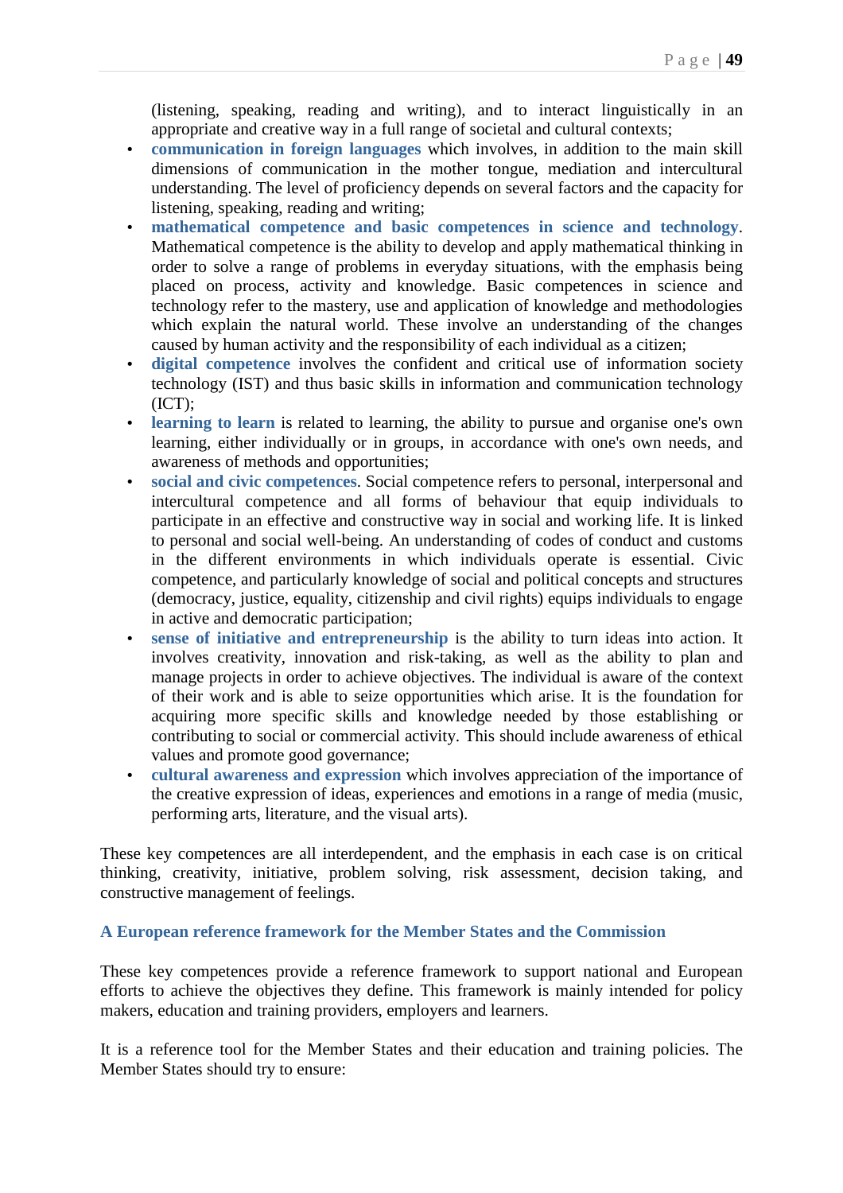(listening, speaking, reading and writing), and to interact linguistically in an appropriate and creative way in a full range of societal and cultural contexts;

- **communication in foreign languages** which involves, in addition to the main skill dimensions of communication in the mother tongue, mediation and intercultural understanding. The level of proficiency depends on several factors and the capacity for listening, speaking, reading and writing;
- **mathematical competence and basic competences in science and technology**. Mathematical competence is the ability to develop and apply mathematical thinking in order to solve a range of problems in everyday situations, with the emphasis being placed on process, activity and knowledge. Basic competences in science and technology refer to the mastery, use and application of knowledge and methodologies which explain the natural world. These involve an understanding of the changes caused by human activity and the responsibility of each individual as a citizen;
- **digital competence** involves the confident and critical use of information society technology (IST) and thus basic skills in information and communication technology (ICT);
- **learning to learn** is related to learning, the ability to pursue and organise one's own learning, either individually or in groups, in accordance with one's own needs, and awareness of methods and opportunities;
- **social and civic competences**. Social competence refers to personal, interpersonal and intercultural competence and all forms of behaviour that equip individuals to participate in an effective and constructive way in social and working life. It is linked to personal and social well-being. An understanding of codes of conduct and customs in the different environments in which individuals operate is essential. Civic competence, and particularly knowledge of social and political concepts and structures (democracy, justice, equality, citizenship and civil rights) equips individuals to engage in active and democratic participation;
- **sense of initiative and entrepreneurship** is the ability to turn ideas into action. It involves creativity, innovation and risk-taking, as well as the ability to plan and manage projects in order to achieve objectives. The individual is aware of the context of their work and is able to seize opportunities which arise. It is the foundation for acquiring more specific skills and knowledge needed by those establishing or contributing to social or commercial activity. This should include awareness of ethical values and promote good governance;
- **cultural awareness and expression** which involves appreciation of the importance of the creative expression of ideas, experiences and emotions in a range of media (music, performing arts, literature, and the visual arts).

These key competences are all interdependent, and the emphasis in each case is on critical thinking, creativity, initiative, problem solving, risk assessment, decision taking, and constructive management of feelings.

### A European reference framework for the Member States and the Commission

These key competences provide a reference framework to support national and European efforts to achieve the objectives they define. This framework is mainly intended for policy makers, education and training providers, employers and learners.

It is a reference tool for the Member States and their education and training policies. The Member States should try to ensure: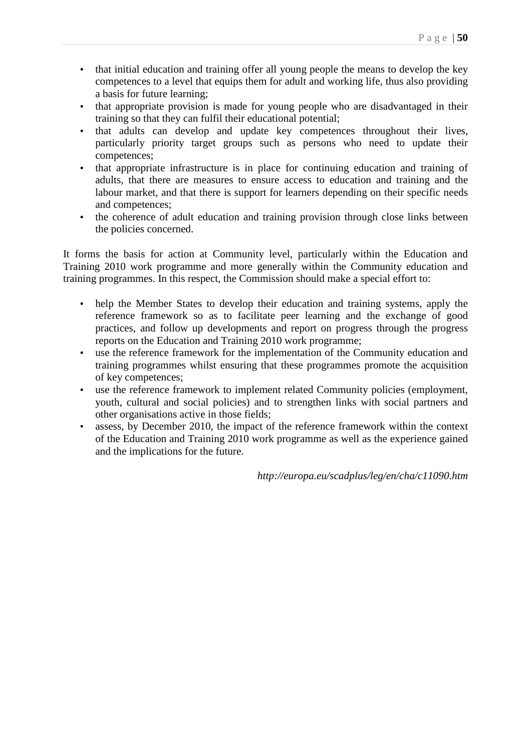- that initial education and training offer all young people the means to develop the key competences to a level that equips them for adult and working life, thus also providing a basis for future learning;
- that appropriate provision is made for young people who are disadvantaged in their training so that they can fulfil their educational potential;
- that adults can develop and update key competences throughout their lives, particularly priority target groups such as persons who need to update their competences;
- that appropriate infrastructure is in place for continuing education and training of adults, that there are measures to ensure access to education and training and the labour market, and that there is support for learners depending on their specific needs and competences;
- the coherence of adult education and training provision through close links between the policies concerned.

It forms the basis for action at Community level, particularly within the Education and Training 2010 work programme and more generally within the Community education and training programmes. In this respect, the Commission should make a special effort to:

- help the Member States to develop their education and training systems, apply the reference framework so as to facilitate peer learning and the exchange of good practices, and follow up developments and report on progress through the progress reports on the Education and Training 2010 work programme;
- use the reference framework for the implementation of the Community education and training programmes whilst ensuring that these programmes promote the acquisition of key competences;
- use the reference framework to implement related Community policies (employment, youth, cultural and social policies) and to strengthen links with social partners and other organisations active in those fields;
- assess, by December 2010, the impact of the reference framework within the context of the Education and Training 2010 work programme as well as the experience gained and the implications for the future.

*http://europa.eu/scadplus/leg/en/cha/c11090.htm*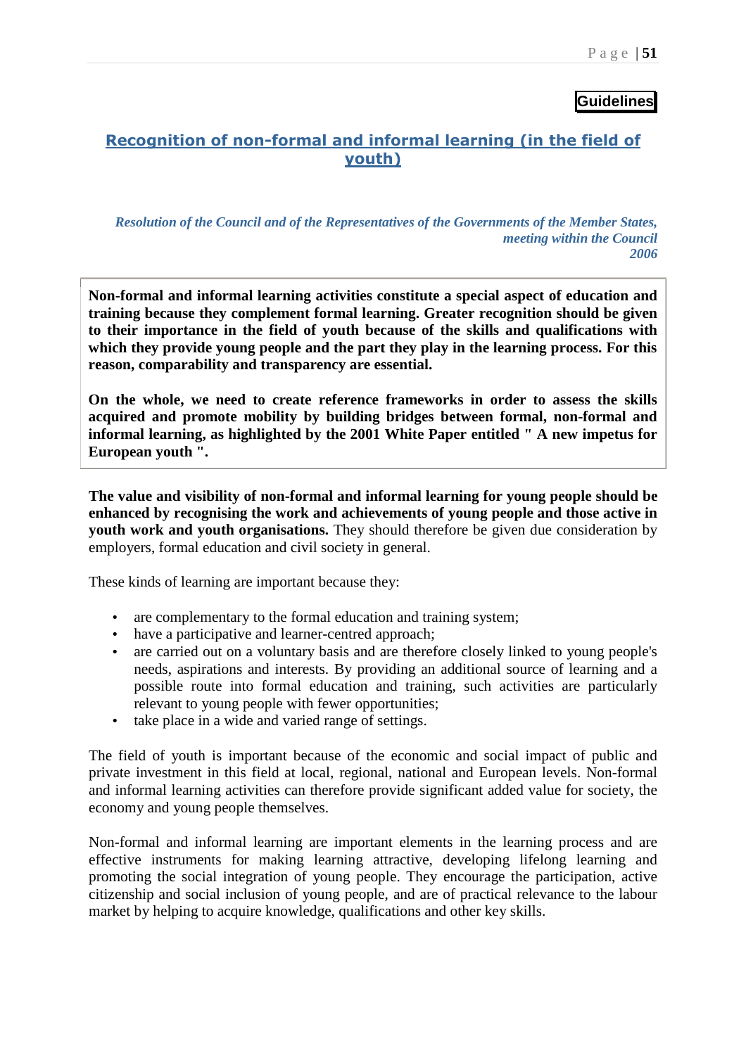**Guidelines**

## Recognition of non-formal and informal learning (in the field of youth)

*Resolution of the Council and of the Representatives of the Governments of the Member States, meeting within the Council*
*2006*

**Non-formal and informal learning activities constitute a special aspect of education and training because they complement formal learning. Greater recognition should be given to their importance in the field of youth because of the skills and qualifications with which they provide young people and the part they play in the learning process. For this reason, comparability and transparency are essential.**

**On the whole, we need to create reference frameworks in order to assess the skills acquired and promote mobility by building bridges between formal, non-formal and informal learning, as highlighted by the 2001 White Paper entitled " A new impetus for European youth ".**

**The value and visibility of non-formal and informal learning for young people should be enhanced by recognising the work and achievements of young people and those active in youth work and youth organisations.** They should therefore be given due consideration by employers, formal education and civil society in general.

These kinds of learning are important because they:

- are complementary to the formal education and training system;
- have a participative and learner-centred approach;
- are carried out on a voluntary basis and are therefore closely linked to young people's needs, aspirations and interests. By providing an additional source of learning and a possible route into formal education and training, such activities are particularly relevant to young people with fewer opportunities;
- take place in a wide and varied range of settings.

The field of youth is important because of the economic and social impact of public and private investment in this field at local, regional, national and European levels. Non-formal and informal learning activities can therefore provide significant added value for society, the economy and young people themselves.

Non-formal and informal learning are important elements in the learning process and are effective instruments for making learning attractive, developing lifelong learning and promoting the social integration of young people. They encourage the participation, active citizenship and social inclusion of young people, and are of practical relevance to the labour market by helping to acquire knowledge, qualifications and other key skills.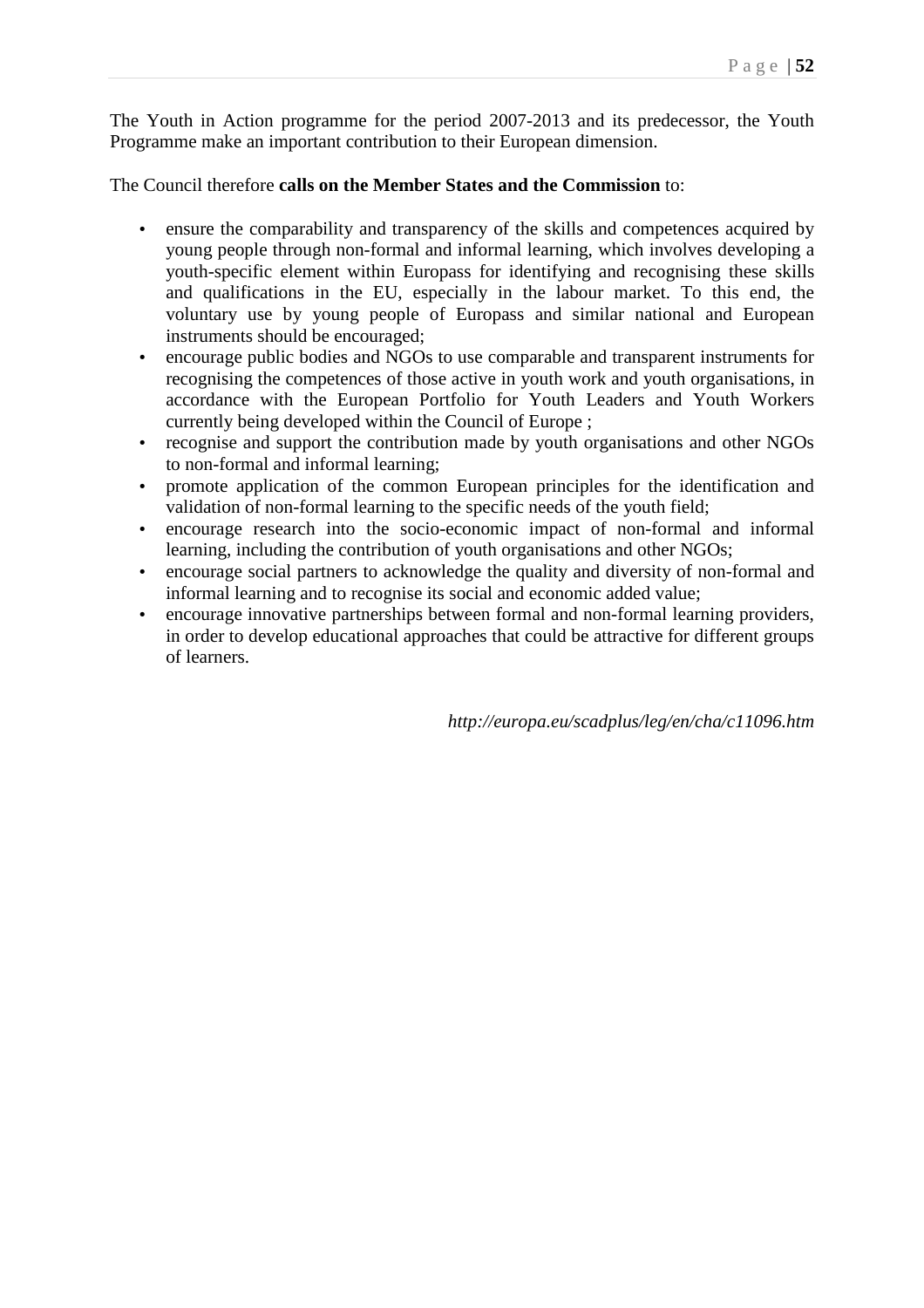The Youth in Action programme for the period 2007-2013 and its predecessor, the Youth Programme make an important contribution to their European dimension.

The Council therefore **calls on the Member States and the Commission** to:

- ensure the comparability and transparency of the skills and competences acquired by young people through non-formal and informal learning, which involves developing a youth-specific element within Europass for identifying and recognising these skills and qualifications in the EU, especially in the labour market. To this end, the voluntary use by young people of Europass and similar national and European instruments should be encouraged;
- encourage public bodies and NGOs to use comparable and transparent instruments for recognising the competences of those active in youth work and youth organisations, in accordance with the European Portfolio for Youth Leaders and Youth Workers currently being developed within the Council of Europe ;
- recognise and support the contribution made by youth organisations and other NGOs to non-formal and informal learning;
- promote application of the common European principles for the identification and validation of non-formal learning to the specific needs of the youth field;
- encourage research into the socio-economic impact of non-formal and informal learning, including the contribution of youth organisations and other NGOs;
- encourage social partners to acknowledge the quality and diversity of non-formal and informal learning and to recognise its social and economic added value;
- encourage innovative partnerships between formal and non-formal learning providers, in order to develop educational approaches that could be attractive for different groups of learners.

*http://europa.eu/scadplus/leg/en/cha/c11096.htm*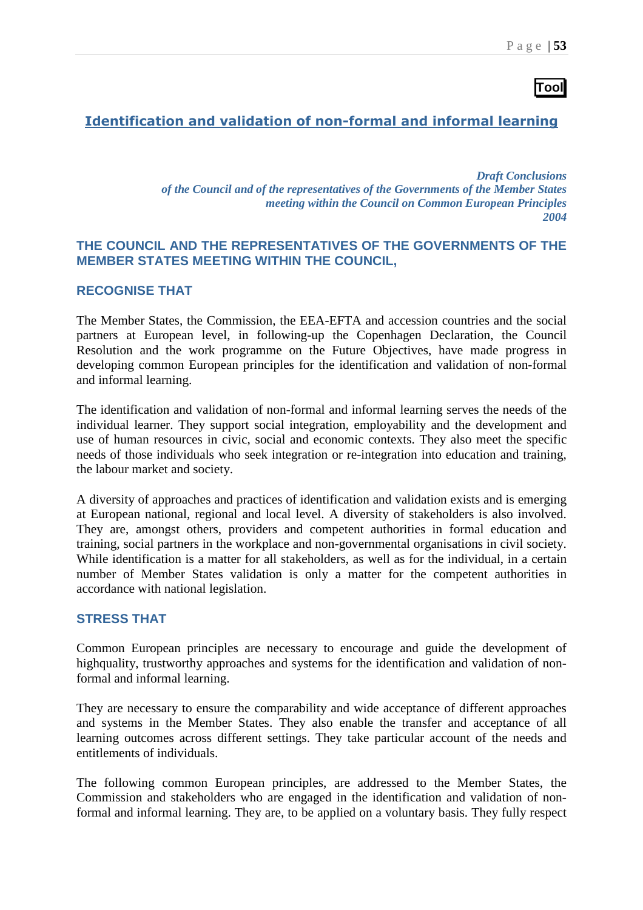**Tool**

## Identification and validation of non-formal and informal learning

*Draft Conclusions*
*of the Council and of the representatives of the Governments of the Member States*
*meeting within the Council on Common European Principles*
*2004*

### THE COUNCIL AND THE REPRESENTATIVES OF THE GOVERNMENTS OF THE MEMBER STATES MEETING WITHIN THE COUNCIL,

### RECOGNISE THAT

The Member States, the Commission, the EEA-EFTA and accession countries and the social partners at European level, in following-up the Copenhagen Declaration, the Council Resolution and the work programme on the Future Objectives, have made progress in developing common European principles for the identification and validation of non-formal and informal learning.

The identification and validation of non-formal and informal learning serves the needs of the individual learner. They support social integration, employability and the development and use of human resources in civic, social and economic contexts. They also meet the specific needs of those individuals who seek integration or re-integration into education and training, the labour market and society.

A diversity of approaches and practices of identification and validation exists and is emerging at European national, regional and local level. A diversity of stakeholders is also involved. They are, amongst others, providers and competent authorities in formal education and training, social partners in the workplace and non-governmental organisations in civil society. While identification is a matter for all stakeholders, as well as for the individual, in a certain number of Member States validation is only a matter for the competent authorities in accordance with national legislation.

### STRESS THAT

Common European principles are necessary to encourage and guide the development of highquality, trustworthy approaches and systems for the identification and validation of non-formal and informal learning.

They are necessary to ensure the comparability and wide acceptance of different approaches and systems in the Member States. They also enable the transfer and acceptance of all learning outcomes across different settings. They take particular account of the needs and entitlements of individuals.

The following common European principles, are addressed to the Member States, the Commission and stakeholders who are engaged in the identification and validation of non-formal and informal learning. They are, to be applied on a voluntary basis. They fully respect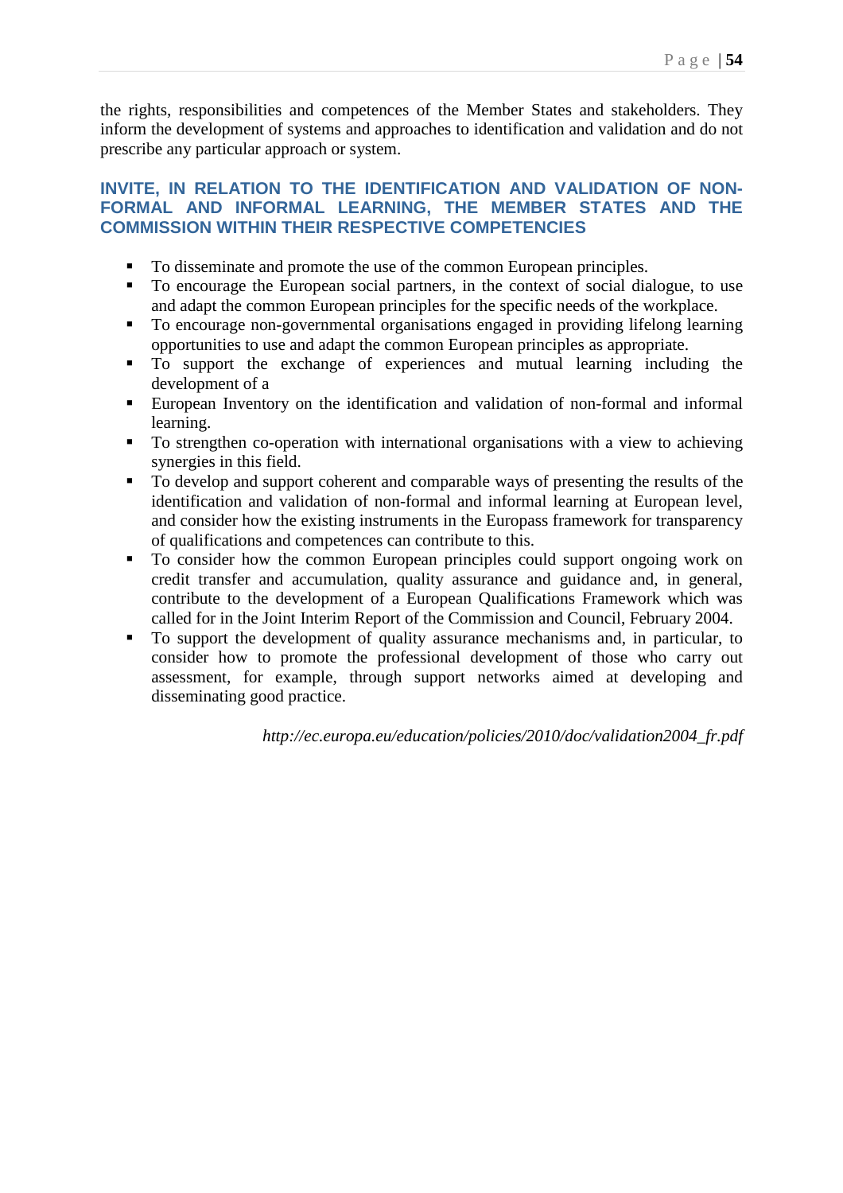the rights, responsibilities and competences of the Member States and stakeholders. They inform the development of systems and approaches to identification and validation and do not prescribe any particular approach or system.

### INVITE, IN RELATION TO THE IDENTIFICATION AND VALIDATION OF NON-FORMAL AND INFORMAL LEARNING, THE MEMBER STATES AND THE COMMISSION WITHIN THEIR RESPECTIVE COMPETENCIES

- To disseminate and promote the use of the common European principles.
- To encourage the European social partners, in the context of social dialogue, to use and adapt the common European principles for the specific needs of the workplace.
- To encourage non-governmental organisations engaged in providing lifelong learning opportunities to use and adapt the common European principles as appropriate.
- To support the exchange of experiences and mutual learning including the development of a
- European Inventory on the identification and validation of non-formal and informal learning.
- To strengthen co-operation with international organisations with a view to achieving synergies in this field.
- To develop and support coherent and comparable ways of presenting the results of the identification and validation of non-formal and informal learning at European level, and consider how the existing instruments in the Europass framework for transparency of qualifications and competences can contribute to this.
- To consider how the common European principles could support ongoing work on credit transfer and accumulation, quality assurance and guidance and, in general, contribute to the development of a European Qualifications Framework which was called for in the Joint Interim Report of the Commission and Council, February 2004.
- To support the development of quality assurance mechanisms and, in particular, to consider how to promote the professional development of those who carry out assessment, for example, through support networks aimed at developing and disseminating good practice.

*http://ec.europa.eu/education/policies/2010/doc/validation2004_fr.pdf*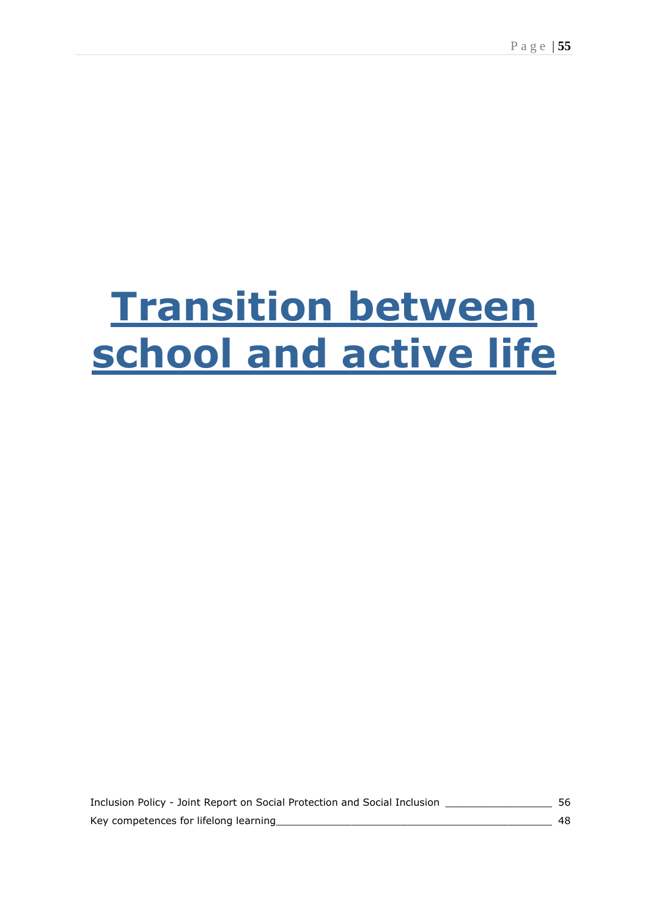# Transition between school and active life

Inclusion Policy - Joint Report on Social Protection and Social Inclusion ________________ 56

Key competences for lifelong learning__________________________________________ 48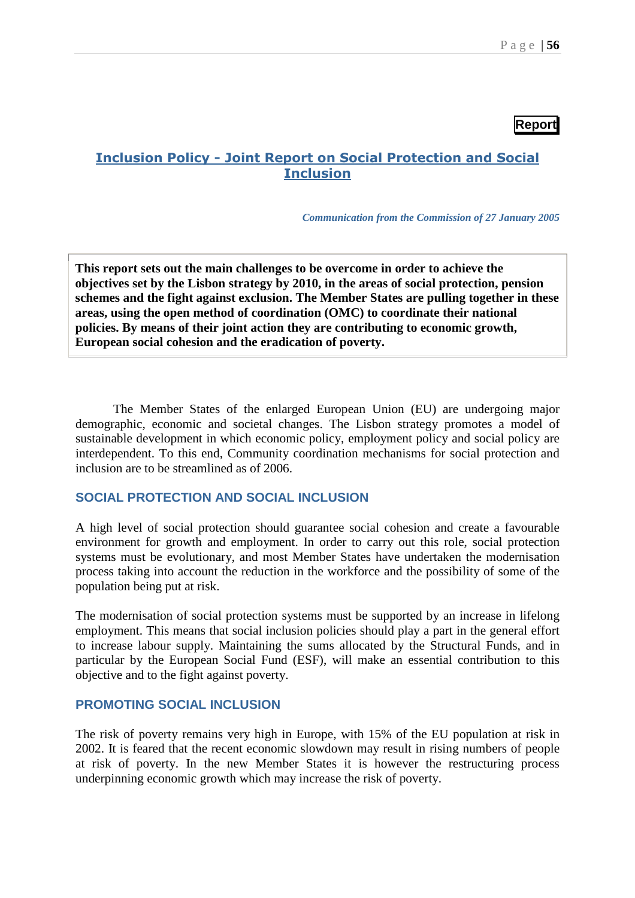**Report**

## Inclusion Policy - Joint Report on Social Protection and Social Inclusion

*Communication from the Commission of 27 January 2005*

**This report sets out the main challenges to be overcome in order to achieve the objectives set by the Lisbon strategy by 2010, in the areas of social protection, pension schemes and the fight against exclusion. The Member States are pulling together in these areas, using the open method of coordination (OMC) to coordinate their national policies. By means of their joint action they are contributing to economic growth, European social cohesion and the eradication of poverty.**

The Member States of the enlarged European Union (EU) are undergoing major demographic, economic and societal changes. The Lisbon strategy promotes a model of sustainable development in which economic policy, employment policy and social policy are interdependent. To this end, Community coordination mechanisms for social protection and inclusion are to be streamlined as of 2006.

### SOCIAL PROTECTION AND SOCIAL INCLUSION

A high level of social protection should guarantee social cohesion and create a favourable environment for growth and employment. In order to carry out this role, social protection systems must be evolutionary, and most Member States have undertaken the modernisation process taking into account the reduction in the workforce and the possibility of some of the population being put at risk.

The modernisation of social protection systems must be supported by an increase in lifelong employment. This means that social inclusion policies should play a part in the general effort to increase labour supply. Maintaining the sums allocated by the Structural Funds, and in particular by the European Social Fund (ESF), will make an essential contribution to this objective and to the fight against poverty.

### PROMOTING SOCIAL INCLUSION

The risk of poverty remains very high in Europe, with 15% of the EU population at risk in 2002. It is feared that the recent economic slowdown may result in rising numbers of people at risk of poverty. In the new Member States it is however the restructuring process underpinning economic growth which may increase the risk of poverty.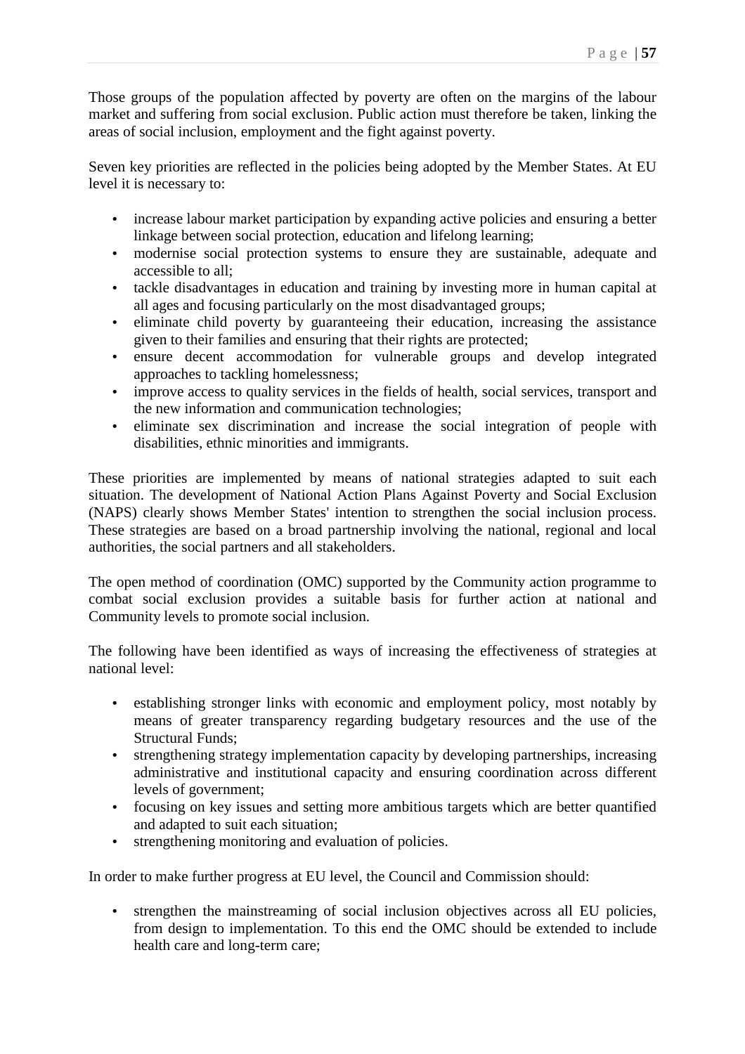Those groups of the population affected by poverty are often on the margins of the labour market and suffering from social exclusion. Public action must therefore be taken, linking the areas of social inclusion, employment and the fight against poverty.

Seven key priorities are reflected in the policies being adopted by the Member States. At EU level it is necessary to:

- increase labour market participation by expanding active policies and ensuring a better linkage between social protection, education and lifelong learning;
- modernise social protection systems to ensure they are sustainable, adequate and accessible to all;
- tackle disadvantages in education and training by investing more in human capital at all ages and focusing particularly on the most disadvantaged groups;
- eliminate child poverty by guaranteeing their education, increasing the assistance given to their families and ensuring that their rights are protected;
- ensure decent accommodation for vulnerable groups and develop integrated approaches to tackling homelessness;
- improve access to quality services in the fields of health, social services, transport and the new information and communication technologies;
- eliminate sex discrimination and increase the social integration of people with disabilities, ethnic minorities and immigrants.

These priorities are implemented by means of national strategies adapted to suit each situation. The development of National Action Plans Against Poverty and Social Exclusion (NAPS) clearly shows Member States' intention to strengthen the social inclusion process. These strategies are based on a broad partnership involving the national, regional and local authorities, the social partners and all stakeholders.

The open method of coordination (OMC) supported by the Community action programme to combat social exclusion provides a suitable basis for further action at national and Community levels to promote social inclusion.

The following have been identified as ways of increasing the effectiveness of strategies at national level:

- establishing stronger links with economic and employment policy, most notably by means of greater transparency regarding budgetary resources and the use of the Structural Funds;
- strengthening strategy implementation capacity by developing partnerships, increasing administrative and institutional capacity and ensuring coordination across different levels of government;
- focusing on key issues and setting more ambitious targets which are better quantified and adapted to suit each situation;
- strengthening monitoring and evaluation of policies.

In order to make further progress at EU level, the Council and Commission should:

- strengthen the mainstreaming of social inclusion objectives across all EU policies, from design to implementation. To this end the OMC should be extended to include health care and long-term care;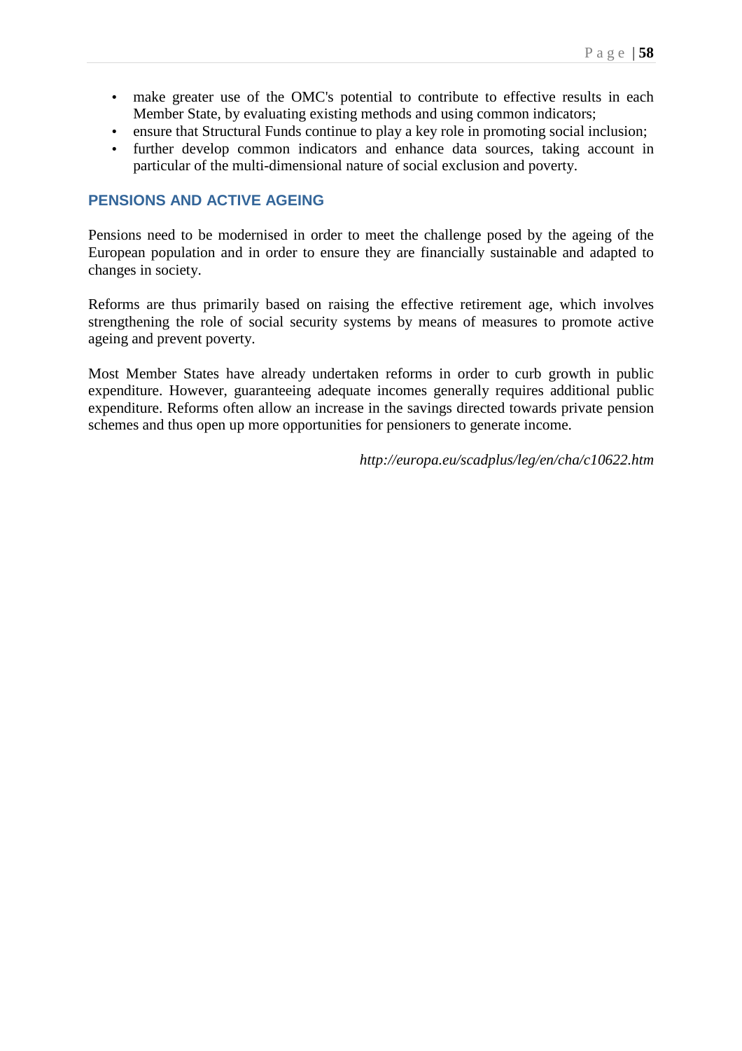- make greater use of the OMC's potential to contribute to effective results in each Member State, by evaluating existing methods and using common indicators;
- ensure that Structural Funds continue to play a key role in promoting social inclusion;
- further develop common indicators and enhance data sources, taking account in particular of the multi-dimensional nature of social exclusion and poverty.

## PENSIONS AND ACTIVE AGEING

Pensions need to be modernised in order to meet the challenge posed by the ageing of the European population and in order to ensure they are financially sustainable and adapted to changes in society.

Reforms are thus primarily based on raising the effective retirement age, which involves strengthening the role of social security systems by means of measures to promote active ageing and prevent poverty.

Most Member States have already undertaken reforms in order to curb growth in public expenditure. However, guaranteeing adequate incomes generally requires additional public expenditure. Reforms often allow an increase in the savings directed towards private pension schemes and thus open up more opportunities for pensioners to generate income.

*http://europa.eu/scadplus/leg/en/cha/c10622.htm*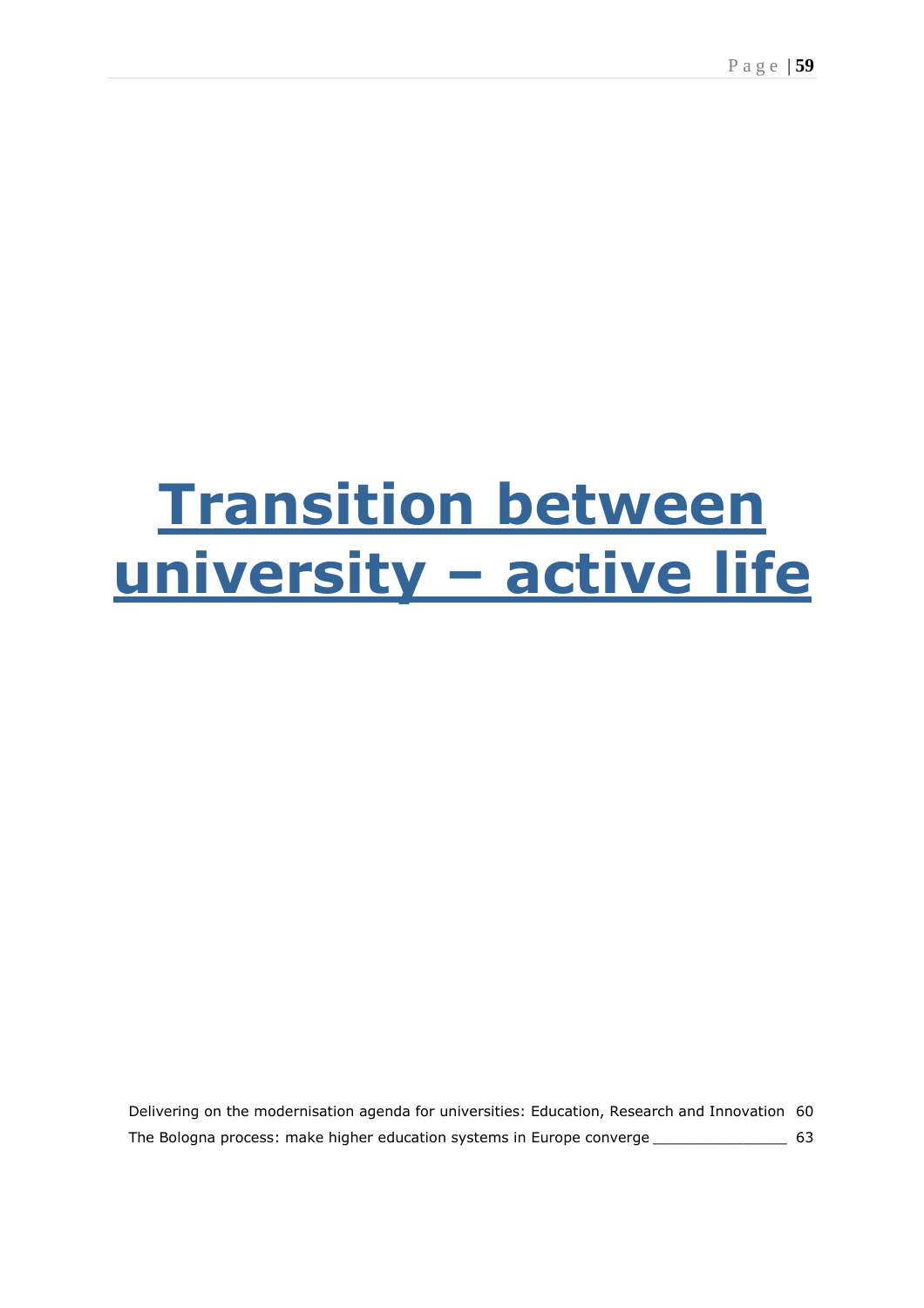# Transition between university – active life

Delivering on the modernisation agenda for universities: Education, Research and Innovation 60

The Bologna process: make higher education systems in Europe converge _______________ 63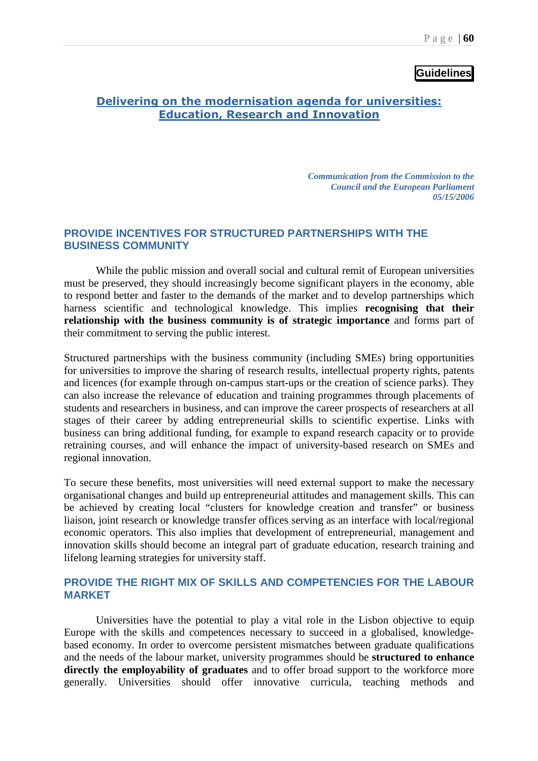**Guidelines**

## Delivering on the modernisation agenda for universities: Education, Research and Innovation

*Communication from the Commission to the Council and the European Parliament 05/15/2006*

### PROVIDE INCENTIVES FOR STRUCTURED PARTNERSHIPS WITH THE BUSINESS COMMUNITY

While the public mission and overall social and cultural remit of European universities must be preserved, they should increasingly become significant players in the economy, able to respond better and faster to the demands of the market and to develop partnerships which harness scientific and technological knowledge. This implies **recognising that their relationship with the business community is of strategic importance** and forms part of their commitment to serving the public interest.

Structured partnerships with the business community (including SMEs) bring opportunities for universities to improve the sharing of research results, intellectual property rights, patents and licences (for example through on-campus start-ups or the creation of science parks). They can also increase the relevance of education and training programmes through placements of students and researchers in business, and can improve the career prospects of researchers at all stages of their career by adding entrepreneurial skills to scientific expertise. Links with business can bring additional funding, for example to expand research capacity or to provide retraining courses, and will enhance the impact of university-based research on SMEs and regional innovation.

To secure these benefits, most universities will need external support to make the necessary organisational changes and build up entrepreneurial attitudes and management skills. This can be achieved by creating local "clusters for knowledge creation and transfer" or business liaison, joint research or knowledge transfer offices serving as an interface with local/regional economic operators. This also implies that development of entrepreneurial, management and innovation skills should become an integral part of graduate education, research training and lifelong learning strategies for university staff.

### PROVIDE THE RIGHT MIX OF SKILLS AND COMPETENCIES FOR THE LABOUR MARKET

Universities have the potential to play a vital role in the Lisbon objective to equip Europe with the skills and competences necessary to succeed in a globalised, knowledge-based economy. In order to overcome persistent mismatches between graduate qualifications and the needs of the labour market, university programmes should be **structured to enhance directly the employability of graduates** and to offer broad support to the workforce more generally. Universities should offer innovative curricula, teaching methods and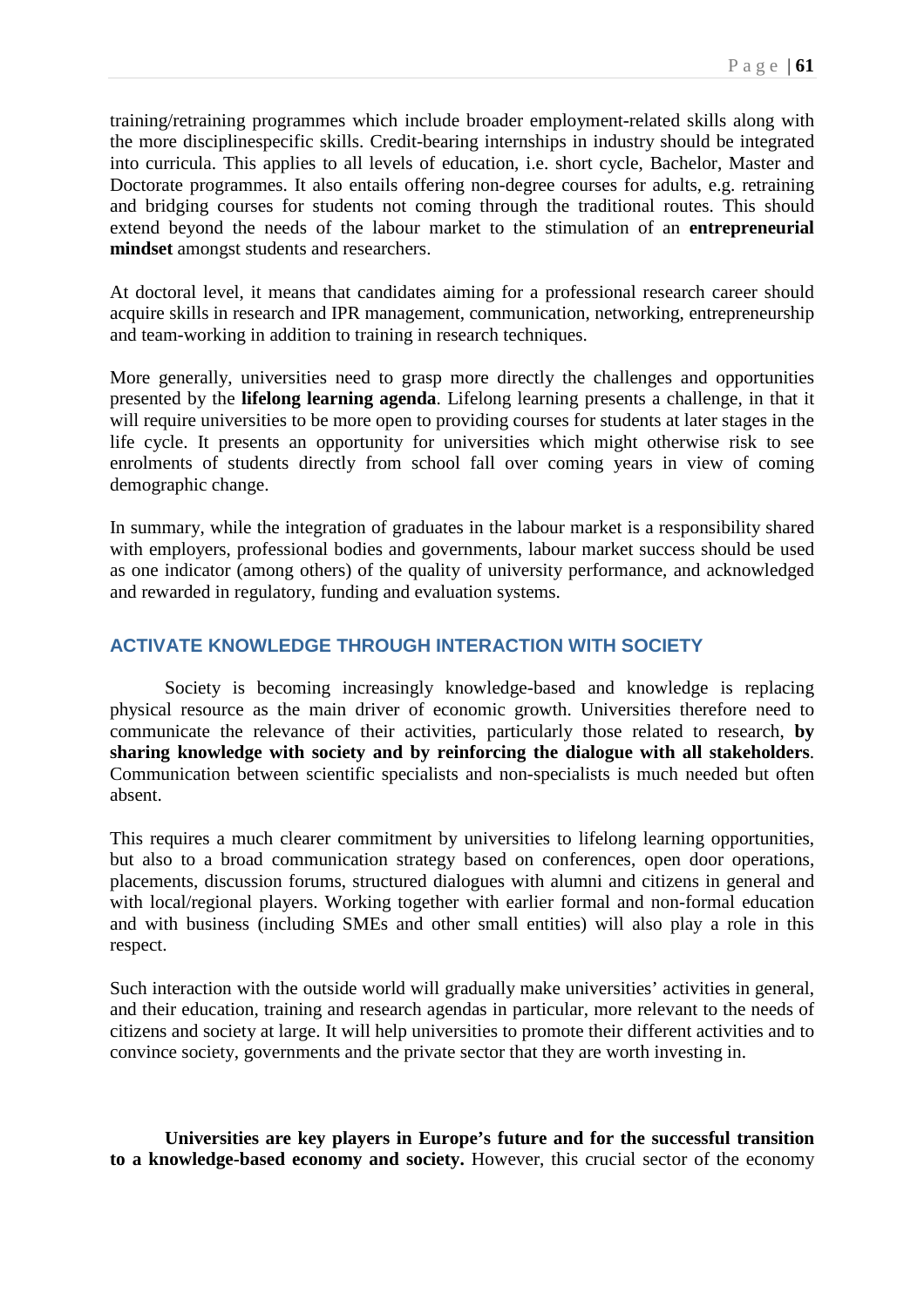training/retraining programmes which include broader employment-related skills along with the more disciplinespecific skills. Credit-bearing internships in industry should be integrated into curricula. This applies to all levels of education, i.e. short cycle, Bachelor, Master and Doctorate programmes. It also entails offering non-degree courses for adults, e.g. retraining and bridging courses for students not coming through the traditional routes. This should extend beyond the needs of the labour market to the stimulation of an **entrepreneurial mindset** amongst students and researchers.

At doctoral level, it means that candidates aiming for a professional research career should acquire skills in research and IPR management, communication, networking, entrepreneurship and team-working in addition to training in research techniques.

More generally, universities need to grasp more directly the challenges and opportunities presented by the **lifelong learning agenda**. Lifelong learning presents a challenge, in that it will require universities to be more open to providing courses for students at later stages in the life cycle. It presents an opportunity for universities which might otherwise risk to see enrolments of students directly from school fall over coming years in view of coming demographic change.

In summary, while the integration of graduates in the labour market is a responsibility shared with employers, professional bodies and governments, labour market success should be used as one indicator (among others) of the quality of university performance, and acknowledged and rewarded in regulatory, funding and evaluation systems.

### ACTIVATE KNOWLEDGE THROUGH INTERACTION WITH SOCIETY

Society is becoming increasingly knowledge-based and knowledge is replacing physical resource as the main driver of economic growth. Universities therefore need to communicate the relevance of their activities, particularly those related to research, **by sharing knowledge with society and by reinforcing the dialogue with all stakeholders**. Communication between scientific specialists and non-specialists is much needed but often absent.

This requires a much clearer commitment by universities to lifelong learning opportunities, but also to a broad communication strategy based on conferences, open door operations, placements, discussion forums, structured dialogues with alumni and citizens in general and with local/regional players. Working together with earlier formal and non-formal education and with business (including SMEs and other small entities) will also play a role in this respect.

Such interaction with the outside world will gradually make universities' activities in general, and their education, training and research agendas in particular, more relevant to the needs of citizens and society at large. It will help universities to promote their different activities and to convince society, governments and the private sector that they are worth investing in.

**Universities are key players in Europe's future and for the successful transition to a knowledge-based economy and society.** However, this crucial sector of the economy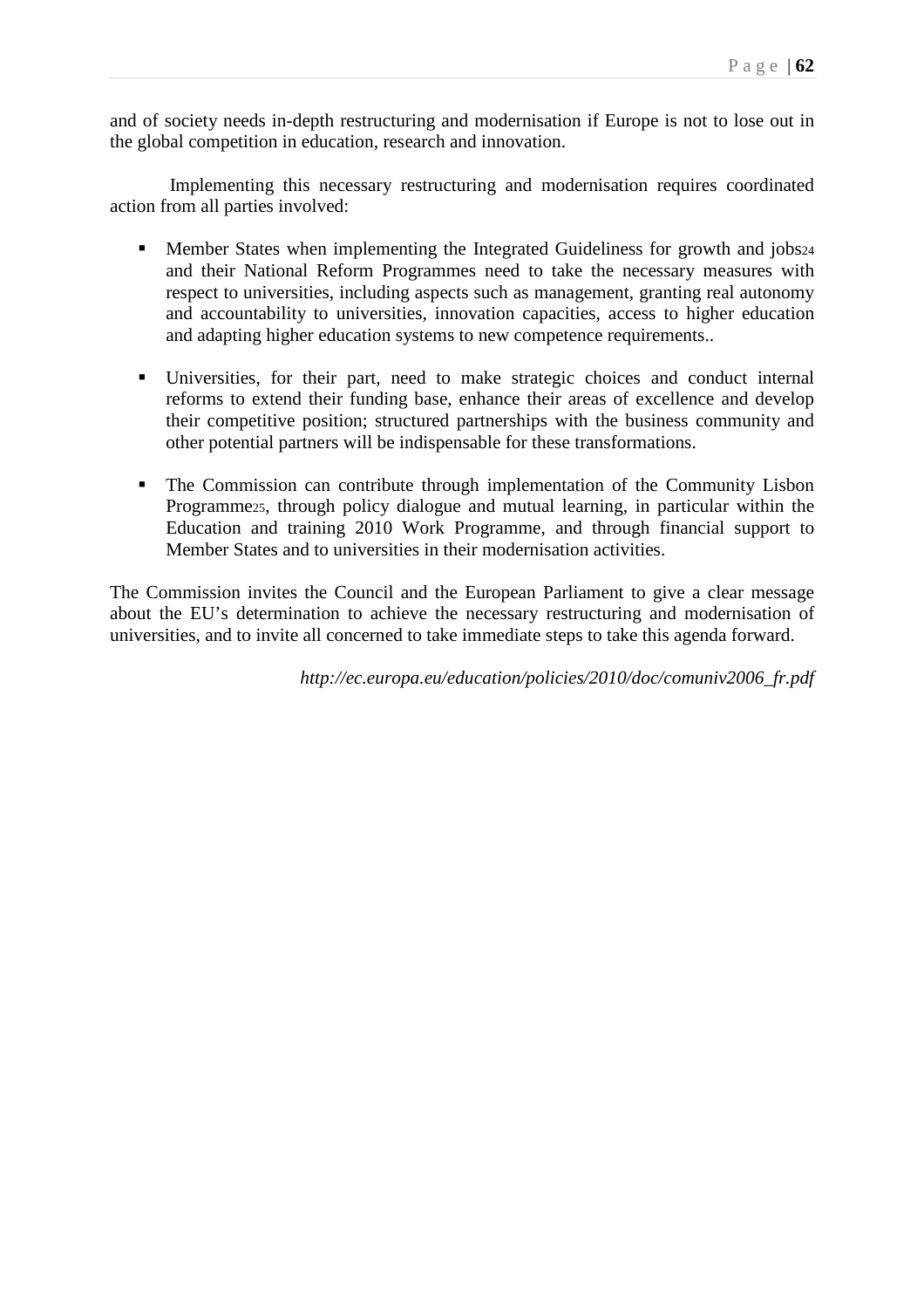and of society needs in-depth restructuring and modernisation if Europe is not to lose out in the global competition in education, research and innovation.

Implementing this necessary restructuring and modernisation requires coordinated action from all parties involved:

- Member States when implementing the Integrated Guideliness for growth and jobs[24] and their National Reform Programmes need to take the necessary measures with respect to universities, including aspects such as management, granting real autonomy and accountability to universities, innovation capacities, access to higher education and adapting higher education systems to new competence requirements..

- Universities, for their part, need to make strategic choices and conduct internal reforms to extend their funding base, enhance their areas of excellence and develop their competitive position; structured partnerships with the business community and other potential partners will be indispensable for these transformations.

- The Commission can contribute through implementation of the Community Lisbon Programme[25], through policy dialogue and mutual learning, in particular within the Education and training 2010 Work Programme, and through financial support to Member States and to universities in their modernisation activities.

The Commission invites the Council and the European Parliament to give a clear message about the EU's determination to achieve the necessary restructuring and modernisation of universities, and to invite all concerned to take immediate steps to take this agenda forward.

*http://ec.europa.eu/education/policies/2010/doc/comuniv2006_fr.pdf*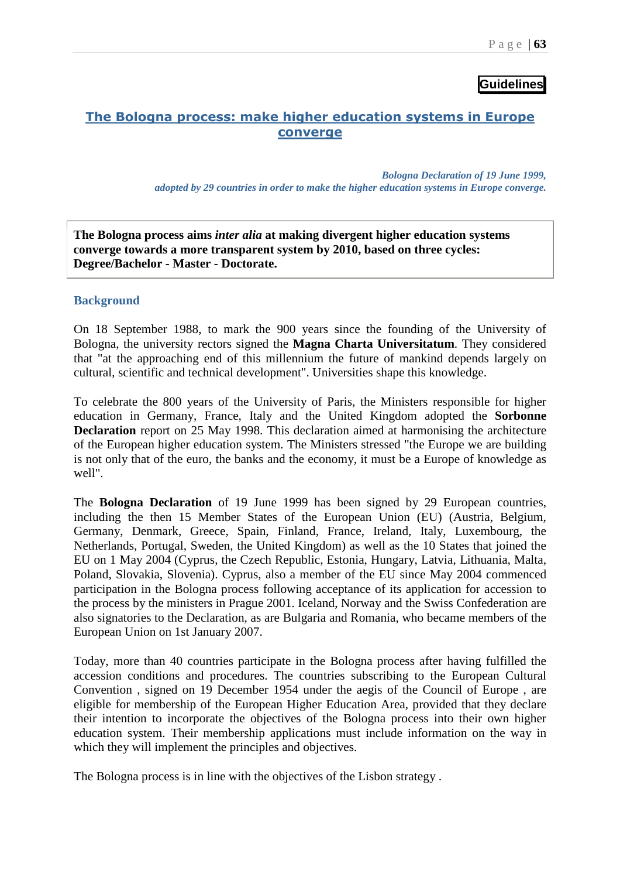**Guidelines**

## The Bologna process: make higher education systems in Europe converge

*Bologna Declaration of 19 June 1999,*
*adopted by 29 countries in order to make the higher education systems in Europe converge.*

> **The Bologna process aims *inter alia* at making divergent higher education systems converge towards a more transparent system by 2010, based on three cycles: Degree/Bachelor - Master - Doctorate.**

### Background

On 18 September 1988, to mark the 900 years since the founding of the University of Bologna, the university rectors signed the **Magna Charta Universitatum**. They considered that "at the approaching end of this millennium the future of mankind depends largely on cultural, scientific and technical development". Universities shape this knowledge.

To celebrate the 800 years of the University of Paris, the Ministers responsible for higher education in Germany, France, Italy and the United Kingdom adopted the **Sorbonne Declaration** report on 25 May 1998. This declaration aimed at harmonising the architecture of the European higher education system. The Ministers stressed "the Europe we are building is not only that of the euro, the banks and the economy, it must be a Europe of knowledge as well".

The **Bologna Declaration** of 19 June 1999 has been signed by 29 European countries, including the then 15 Member States of the European Union (EU) (Austria, Belgium, Germany, Denmark, Greece, Spain, Finland, France, Ireland, Italy, Luxembourg, the Netherlands, Portugal, Sweden, the United Kingdom) as well as the 10 States that joined the EU on 1 May 2004 (Cyprus, the Czech Republic, Estonia, Hungary, Latvia, Lithuania, Malta, Poland, Slovakia, Slovenia). Cyprus, also a member of the EU since May 2004 commenced participation in the Bologna process following acceptance of its application for accession to the process by the ministers in Prague 2001. Iceland, Norway and the Swiss Confederation are also signatories to the Declaration, as are Bulgaria and Romania, who became members of the European Union on 1st January 2007.

Today, more than 40 countries participate in the Bologna process after having fulfilled the accession conditions and procedures. The countries subscribing to the European Cultural Convention , signed on 19 December 1954 under the aegis of the Council of Europe , are eligible for membership of the European Higher Education Area, provided that they declare their intention to incorporate the objectives of the Bologna process into their own higher education system. Their membership applications must include information on the way in which they will implement the principles and objectives.

The Bologna process is in line with the objectives of the Lisbon strategy .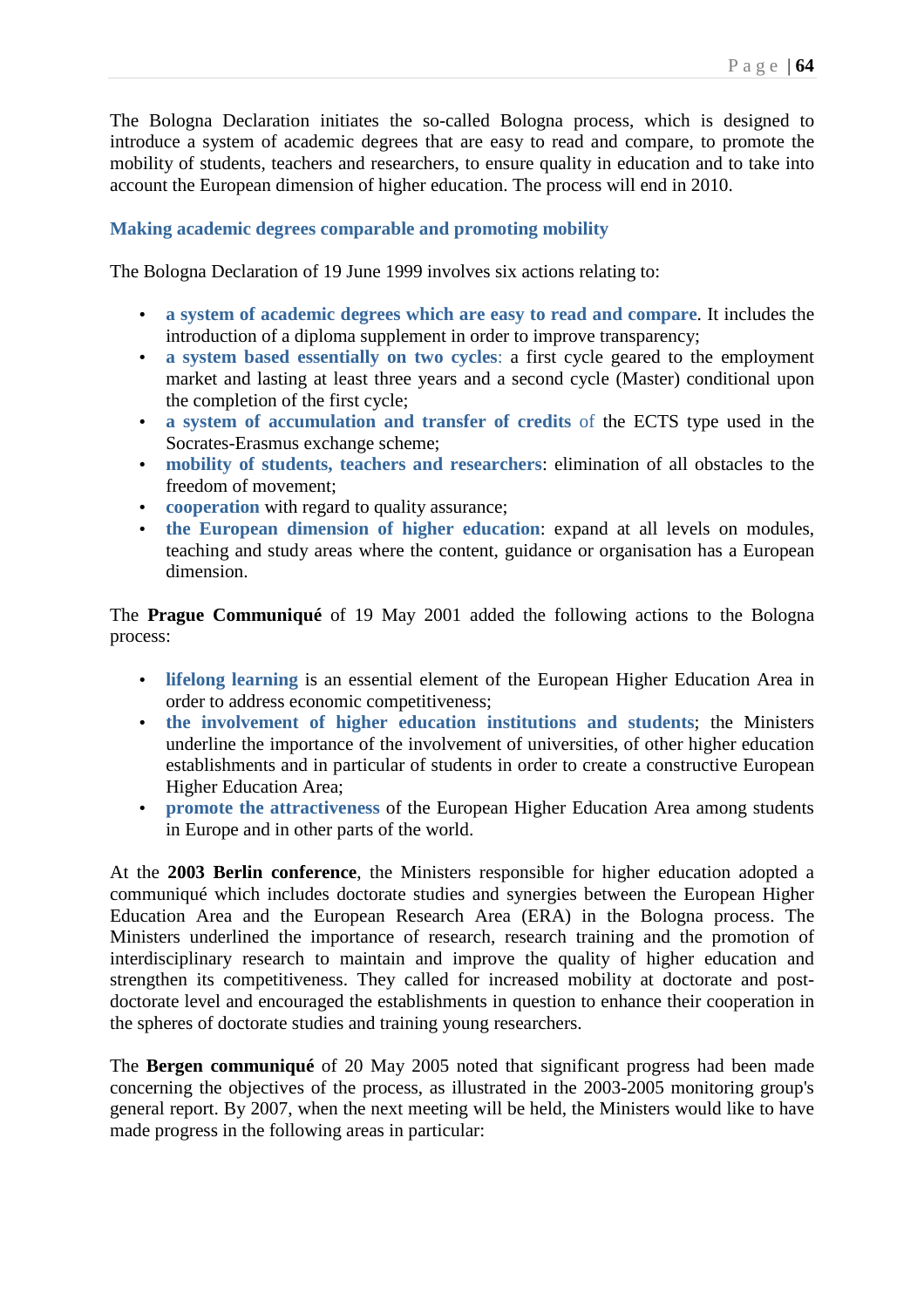The Bologna Declaration initiates the so-called Bologna process, which is designed to introduce a system of academic degrees that are easy to read and compare, to promote the mobility of students, teachers and researchers, to ensure quality in education and to take into account the European dimension of higher education. The process will end in 2010.

### Making academic degrees comparable and promoting mobility

The Bologna Declaration of 19 June 1999 involves six actions relating to:

- **a system of academic degrees which are easy to read and compare**. It includes the introduction of a diploma supplement in order to improve transparency;
- **a system based essentially on two cycles**: a first cycle geared to the employment market and lasting at least three years and a second cycle (Master) conditional upon the completion of the first cycle;
- **a system of accumulation and transfer of credits** of the ECTS type used in the Socrates-Erasmus exchange scheme;
- **mobility of students, teachers and researchers**: elimination of all obstacles to the freedom of movement;
- **cooperation** with regard to quality assurance;
- **the European dimension of higher education**: expand at all levels on modules, teaching and study areas where the content, guidance or organisation has a European dimension.

The **Prague Communiqué** of 19 May 2001 added the following actions to the Bologna process:

- **lifelong learning** is an essential element of the European Higher Education Area in order to address economic competitiveness;
- **the involvement of higher education institutions and students**; the Ministers underline the importance of the involvement of universities, of other higher education establishments and in particular of students in order to create a constructive European Higher Education Area;
- **promote the attractiveness** of the European Higher Education Area among students in Europe and in other parts of the world.

At the **2003 Berlin conference**, the Ministers responsible for higher education adopted a communiqué which includes doctorate studies and synergies between the European Higher Education Area and the European Research Area (ERA) in the Bologna process. The Ministers underlined the importance of research, research training and the promotion of interdisciplinary research to maintain and improve the quality of higher education and strengthen its competitiveness. They called for increased mobility at doctorate and post-doctorate level and encouraged the establishments in question to enhance their cooperation in the spheres of doctorate studies and training young researchers.

The **Bergen communiqué** of 20 May 2005 noted that significant progress had been made concerning the objectives of the process, as illustrated in the 2003-2005 monitoring group's general report. By 2007, when the next meeting will be held, the Ministers would like to have made progress in the following areas in particular: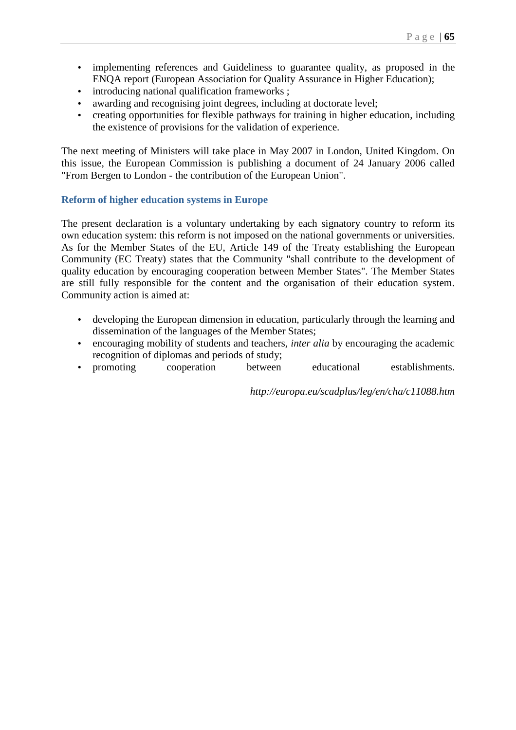- implementing references and Guideliness to guarantee quality, as proposed in the ENQA report (European Association for Quality Assurance in Higher Education);
- introducing national qualification frameworks ;
- awarding and recognising joint degrees, including at doctorate level;
- creating opportunities for flexible pathways for training in higher education, including the existence of provisions for the validation of experience.

The next meeting of Ministers will take place in May 2007 in London, United Kingdom. On this issue, the European Commission is publishing a document of 24 January 2006 called "From Bergen to London - the contribution of the European Union".

### Reform of higher education systems in Europe

The present declaration is a voluntary undertaking by each signatory country to reform its own education system: this reform is not imposed on the national governments or universities. As for the Member States of the EU, Article 149 of the Treaty establishing the European Community (EC Treaty) states that the Community "shall contribute to the development of quality education by encouraging cooperation between Member States". The Member States are still fully responsible for the content and the organisation of their education system. Community action is aimed at:

- developing the European dimension in education, particularly through the learning and dissemination of the languages of the Member States;
- encouraging mobility of students and teachers, *inter alia* by encouraging the academic recognition of diplomas and periods of study;
- promoting cooperation between educational establishments.

*http://europa.eu/scadplus/leg/en/cha/c11088.htm*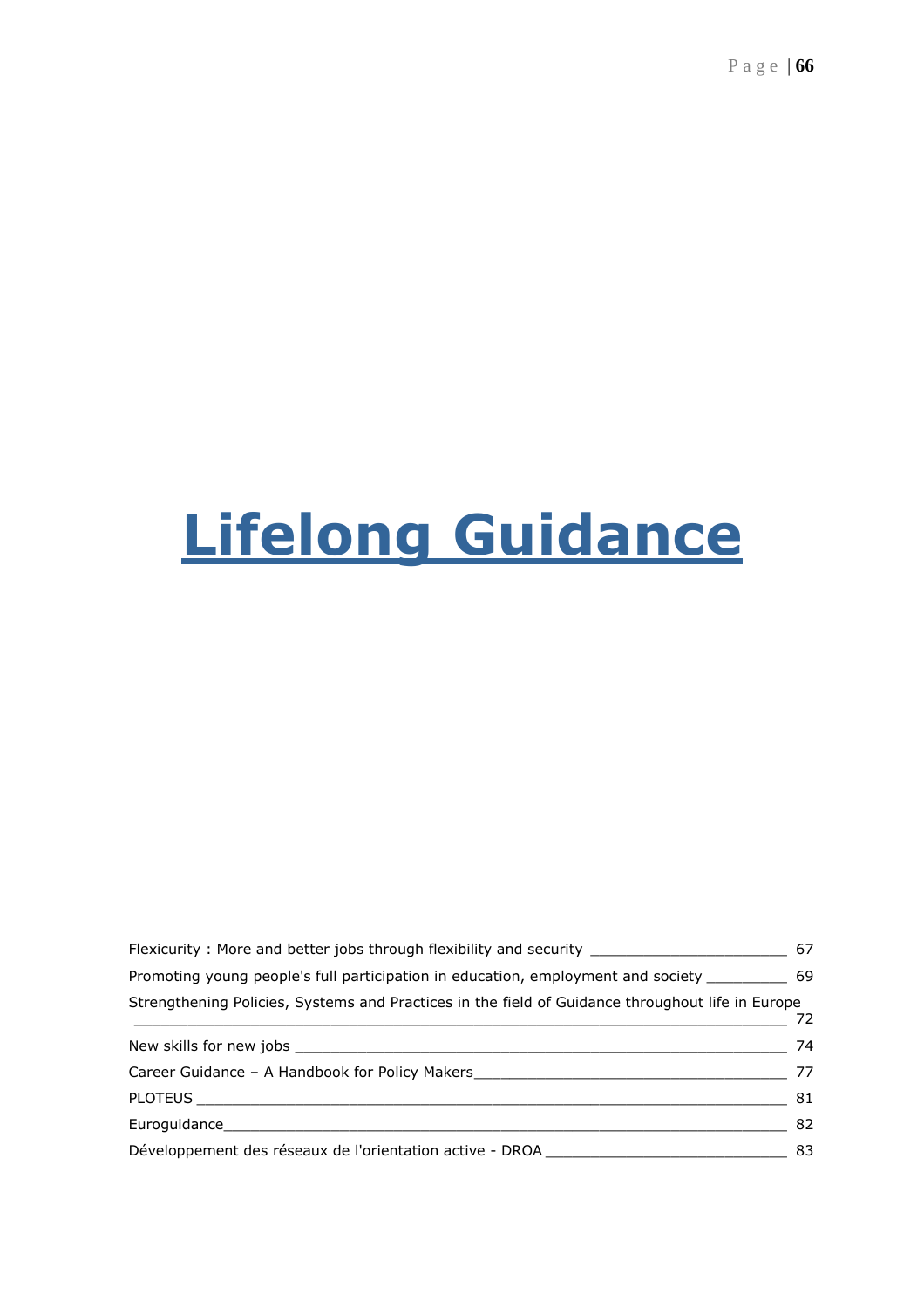# Lifelong Guidance

Flexicurity : More and better jobs through flexibility and security _______________________ 67

Promoting young people's full participation in education, employment and society _________ 69

Strengthening Policies, Systems and Practices in the field of Guidance throughout life in Europe _____________________________________________________________________ 72

New skills for new jobs _____________________________________________________ 74

Career Guidance – A Handbook for Policy Makers____________________________________ 77

PLOTEUS _________________________________________________________________ 81

Euroguidance______________________________________________________________ 82

Développement des réseaux de l'orientation active - DROA ___________________________ 83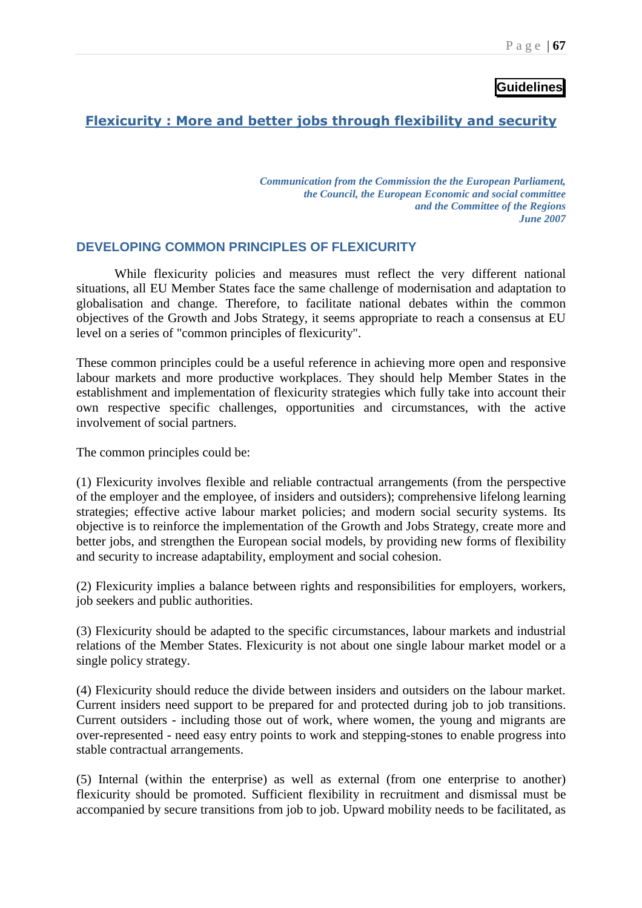**Guidelines**

## Flexicurity : More and better jobs through flexibility and security

*Communication from the Commission the the European Parliament, the Council, the European Economic and social committee and the Committee of the Regions*
*June 2007*

### DEVELOPING COMMON PRINCIPLES OF FLEXICURITY

While flexicurity policies and measures must reflect the very different national situations, all EU Member States face the same challenge of modernisation and adaptation to globalisation and change. Therefore, to facilitate national debates within the common objectives of the Growth and Jobs Strategy, it seems appropriate to reach a consensus at EU level on a series of "common principles of flexicurity".

These common principles could be a useful reference in achieving more open and responsive labour markets and more productive workplaces. They should help Member States in the establishment and implementation of flexicurity strategies which fully take into account their own respective specific challenges, opportunities and circumstances, with the active involvement of social partners.

The common principles could be:

(1) Flexicurity involves flexible and reliable contractual arrangements (from the perspective of the employer and the employee, of insiders and outsiders); comprehensive lifelong learning strategies; effective active labour market policies; and modern social security systems. Its objective is to reinforce the implementation of the Growth and Jobs Strategy, create more and better jobs, and strengthen the European social models, by providing new forms of flexibility and security to increase adaptability, employment and social cohesion.

(2) Flexicurity implies a balance between rights and responsibilities for employers, workers, job seekers and public authorities.

(3) Flexicurity should be adapted to the specific circumstances, labour markets and industrial relations of the Member States. Flexicurity is not about one single labour market model or a single policy strategy.

(4) Flexicurity should reduce the divide between insiders and outsiders on the labour market. Current insiders need support to be prepared for and protected during job to job transitions. Current outsiders - including those out of work, where women, the young and migrants are over-represented - need easy entry points to work and stepping-stones to enable progress into stable contractual arrangements.

(5) Internal (within the enterprise) as well as external (from one enterprise to another) flexicurity should be promoted. Sufficient flexibility in recruitment and dismissal must be accompanied by secure transitions from job to job. Upward mobility needs to be facilitated, as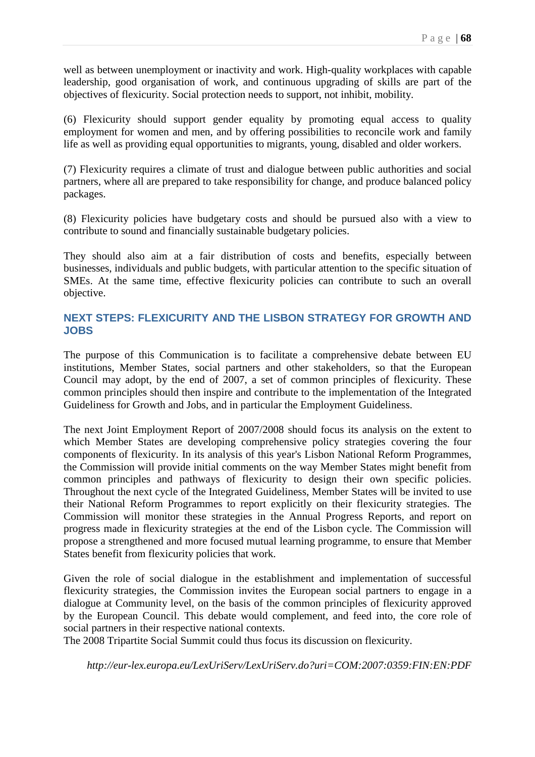well as between unemployment or inactivity and work. High-quality workplaces with capable leadership, good organisation of work, and continuous upgrading of skills are part of the objectives of flexicurity. Social protection needs to support, not inhibit, mobility.

(6) Flexicurity should support gender equality by promoting equal access to quality employment for women and men, and by offering possibilities to reconcile work and family life as well as providing equal opportunities to migrants, young, disabled and older workers.

(7) Flexicurity requires a climate of trust and dialogue between public authorities and social partners, where all are prepared to take responsibility for change, and produce balanced policy packages.

(8) Flexicurity policies have budgetary costs and should be pursued also with a view to contribute to sound and financially sustainable budgetary policies.

They should also aim at a fair distribution of costs and benefits, especially between businesses, individuals and public budgets, with particular attention to the specific situation of SMEs. At the same time, effective flexicurity policies can contribute to such an overall objective.

### NEXT STEPS: FLEXICURITY AND THE LISBON STRATEGY FOR GROWTH AND JOBS

The purpose of this Communication is to facilitate a comprehensive debate between EU institutions, Member States, social partners and other stakeholders, so that the European Council may adopt, by the end of 2007, a set of common principles of flexicurity. These common principles should then inspire and contribute to the implementation of the Integrated Guidelines for Growth and Jobs, and in particular the Employment Guideliness.

The next Joint Employment Report of 2007/2008 should focus its analysis on the extent to which Member States are developing comprehensive policy strategies covering the four components of flexicurity. In its analysis of this year's Lisbon National Reform Programmes, the Commission will provide initial comments on the way Member States might benefit from common principles and pathways of flexicurity to design their own specific policies. Throughout the next cycle of the Integrated Guideliness, Member States will be invited to use their National Reform Programmes to report explicitly on their flexicurity strategies. The Commission will monitor these strategies in the Annual Progress Reports, and report on progress made in flexicurity strategies at the end of the Lisbon cycle. The Commission will propose a strengthened and more focused mutual learning programme, to ensure that Member States benefit from flexicurity policies that work.

Given the role of social dialogue in the establishment and implementation of successful flexicurity strategies, the Commission invites the European social partners to engage in a dialogue at Community level, on the basis of the common principles of flexicurity approved by the European Council. This debate would complement, and feed into, the core role of social partners in their respective national contexts.
The 2008 Tripartite Social Summit could thus focus its discussion on flexicurity.

*http://eur-lex.europa.eu/LexUriServ/LexUriServ.do?uri=COM:2007:0359:FIN:EN:PDF*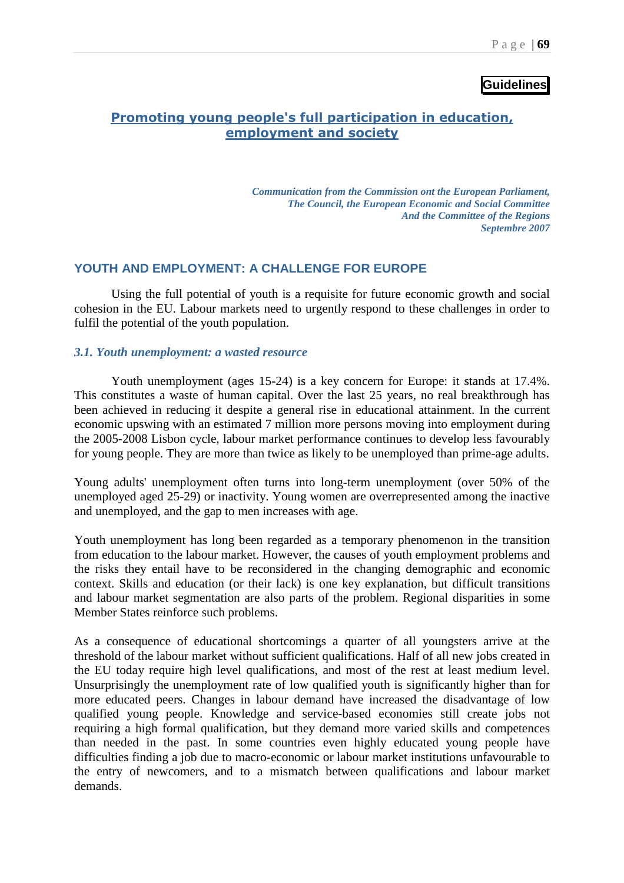**Guidelines**

## Promoting young people's full participation in education, employment and society

*Communication from the Commission ont the European Parliament,*
*The Council, the European Economic and Social Committee*
*And the Committee of the Regions*
*Septembre 2007*

### YOUTH AND EMPLOYMENT: A CHALLENGE FOR EUROPE

Using the full potential of youth is a requisite for future economic growth and social cohesion in the EU. Labour markets need to urgently respond to these challenges in order to fulfil the potential of the youth population.

#### *3.1. Youth unemployment: a wasted resource*

Youth unemployment (ages 15-24) is a key concern for Europe: it stands at 17.4%. This constitutes a waste of human capital. Over the last 25 years, no real breakthrough has been achieved in reducing it despite a general rise in educational attainment. In the current economic upswing with an estimated 7 million more persons moving into employment during the 2005-2008 Lisbon cycle, labour market performance continues to develop less favourably for young people. They are more than twice as likely to be unemployed than prime-age adults.

Young adults' unemployment often turns into long-term unemployment (over 50% of the unemployed aged 25-29) or inactivity. Young women are overrepresented among the inactive and unemployed, and the gap to men increases with age.

Youth unemployment has long been regarded as a temporary phenomenon in the transition from education to the labour market. However, the causes of youth employment problems and the risks they entail have to be reconsidered in the changing demographic and economic context. Skills and education (or their lack) is one key explanation, but difficult transitions and labour market segmentation are also parts of the problem. Regional disparities in some Member States reinforce such problems.

As a consequence of educational shortcomings a quarter of all youngsters arrive at the threshold of the labour market without sufficient qualifications. Half of all new jobs created in the EU today require high level qualifications, and most of the rest at least medium level. Unsurprisingly the unemployment rate of low qualified youth is significantly higher than for more educated peers. Changes in labour demand have increased the disadvantage of low qualified young people. Knowledge and service-based economies still create jobs not requiring a high formal qualification, but they demand more varied skills and competences than needed in the past. In some countries even highly educated young people have difficulties finding a job due to macro-economic or labour market institutions unfavourable to the entry of newcomers, and to a mismatch between qualifications and labour market demands.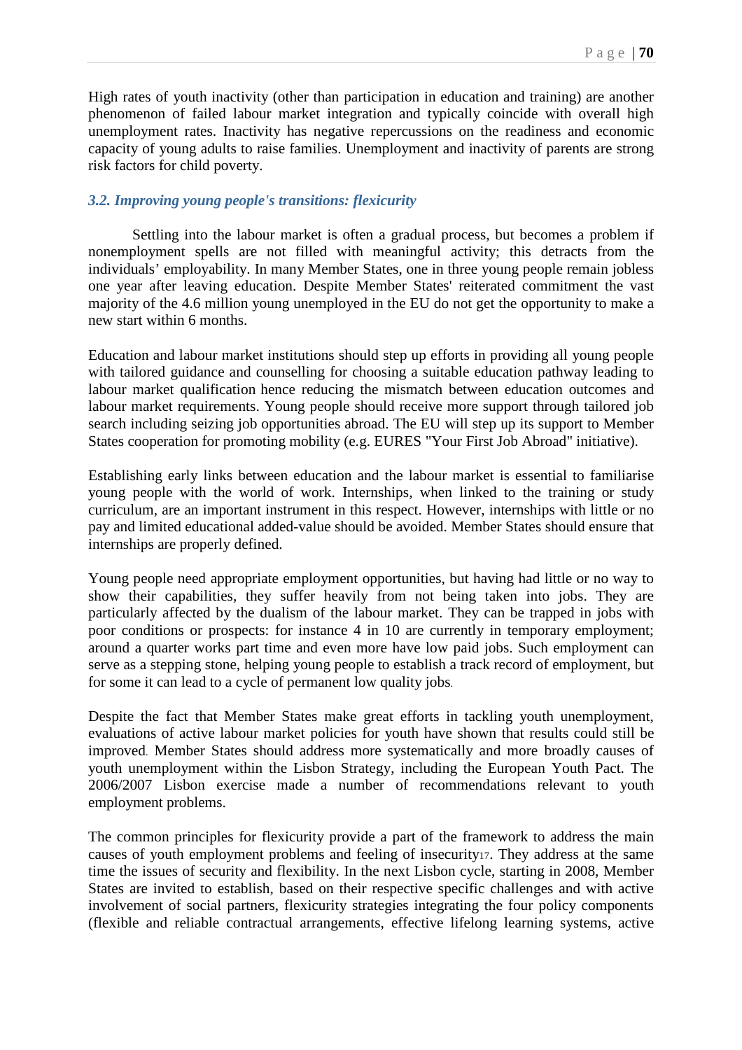High rates of youth inactivity (other than participation in education and training) are another phenomenon of failed labour market integration and typically coincide with overall high unemployment rates. Inactivity has negative repercussions on the readiness and economic capacity of young adults to raise families. Unemployment and inactivity of parents are strong risk factors for child poverty.

### *3.2. Improving young people's transitions: flexicurity*

Settling into the labour market is often a gradual process, but becomes a problem if nonemployment spells are not filled with meaningful activity; this detracts from the individuals' employability. In many Member States, one in three young people remain jobless one year after leaving education. Despite Member States' reiterated commitment the vast majority of the 4.6 million young unemployed in the EU do not get the opportunity to make a new start within 6 months.

Education and labour market institutions should step up efforts in providing all young people with tailored guidance and counselling for choosing a suitable education pathway leading to labour market qualification hence reducing the mismatch between education outcomes and labour market requirements. Young people should receive more support through tailored job search including seizing job opportunities abroad. The EU will step up its support to Member States cooperation for promoting mobility (e.g. EURES "Your First Job Abroad" initiative).

Establishing early links between education and the labour market is essential to familiarise young people with the world of work. Internships, when linked to the training or study curriculum, are an important instrument in this respect. However, internships with little or no pay and limited educational added-value should be avoided. Member States should ensure that internships are properly defined.

Young people need appropriate employment opportunities, but having had little or no way to show their capabilities, they suffer heavily from not being taken into jobs. They are particularly affected by the dualism of the labour market. They can be trapped in jobs with poor conditions or prospects: for instance 4 in 10 are currently in temporary employment; around a quarter works part time and even more have low paid jobs. Such employment can serve as a stepping stone, helping young people to establish a track record of employment, but for some it can lead to a cycle of permanent low quality jobs.

Despite the fact that Member States make great efforts in tackling youth unemployment, evaluations of active labour market policies for youth have shown that results could still be improved. Member States should address more systematically and more broadly causes of youth unemployment within the Lisbon Strategy, including the European Youth Pact. The 2006/2007 Lisbon exercise made a number of recommendations relevant to youth employment problems.

The common principles for flexicurity provide a part of the framework to address the main causes of youth employment problems and feeling of insecurity[17]. They address at the same time the issues of security and flexibility. In the next Lisbon cycle, starting in 2008, Member States are invited to establish, based on their respective specific challenges and with active involvement of social partners, flexicurity strategies integrating the four policy components (flexible and reliable contractual arrangements, effective lifelong learning systems, active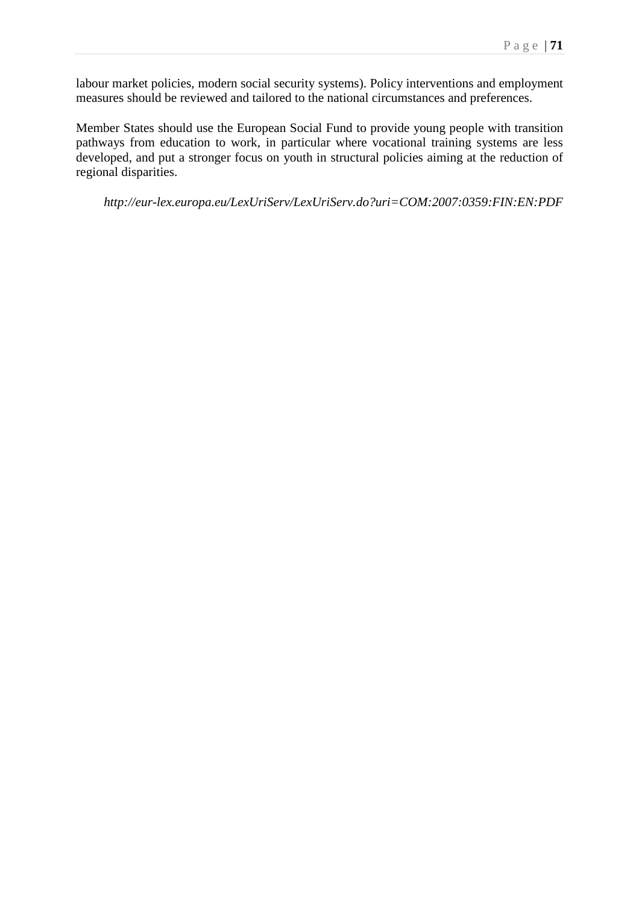labour market policies, modern social security systems). Policy interventions and employment measures should be reviewed and tailored to the national circumstances and preferences.

Member States should use the European Social Fund to provide young people with transition pathways from education to work, in particular where vocational training systems are less developed, and put a stronger focus on youth in structural policies aiming at the reduction of regional disparities.

*http://eur-lex.europa.eu/LexUriServ/LexUriServ.do?uri=COM:2007:0359:FIN:EN:PDF*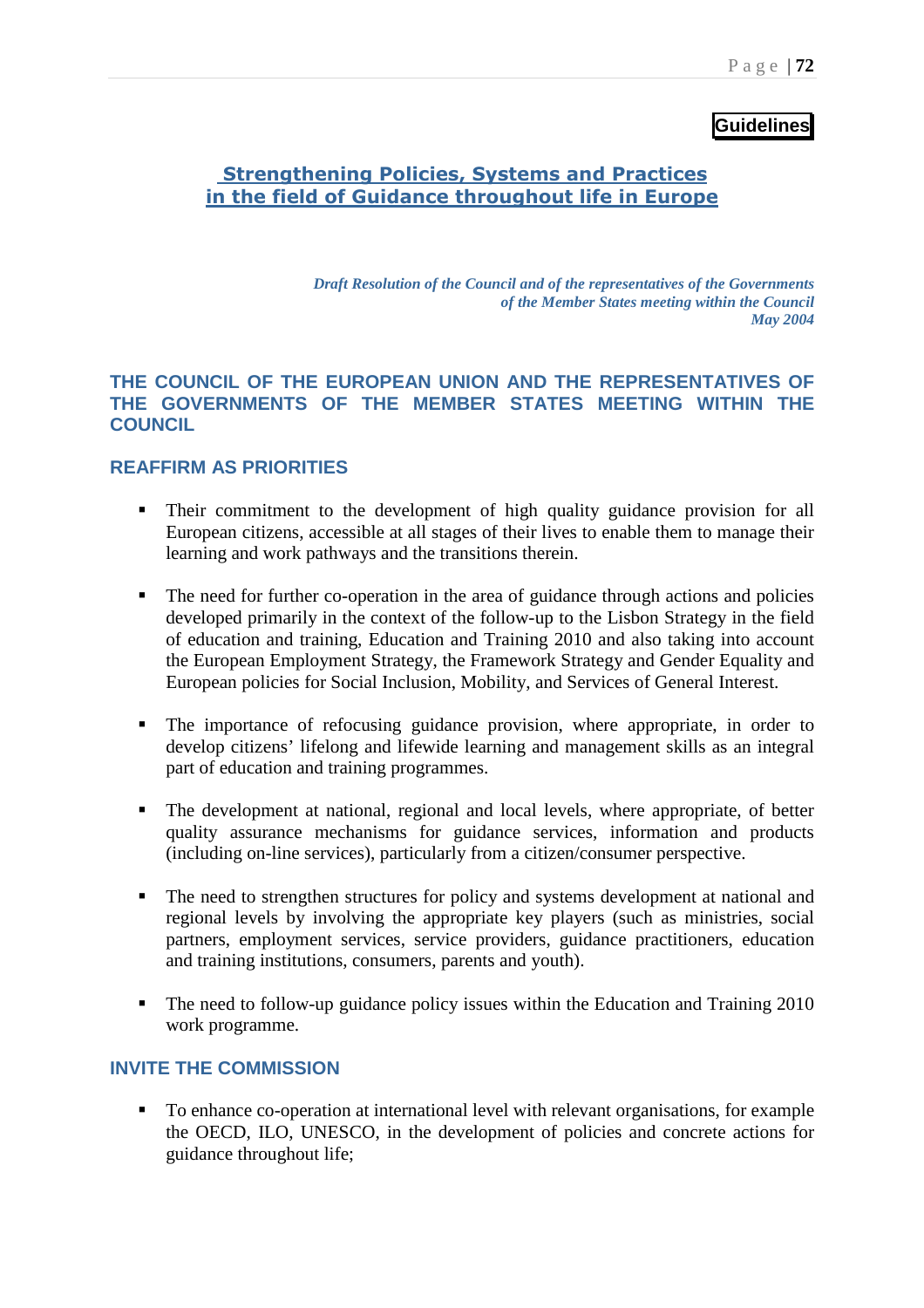**Guidelines**

## Strengthening Policies, Systems and Practices in the field of Guidance throughout life in Europe

*Draft Resolution of the Council and of the representatives of the Governments of the Member States meeting within the Council*
*May 2004*

### THE COUNCIL OF THE EUROPEAN UNION AND THE REPRESENTATIVES OF THE GOVERNMENTS OF THE MEMBER STATES MEETING WITHIN THE COUNCIL

### REAFFIRM AS PRIORITIES

- Their commitment to the development of high quality guidance provision for all European citizens, accessible at all stages of their lives to enable them to manage their learning and work pathways and the transitions therein.

- The need for further co-operation in the area of guidance through actions and policies developed primarily in the context of the follow-up to the Lisbon Strategy in the field of education and training, Education and Training 2010 and also taking into account the European Employment Strategy, the Framework Strategy and Gender Equality and European policies for Social Inclusion, Mobility, and Services of General Interest.

- The importance of refocusing guidance provision, where appropriate, in order to develop citizens' lifelong and lifewide learning and management skills as an integral part of education and training programmes.

- The development at national, regional and local levels, where appropriate, of better quality assurance mechanisms for guidance services, information and products (including on-line services), particularly from a citizen/consumer perspective.

- The need to strengthen structures for policy and systems development at national and regional levels by involving the appropriate key players (such as ministries, social partners, employment services, service providers, guidance practitioners, education and training institutions, consumers, parents and youth).

- The need to follow-up guidance policy issues within the Education and Training 2010 work programme.

### INVITE THE COMMISSION

- To enhance co-operation at international level with relevant organisations, for example the OECD, ILO, UNESCO, in the development of policies and concrete actions for guidance throughout life;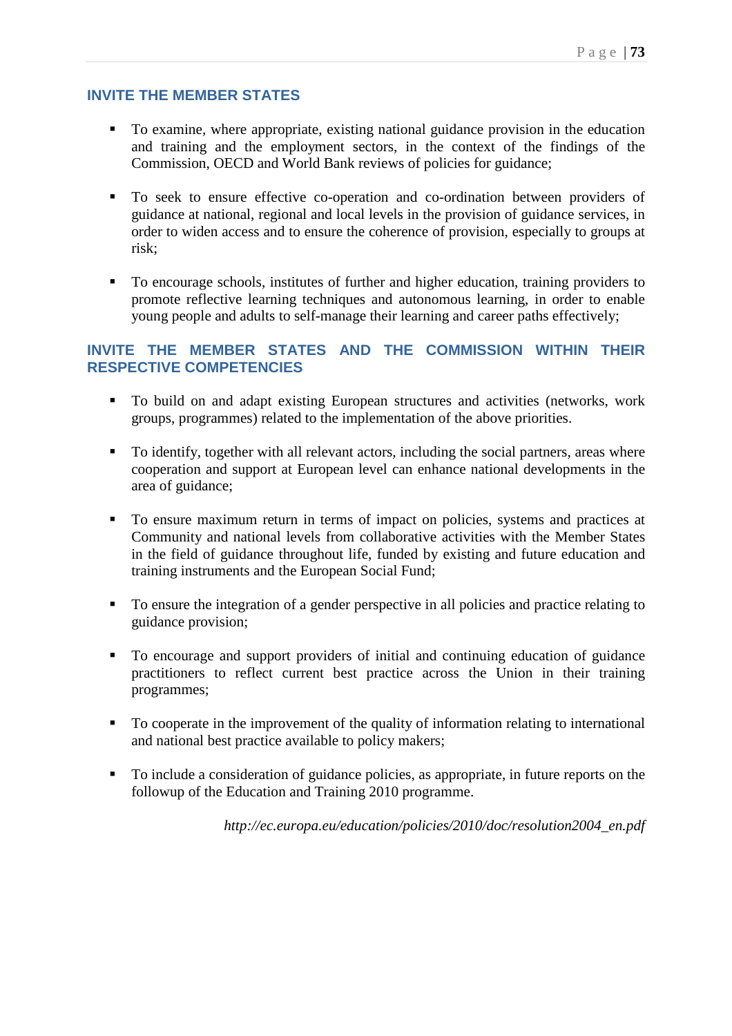## INVITE THE MEMBER STATES

- To examine, where appropriate, existing national guidance provision in the education and training and the employment sectors, in the context of the findings of the Commission, OECD and World Bank reviews of policies for guidance;

- To seek to ensure effective co-operation and co-ordination between providers of guidance at national, regional and local levels in the provision of guidance services, in order to widen access and to ensure the coherence of provision, especially to groups at risk;

- To encourage schools, institutes of further and higher education, training providers to promote reflective learning techniques and autonomous learning, in order to enable young people and adults to self-manage their learning and career paths effectively;

## INVITE THE MEMBER STATES AND THE COMMISSION WITHIN THEIR RESPECTIVE COMPETENCIES

- To build on and adapt existing European structures and activities (networks, work groups, programmes) related to the implementation of the above priorities.

- To identify, together with all relevant actors, including the social partners, areas where cooperation and support at European level can enhance national developments in the area of guidance;

- To ensure maximum return in terms of impact on policies, systems and practices at Community and national levels from collaborative activities with the Member States in the field of guidance throughout life, funded by existing and future education and training instruments and the European Social Fund;

- To ensure the integration of a gender perspective in all policies and practice relating to guidance provision;

- To encourage and support providers of initial and continuing education of guidance practitioners to reflect current best practice across the Union in their training programmes;

- To cooperate in the improvement of the quality of information relating to international and national best practice available to policy makers;

- To include a consideration of guidance policies, as appropriate, in future reports on the followup of the Education and Training 2010 programme.

*http://ec.europa.eu/education/policies/2010/doc/resolution2004_en.pdf*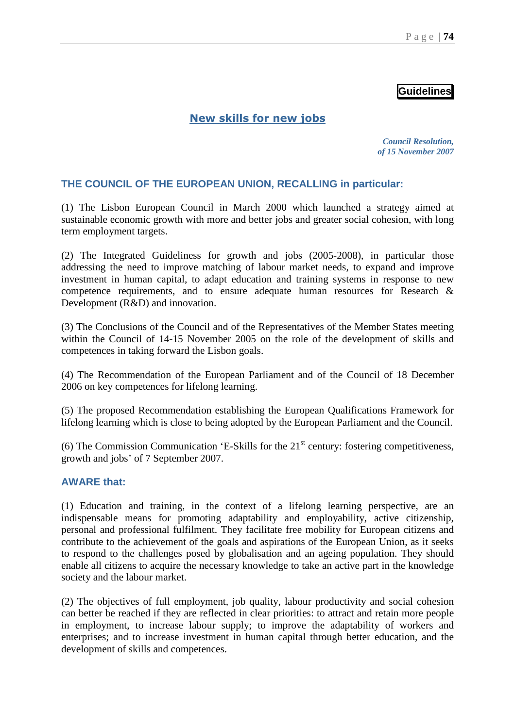**Guidelines**

## New skills for new jobs

*Council Resolution,*
*of 15 November 2007*

### THE COUNCIL OF THE EUROPEAN UNION, RECALLING in particular:

(1) The Lisbon European Council in March 2000 which launched a strategy aimed at sustainable economic growth with more and better jobs and greater social cohesion, with long term employment targets.

(2) The Integrated Guideliness for growth and jobs (2005-2008), in particular those addressing the need to improve matching of labour market needs, to expand and improve investment in human capital, to adapt education and training systems in response to new competence requirements, and to ensure adequate human resources for Research & Development (R&D) and innovation.

(3) The Conclusions of the Council and of the Representatives of the Member States meeting within the Council of 14-15 November 2005 on the role of the development of skills and competences in taking forward the Lisbon goals.

(4) The Recommendation of the European Parliament and of the Council of 18 December 2006 on key competences for lifelong learning.

(5) The proposed Recommendation establishing the European Qualifications Framework for lifelong learning which is close to being adopted by the European Parliament and the Council.

(6) The Commission Communication 'E-Skills for the 21st century: fostering competitiveness, growth and jobs' of 7 September 2007.

### AWARE that:

(1) Education and training, in the context of a lifelong learning perspective, are an indispensable means for promoting adaptability and employability, active citizenship, personal and professional fulfilment. They facilitate free mobility for European citizens and contribute to the achievement of the goals and aspirations of the European Union, as it seeks to respond to the challenges posed by globalisation and an ageing population. They should enable all citizens to acquire the necessary knowledge to take an active part in the knowledge society and the labour market.

(2) The objectives of full employment, job quality, labour productivity and social cohesion can better be reached if they are reflected in clear priorities: to attract and retain more people in employment, to increase labour supply; to improve the adaptability of workers and enterprises; and to increase investment in human capital through better education, and the development of skills and competences.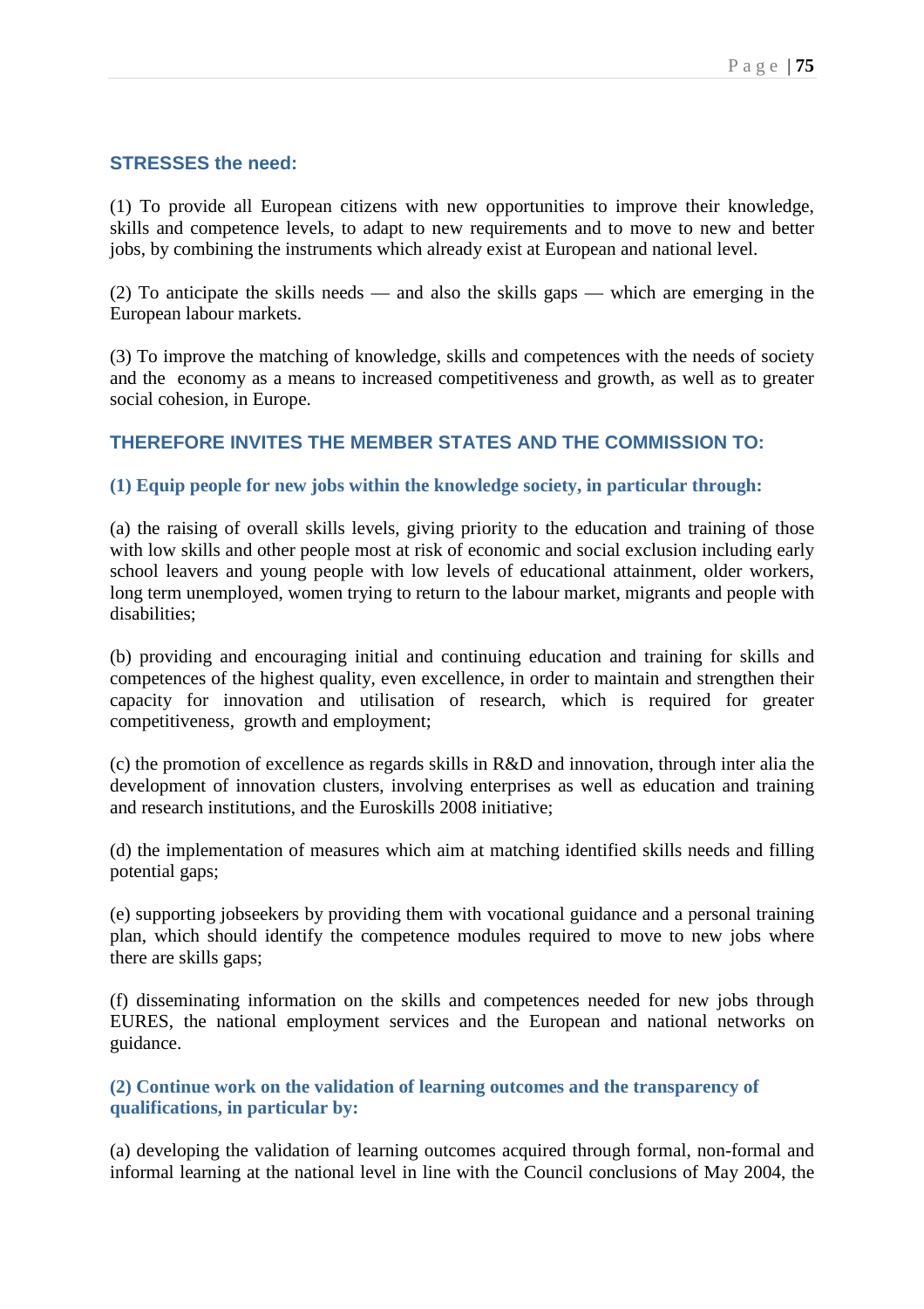**STRESSES the need:**

(1) To provide all European citizens with new opportunities to improve their knowledge, skills and competence levels, to adapt to new requirements and to move to new and better jobs, by combining the instruments which already exist at European and national level.

(2) To anticipate the skills needs — and also the skills gaps — which are emerging in the European labour markets.

(3) To improve the matching of knowledge, skills and competences with the needs of society and the economy as a means to increased competitiveness and growth, as well as to greater social cohesion, in Europe.

**THEREFORE INVITES THE MEMBER STATES AND THE COMMISSION TO:**

**(1) Equip people for new jobs within the knowledge society, in particular through:**

(a) the raising of overall skills levels, giving priority to the education and training of those with low skills and other people most at risk of economic and social exclusion including early school leavers and young people with low levels of educational attainment, older workers, long term unemployed, women trying to return to the labour market, migrants and people with disabilities;

(b) providing and encouraging initial and continuing education and training for skills and competences of the highest quality, even excellence, in order to maintain and strengthen their capacity for innovation and utilisation of research, which is required for greater competitiveness, growth and employment;

(c) the promotion of excellence as regards skills in R&D and innovation, through inter alia the development of innovation clusters, involving enterprises as well as education and training and research institutions, and the Euroskills 2008 initiative;

(d) the implementation of measures which aim at matching identified skills needs and filling potential gaps;

(e) supporting jobseekers by providing them with vocational guidance and a personal training plan, which should identify the competence modules required to move to new jobs where there are skills gaps;

(f) disseminating information on the skills and competences needed for new jobs through EURES, the national employment services and the European and national networks on guidance.

**(2) Continue work on the validation of learning outcomes and the transparency of qualifications, in particular by:**

(a) developing the validation of learning outcomes acquired through formal, non-formal and informal learning at the national level in line with the Council conclusions of May 2004, the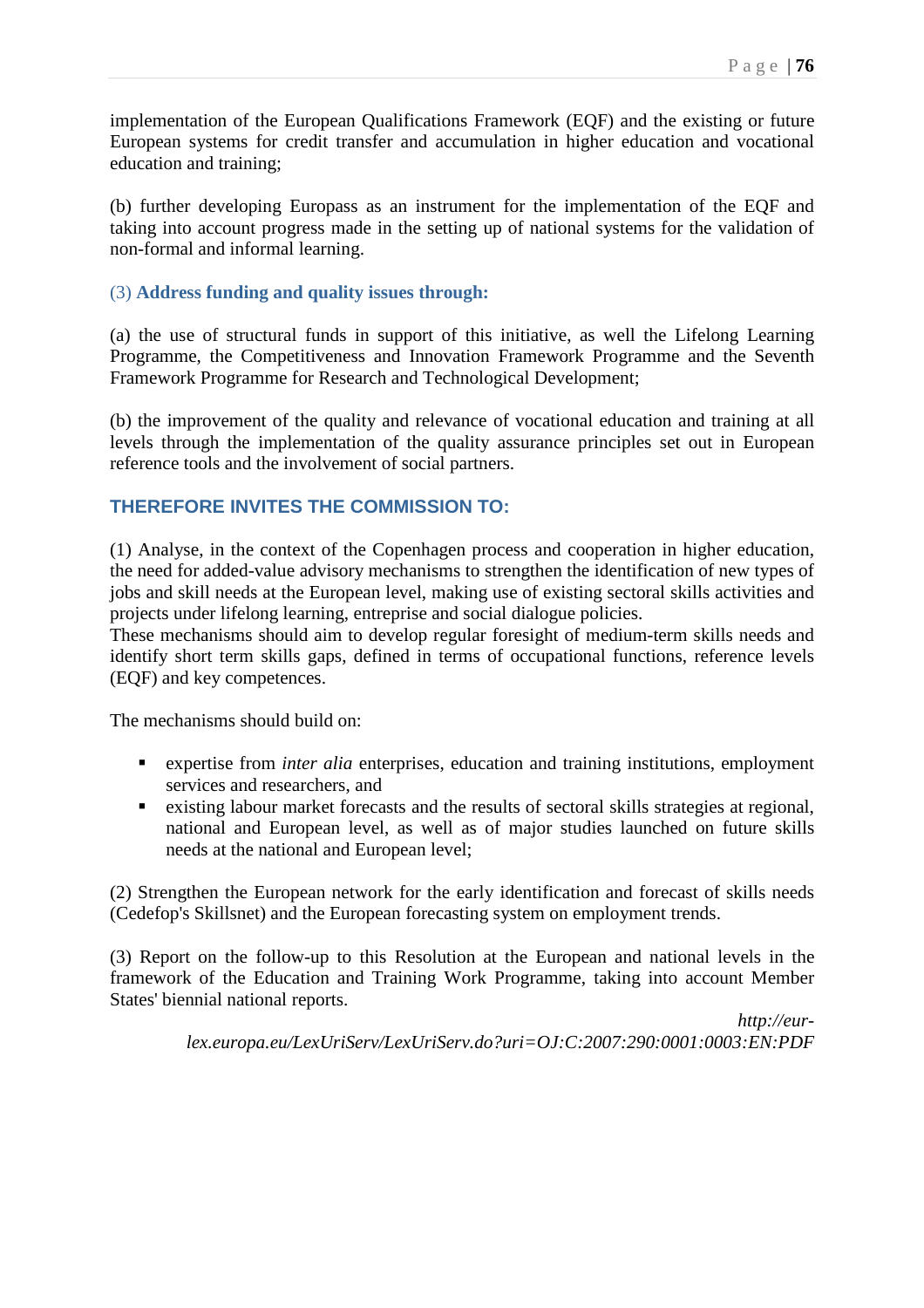implementation of the European Qualifications Framework (EQF) and the existing or future European systems for credit transfer and accumulation in higher education and vocational education and training;

(b) further developing Europass as an instrument for the implementation of the EQF and taking into account progress made in the setting up of national systems for the validation of non-formal and informal learning.

### (3) **Address funding and quality issues through:**

(a) the use of structural funds in support of this initiative, as well the Lifelong Learning Programme, the Competitiveness and Innovation Framework Programme and the Seventh Framework Programme for Research and Technological Development;

(b) the improvement of the quality and relevance of vocational education and training at all levels through the implementation of the quality assurance principles set out in European reference tools and the involvement of social partners.

## THEREFORE INVITES THE COMMISSION TO:

(1) Analyse, in the context of the Copenhagen process and cooperation in higher education, the need for added-value advisory mechanisms to strengthen the identification of new types of jobs and skill needs at the European level, making use of existing sectoral skills activities and projects under lifelong learning, entreprise and social dialogue policies.
These mechanisms should aim to develop regular foresight of medium-term skills needs and identify short term skills gaps, defined in terms of occupational functions, reference levels (EQF) and key competences.

The mechanisms should build on:

- expertise from *inter alia* enterprises, education and training institutions, employment services and researchers, and
- existing labour market forecasts and the results of sectoral skills strategies at regional, national and European level, as well as of major studies launched on future skills needs at the national and European level;

(2) Strengthen the European network for the early identification and forecast of skills needs (Cedefop's Skillsnet) and the European forecasting system on employment trends.

(3) Report on the follow-up to this Resolution at the European and national levels in the framework of the Education and Training Work Programme, taking into account Member States' biennial national reports.

*http://eur-lex.europa.eu/LexUriServ/LexUriServ.do?uri=OJ:C:2007:290:0001:0003:EN:PDF*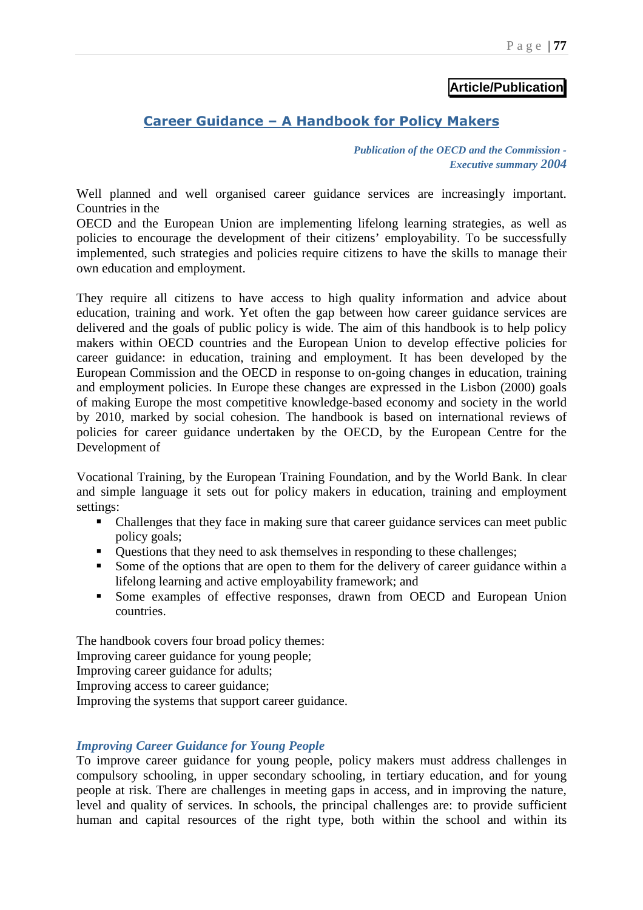**Article/Publication**

## Career Guidance – A Handbook for Policy Makers

*Publication of the OECD and the Commission - Executive summary 2004*

Well planned and well organised career guidance services are increasingly important. Countries in the OECD and the European Union are implementing lifelong learning strategies, as well as policies to encourage the development of their citizens' employability. To be successfully implemented, such strategies and policies require citizens to have the skills to manage their own education and employment.

They require all citizens to have access to high quality information and advice about education, training and work. Yet often the gap between how career guidance services are delivered and the goals of public policy is wide. The aim of this handbook is to help policy makers within OECD countries and the European Union to develop effective policies for career guidance: in education, training and employment. It has been developed by the European Commission and the OECD in response to on-going changes in education, training and employment policies. In Europe these changes are expressed in the Lisbon (2000) goals of making Europe the most competitive knowledge-based economy and society in the world by 2010, marked by social cohesion. The handbook is based on international reviews of policies for career guidance undertaken by the OECD, by the European Centre for the Development of Vocational Training, by the European Training Foundation, and by the World Bank. In clear and simple language it sets out for policy makers in education, training and employment settings:

- Challenges that they face in making sure that career guidance services can meet public policy goals;
- Questions that they need to ask themselves in responding to these challenges;
- Some of the options that are open to them for the delivery of career guidance within a lifelong learning and active employability framework; and
- Some examples of effective responses, drawn from OECD and European Union countries.

The handbook covers four broad policy themes:
Improving career guidance for young people;
Improving career guidance for adults;
Improving access to career guidance;
Improving the systems that support career guidance.

### *Improving Career Guidance for Young People*

To improve career guidance for young people, policy makers must address challenges in compulsory schooling, in upper secondary schooling, in tertiary education, and for young people at risk. There are challenges in meeting gaps in access, and in improving the nature, level and quality of services. In schools, the principal challenges are: to provide sufficient human and capital resources of the right type, both within the school and within its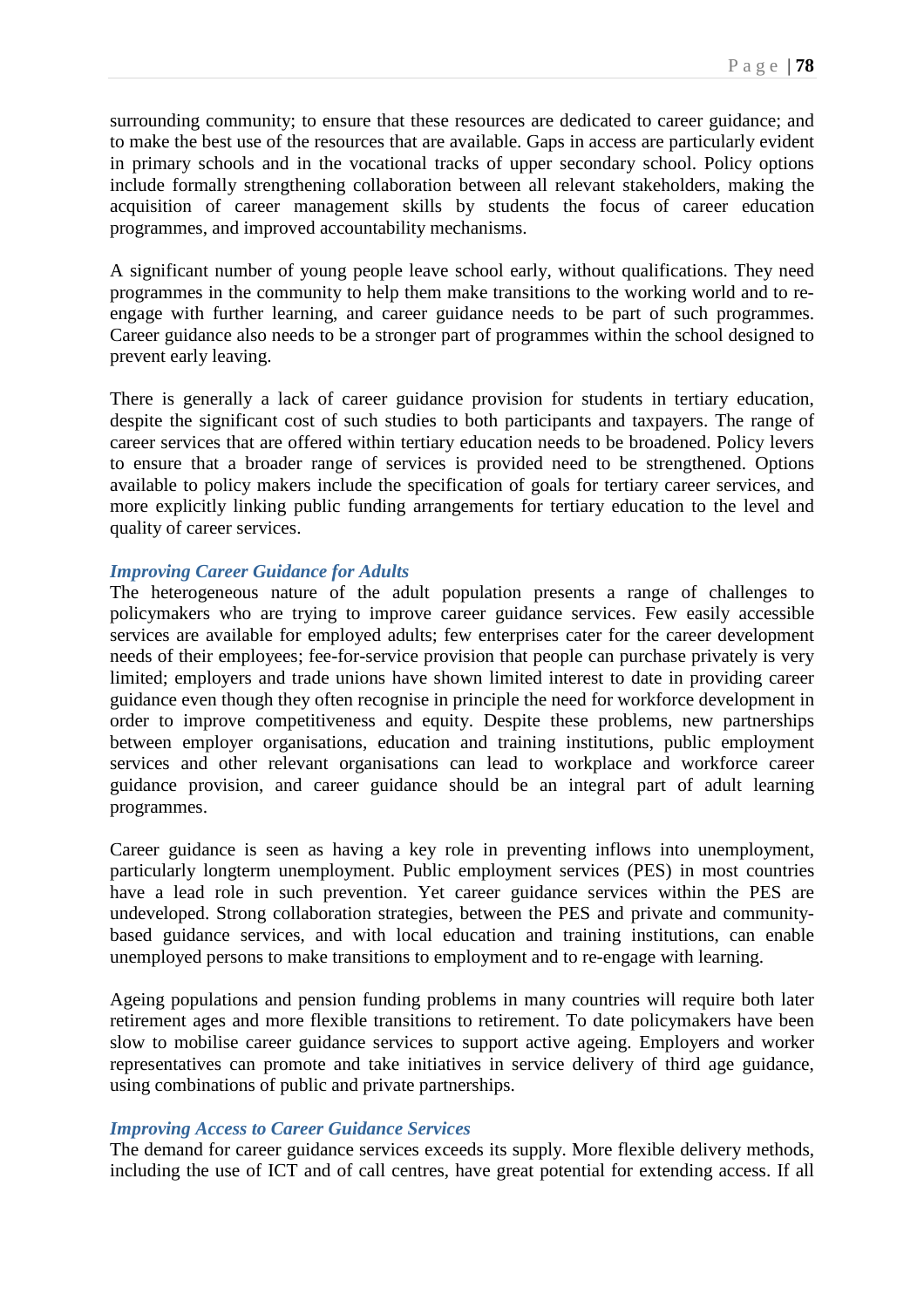surrounding community; to ensure that these resources are dedicated to career guidance; and to make the best use of the resources that are available. Gaps in access are particularly evident in primary schools and in the vocational tracks of upper secondary school. Policy options include formally strengthening collaboration between all relevant stakeholders, making the acquisition of career management skills by students the focus of career education programmes, and improved accountability mechanisms.

A significant number of young people leave school early, without qualifications. They need programmes in the community to help them make transitions to the working world and to re-engage with further learning, and career guidance needs to be part of such programmes. Career guidance also needs to be a stronger part of programmes within the school designed to prevent early leaving.

There is generally a lack of career guidance provision for students in tertiary education, despite the significant cost of such studies to both participants and taxpayers. The range of career services that are offered within tertiary education needs to be broadened. Policy levers to ensure that a broader range of services is provided need to be strengthened. Options available to policy makers include the specification of goals for tertiary career services, and more explicitly linking public funding arrangements for tertiary education to the level and quality of career services.

### *Improving Career Guidance for Adults*

The heterogeneous nature of the adult population presents a range of challenges to policymakers who are trying to improve career guidance services. Few easily accessible services are available for employed adults; few enterprises cater for the career development needs of their employees; fee-for-service provision that people can purchase privately is very limited; employers and trade unions have shown limited interest to date in providing career guidance even though they often recognise in principle the need for workforce development in order to improve competitiveness and equity. Despite these problems, new partnerships between employer organisations, education and training institutions, public employment services and other relevant organisations can lead to workplace and workforce career guidance provision, and career guidance should be an integral part of adult learning programmes.

Career guidance is seen as having a key role in preventing inflows into unemployment, particularly longterm unemployment. Public employment services (PES) in most countries have a lead role in such prevention. Yet career guidance services within the PES are undeveloped. Strong collaboration strategies, between the PES and private and community-based guidance services, and with local education and training institutions, can enable unemployed persons to make transitions to employment and to re-engage with learning.

Ageing populations and pension funding problems in many countries will require both later retirement ages and more flexible transitions to retirement. To date policymakers have been slow to mobilise career guidance services to support active ageing. Employers and worker representatives can promote and take initiatives in service delivery of third age guidance, using combinations of public and private partnerships.

### *Improving Access to Career Guidance Services*

The demand for career guidance services exceeds its supply. More flexible delivery methods, including the use of ICT and of call centres, have great potential for extending access. If all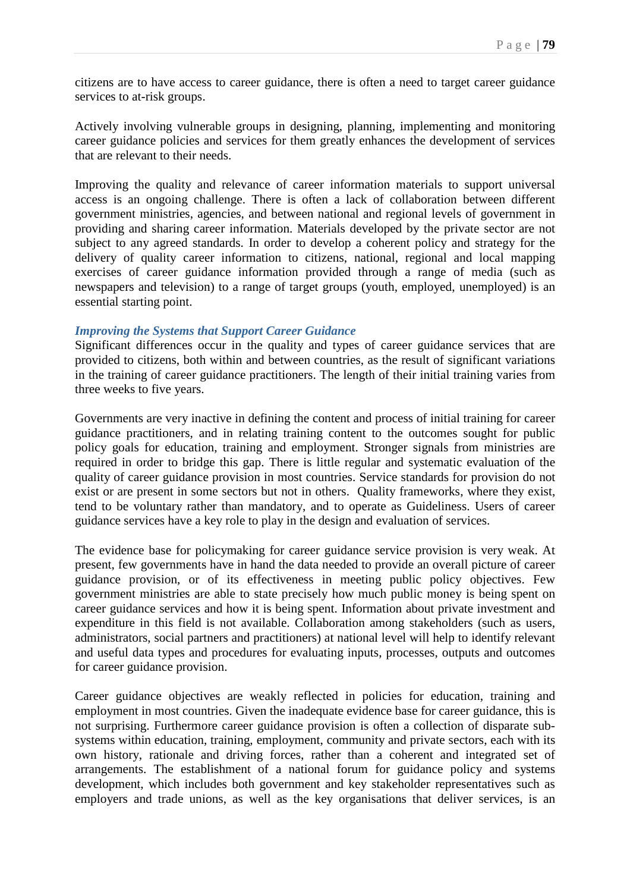citizens are to have access to career guidance, there is often a need to target career guidance services to at-risk groups.

Actively involving vulnerable groups in designing, planning, implementing and monitoring career guidance policies and services for them greatly enhances the development of services that are relevant to their needs.

Improving the quality and relevance of career information materials to support universal access is an ongoing challenge. There is often a lack of collaboration between different government ministries, agencies, and between national and regional levels of government in providing and sharing career information. Materials developed by the private sector are not subject to any agreed standards. In order to develop a coherent policy and strategy for the delivery of quality career information to citizens, national, regional and local mapping exercises of career guidance information provided through a range of media (such as newspapers and television) to a range of target groups (youth, employed, unemployed) is an essential starting point.

### *Improving the Systems that Support Career Guidance*

Significant differences occur in the quality and types of career guidance services that are provided to citizens, both within and between countries, as the result of significant variations in the training of career guidance practitioners. The length of their initial training varies from three weeks to five years.

Governments are very inactive in defining the content and process of initial training for career guidance practitioners, and in relating training content to the outcomes sought for public policy goals for education, training and employment. Stronger signals from ministries are required in order to bridge this gap. There is little regular and systematic evaluation of the quality of career guidance provision in most countries. Service standards for provision do not exist or are present in some sectors but not in others. Quality frameworks, where they exist, tend to be voluntary rather than mandatory, and to operate as Guideliness. Users of career guidance services have a key role to play in the design and evaluation of services.

The evidence base for policymaking for career guidance service provision is very weak. At present, few governments have in hand the data needed to provide an overall picture of career guidance provision, or of its effectiveness in meeting public policy objectives. Few government ministries are able to state precisely how much public money is being spent on career guidance services and how it is being spent. Information about private investment and expenditure in this field is not available. Collaboration among stakeholders (such as users, administrators, social partners and practitioners) at national level will help to identify relevant and useful data types and procedures for evaluating inputs, processes, outputs and outcomes for career guidance provision.

Career guidance objectives are weakly reflected in policies for education, training and employment in most countries. Given the inadequate evidence base for career guidance, this is not surprising. Furthermore career guidance provision is often a collection of disparate sub-systems within education, training, employment, community and private sectors, each with its own history, rationale and driving forces, rather than a coherent and integrated set of arrangements. The establishment of a national forum for guidance policy and systems development, which includes both government and key stakeholder representatives such as employers and trade unions, as well as the key organisations that deliver services, is an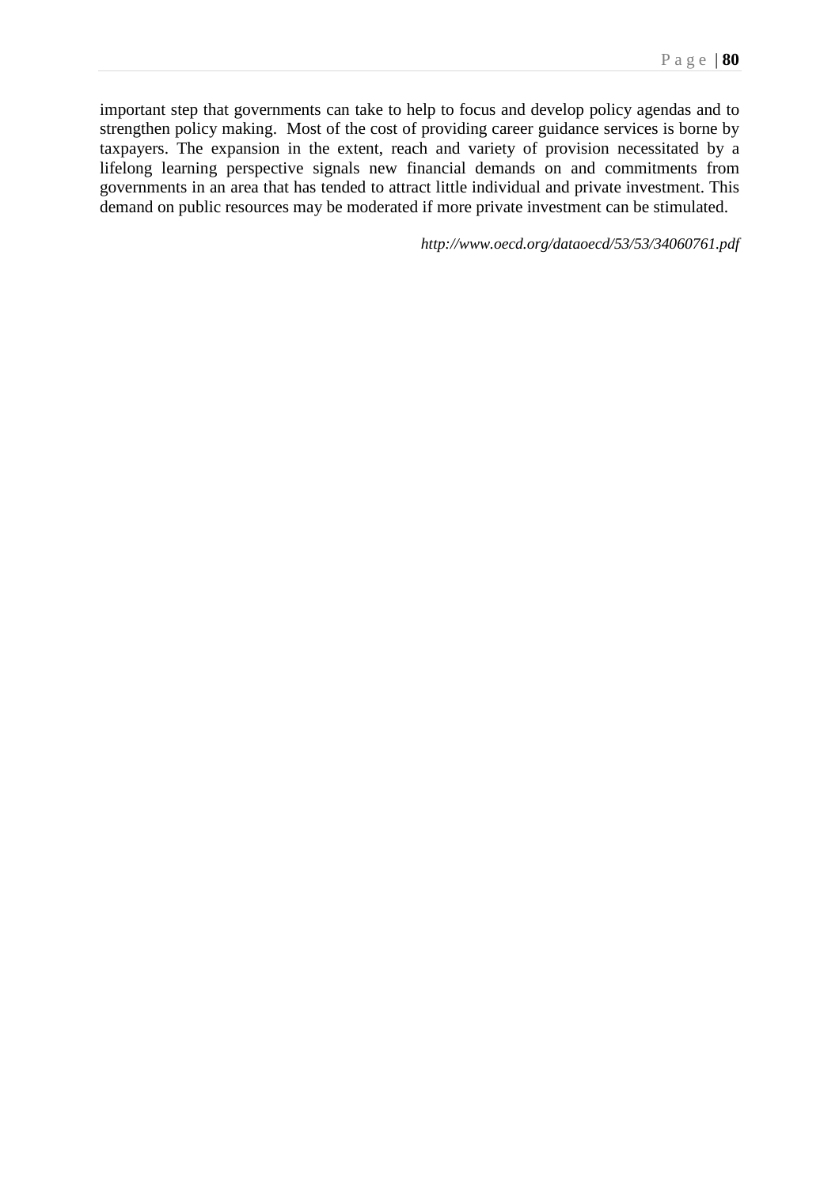important step that governments can take to help to focus and develop policy agendas and to strengthen policy making. Most of the cost of providing career guidance services is borne by taxpayers. The expansion in the extent, reach and variety of provision necessitated by a lifelong learning perspective signals new financial demands on and commitments from governments in an area that has tended to attract little individual and private investment. This demand on public resources may be moderated if more private investment can be stimulated.

*http://www.oecd.org/dataoecd/53/53/34060761.pdf*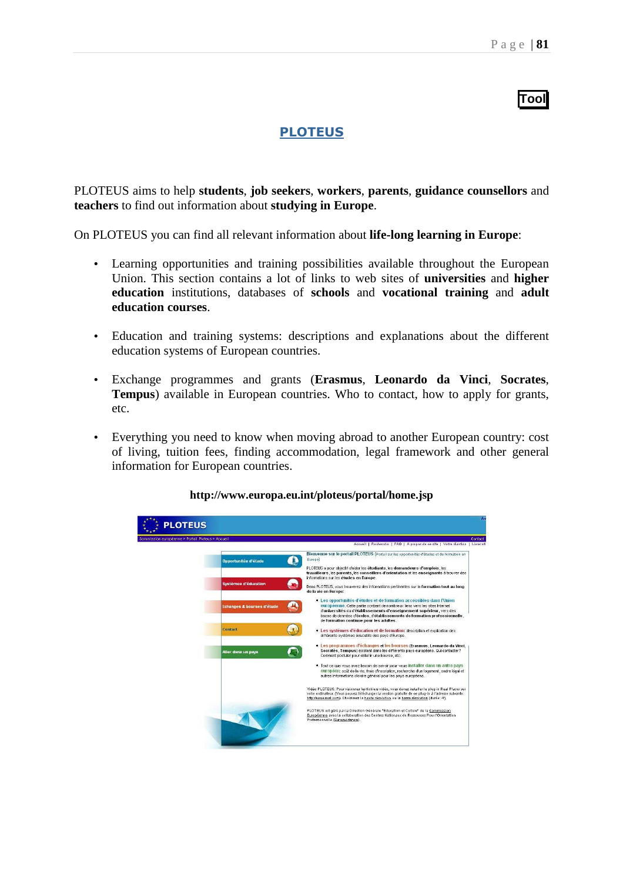**Tool**

# PLOTEUS

PLOTEUS aims to help **students**, **job seekers**, **workers**, **parents**, **guidance counsellors** and **teachers** to find out information about **studying in Europe**.

On PLOTEUS you can find all relevant information about **life-long learning in Europe**:

- Learning opportunities and training possibilities available throughout the European Union. This section contains a lot of links to web sites of **universities** and **higher education** institutions, databases of **schools** and **vocational training** and **adult education courses**.

- Education and training systems: descriptions and explanations about the different education systems of European countries.

- Exchange programmes and grants (**Erasmus**, **Leonardo da Vinci**, **Socrates**, **Tempus**) available in European countries. Who to contact, how to apply for grants, etc.

- Everything you need to know when moving abroad to another European country: cost of living, tuition fees, finding accommodation, legal framework and other general information for European countries.

**http://www.europa.eu.int/ploteus/portal/home.jsp**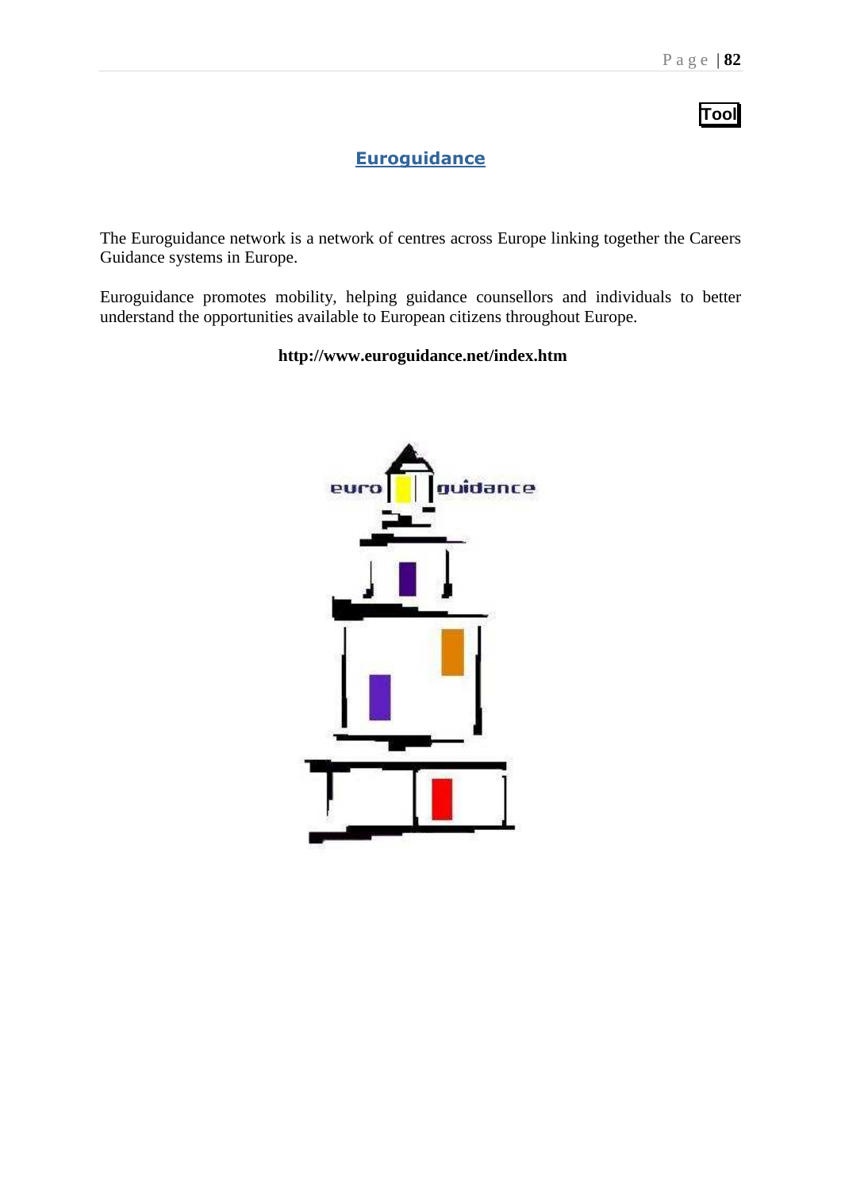**Tool**

## Euroguidance

The Euroguidance network is a network of centres across Europe linking together the Careers Guidance systems in Europe.

Euroguidance promotes mobility, helping guidance counsellors and individuals to better understand the opportunities available to European citizens throughout Europe.

**http://www.euroguidance.net/index.htm**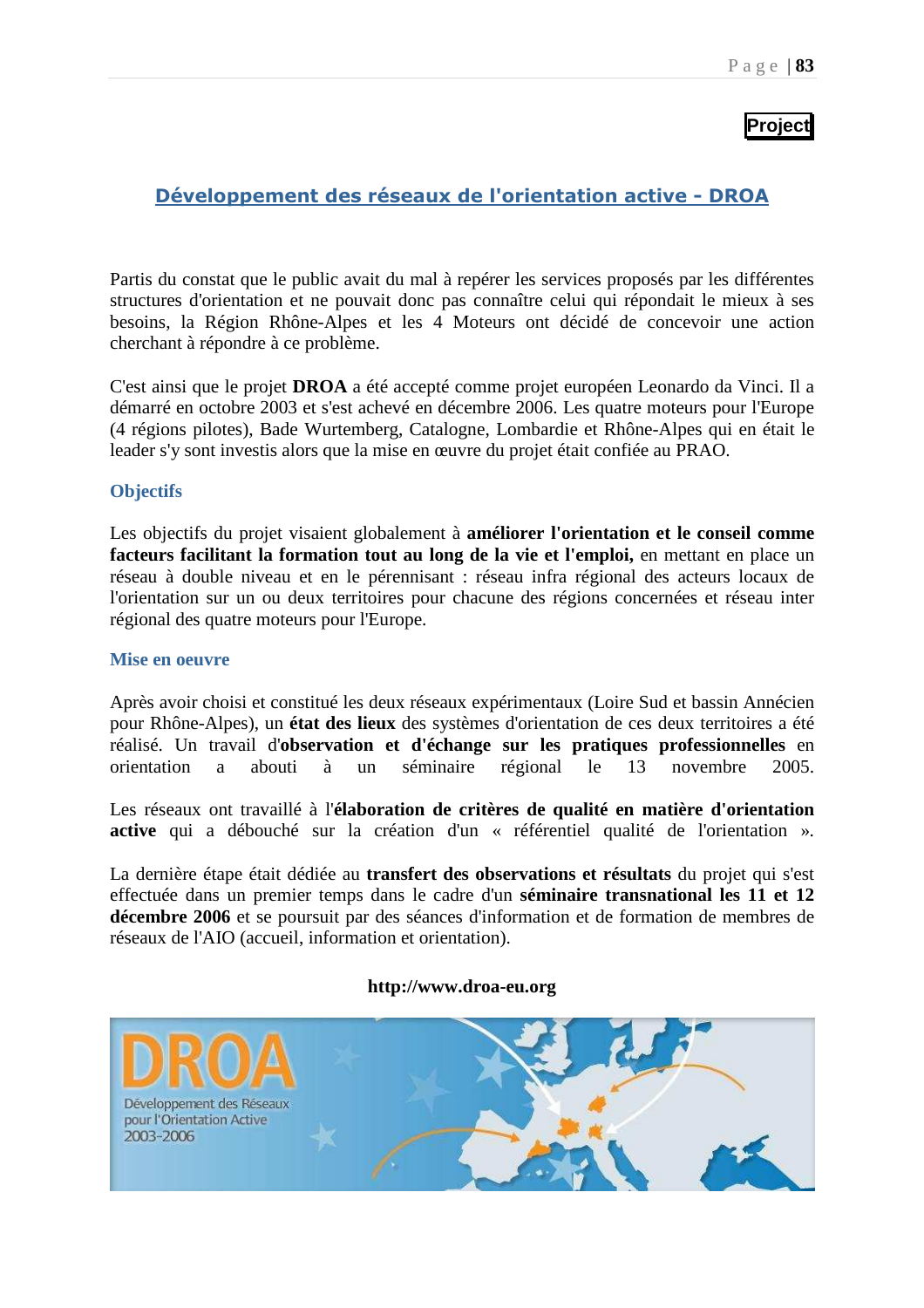**Project**

## Développement des réseaux de l'orientation active - DROA

Partis du constat que le public avait du mal à repérer les services proposés par les différentes structures d'orientation et ne pouvait donc pas connaître celui qui répondait le mieux à ses besoins, la Région Rhône-Alpes et les 4 Moteurs ont décidé de concevoir une action cherchant à répondre à ce problème.

C'est ainsi que le projet **DROA** a été accepté comme projet européen Leonardo da Vinci. Il a démarré en octobre 2003 et s'est achevé en décembre 2006. Les quatre moteurs pour l'Europe (4 régions pilotes), Bade Wurtemberg, Catalogne, Lombardie et Rhône-Alpes qui en était le leader s'y sont investis alors que la mise en œuvre du projet était confiée au PRAO.

### Objectifs

Les objectifs du projet visaient globalement à **améliorer l'orientation et le conseil comme facteurs facilitant la formation tout au long de la vie et l'emploi,** en mettant en place un réseau à double niveau et en le pérennisant : réseau infra régional des acteurs locaux de l'orientation sur un ou deux territoires pour chacune des régions concernées et réseau inter régional des quatre moteurs pour l'Europe.

### Mise en oeuvre

Après avoir choisi et constitué les deux réseaux expérimentaux (Loire Sud et bassin Annécien pour Rhône-Alpes), un **état des lieux** des systèmes d'orientation de ces deux territoires a été réalisé. Un travail d'**observation et d'échange sur les pratiques professionnelles** en orientation a abouti à un séminaire régional le 13 novembre 2005.

Les réseaux ont travaillé à l'**élaboration de critères de qualité en matière d'orientation active** qui a débouché sur la création d'un « référentiel qualité de l'orientation ».

La dernière étape était dédiée au **transfert des observations et résultats** du projet qui s'est effectuée dans un premier temps dans le cadre d'un **séminaire transnational les 11 et 12 décembre 2006** et se poursuit par des séances d'information et de formation de membres de réseaux de l'AIO (accueil, information et orientation).

**http://www.droa-eu.org**

DROA
Développement des Réseaux pour l'Orientation Active 2003-2006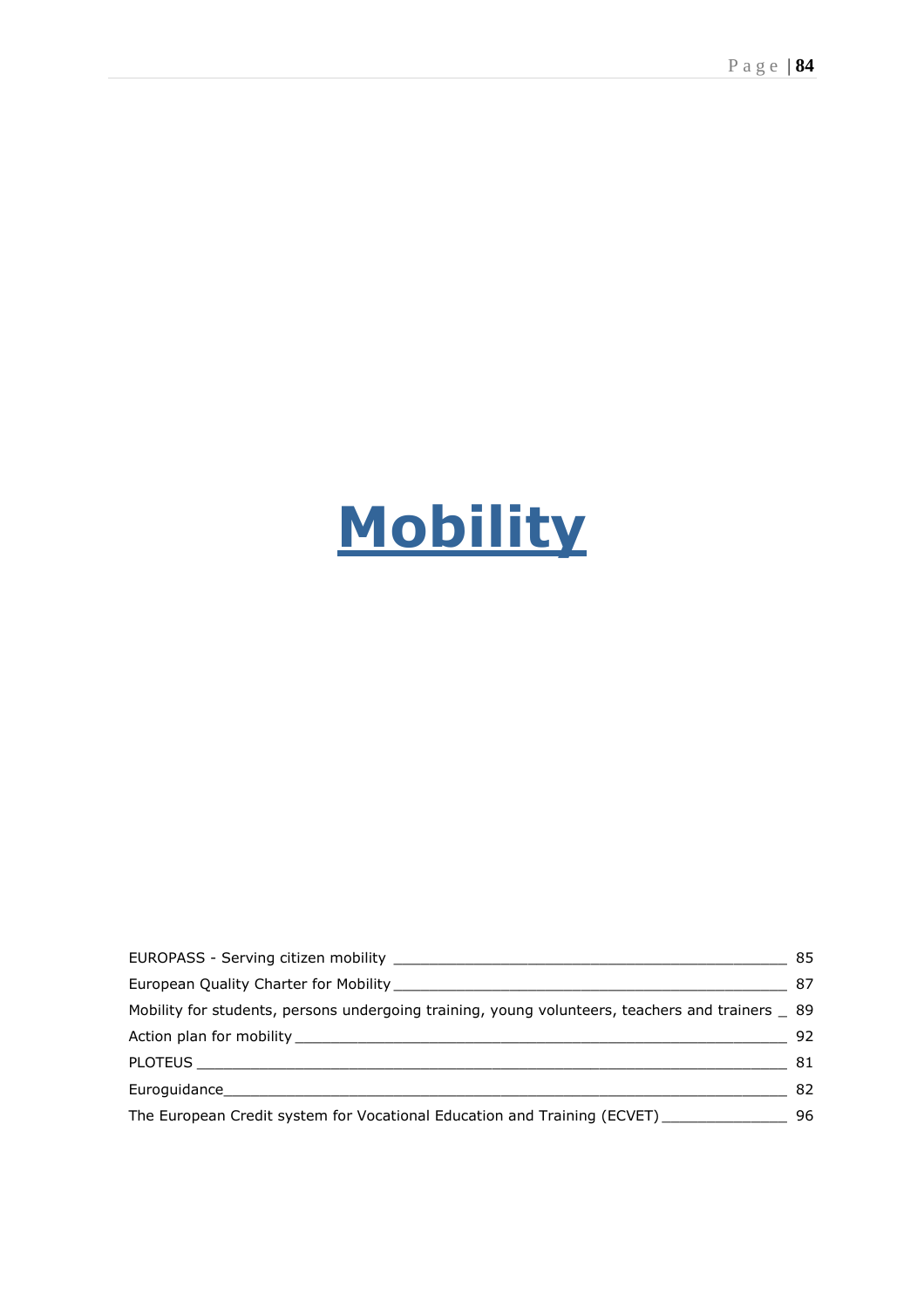# Mobility

| | |
|---|---|
| EUROPASS - Serving citizen mobility | 85 |
| European Quality Charter for Mobility | 87 |
| Mobility for students, persons undergoing training, young volunteers, teachers and trainers | 89 |
| Action plan for mobility | 92 |
| PLOTEUS | 81 |
| Euroguidance | 82 |
| The European Credit system for Vocational Education and Training (ECVET) | 96 |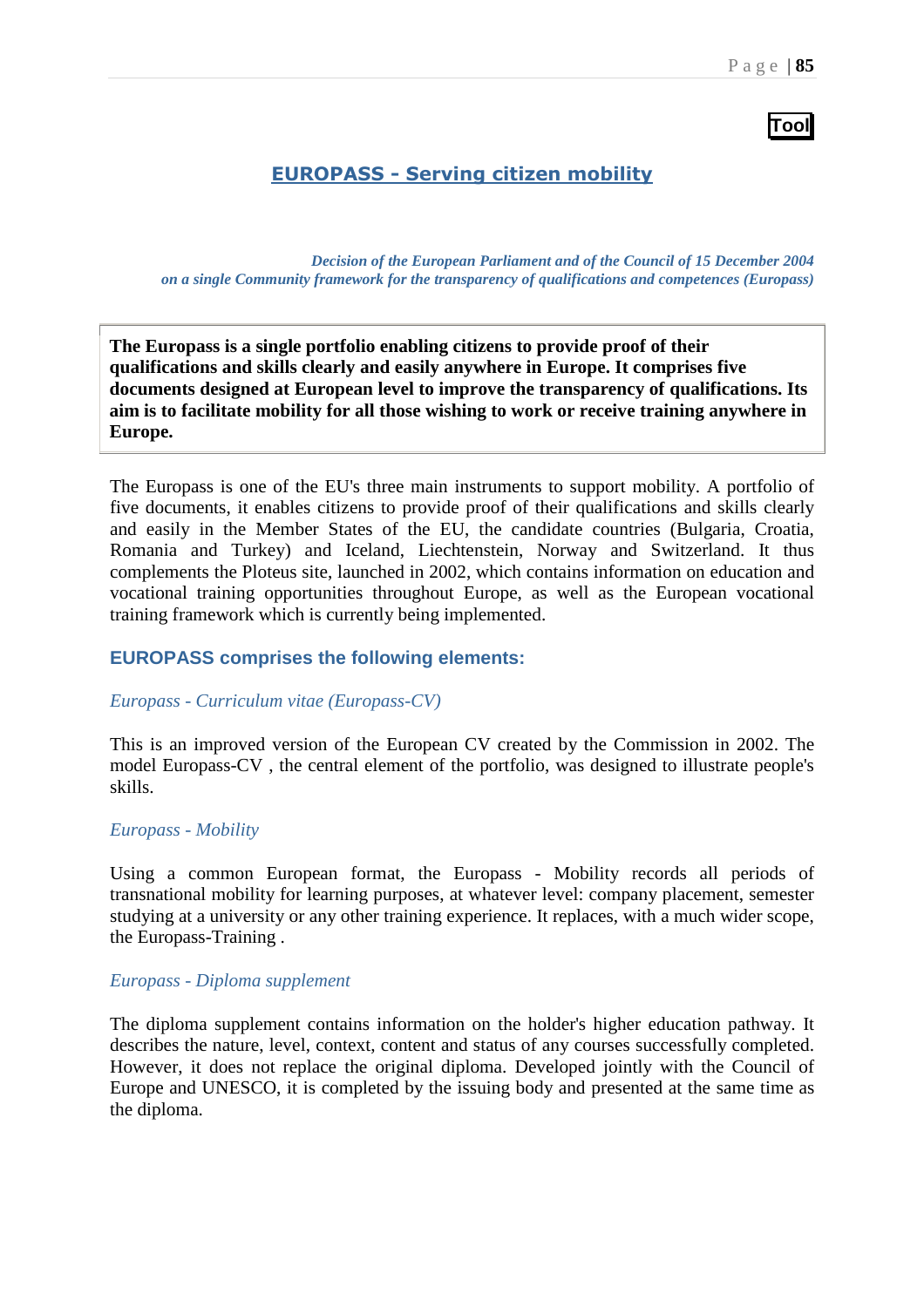**Tool**

## EUROPASS - Serving citizen mobility

*Decision of the European Parliament and of the Council of 15 December 2004*
*on a single Community framework for the transparency of qualifications and competences (Europass)*

**The Europass is a single portfolio enabling citizens to provide proof of their qualifications and skills clearly and easily anywhere in Europe. It comprises five documents designed at European level to improve the transparency of qualifications. Its aim is to facilitate mobility for all those wishing to work or receive training anywhere in Europe.**

The Europass is one of the EU's three main instruments to support mobility. A portfolio of five documents, it enables citizens to provide proof of their qualifications and skills clearly and easily in the Member States of the EU, the candidate countries (Bulgaria, Croatia, Romania and Turkey) and Iceland, Liechtenstein, Norway and Switzerland. It thus complements the Ploteus site, launched in 2002, which contains information on education and vocational training opportunities throughout Europe, as well as the European vocational training framework which is currently being implemented.

### EUROPASS comprises the following elements:

*Europass - Curriculum vitae (Europass-CV)*

This is an improved version of the European CV created by the Commission in 2002. The model Europass-CV , the central element of the portfolio, was designed to illustrate people's skills.

*Europass - Mobility*

Using a common European format, the Europass - Mobility records all periods of transnational mobility for learning purposes, at whatever level: company placement, semester studying at a university or any other training experience. It replaces, with a much wider scope, the Europass-Training .

*Europass - Diploma supplement*

The diploma supplement contains information on the holder's higher education pathway. It describes the nature, level, context, content and status of any courses successfully completed. However, it does not replace the original diploma. Developed jointly with the Council of Europe and UNESCO, it is completed by the issuing body and presented at the same time as the diploma.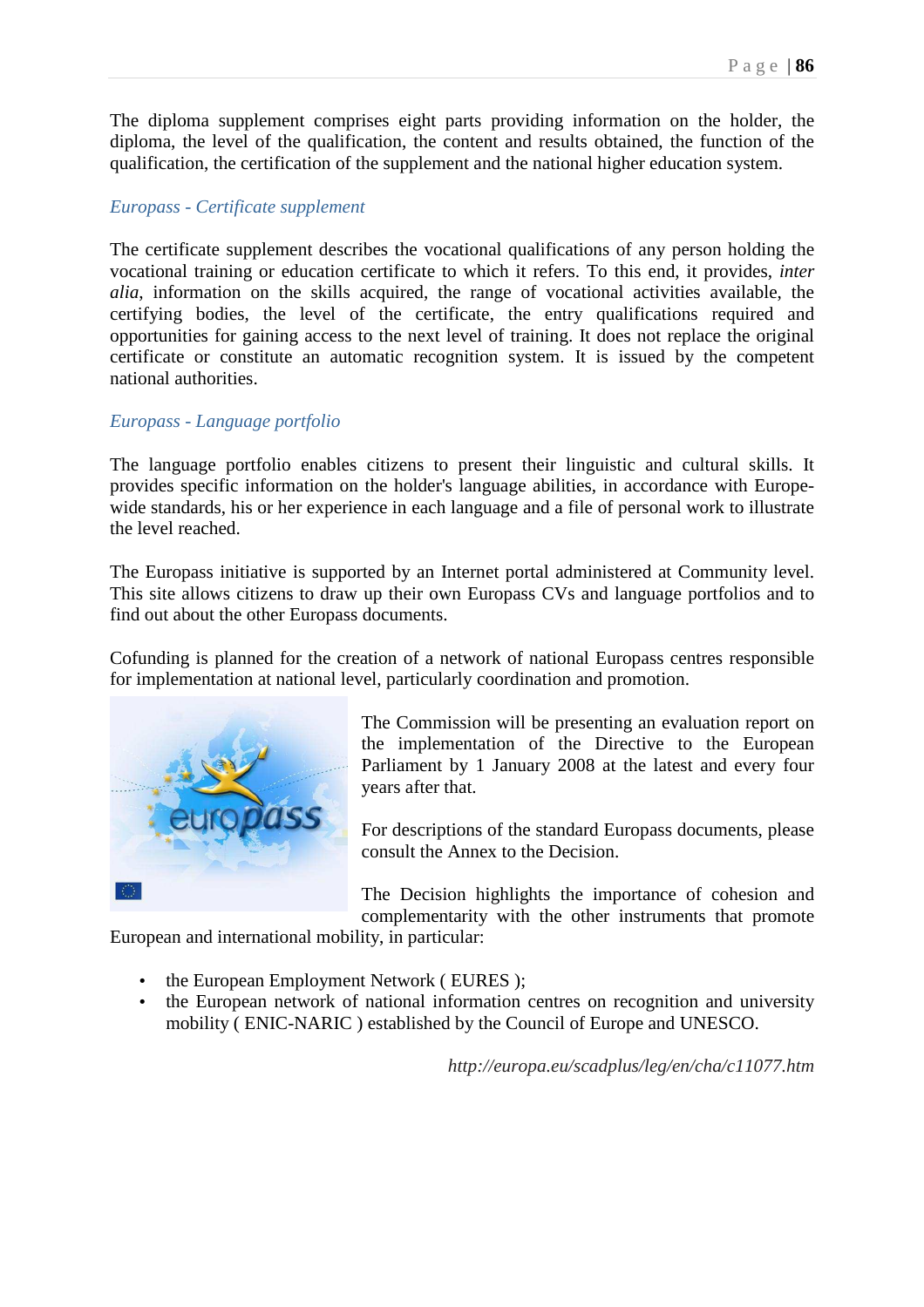The diploma supplement comprises eight parts providing information on the holder, the diploma, the level of the qualification, the content and results obtained, the function of the qualification, the certification of the supplement and the national higher education system.

### *Europass - Certificate supplement*

The certificate supplement describes the vocational qualifications of any person holding the vocational training or education certificate to which it refers. To this end, it provides, *inter alia*, information on the skills acquired, the range of vocational activities available, the certifying bodies, the level of the certificate, the entry qualifications required and opportunities for gaining access to the next level of training. It does not replace the original certificate or constitute an automatic recognition system. It is issued by the competent national authorities.

### *Europass - Language portfolio*

The language portfolio enables citizens to present their linguistic and cultural skills. It provides specific information on the holder's language abilities, in accordance with Europe-wide standards, his or her experience in each language and a file of personal work to illustrate the level reached.

The Europass initiative is supported by an Internet portal administered at Community level. This site allows citizens to draw up their own Europass CVs and language portfolios and to find out about the other Europass documents.

Cofunding is planned for the creation of a network of national Europass centres responsible for implementation at national level, particularly coordination and promotion.

The Commission will be presenting an evaluation report on the implementation of the Directive to the European Parliament by 1 January 2008 at the latest and every four years after that.

For descriptions of the standard Europass documents, please consult the Annex to the Decision.

The Decision highlights the importance of cohesion and complementarity with the other instruments that promote European and international mobility, in particular:

- the European Employment Network ( EURES );
- the European network of national information centres on recognition and university mobility ( ENIC-NARIC ) established by the Council of Europe and UNESCO.

*http://europa.eu/scadplus/leg/en/cha/c11077.htm*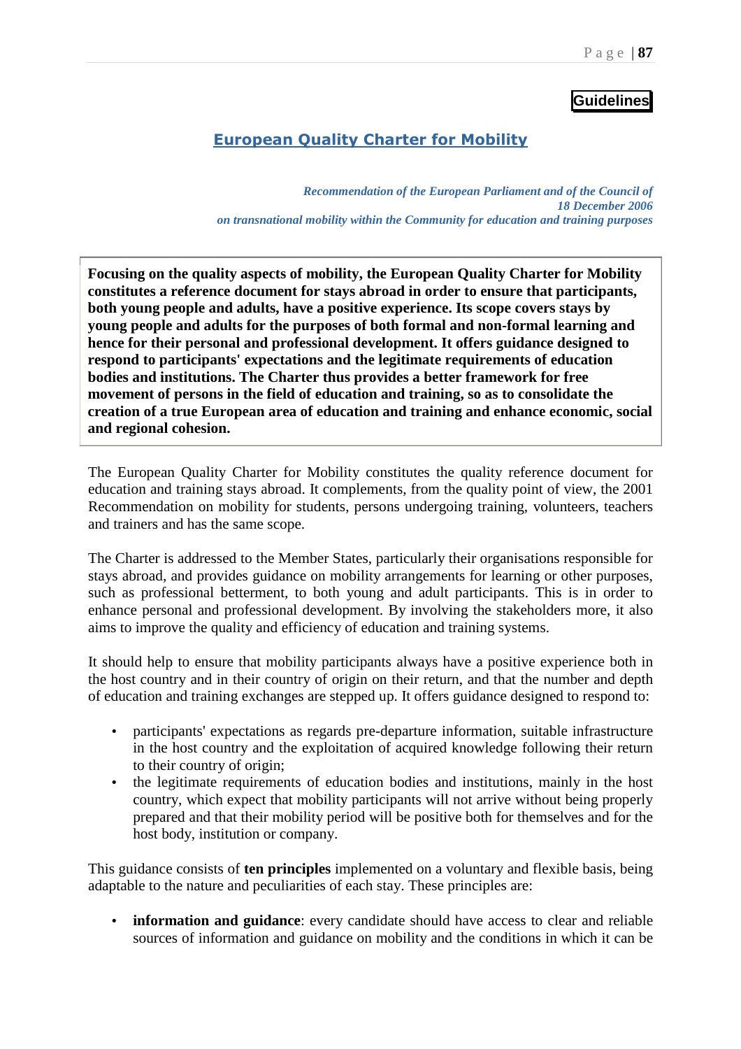**Guidelines**

## European Quality Charter for Mobility

*Recommendation of the European Parliament and of the Council of 18 December 2006 on transnational mobility within the Community for education and training purposes*

**Focusing on the quality aspects of mobility, the European Quality Charter for Mobility constitutes a reference document for stays abroad in order to ensure that participants, both young people and adults, have a positive experience. Its scope covers stays by young people and adults for the purposes of both formal and non-formal learning and hence for their personal and professional development. It offers guidance designed to respond to participants' expectations and the legitimate requirements of education bodies and institutions. The Charter thus provides a better framework for free movement of persons in the field of education and training, so as to consolidate the creation of a true European area of education and training and enhance economic, social and regional cohesion.**

The European Quality Charter for Mobility constitutes the quality reference document for education and training stays abroad. It complements, from the quality point of view, the 2001 Recommendation on mobility for students, persons undergoing training, volunteers, teachers and trainers and has the same scope.

The Charter is addressed to the Member States, particularly their organisations responsible for stays abroad, and provides guidance on mobility arrangements for learning or other purposes, such as professional betterment, to both young and adult participants. This is in order to enhance personal and professional development. By involving the stakeholders more, it also aims to improve the quality and efficiency of education and training systems.

It should help to ensure that mobility participants always have a positive experience both in the host country and in their country of origin on their return, and that the number and depth of education and training exchanges are stepped up. It offers guidance designed to respond to:

- participants' expectations as regards pre-departure information, suitable infrastructure in the host country and the exploitation of acquired knowledge following their return to their country of origin;
- the legitimate requirements of education bodies and institutions, mainly in the host country, which expect that mobility participants will not arrive without being properly prepared and that their mobility period will be positive both for themselves and for the host body, institution or company.

This guidance consists of **ten principles** implemented on a voluntary and flexible basis, being adaptable to the nature and peculiarities of each stay. These principles are:

- **information and guidance**: every candidate should have access to clear and reliable sources of information and guidance on mobility and the conditions in which it can be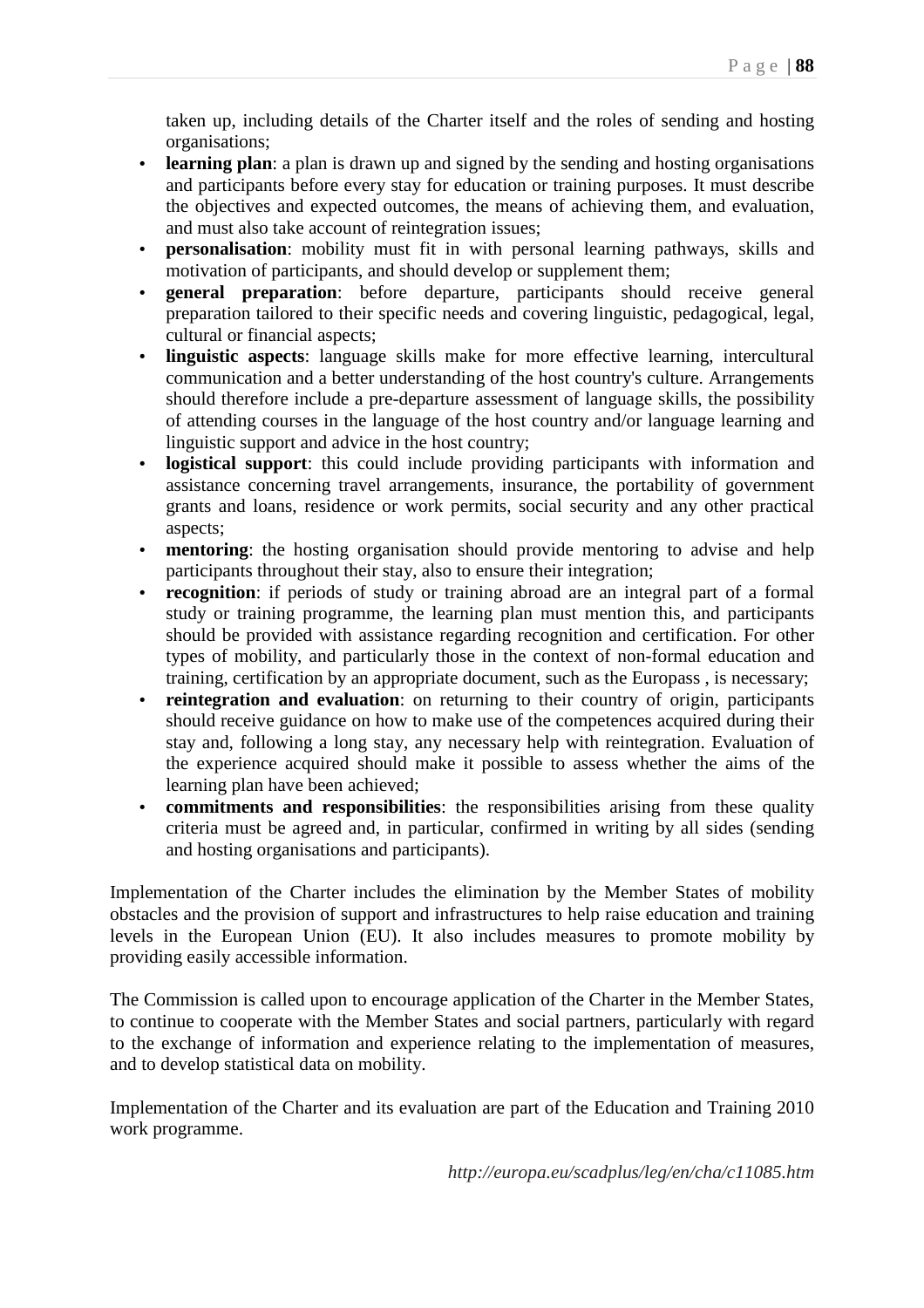taken up, including details of the Charter itself and the roles of sending and hosting organisations;

- **learning plan**: a plan is drawn up and signed by the sending and hosting organisations and participants before every stay for education or training purposes. It must describe the objectives and expected outcomes, the means of achieving them, and evaluation, and must also take account of reintegration issues;
- **personalisation**: mobility must fit in with personal learning pathways, skills and motivation of participants, and should develop or supplement them;
- **general preparation**: before departure, participants should receive general preparation tailored to their specific needs and covering linguistic, pedagogical, legal, cultural or financial aspects;
- **linguistic aspects**: language skills make for more effective learning, intercultural communication and a better understanding of the host country's culture. Arrangements should therefore include a pre-departure assessment of language skills, the possibility of attending courses in the language of the host country and/or language learning and linguistic support and advice in the host country;
- **logistical support**: this could include providing participants with information and assistance concerning travel arrangements, insurance, the portability of government grants and loans, residence or work permits, social security and any other practical aspects;
- **mentoring**: the hosting organisation should provide mentoring to advise and help participants throughout their stay, also to ensure their integration;
- **recognition**: if periods of study or training abroad are an integral part of a formal study or training programme, the learning plan must mention this, and participants should be provided with assistance regarding recognition and certification. For other types of mobility, and particularly those in the context of non-formal education and training, certification by an appropriate document, such as the Europass , is necessary;
- **reintegration and evaluation**: on returning to their country of origin, participants should receive guidance on how to make use of the competences acquired during their stay and, following a long stay, any necessary help with reintegration. Evaluation of the experience acquired should make it possible to assess whether the aims of the learning plan have been achieved;
- **commitments and responsibilities**: the responsibilities arising from these quality criteria must be agreed and, in particular, confirmed in writing by all sides (sending and hosting organisations and participants).

Implementation of the Charter includes the elimination by the Member States of mobility obstacles and the provision of support and infrastructures to help raise education and training levels in the European Union (EU). It also includes measures to promote mobility by providing easily accessible information.

The Commission is called upon to encourage application of the Charter in the Member States, to continue to cooperate with the Member States and social partners, particularly with regard to the exchange of information and experience relating to the implementation of measures, and to develop statistical data on mobility.

Implementation of the Charter and its evaluation are part of the Education and Training 2010 work programme.

*http://europa.eu/scadplus/leg/en/cha/c11085.htm*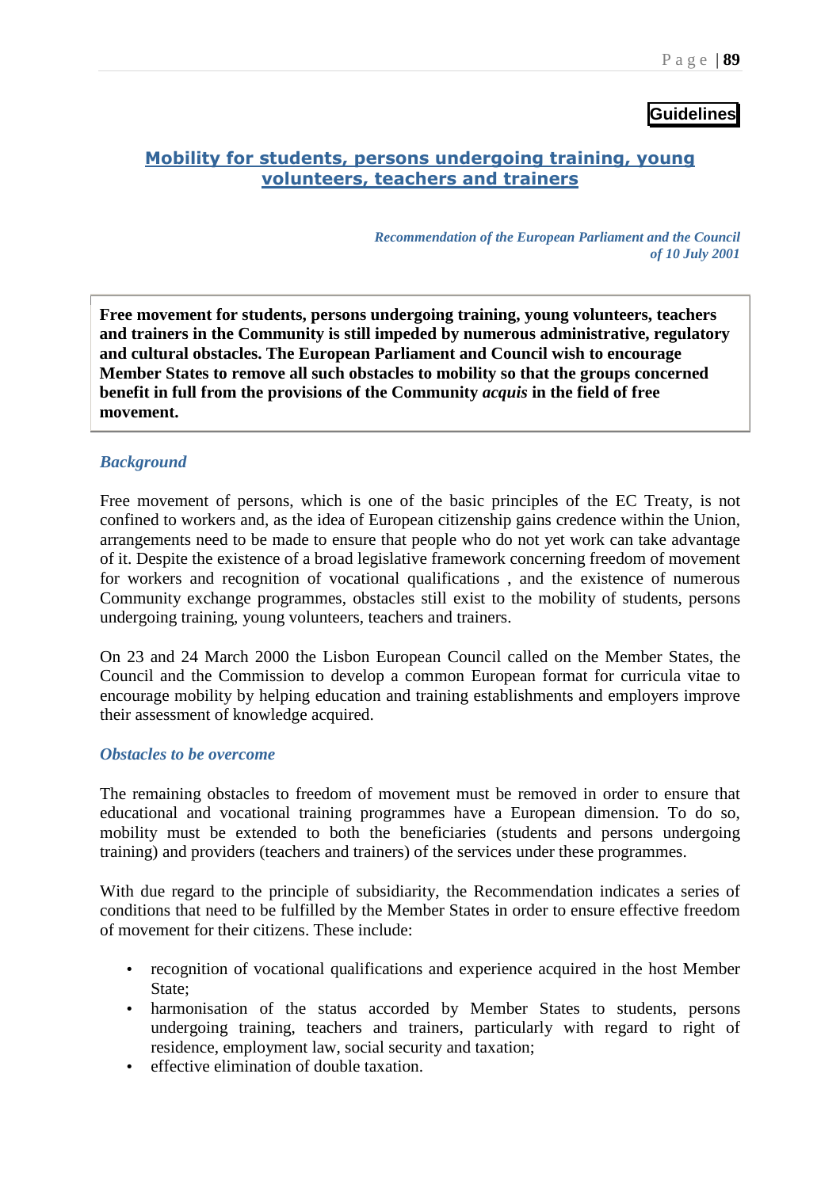**Guidelines**

## Mobility for students, persons undergoing training, young volunteers, teachers and trainers

*Recommendation of the European Parliament and the Council of 10 July 2001*

**Free movement for students, persons undergoing training, young volunteers, teachers and trainers in the Community is still impeded by numerous administrative, regulatory and cultural obstacles. The European Parliament and Council wish to encourage Member States to remove all such obstacles to mobility so that the groups concerned benefit in full from the provisions of the Community *acquis* in the field of free movement.**

### *Background*

Free movement of persons, which is one of the basic principles of the EC Treaty, is not confined to workers and, as the idea of European citizenship gains credence within the Union, arrangements need to be made to ensure that people who do not yet work can take advantage of it. Despite the existence of a broad legislative framework concerning freedom of movement for workers and recognition of vocational qualifications , and the existence of numerous Community exchange programmes, obstacles still exist to the mobility of students, persons undergoing training, young volunteers, teachers and trainers.

On 23 and 24 March 2000 the Lisbon European Council called on the Member States, the Council and the Commission to develop a common European format for curricula vitae to encourage mobility by helping education and training establishments and employers improve their assessment of knowledge acquired.

### *Obstacles to be overcome*

The remaining obstacles to freedom of movement must be removed in order to ensure that educational and vocational training programmes have a European dimension. To do so, mobility must be extended to both the beneficiaries (students and persons undergoing training) and providers (teachers and trainers) of the services under these programmes.

With due regard to the principle of subsidiarity, the Recommendation indicates a series of conditions that need to be fulfilled by the Member States in order to ensure effective freedom of movement for their citizens. These include:

- recognition of vocational qualifications and experience acquired in the host Member State;
- harmonisation of the status accorded by Member States to students, persons undergoing training, teachers and trainers, particularly with regard to right of residence, employment law, social security and taxation;
- effective elimination of double taxation.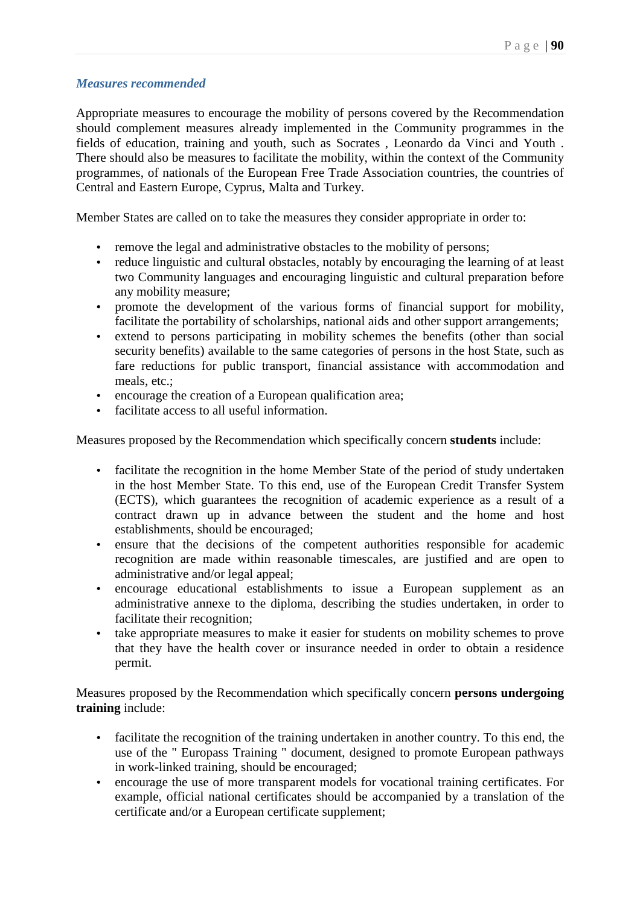### *Measures recommended*

Appropriate measures to encourage the mobility of persons covered by the Recommendation should complement measures already implemented in the Community programmes in the fields of education, training and youth, such as Socrates , Leonardo da Vinci and Youth . There should also be measures to facilitate the mobility, within the context of the Community programmes, of nationals of the European Free Trade Association countries, the countries of Central and Eastern Europe, Cyprus, Malta and Turkey.

Member States are called on to take the measures they consider appropriate in order to:

- remove the legal and administrative obstacles to the mobility of persons;
- reduce linguistic and cultural obstacles, notably by encouraging the learning of at least two Community languages and encouraging linguistic and cultural preparation before any mobility measure;
- promote the development of the various forms of financial support for mobility, facilitate the portability of scholarships, national aids and other support arrangements;
- extend to persons participating in mobility schemes the benefits (other than social security benefits) available to the same categories of persons in the host State, such as fare reductions for public transport, financial assistance with accommodation and meals, etc.;
- encourage the creation of a European qualification area;
- facilitate access to all useful information.

Measures proposed by the Recommendation which specifically concern **students** include:

- facilitate the recognition in the home Member State of the period of study undertaken in the host Member State. To this end, use of the European Credit Transfer System (ECTS), which guarantees the recognition of academic experience as a result of a contract drawn up in advance between the student and the home and host establishments, should be encouraged;
- ensure that the decisions of the competent authorities responsible for academic recognition are made within reasonable timescales, are justified and are open to administrative and/or legal appeal;
- encourage educational establishments to issue a European supplement as an administrative annexe to the diploma, describing the studies undertaken, in order to facilitate their recognition;
- take appropriate measures to make it easier for students on mobility schemes to prove that they have the health cover or insurance needed in order to obtain a residence permit.

Measures proposed by the Recommendation which specifically concern **persons undergoing training** include:

- facilitate the recognition of the training undertaken in another country. To this end, the use of the " Europass Training " document, designed to promote European pathways in work-linked training, should be encouraged;
- encourage the use of more transparent models for vocational training certificates. For example, official national certificates should be accompanied by a translation of the certificate and/or a European certificate supplement;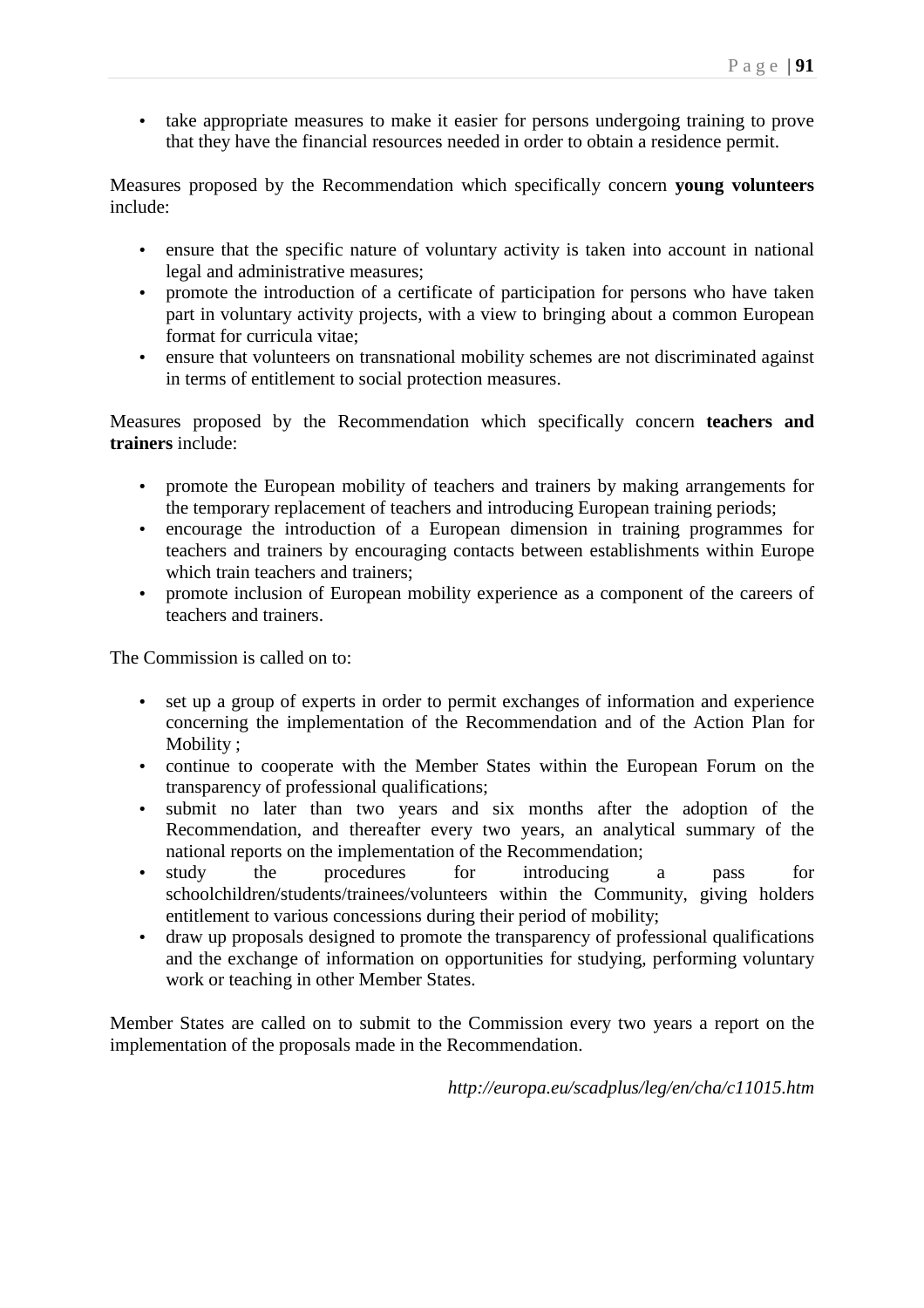- take appropriate measures to make it easier for persons undergoing training to prove that they have the financial resources needed in order to obtain a residence permit.

Measures proposed by the Recommendation which specifically concern **young volunteers** include:

- ensure that the specific nature of voluntary activity is taken into account in national legal and administrative measures;
- promote the introduction of a certificate of participation for persons who have taken part in voluntary activity projects, with a view to bringing about a common European format for curricula vitae;
- ensure that volunteers on transnational mobility schemes are not discriminated against in terms of entitlement to social protection measures.

Measures proposed by the Recommendation which specifically concern **teachers and trainers** include:

- promote the European mobility of teachers and trainers by making arrangements for the temporary replacement of teachers and introducing European training periods;
- encourage the introduction of a European dimension in training programmes for teachers and trainers by encouraging contacts between establishments within Europe which train teachers and trainers;
- promote inclusion of European mobility experience as a component of the careers of teachers and trainers.

The Commission is called on to:

- set up a group of experts in order to permit exchanges of information and experience concerning the implementation of the Recommendation and of the Action Plan for Mobility ;
- continue to cooperate with the Member States within the European Forum on the transparency of professional qualifications;
- submit no later than two years and six months after the adoption of the Recommendation, and thereafter every two years, an analytical summary of the national reports on the implementation of the Recommendation;
- study the procedures for introducing a pass for schoolchildren/students/trainees/volunteers within the Community, giving holders entitlement to various concessions during their period of mobility;
- draw up proposals designed to promote the transparency of professional qualifications and the exchange of information on opportunities for studying, performing voluntary work or teaching in other Member States.

Member States are called on to submit to the Commission every two years a report on the implementation of the proposals made in the Recommendation.

*http://europa.eu/scadplus/leg/en/cha/c11015.htm*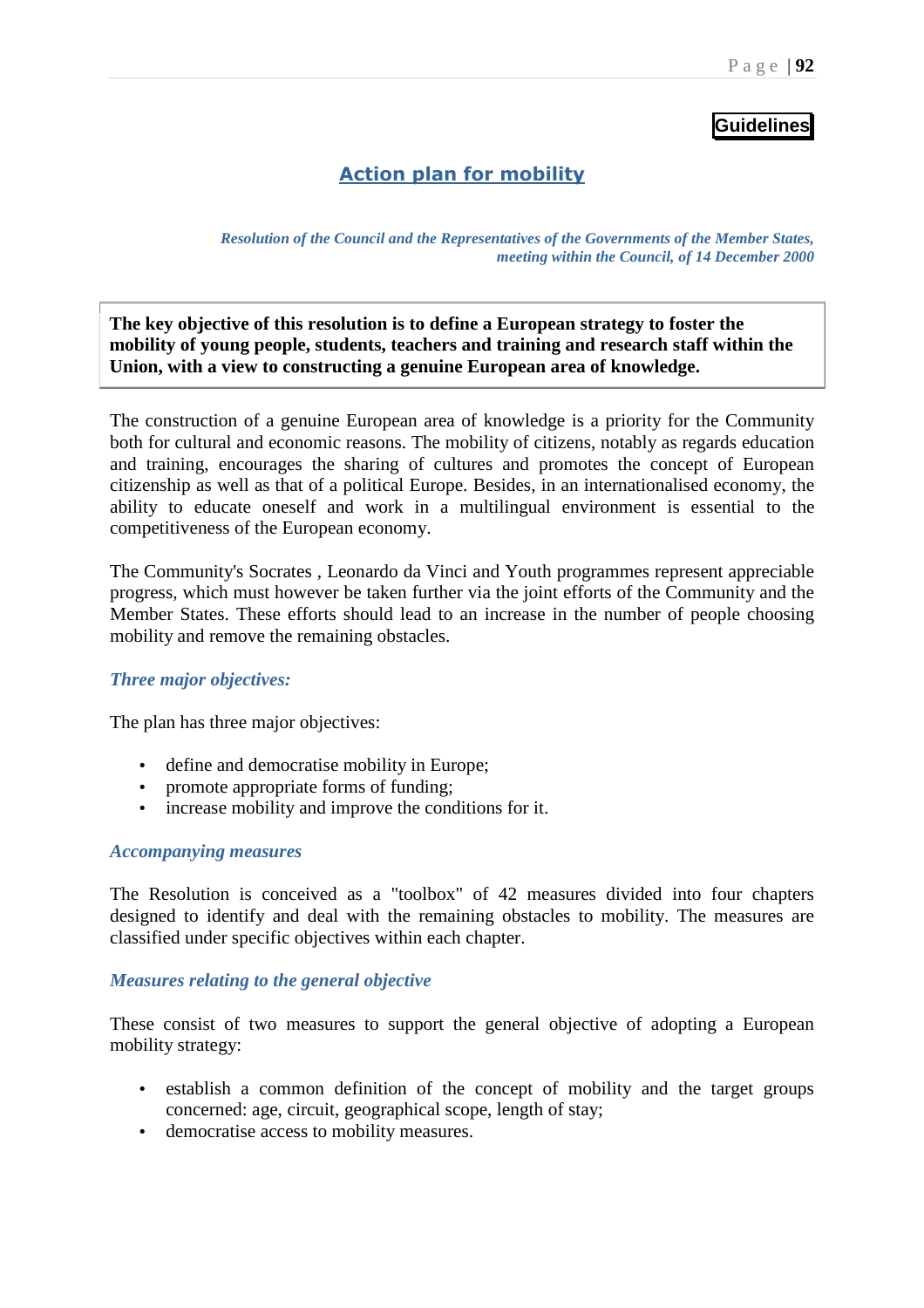**Guidelines**

## Action plan for mobility

*Resolution of the Council and the Representatives of the Governments of the Member States, meeting within the Council, of 14 December 2000*

**The key objective of this resolution is to define a European strategy to foster the mobility of young people, students, teachers and training and research staff within the Union, with a view to constructing a genuine European area of knowledge.**

The construction of a genuine European area of knowledge is a priority for the Community both for cultural and economic reasons. The mobility of citizens, notably as regards education and training, encourages the sharing of cultures and promotes the concept of European citizenship as well as that of a political Europe. Besides, in an internationalised economy, the ability to educate oneself and work in a multilingual environment is essential to the competitiveness of the European economy.

The Community's Socrates , Leonardo da Vinci and Youth programmes represent appreciable progress, which must however be taken further via the joint efforts of the Community and the Member States. These efforts should lead to an increase in the number of people choosing mobility and remove the remaining obstacles.

### *Three major objectives:*

The plan has three major objectives:

- define and democratise mobility in Europe;
- promote appropriate forms of funding;
- increase mobility and improve the conditions for it.

### *Accompanying measures*

The Resolution is conceived as a "toolbox" of 42 measures divided into four chapters designed to identify and deal with the remaining obstacles to mobility. The measures are classified under specific objectives within each chapter.

### *Measures relating to the general objective*

These consist of two measures to support the general objective of adopting a European mobility strategy:

- establish a common definition of the concept of mobility and the target groups concerned: age, circuit, geographical scope, length of stay;
- democratise access to mobility measures.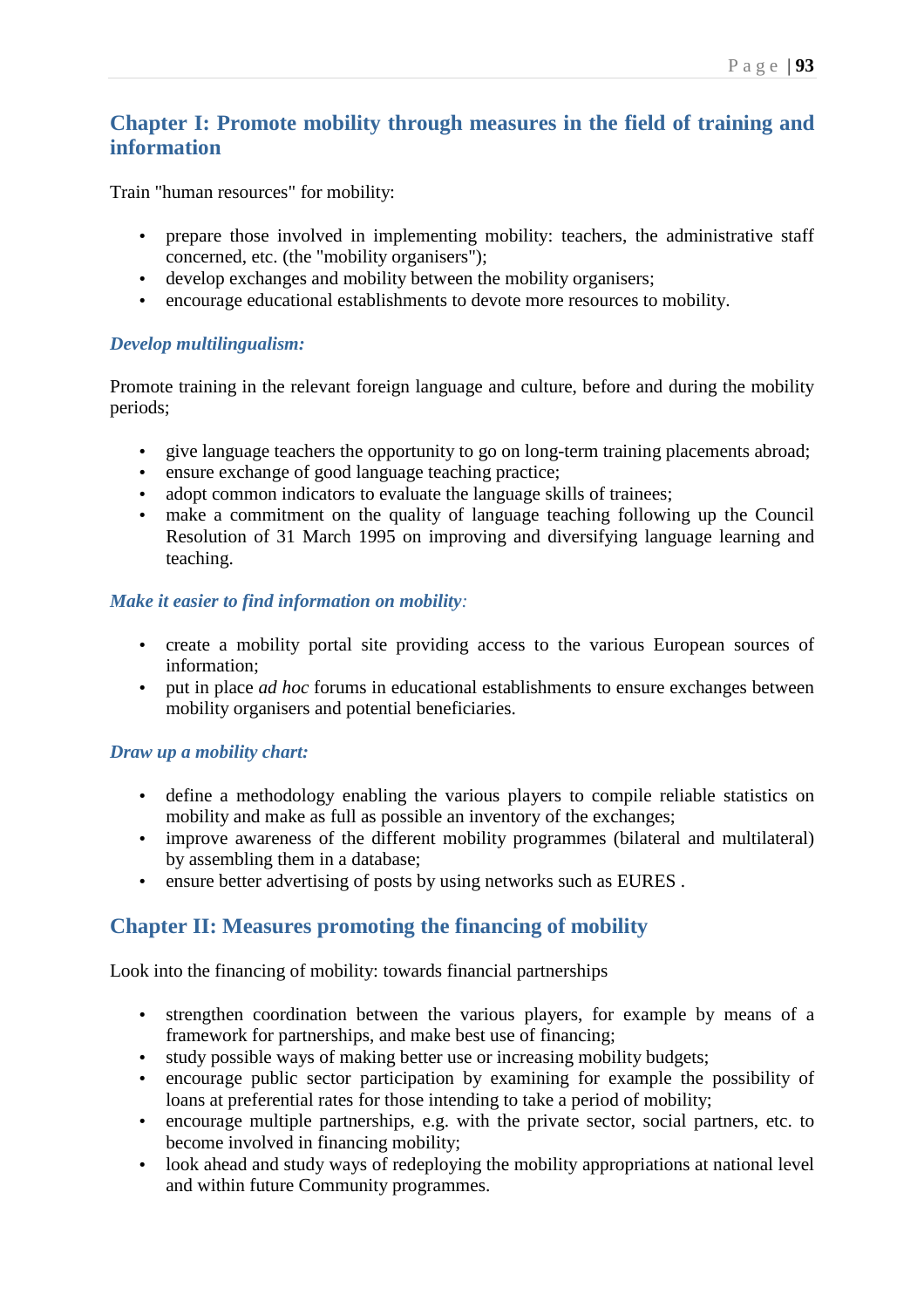## Chapter I: Promote mobility through measures in the field of training and information

Train "human resources" for mobility:

- prepare those involved in implementing mobility: teachers, the administrative staff concerned, etc. (the "mobility organisers");
- develop exchanges and mobility between the mobility organisers;
- encourage educational establishments to devote more resources to mobility.

### *Develop multilingualism:*

Promote training in the relevant foreign language and culture, before and during the mobility periods;

- give language teachers the opportunity to go on long-term training placements abroad;
- ensure exchange of good language teaching practice;
- adopt common indicators to evaluate the language skills of trainees;
- make a commitment on the quality of language teaching following up the Council Resolution of 31 March 1995 on improving and diversifying language learning and teaching.

### *Make it easier to find information on mobility:*

- create a mobility portal site providing access to the various European sources of information;
- put in place *ad hoc* forums in educational establishments to ensure exchanges between mobility organisers and potential beneficiaries.

### *Draw up a mobility chart:*

- define a methodology enabling the various players to compile reliable statistics on mobility and make as full as possible an inventory of the exchanges;
- improve awareness of the different mobility programmes (bilateral and multilateral) by assembling them in a database;
- ensure better advertising of posts by using networks such as EURES .

## Chapter II: Measures promoting the financing of mobility

Look into the financing of mobility: towards financial partnerships

- strengthen coordination between the various players, for example by means of a framework for partnerships, and make best use of financing;
- study possible ways of making better use or increasing mobility budgets;
- encourage public sector participation by examining for example the possibility of loans at preferential rates for those intending to take a period of mobility;
- encourage multiple partnerships, e.g. with the private sector, social partners, etc. to become involved in financing mobility;
- look ahead and study ways of redeploying the mobility appropriations at national level and within future Community programmes.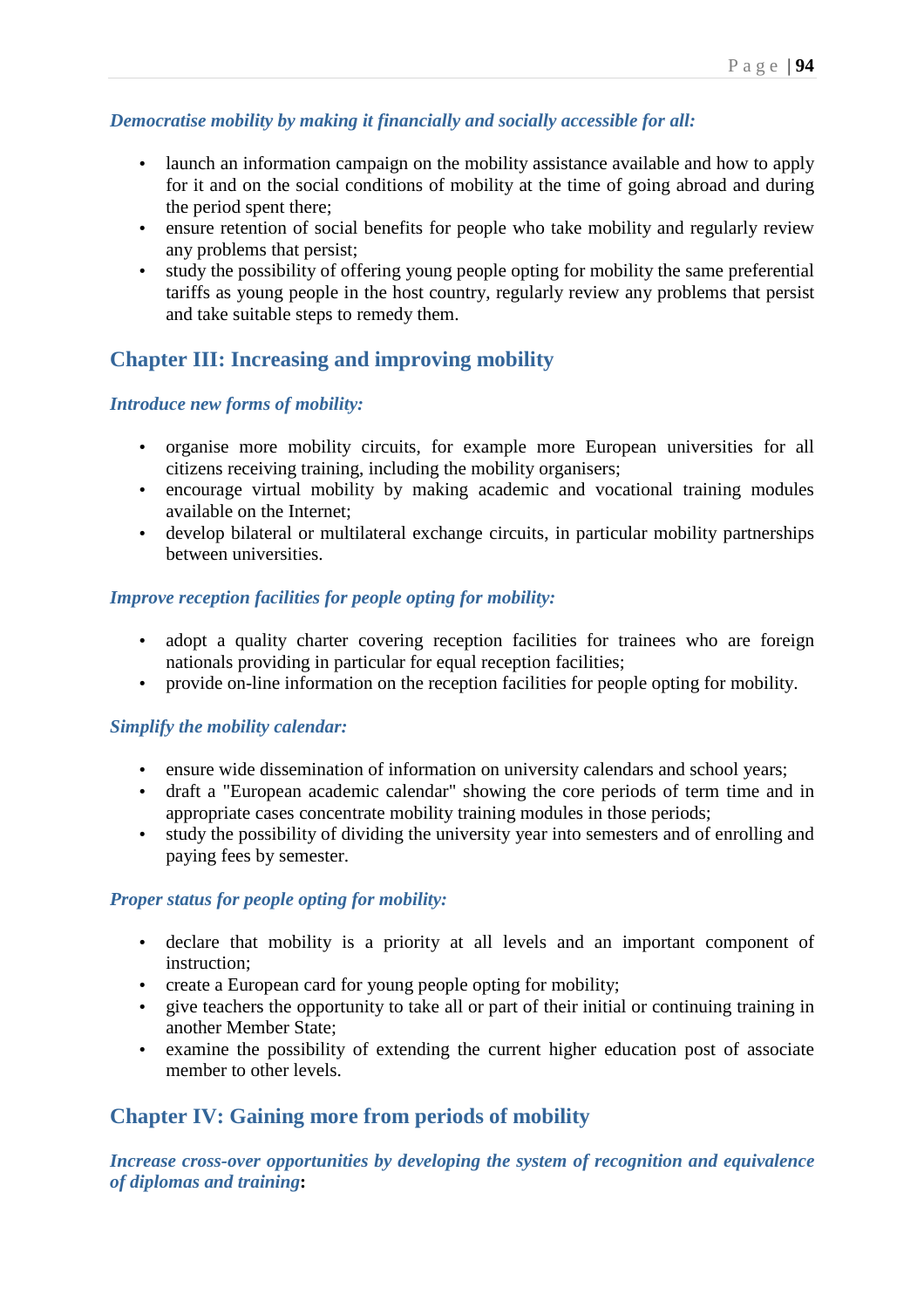***Democratise mobility by making it financially and socially accessible for all:***

- launch an information campaign on the mobility assistance available and how to apply for it and on the social conditions of mobility at the time of going abroad and during the period spent there;
- ensure retention of social benefits for people who take mobility and regularly review any problems that persist;
- study the possibility of offering young people opting for mobility the same preferential tariffs as young people in the host country, regularly review any problems that persist and take suitable steps to remedy them.

## Chapter III: Increasing and improving mobility

***Introduce new forms of mobility:***

- organise more mobility circuits, for example more European universities for all citizens receiving training, including the mobility organisers;
- encourage virtual mobility by making academic and vocational training modules available on the Internet;
- develop bilateral or multilateral exchange circuits, in particular mobility partnerships between universities.

***Improve reception facilities for people opting for mobility:***

- adopt a quality charter covering reception facilities for trainees who are foreign nationals providing in particular for equal reception facilities;
- provide on-line information on the reception facilities for people opting for mobility.

***Simplify the mobility calendar:***

- ensure wide dissemination of information on university calendars and school years;
- draft a "European academic calendar" showing the core periods of term time and in appropriate cases concentrate mobility training modules in those periods;
- study the possibility of dividing the university year into semesters and of enrolling and paying fees by semester.

***Proper status for people opting for mobility:***

- declare that mobility is a priority at all levels and an important component of instruction;
- create a European card for young people opting for mobility;
- give teachers the opportunity to take all or part of their initial or continuing training in another Member State;
- examine the possibility of extending the current higher education post of associate member to other levels.

## Chapter IV: Gaining more from periods of mobility

***Increase cross-over opportunities by developing the system of recognition and equivalence of diplomas and training*:**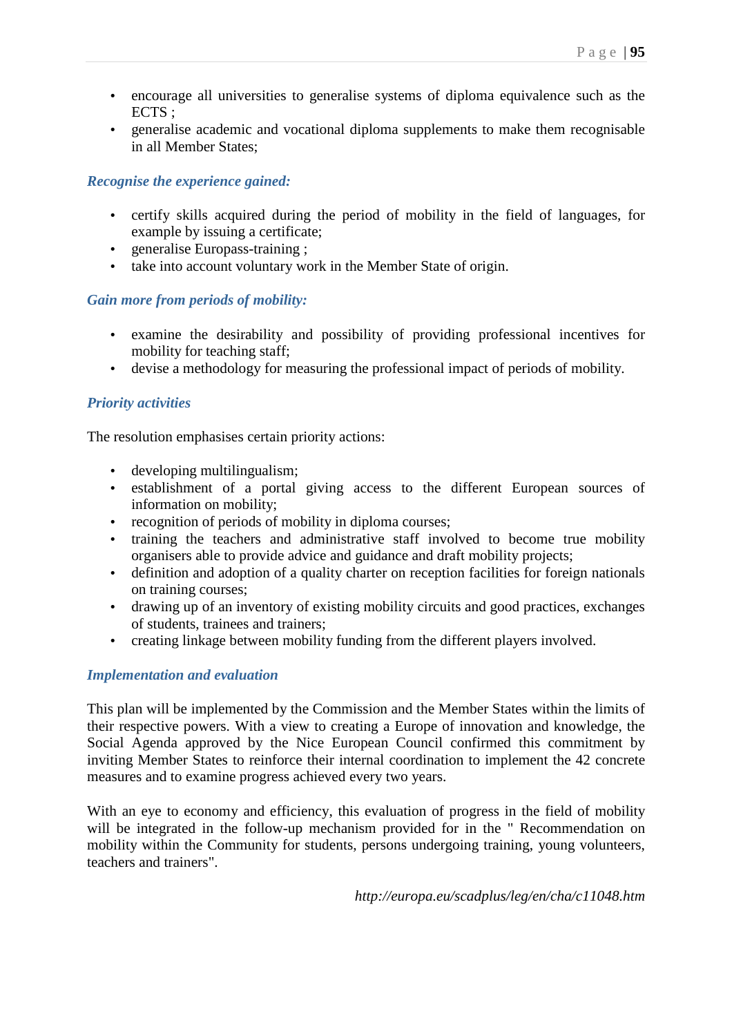- encourage all universities to generalise systems of diploma equivalence such as the ECTS ;
- generalise academic and vocational diploma supplements to make them recognisable in all Member States;

### *Recognise the experience gained:*

- certify skills acquired during the period of mobility in the field of languages, for example by issuing a certificate;
- generalise Europass-training ;
- take into account voluntary work in the Member State of origin.

### *Gain more from periods of mobility:*

- examine the desirability and possibility of providing professional incentives for mobility for teaching staff;
- devise a methodology for measuring the professional impact of periods of mobility.

### *Priority activities*

The resolution emphasises certain priority actions:

- developing multilingualism;
- establishment of a portal giving access to the different European sources of information on mobility;
- recognition of periods of mobility in diploma courses;
- training the teachers and administrative staff involved to become true mobility organisers able to provide advice and guidance and draft mobility projects;
- definition and adoption of a quality charter on reception facilities for foreign nationals on training courses;
- drawing up of an inventory of existing mobility circuits and good practices, exchanges of students, trainees and trainers;
- creating linkage between mobility funding from the different players involved.

### *Implementation and evaluation*

This plan will be implemented by the Commission and the Member States within the limits of their respective powers. With a view to creating a Europe of innovation and knowledge, the Social Agenda approved by the Nice European Council confirmed this commitment by inviting Member States to reinforce their internal coordination to implement the 42 concrete measures and to examine progress achieved every two years.

With an eye to economy and efficiency, this evaluation of progress in the field of mobility will be integrated in the follow-up mechanism provided for in the " Recommendation on mobility within the Community for students, persons undergoing training, young volunteers, teachers and trainers".

*http://europa.eu/scadplus/leg/en/cha/c11048.htm*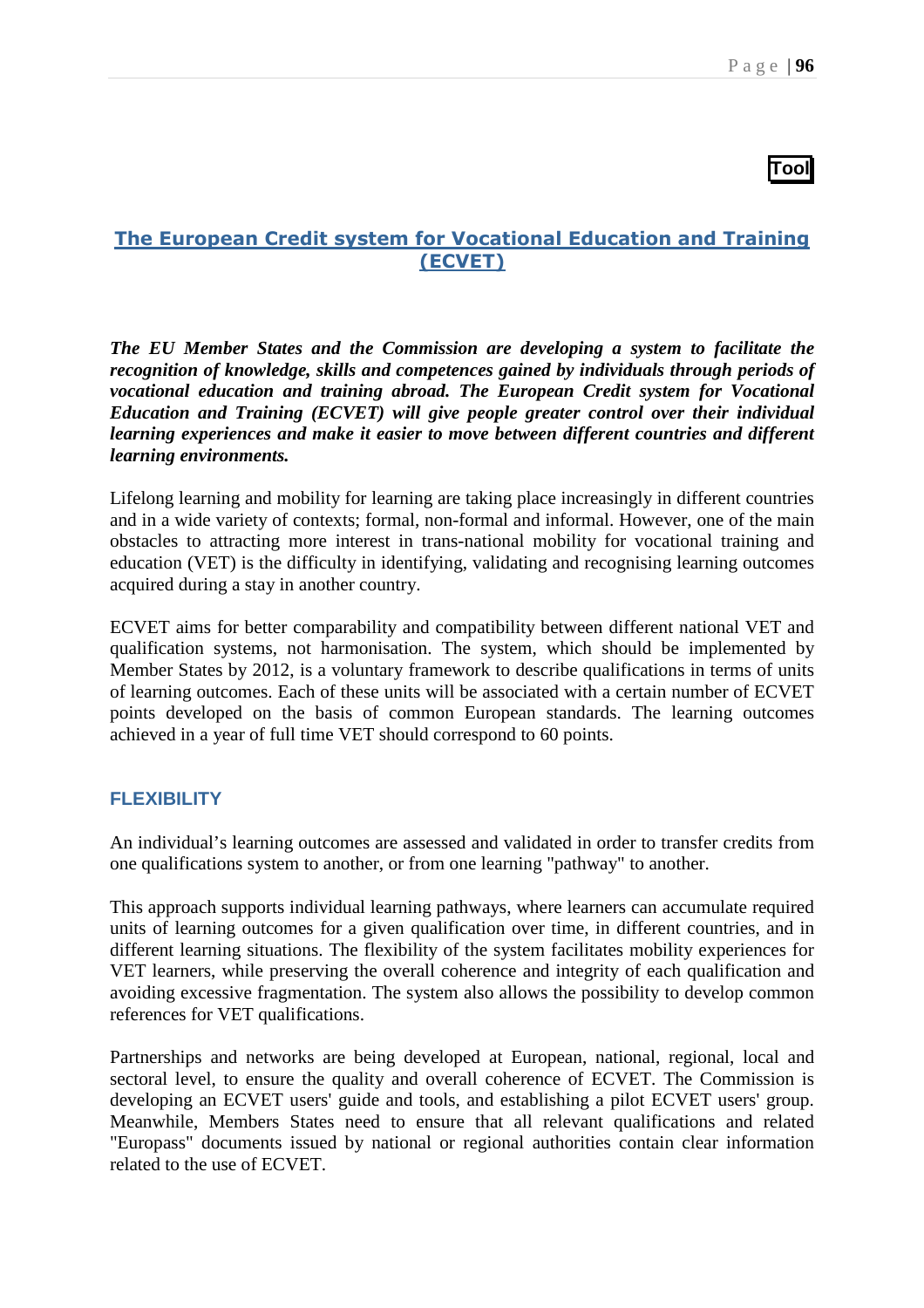**Tool**

## The European Credit system for Vocational Education and Training (ECVET)

***The EU Member States and the Commission are developing a system to facilitate the recognition of knowledge, skills and competences gained by individuals through periods of vocational education and training abroad. The European Credit system for Vocational Education and Training (ECVET) will give people greater control over their individual learning experiences and make it easier to move between different countries and different learning environments.***

Lifelong learning and mobility for learning are taking place increasingly in different countries and in a wide variety of contexts; formal, non-formal and informal. However, one of the main obstacles to attracting more interest in trans-national mobility for vocational training and education (VET) is the difficulty in identifying, validating and recognising learning outcomes acquired during a stay in another country.

ECVET aims for better comparability and compatibility between different national VET and qualification systems, not harmonisation. The system, which should be implemented by Member States by 2012, is a voluntary framework to describe qualifications in terms of units of learning outcomes. Each of these units will be associated with a certain number of ECVET points developed on the basis of common European standards. The learning outcomes achieved in a year of full time VET should correspond to 60 points.

### FLEXIBILITY

An individual's learning outcomes are assessed and validated in order to transfer credits from one qualifications system to another, or from one learning "pathway" to another.

This approach supports individual learning pathways, where learners can accumulate required units of learning outcomes for a given qualification over time, in different countries, and in different learning situations. The flexibility of the system facilitates mobility experiences for VET learners, while preserving the overall coherence and integrity of each qualification and avoiding excessive fragmentation. The system also allows the possibility to develop common references for VET qualifications.

Partnerships and networks are being developed at European, national, regional, local and sectoral level, to ensure the quality and overall coherence of ECVET. The Commission is developing an ECVET users' guide and tools, and establishing a pilot ECVET users' group. Meanwhile, Members States need to ensure that all relevant qualifications and related "Europass" documents issued by national or regional authorities contain clear information related to the use of ECVET.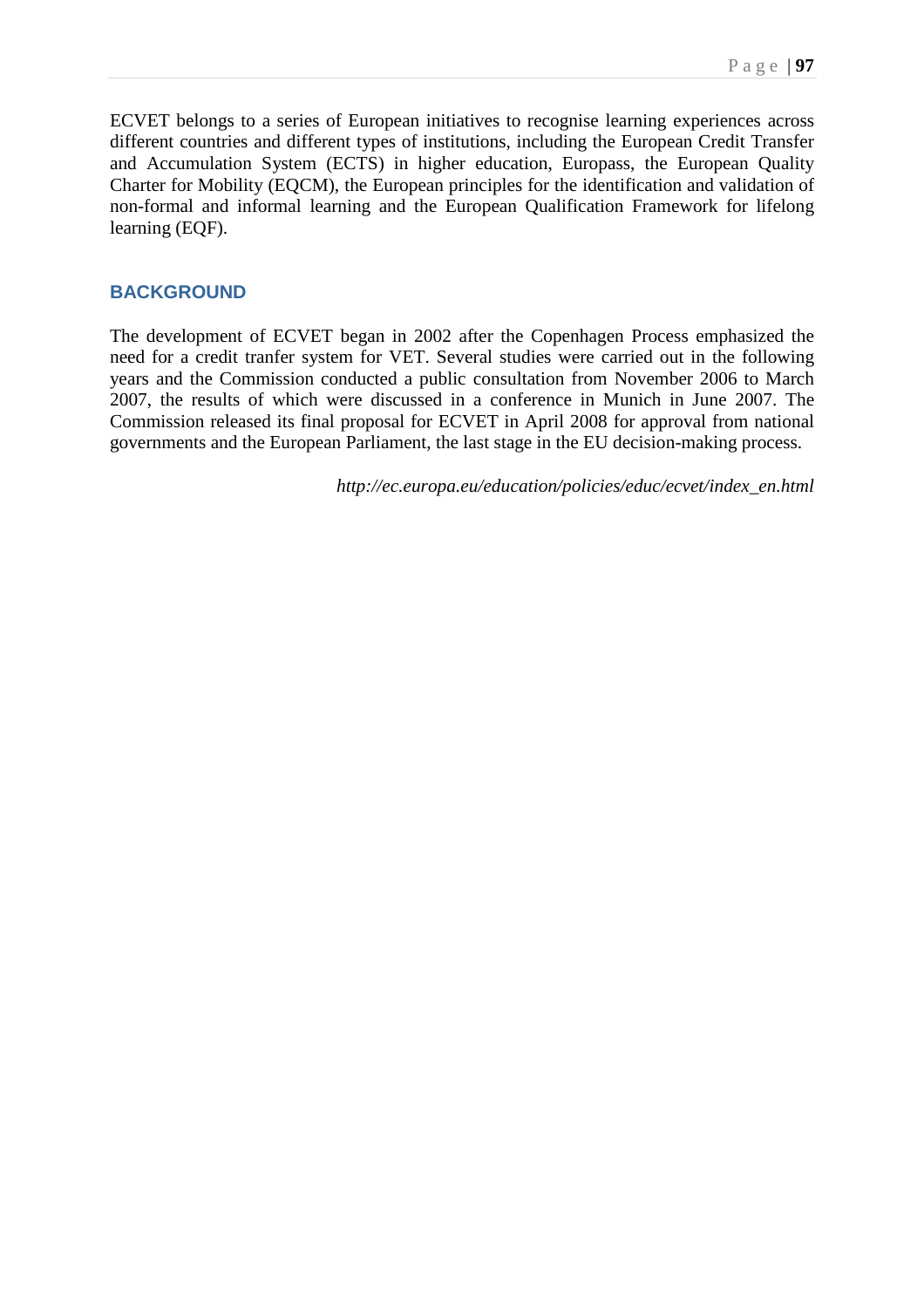ECVET belongs to a series of European initiatives to recognise learning experiences across different countries and different types of institutions, including the European Credit Transfer and Accumulation System (ECTS) in higher education, Europass, the European Quality Charter for Mobility (EQCM), the European principles for the identification and validation of non-formal and informal learning and the European Qualification Framework for lifelong learning (EQF).

## BACKGROUND

The development of ECVET began in 2002 after the Copenhagen Process emphasized the need for a credit tranfer system for VET. Several studies were carried out in the following years and the Commission conducted a public consultation from November 2006 to March 2007, the results of which were discussed in a conference in Munich in June 2007. The Commission released its final proposal for ECVET in April 2008 for approval from national governments and the European Parliament, the last stage in the EU decision-making process.

*http://ec.europa.eu/education/policies/educ/ecvet/index_en.html*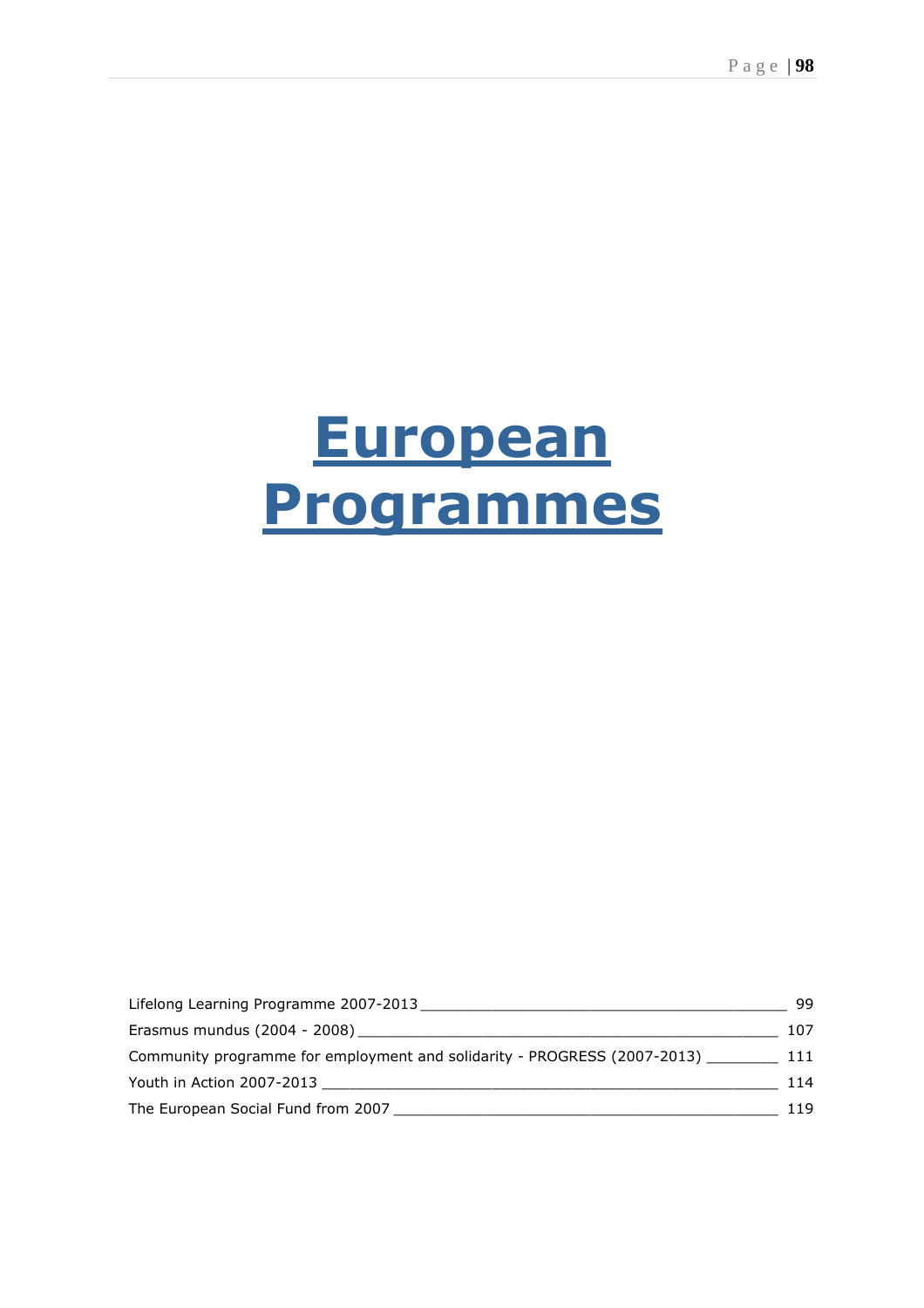# European Programmes

Lifelong Learning Programme 2007-2013 ____________________________________________ 99

Erasmus mundus (2004 - 2008) _________________________________________________ 107

Community programme for employment and solidarity - PROGRESS (2007-2013) ________ 111

Youth in Action 2007-2013 ____________________________________________________ 114

The European Social Fund from 2007 ____________________________________________ 119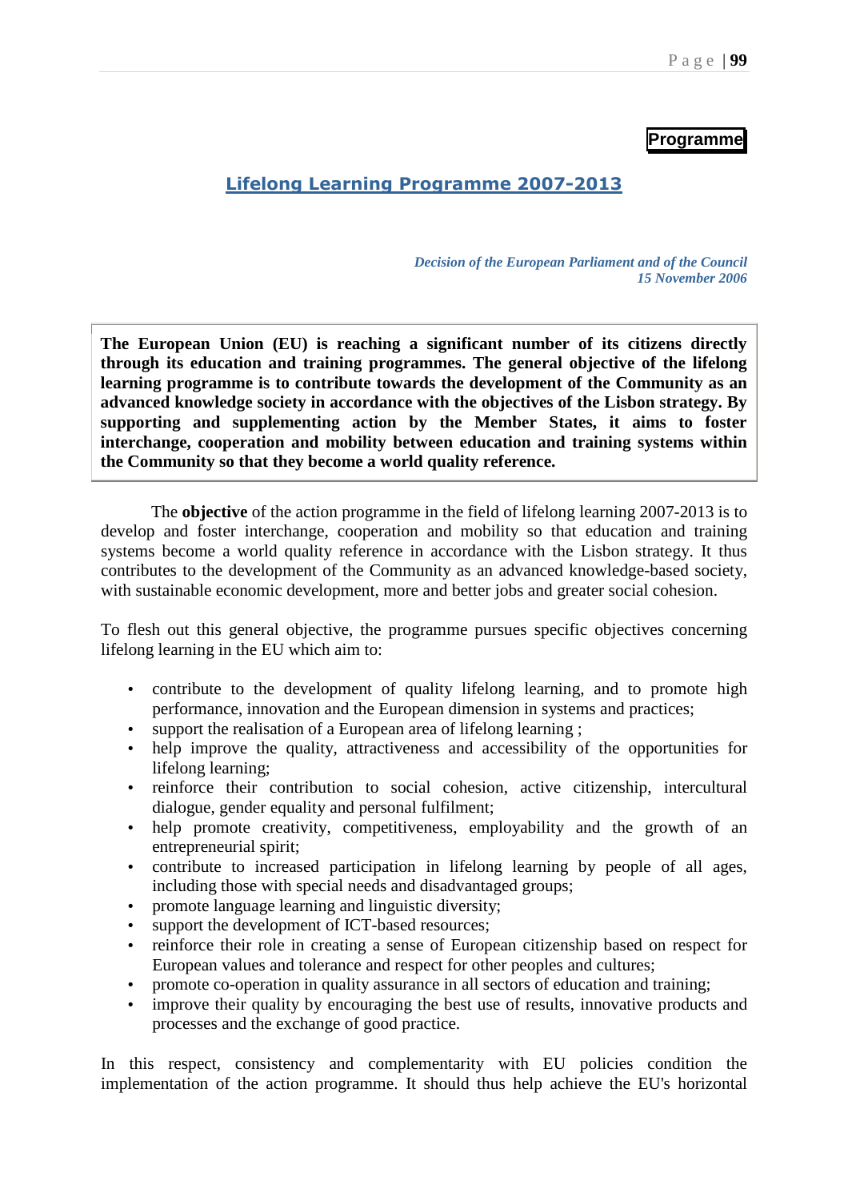**Programme**

## Lifelong Learning Programme 2007-2013

*Decision of the European Parliament and of the Council*
*15 November 2006*

**The European Union (EU) is reaching a significant number of its citizens directly through its education and training programmes. The general objective of the lifelong learning programme is to contribute towards the development of the Community as an advanced knowledge society in accordance with the objectives of the Lisbon strategy. By supporting and supplementing action by the Member States, it aims to foster interchange, cooperation and mobility between education and training systems within the Community so that they become a world quality reference.**

The **objective** of the action programme in the field of lifelong learning 2007-2013 is to develop and foster interchange, cooperation and mobility so that education and training systems become a world quality reference in accordance with the Lisbon strategy. It thus contributes to the development of the Community as an advanced knowledge-based society, with sustainable economic development, more and better jobs and greater social cohesion.

To flesh out this general objective, the programme pursues specific objectives concerning lifelong learning in the EU which aim to:

- contribute to the development of quality lifelong learning, and to promote high performance, innovation and the European dimension in systems and practices;
- support the realisation of a European area of lifelong learning ;
- help improve the quality, attractiveness and accessibility of the opportunities for lifelong learning;
- reinforce their contribution to social cohesion, active citizenship, intercultural dialogue, gender equality and personal fulfilment;
- help promote creativity, competitiveness, employability and the growth of an entrepreneurial spirit;
- contribute to increased participation in lifelong learning by people of all ages, including those with special needs and disadvantaged groups;
- promote language learning and linguistic diversity;
- support the development of ICT-based resources;
- reinforce their role in creating a sense of European citizenship based on respect for European values and tolerance and respect for other peoples and cultures;
- promote co-operation in quality assurance in all sectors of education and training;
- improve their quality by encouraging the best use of results, innovative products and processes and the exchange of good practice.

In this respect, consistency and complementarity with EU policies condition the implementation of the action programme. It should thus help achieve the EU's horizontal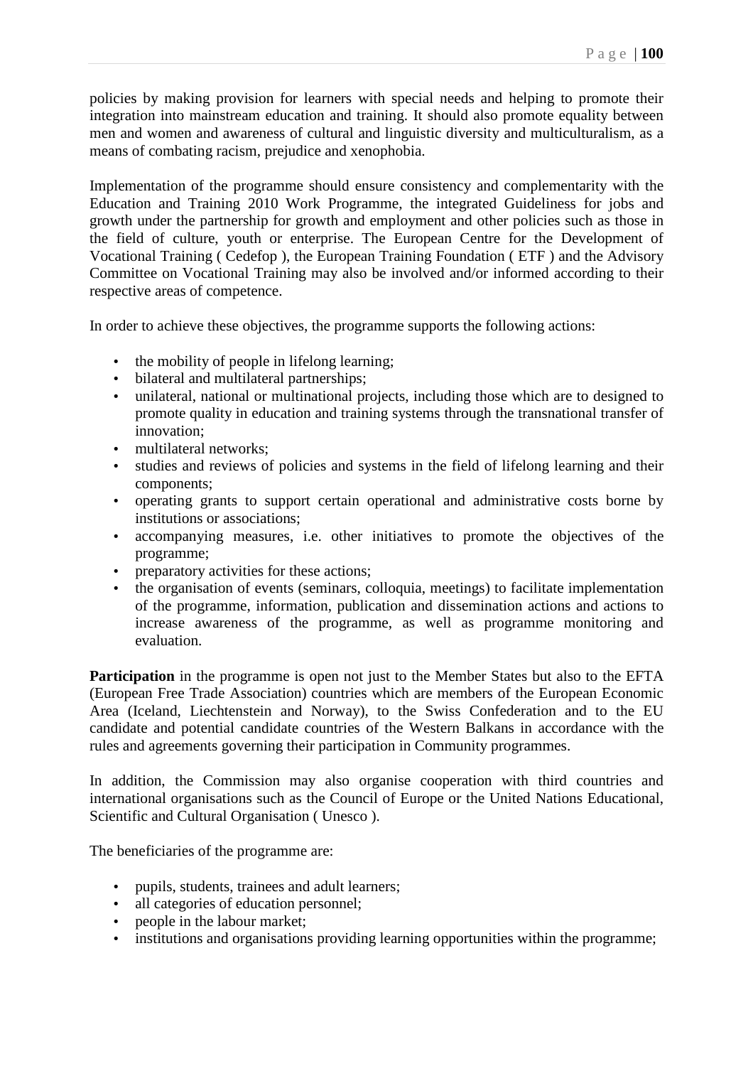policies by making provision for learners with special needs and helping to promote their integration into mainstream education and training. It should also promote equality between men and women and awareness of cultural and linguistic diversity and multiculturalism, as a means of combating racism, prejudice and xenophobia.

Implementation of the programme should ensure consistency and complementarity with the Education and Training 2010 Work Programme, the integrated Guideliness for jobs and growth under the partnership for growth and employment and other policies such as those in the field of culture, youth or enterprise. The European Centre for the Development of Vocational Training ( Cedefop ), the European Training Foundation ( ETF ) and the Advisory Committee on Vocational Training may also be involved and/or informed according to their respective areas of competence.

In order to achieve these objectives, the programme supports the following actions:

- the mobility of people in lifelong learning;
- bilateral and multilateral partnerships;
- unilateral, national or multinational projects, including those which are to designed to promote quality in education and training systems through the transnational transfer of innovation;
- multilateral networks;
- studies and reviews of policies and systems in the field of lifelong learning and their components;
- operating grants to support certain operational and administrative costs borne by institutions or associations;
- accompanying measures, i.e. other initiatives to promote the objectives of the programme;
- preparatory activities for these actions;
- the organisation of events (seminars, colloquia, meetings) to facilitate implementation of the programme, information, publication and dissemination actions and actions to increase awareness of the programme, as well as programme monitoring and evaluation.

**Participation** in the programme is open not just to the Member States but also to the EFTA (European Free Trade Association) countries which are members of the European Economic Area (Iceland, Liechtenstein and Norway), to the Swiss Confederation and to the EU candidate and potential candidate countries of the Western Balkans in accordance with the rules and agreements governing their participation in Community programmes.

In addition, the Commission may also organise cooperation with third countries and international organisations such as the Council of Europe or the United Nations Educational, Scientific and Cultural Organisation ( Unesco ).

The beneficiaries of the programme are:

- pupils, students, trainees and adult learners;
- all categories of education personnel;
- people in the labour market;
- institutions and organisations providing learning opportunities within the programme;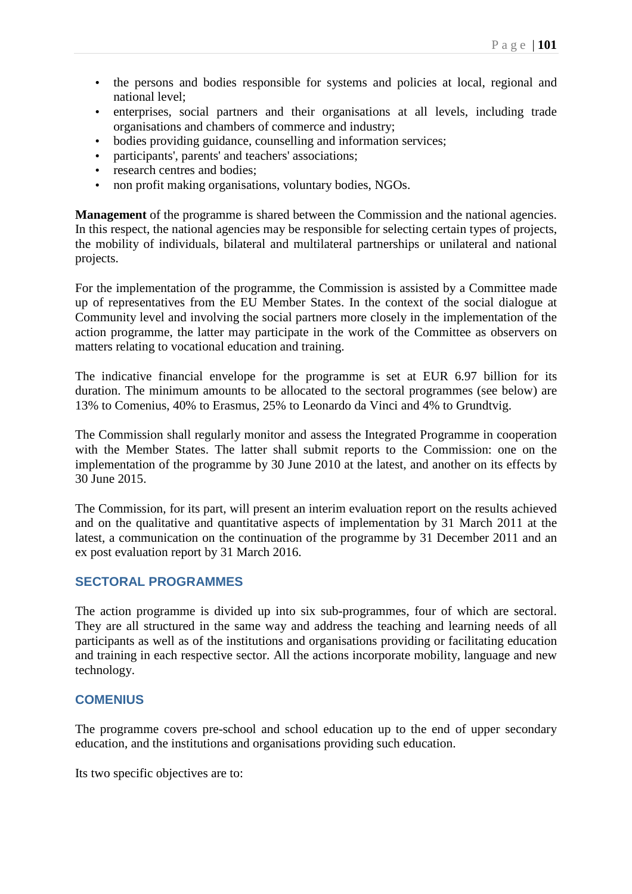- the persons and bodies responsible for systems and policies at local, regional and national level;
- enterprises, social partners and their organisations at all levels, including trade organisations and chambers of commerce and industry;
- bodies providing guidance, counselling and information services;
- participants', parents' and teachers' associations;
- research centres and bodies;
- non profit making organisations, voluntary bodies, NGOs.

**Management** of the programme is shared between the Commission and the national agencies. In this respect, the national agencies may be responsible for selecting certain types of projects, the mobility of individuals, bilateral and multilateral partnerships or unilateral and national projects.

For the implementation of the programme, the Commission is assisted by a Committee made up of representatives from the EU Member States. In the context of the social dialogue at Community level and involving the social partners more closely in the implementation of the action programme, the latter may participate in the work of the Committee as observers on matters relating to vocational education and training.

The indicative financial envelope for the programme is set at EUR 6.97 billion for its duration. The minimum amounts to be allocated to the sectoral programmes (see below) are 13% to Comenius, 40% to Erasmus, 25% to Leonardo da Vinci and 4% to Grundtvig.

The Commission shall regularly monitor and assess the Integrated Programme in cooperation with the Member States. The latter shall submit reports to the Commission: one on the implementation of the programme by 30 June 2010 at the latest, and another on its effects by 30 June 2015.

The Commission, for its part, will present an interim evaluation report on the results achieved and on the qualitative and quantitative aspects of implementation by 31 March 2011 at the latest, a communication on the continuation of the programme by 31 December 2011 and an ex post evaluation report by 31 March 2016.

## SECTORAL PROGRAMMES

The action programme is divided up into six sub-programmes, four of which are sectoral. They are all structured in the same way and address the teaching and learning needs of all participants as well as of the institutions and organisations providing or facilitating education and training in each respective sector. All the actions incorporate mobility, language and new technology.

## COMENIUS

The programme covers pre-school and school education up to the end of upper secondary education, and the institutions and organisations providing such education.

Its two specific objectives are to: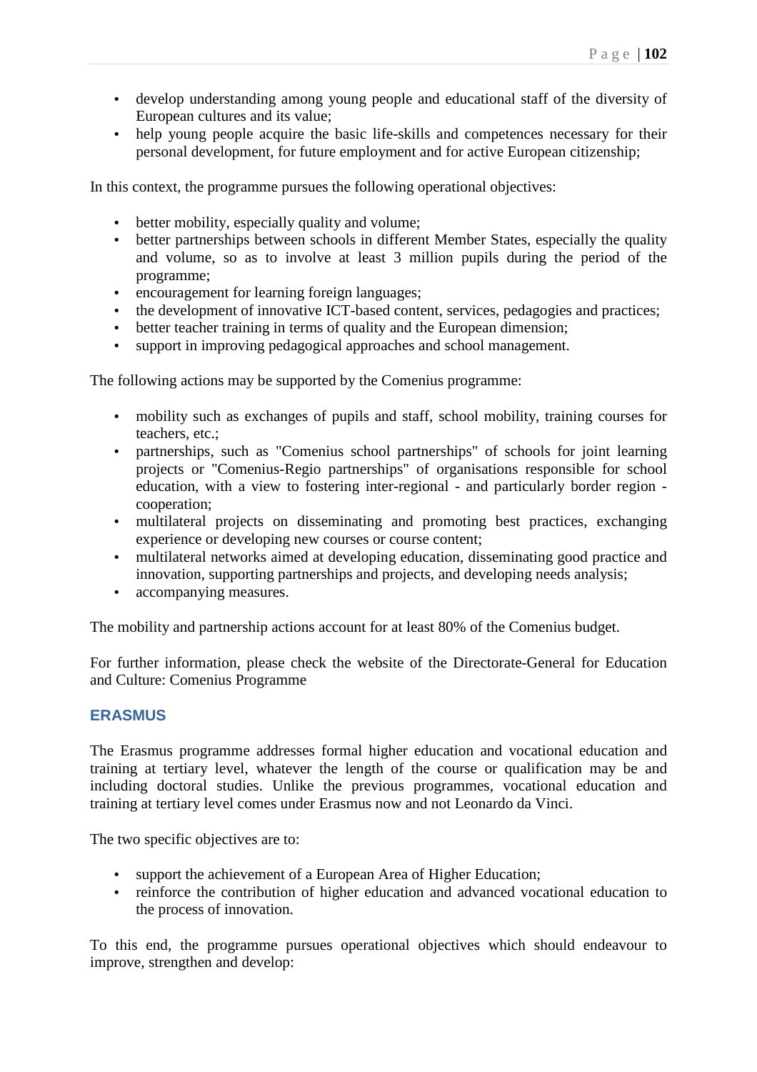- develop understanding among young people and educational staff of the diversity of European cultures and its value;
- help young people acquire the basic life-skills and competences necessary for their personal development, for future employment and for active European citizenship;

In this context, the programme pursues the following operational objectives:

- better mobility, especially quality and volume;
- better partnerships between schools in different Member States, especially the quality and volume, so as to involve at least 3 million pupils during the period of the programme;
- encouragement for learning foreign languages;
- the development of innovative ICT-based content, services, pedagogies and practices;
- better teacher training in terms of quality and the European dimension;
- support in improving pedagogical approaches and school management.

The following actions may be supported by the Comenius programme:

- mobility such as exchanges of pupils and staff, school mobility, training courses for teachers, etc.;
- partnerships, such as "Comenius school partnerships" of schools for joint learning projects or "Comenius-Regio partnerships" of organisations responsible for school education, with a view to fostering inter-regional - and particularly border region - cooperation;
- multilateral projects on disseminating and promoting best practices, exchanging experience or developing new courses or course content;
- multilateral networks aimed at developing education, disseminating good practice and innovation, supporting partnerships and projects, and developing needs analysis;
- accompanying measures.

The mobility and partnership actions account for at least 80% of the Comenius budget.

For further information, please check the website of the Directorate-General for Education and Culture: Comenius Programme

### ERASMUS

The Erasmus programme addresses formal higher education and vocational education and training at tertiary level, whatever the length of the course or qualification may be and including doctoral studies. Unlike the previous programmes, vocational education and training at tertiary level comes under Erasmus now and not Leonardo da Vinci.

The two specific objectives are to:

- support the achievement of a European Area of Higher Education;
- reinforce the contribution of higher education and advanced vocational education to the process of innovation.

To this end, the programme pursues operational objectives which should endeavour to improve, strengthen and develop: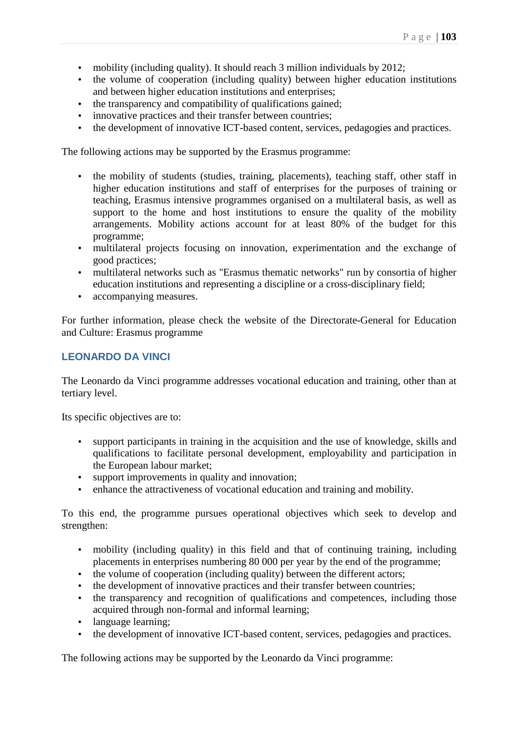- mobility (including quality). It should reach 3 million individuals by 2012;
- the volume of cooperation (including quality) between higher education institutions and between higher education institutions and enterprises;
- the transparency and compatibility of qualifications gained;
- innovative practices and their transfer between countries;
- the development of innovative ICT-based content, services, pedagogies and practices.

The following actions may be supported by the Erasmus programme:

- the mobility of students (studies, training, placements), teaching staff, other staff in higher education institutions and staff of enterprises for the purposes of training or teaching, Erasmus intensive programmes organised on a multilateral basis, as well as support to the home and host institutions to ensure the quality of the mobility arrangements. Mobility actions account for at least 80% of the budget for this programme;
- multilateral projects focusing on innovation, experimentation and the exchange of good practices;
- multilateral networks such as "Erasmus thematic networks" run by consortia of higher education institutions and representing a discipline or a cross-disciplinary field;
- accompanying measures.

For further information, please check the website of the Directorate-General for Education and Culture: Erasmus programme

## LEONARDO DA VINCI

The Leonardo da Vinci programme addresses vocational education and training, other than at tertiary level.

Its specific objectives are to:

- support participants in training in the acquisition and the use of knowledge, skills and qualifications to facilitate personal development, employability and participation in the European labour market;
- support improvements in quality and innovation;
- enhance the attractiveness of vocational education and training and mobility.

To this end, the programme pursues operational objectives which seek to develop and strengthen:

- mobility (including quality) in this field and that of continuing training, including placements in enterprises numbering 80 000 per year by the end of the programme;
- the volume of cooperation (including quality) between the different actors;
- the development of innovative practices and their transfer between countries;
- the transparency and recognition of qualifications and competences, including those acquired through non-formal and informal learning;
- language learning;
- the development of innovative ICT-based content, services, pedagogies and practices.

The following actions may be supported by the Leonardo da Vinci programme: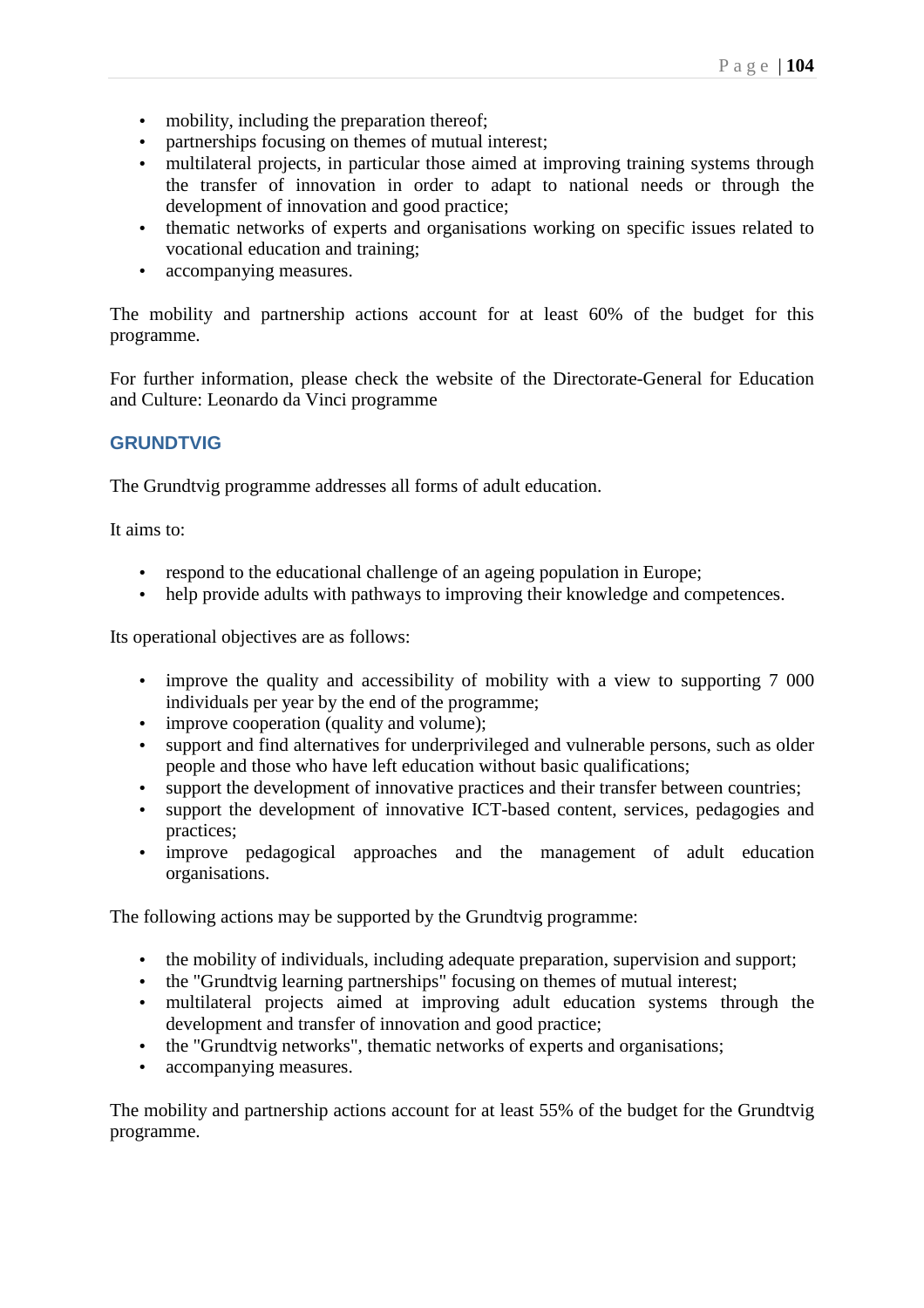- mobility, including the preparation thereof;
- partnerships focusing on themes of mutual interest;
- multilateral projects, in particular those aimed at improving training systems through the transfer of innovation in order to adapt to national needs or through the development of innovation and good practice;
- thematic networks of experts and organisations working on specific issues related to vocational education and training;
- accompanying measures.

The mobility and partnership actions account for at least 60% of the budget for this programme.

For further information, please check the website of the Directorate-General for Education and Culture: Leonardo da Vinci programme

## GRUNDTVIG

The Grundtvig programme addresses all forms of adult education.

It aims to:

- respond to the educational challenge of an ageing population in Europe;
- help provide adults with pathways to improving their knowledge and competences.

Its operational objectives are as follows:

- improve the quality and accessibility of mobility with a view to supporting 7 000 individuals per year by the end of the programme;
- improve cooperation (quality and volume);
- support and find alternatives for underprivileged and vulnerable persons, such as older people and those who have left education without basic qualifications;
- support the development of innovative practices and their transfer between countries;
- support the development of innovative ICT-based content, services, pedagogies and practices;
- improve pedagogical approaches and the management of adult education organisations.

The following actions may be supported by the Grundtvig programme:

- the mobility of individuals, including adequate preparation, supervision and support;
- the "Grundtvig learning partnerships" focusing on themes of mutual interest;
- multilateral projects aimed at improving adult education systems through the development and transfer of innovation and good practice;
- the "Grundtvig networks", thematic networks of experts and organisations;
- accompanying measures.

The mobility and partnership actions account for at least 55% of the budget for the Grundtvig programme.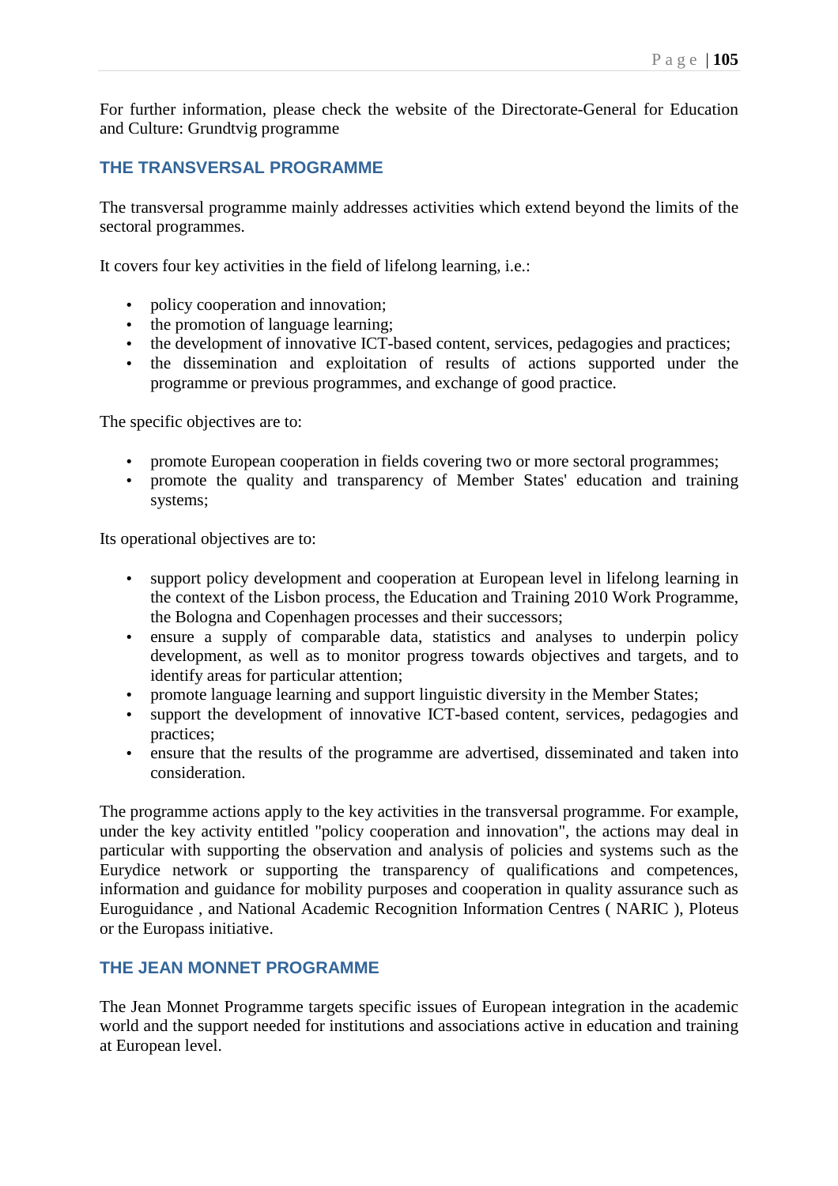For further information, please check the website of the Directorate-General for Education and Culture: Grundtvig programme

## THE TRANSVERSAL PROGRAMME

The transversal programme mainly addresses activities which extend beyond the limits of the sectoral programmes.

It covers four key activities in the field of lifelong learning, i.e.:

- policy cooperation and innovation;
- the promotion of language learning;
- the development of innovative ICT-based content, services, pedagogies and practices;
- the dissemination and exploitation of results of actions supported under the programme or previous programmes, and exchange of good practice.

The specific objectives are to:

- promote European cooperation in fields covering two or more sectoral programmes;
- promote the quality and transparency of Member States' education and training systems;

Its operational objectives are to:

- support policy development and cooperation at European level in lifelong learning in the context of the Lisbon process, the Education and Training 2010 Work Programme, the Bologna and Copenhagen processes and their successors;
- ensure a supply of comparable data, statistics and analyses to underpin policy development, as well as to monitor progress towards objectives and targets, and to identify areas for particular attention;
- promote language learning and support linguistic diversity in the Member States;
- support the development of innovative ICT-based content, services, pedagogies and practices;
- ensure that the results of the programme are advertised, disseminated and taken into consideration.

The programme actions apply to the key activities in the transversal programme. For example, under the key activity entitled "policy cooperation and innovation", the actions may deal in particular with supporting the observation and analysis of policies and systems such as the Eurydice network or supporting the transparency of qualifications and competences, information and guidance for mobility purposes and cooperation in quality assurance such as Euroguidance , and National Academic Recognition Information Centres ( NARIC ), Ploteus or the Europass initiative.

## THE JEAN MONNET PROGRAMME

The Jean Monnet Programme targets specific issues of European integration in the academic world and the support needed for institutions and associations active in education and training at European level.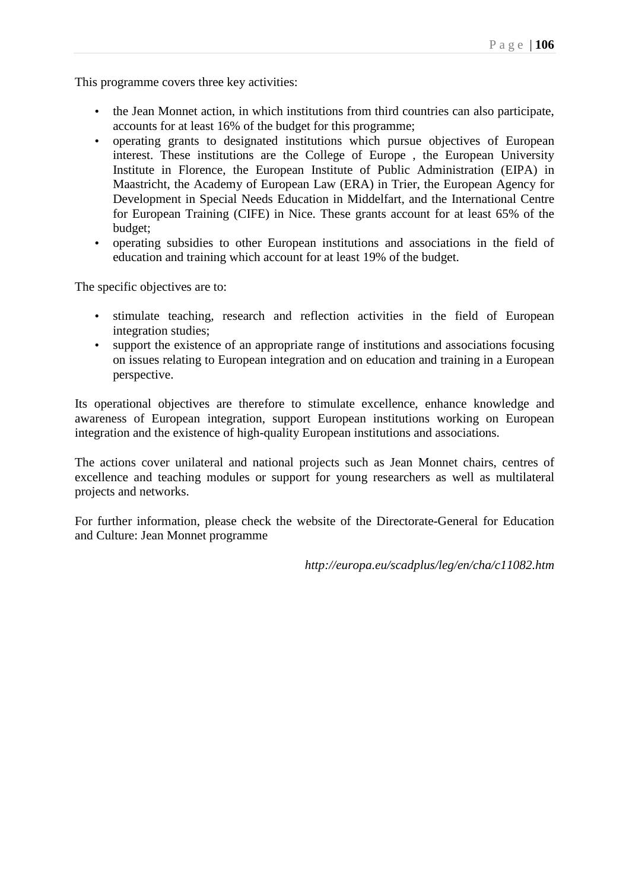This programme covers three key activities:

- the Jean Monnet action, in which institutions from third countries can also participate, accounts for at least 16% of the budget for this programme;
- operating grants to designated institutions which pursue objectives of European interest. These institutions are the College of Europe , the European University Institute in Florence, the European Institute of Public Administration (EIPA) in Maastricht, the Academy of European Law (ERA) in Trier, the European Agency for Development in Special Needs Education in Middelfart, and the International Centre for European Training (CIFE) in Nice. These grants account for at least 65% of the budget;
- operating subsidies to other European institutions and associations in the field of education and training which account for at least 19% of the budget.

The specific objectives are to:

- stimulate teaching, research and reflection activities in the field of European integration studies;
- support the existence of an appropriate range of institutions and associations focusing on issues relating to European integration and on education and training in a European perspective.

Its operational objectives are therefore to stimulate excellence, enhance knowledge and awareness of European integration, support European institutions working on European integration and the existence of high-quality European institutions and associations.

The actions cover unilateral and national projects such as Jean Monnet chairs, centres of excellence and teaching modules or support for young researchers as well as multilateral projects and networks.

For further information, please check the website of the Directorate-General for Education and Culture: Jean Monnet programme

*http://europa.eu/scadplus/leg/en/cha/c11082.htm*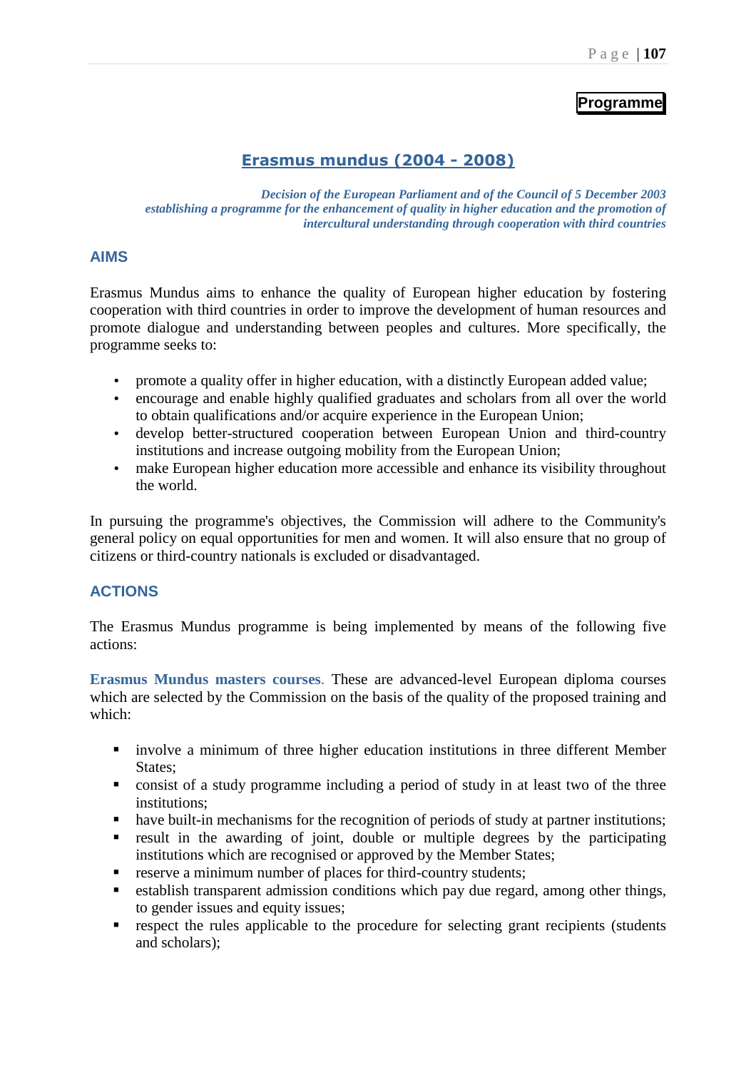**Programme**

## Erasmus mundus (2004 - 2008)

*Decision of the European Parliament and of the Council of 5 December 2003 establishing a programme for the enhancement of quality in higher education and the promotion of intercultural understanding through cooperation with third countries*

### AIMS

Erasmus Mundus aims to enhance the quality of European higher education by fostering cooperation with third countries in order to improve the development of human resources and promote dialogue and understanding between peoples and cultures. More specifically, the programme seeks to:

- promote a quality offer in higher education, with a distinctly European added value;
- encourage and enable highly qualified graduates and scholars from all over the world to obtain qualifications and/or acquire experience in the European Union;
- develop better-structured cooperation between European Union and third-country institutions and increase outgoing mobility from the European Union;
- make European higher education more accessible and enhance its visibility throughout the world.

In pursuing the programme's objectives, the Commission will adhere to the Community's general policy on equal opportunities for men and women. It will also ensure that no group of citizens or third-country nationals is excluded or disadvantaged.

### ACTIONS

The Erasmus Mundus programme is being implemented by means of the following five actions:

**Erasmus Mundus masters courses**. These are advanced-level European diploma courses which are selected by the Commission on the basis of the quality of the proposed training and which:

- involve a minimum of three higher education institutions in three different Member States;
- consist of a study programme including a period of study in at least two of the three institutions;
- have built-in mechanisms for the recognition of periods of study at partner institutions;
- result in the awarding of joint, double or multiple degrees by the participating institutions which are recognised or approved by the Member States;
- reserve a minimum number of places for third-country students;
- establish transparent admission conditions which pay due regard, among other things, to gender issues and equity issues;
- respect the rules applicable to the procedure for selecting grant recipients (students and scholars);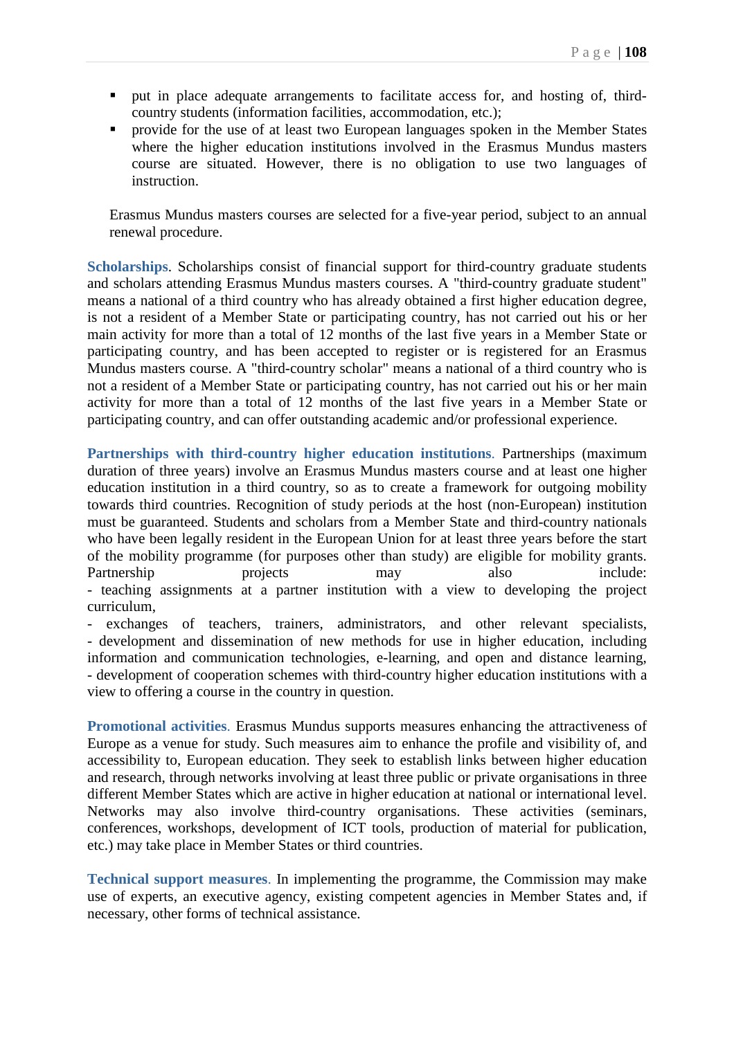- put in place adequate arrangements to facilitate access for, and hosting of, third-country students (information facilities, accommodation, etc.);
- provide for the use of at least two European languages spoken in the Member States where the higher education institutions involved in the Erasmus Mundus masters course are situated. However, there is no obligation to use two languages of instruction.

Erasmus Mundus masters courses are selected for a five-year period, subject to an annual renewal procedure.

**Scholarships**. Scholarships consist of financial support for third-country graduate students and scholars attending Erasmus Mundus masters courses. A "third-country graduate student" means a national of a third country who has already obtained a first higher education degree, is not a resident of a Member State or participating country, has not carried out his or her main activity for more than a total of 12 months of the last five years in a Member State or participating country, and has been accepted to register or is registered for an Erasmus Mundus masters course. A "third-country scholar" means a national of a third country who is not a resident of a Member State or participating country, has not carried out his or her main activity for more than a total of 12 months of the last five years in a Member State or participating country, and can offer outstanding academic and/or professional experience.

**Partnerships with third-country higher education institutions**. Partnerships (maximum duration of three years) involve an Erasmus Mundus masters course and at least one higher education institution in a third country, so as to create a framework for outgoing mobility towards third countries. Recognition of study periods at the host (non-European) institution must be guaranteed. Students and scholars from a Member State and third-country nationals who have been legally resident in the European Union for at least three years before the start of the mobility programme (for purposes other than study) are eligible for mobility grants. Partnership projects may also include:
- teaching assignments at a partner institution with a view to developing the project curriculum,
- exchanges of teachers, trainers, administrators, and other relevant specialists,
- development and dissemination of new methods for use in higher education, including information and communication technologies, e-learning, and open and distance learning,
- development of cooperation schemes with third-country higher education institutions with a view to offering a course in the country in question.

**Promotional activities**. Erasmus Mundus supports measures enhancing the attractiveness of Europe as a venue for study. Such measures aim to enhance the profile and visibility of, and accessibility to, European education. They seek to establish links between higher education and research, through networks involving at least three public or private organisations in three different Member States which are active in higher education at national or international level. Networks may also involve third-country organisations. These activities (seminars, conferences, workshops, development of ICT tools, production of material for publication, etc.) may take place in Member States or third countries.

**Technical support measures**. In implementing the programme, the Commission may make use of experts, an executive agency, existing competent agencies in Member States and, if necessary, other forms of technical assistance.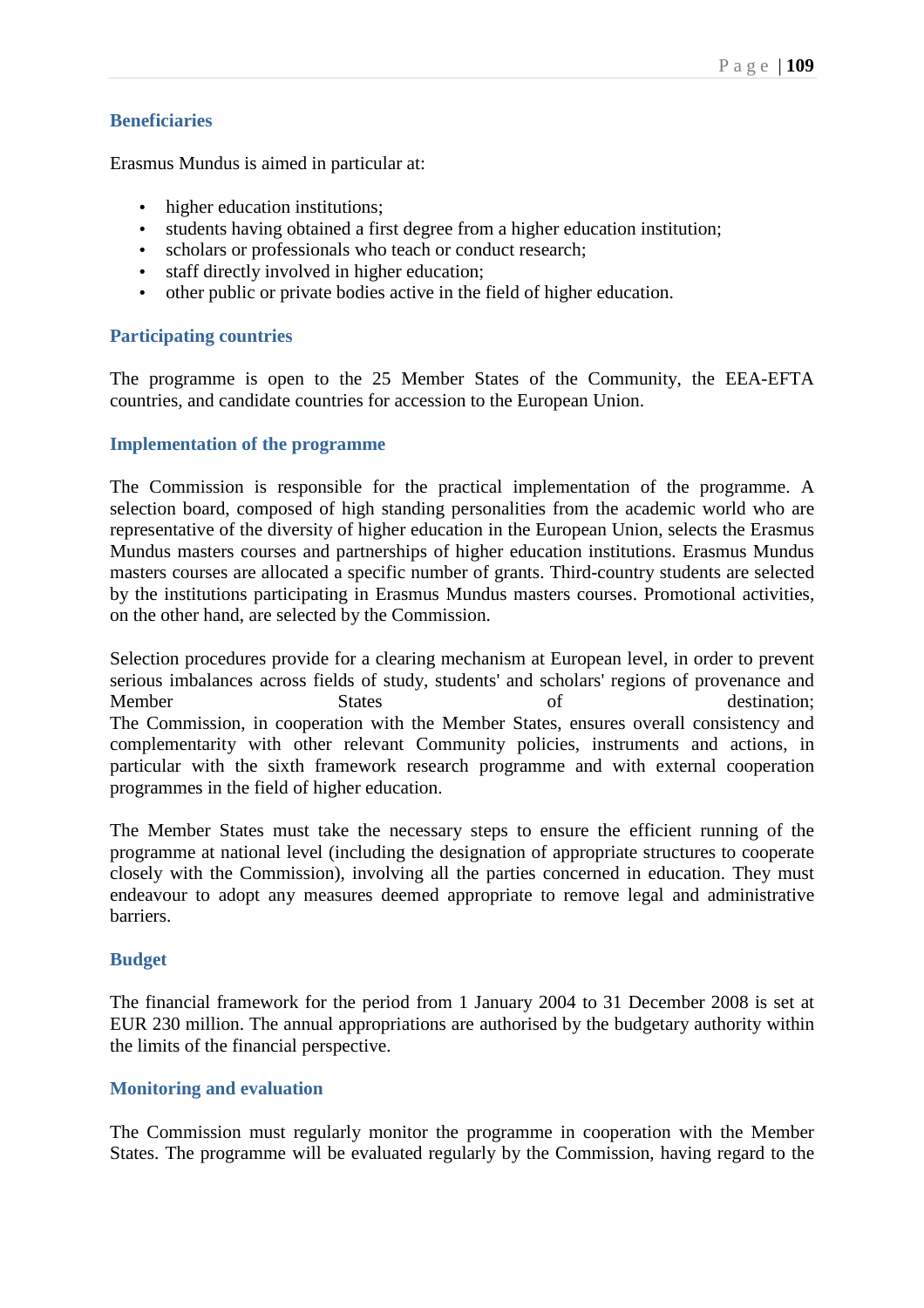### Beneficiaries

Erasmus Mundus is aimed in particular at:

- higher education institutions;
- students having obtained a first degree from a higher education institution;
- scholars or professionals who teach or conduct research;
- staff directly involved in higher education;
- other public or private bodies active in the field of higher education.

### Participating countries

The programme is open to the 25 Member States of the Community, the EEA-EFTA countries, and candidate countries for accession to the European Union.

### Implementation of the programme

The Commission is responsible for the practical implementation of the programme. A selection board, composed of high standing personalities from the academic world who are representative of the diversity of higher education in the European Union, selects the Erasmus Mundus masters courses and partnerships of higher education institutions. Erasmus Mundus masters courses are allocated a specific number of grants. Third-country students are selected by the institutions participating in Erasmus Mundus masters courses. Promotional activities, on the other hand, are selected by the Commission.

Selection procedures provide for a clearing mechanism at European level, in order to prevent serious imbalances across fields of study, students' and scholars' regions of provenance and Member States of destination;
The Commission, in cooperation with the Member States, ensures overall consistency and complementarity with other relevant Community policies, instruments and actions, in particular with the sixth framework research programme and with external cooperation programmes in the field of higher education.

The Member States must take the necessary steps to ensure the efficient running of the programme at national level (including the designation of appropriate structures to cooperate closely with the Commission), involving all the parties concerned in education. They must endeavour to adopt any measures deemed appropriate to remove legal and administrative barriers.

### Budget

The financial framework for the period from 1 January 2004 to 31 December 2008 is set at EUR 230 million. The annual appropriations are authorised by the budgetary authority within the limits of the financial perspective.

### Monitoring and evaluation

The Commission must regularly monitor the programme in cooperation with the Member States. The programme will be evaluated regularly by the Commission, having regard to the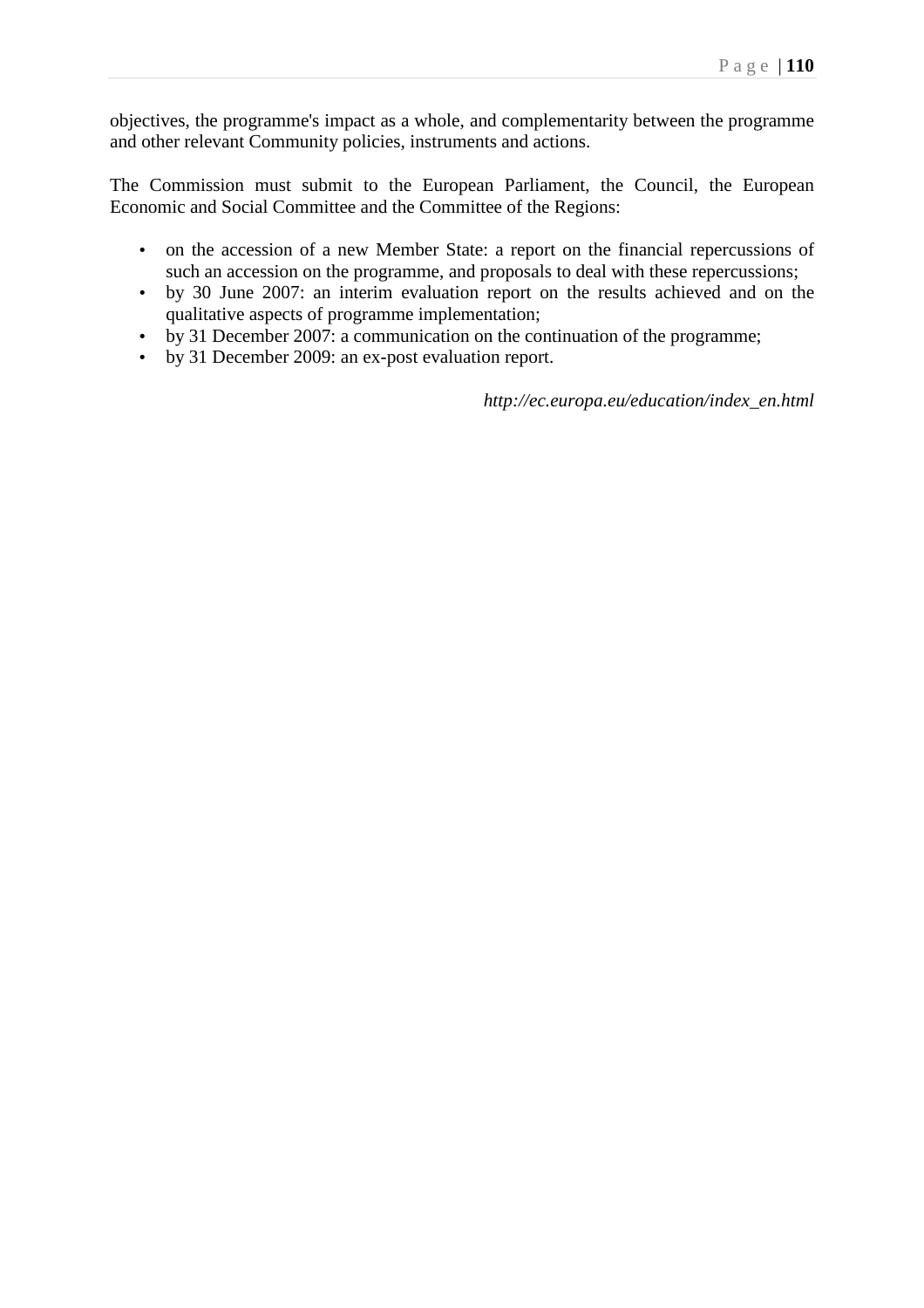objectives, the programme's impact as a whole, and complementarity between the programme and other relevant Community policies, instruments and actions.

The Commission must submit to the European Parliament, the Council, the European Economic and Social Committee and the Committee of the Regions:

- on the accession of a new Member State: a report on the financial repercussions of such an accession on the programme, and proposals to deal with these repercussions;
- by 30 June 2007: an interim evaluation report on the results achieved and on the qualitative aspects of programme implementation;
- by 31 December 2007: a communication on the continuation of the programme;
- by 31 December 2009: an ex-post evaluation report.

*http://ec.europa.eu/education/index_en.html*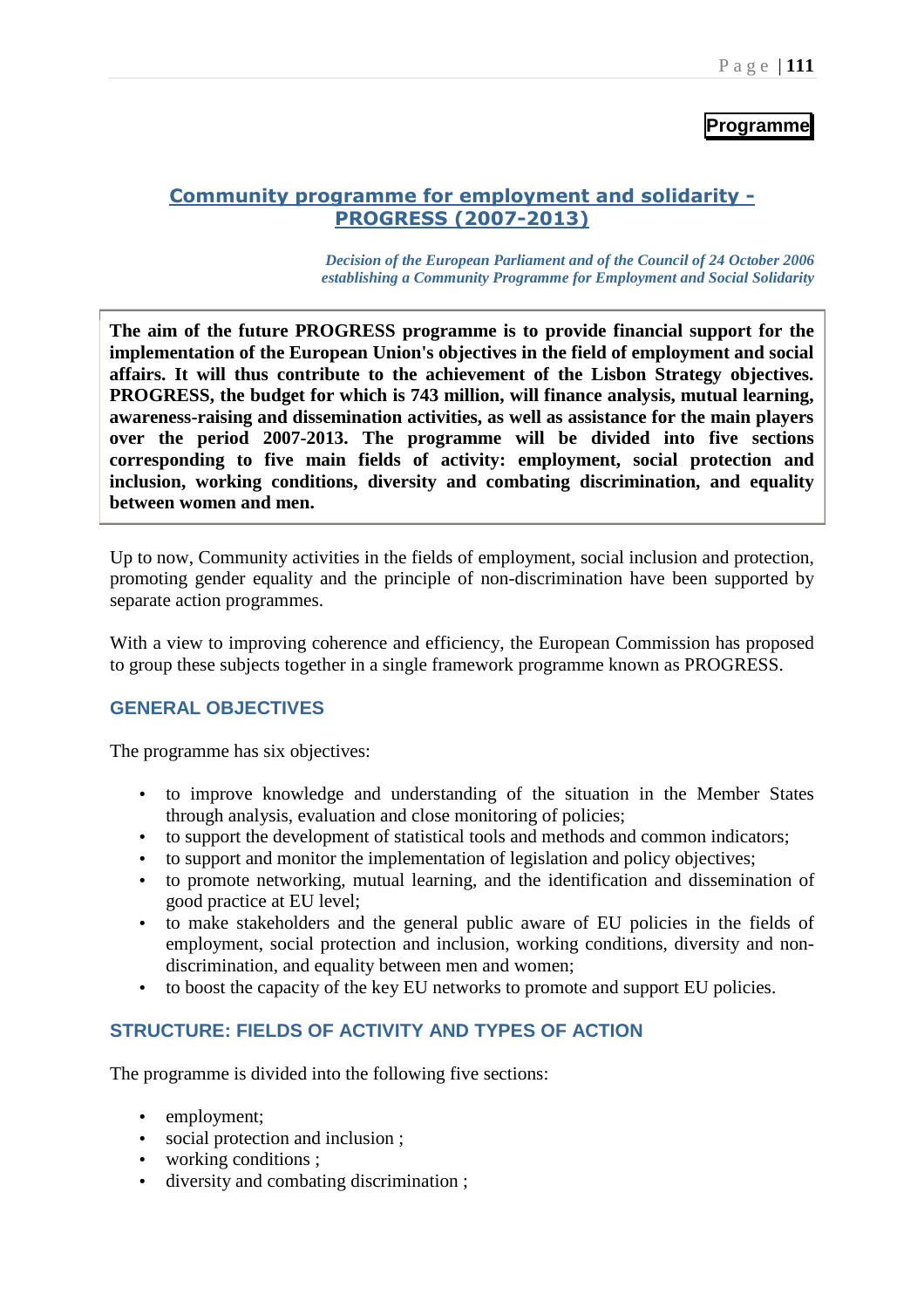**Programme**

## Community programme for employment and solidarity - PROGRESS (2007-2013)

*Decision of the European Parliament and of the Council of 24 October 2006 establishing a Community Programme for Employment and Social Solidarity*

**The aim of the future PROGRESS programme is to provide financial support for the implementation of the European Union's objectives in the field of employment and social affairs. It will thus contribute to the achievement of the Lisbon Strategy objectives. PROGRESS, the budget for which is 743 million, will finance analysis, mutual learning, awareness-raising and dissemination activities, as well as assistance for the main players over the period 2007-2013. The programme will be divided into five sections corresponding to five main fields of activity: employment, social protection and inclusion, working conditions, diversity and combating discrimination, and equality between women and men.**

Up to now, Community activities in the fields of employment, social inclusion and protection, promoting gender equality and the principle of non-discrimination have been supported by separate action programmes.

With a view to improving coherence and efficiency, the European Commission has proposed to group these subjects together in a single framework programme known as PROGRESS.

### GENERAL OBJECTIVES

The programme has six objectives:

- to improve knowledge and understanding of the situation in the Member States through analysis, evaluation and close monitoring of policies;
- to support the development of statistical tools and methods and common indicators;
- to support and monitor the implementation of legislation and policy objectives;
- to promote networking, mutual learning, and the identification and dissemination of good practice at EU level;
- to make stakeholders and the general public aware of EU policies in the fields of employment, social protection and inclusion, working conditions, diversity and non-discrimination, and equality between men and women;
- to boost the capacity of the key EU networks to promote and support EU policies.

### STRUCTURE: FIELDS OF ACTIVITY AND TYPES OF ACTION

The programme is divided into the following five sections:

- employment;
- social protection and inclusion ;
- working conditions ;
- diversity and combating discrimination ;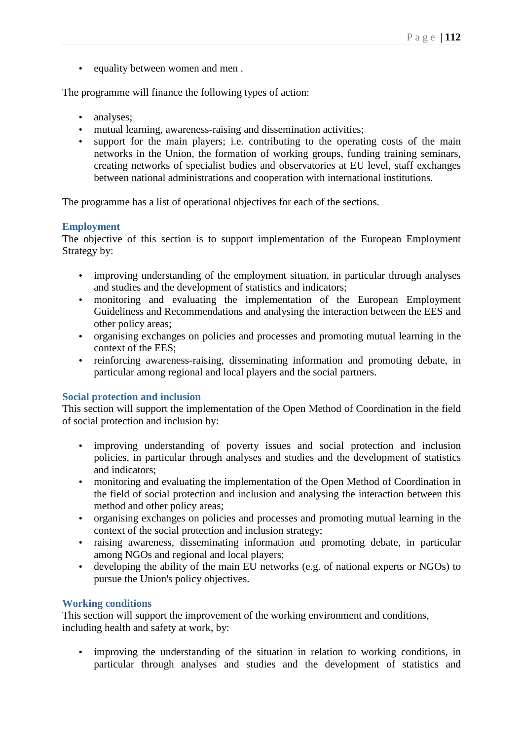- equality between women and men .

The programme will finance the following types of action:

- analyses;
- mutual learning, awareness-raising and dissemination activities;
- support for the main players; i.e. contributing to the operating costs of the main networks in the Union, the formation of working groups, funding training seminars, creating networks of specialist bodies and observatories at EU level, staff exchanges between national administrations and cooperation with international institutions.

The programme has a list of operational objectives for each of the sections.

### Employment

The objective of this section is to support implementation of the European Employment Strategy by:

- improving understanding of the employment situation, in particular through analyses and studies and the development of statistics and indicators;
- monitoring and evaluating the implementation of the European Employment Guideliness and Recommendations and analysing the interaction between the EES and other policy areas;
- organising exchanges on policies and processes and promoting mutual learning in the context of the EES;
- reinforcing awareness-raising, disseminating information and promoting debate, in particular among regional and local players and the social partners.

### Social protection and inclusion

This section will support the implementation of the Open Method of Coordination in the field of social protection and inclusion by:

- improving understanding of poverty issues and social protection and inclusion policies, in particular through analyses and studies and the development of statistics and indicators;
- monitoring and evaluating the implementation of the Open Method of Coordination in the field of social protection and inclusion and analysing the interaction between this method and other policy areas;
- organising exchanges on policies and processes and promoting mutual learning in the context of the social protection and inclusion strategy;
- raising awareness, disseminating information and promoting debate, in particular among NGOs and regional and local players;
- developing the ability of the main EU networks (e.g. of national experts or NGOs) to pursue the Union's policy objectives.

### Working conditions

This section will support the improvement of the working environment and conditions, including health and safety at work, by:

- improving the understanding of the situation in relation to working conditions, in particular through analyses and studies and the development of statistics and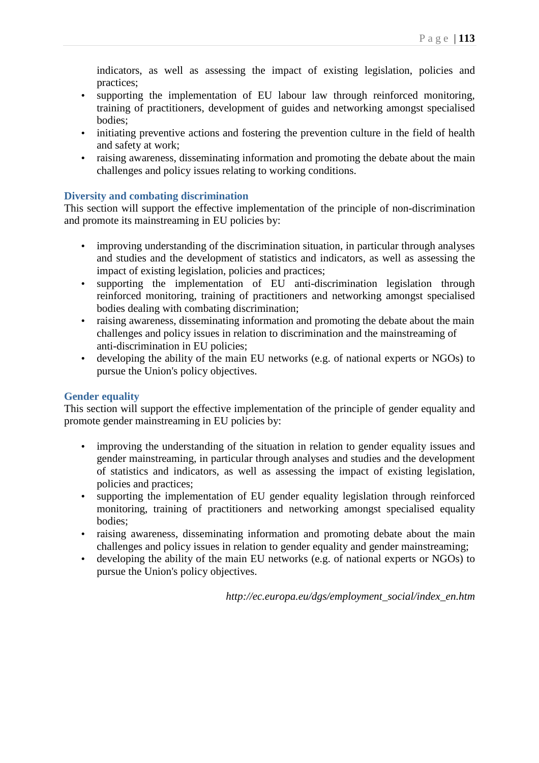indicators, as well as assessing the impact of existing legislation, policies and practices;

- supporting the implementation of EU labour law through reinforced monitoring, training of practitioners, development of guides and networking amongst specialised bodies;
- initiating preventive actions and fostering the prevention culture in the field of health and safety at work;
- raising awareness, disseminating information and promoting the debate about the main challenges and policy issues relating to working conditions.

### Diversity and combating discrimination

This section will support the effective implementation of the principle of non-discrimination and promote its mainstreaming in EU policies by:

- improving understanding of the discrimination situation, in particular through analyses and studies and the development of statistics and indicators, as well as assessing the impact of existing legislation, policies and practices;
- supporting the implementation of EU anti-discrimination legislation through reinforced monitoring, training of practitioners and networking amongst specialised bodies dealing with combating discrimination;
- raising awareness, disseminating information and promoting the debate about the main challenges and policy issues in relation to discrimination and the mainstreaming of anti-discrimination in EU policies;
- developing the ability of the main EU networks (e.g. of national experts or NGOs) to pursue the Union's policy objectives.

### Gender equality

This section will support the effective implementation of the principle of gender equality and promote gender mainstreaming in EU policies by:

- improving the understanding of the situation in relation to gender equality issues and gender mainstreaming, in particular through analyses and studies and the development of statistics and indicators, as well as assessing the impact of existing legislation, policies and practices;
- supporting the implementation of EU gender equality legislation through reinforced monitoring, training of practitioners and networking amongst specialised equality bodies;
- raising awareness, disseminating information and promoting debate about the main challenges and policy issues in relation to gender equality and gender mainstreaming;
- developing the ability of the main EU networks (e.g. of national experts or NGOs) to pursue the Union's policy objectives.

*http://ec.europa.eu/dgs/employment_social/index_en.htm*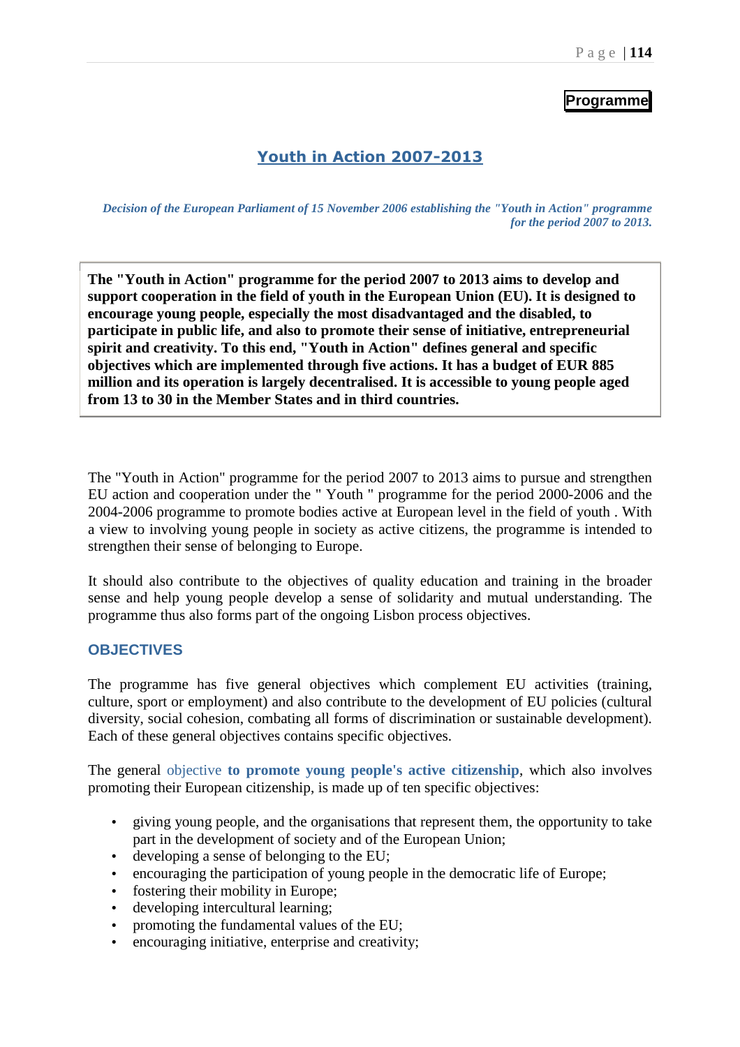**Programme**

## Youth in Action 2007-2013

*Decision of the European Parliament of 15 November 2006 establishing the "Youth in Action" programme for the period 2007 to 2013.*

**The "Youth in Action" programme for the period 2007 to 2013 aims to develop and support cooperation in the field of youth in the European Union (EU). It is designed to encourage young people, especially the most disadvantaged and the disabled, to participate in public life, and also to promote their sense of initiative, entrepreneurial spirit and creativity. To this end, "Youth in Action" defines general and specific objectives which are implemented through five actions. It has a budget of EUR 885 million and its operation is largely decentralised. It is accessible to young people aged from 13 to 30 in the Member States and in third countries.**

The "Youth in Action" programme for the period 2007 to 2013 aims to pursue and strengthen EU action and cooperation under the " Youth " programme for the period 2000-2006 and the 2004-2006 programme to promote bodies active at European level in the field of youth . With a view to involving young people in society as active citizens, the programme is intended to strengthen their sense of belonging to Europe.

It should also contribute to the objectives of quality education and training in the broader sense and help young people develop a sense of solidarity and mutual understanding. The programme thus also forms part of the ongoing Lisbon process objectives.

### OBJECTIVES

The programme has five general objectives which complement EU activities (training, culture, sport or employment) and also contribute to the development of EU policies (cultural diversity, social cohesion, combating all forms of discrimination or sustainable development). Each of these general objectives contains specific objectives.

The general objective **to promote young people's active citizenship**, which also involves promoting their European citizenship, is made up of ten specific objectives:

- giving young people, and the organisations that represent them, the opportunity to take part in the development of society and of the European Union;
- developing a sense of belonging to the EU;
- encouraging the participation of young people in the democratic life of Europe;
- fostering their mobility in Europe;
- developing intercultural learning;
- promoting the fundamental values of the EU;
- encouraging initiative, enterprise and creativity;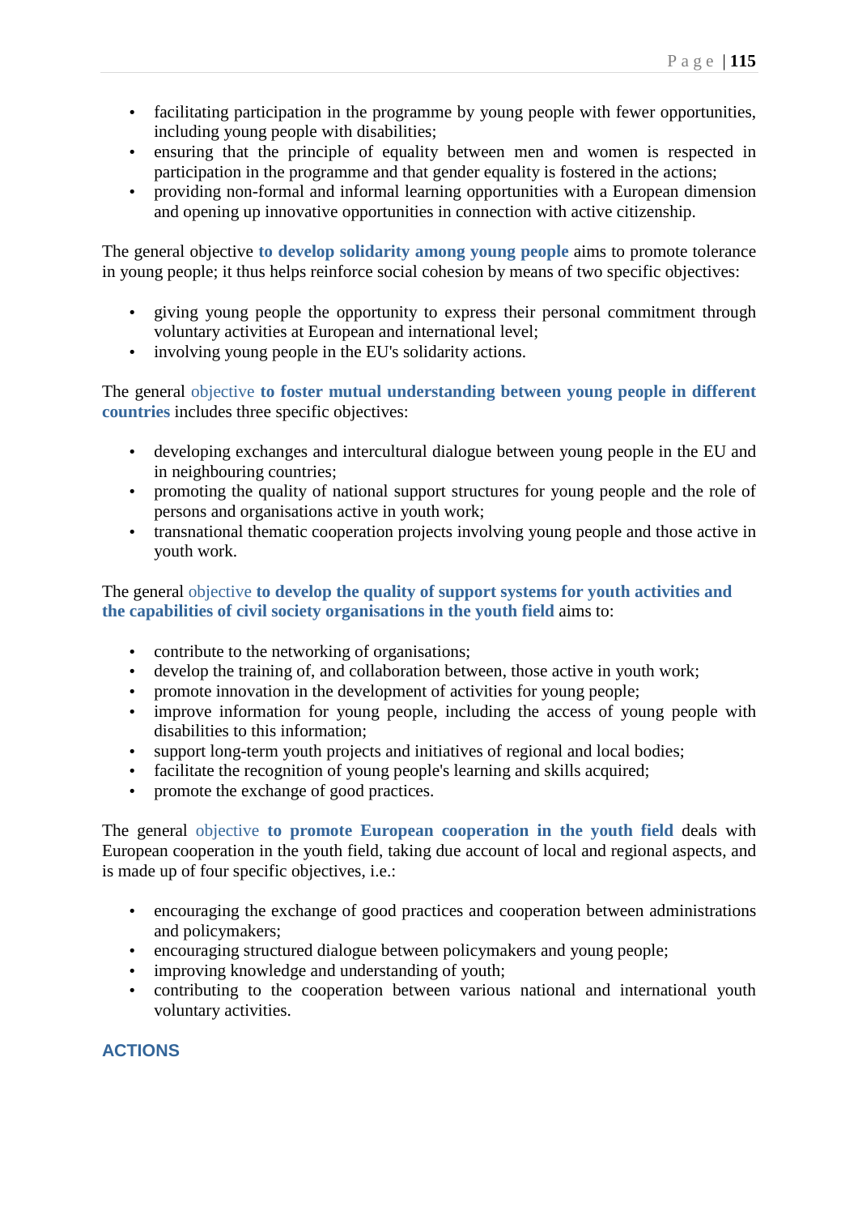- facilitating participation in the programme by young people with fewer opportunities, including young people with disabilities;
- ensuring that the principle of equality between men and women is respected in participation in the programme and that gender equality is fostered in the actions;
- providing non-formal and informal learning opportunities with a European dimension and opening up innovative opportunities in connection with active citizenship.

The general objective **to develop solidarity among young people** aims to promote tolerance in young people; it thus helps reinforce social cohesion by means of two specific objectives:

- giving young people the opportunity to express their personal commitment through voluntary activities at European and international level;
- involving young people in the EU's solidarity actions.

The general objective **to foster mutual understanding between young people in different countries** includes three specific objectives:

- developing exchanges and intercultural dialogue between young people in the EU and in neighbouring countries;
- promoting the quality of national support structures for young people and the role of persons and organisations active in youth work;
- transnational thematic cooperation projects involving young people and those active in youth work.

The general objective **to develop the quality of support systems for youth activities and the capabilities of civil society organisations in the youth field** aims to:

- contribute to the networking of organisations;
- develop the training of, and collaboration between, those active in youth work;
- promote innovation in the development of activities for young people;
- improve information for young people, including the access of young people with disabilities to this information;
- support long-term youth projects and initiatives of regional and local bodies;
- facilitate the recognition of young people's learning and skills acquired;
- promote the exchange of good practices.

The general objective **to promote European cooperation in the youth field** deals with European cooperation in the youth field, taking due account of local and regional aspects, and is made up of four specific objectives, i.e.:

- encouraging the exchange of good practices and cooperation between administrations and policymakers;
- encouraging structured dialogue between policymakers and young people;
- improving knowledge and understanding of youth;
- contributing to the cooperation between various national and international youth voluntary activities.

## ACTIONS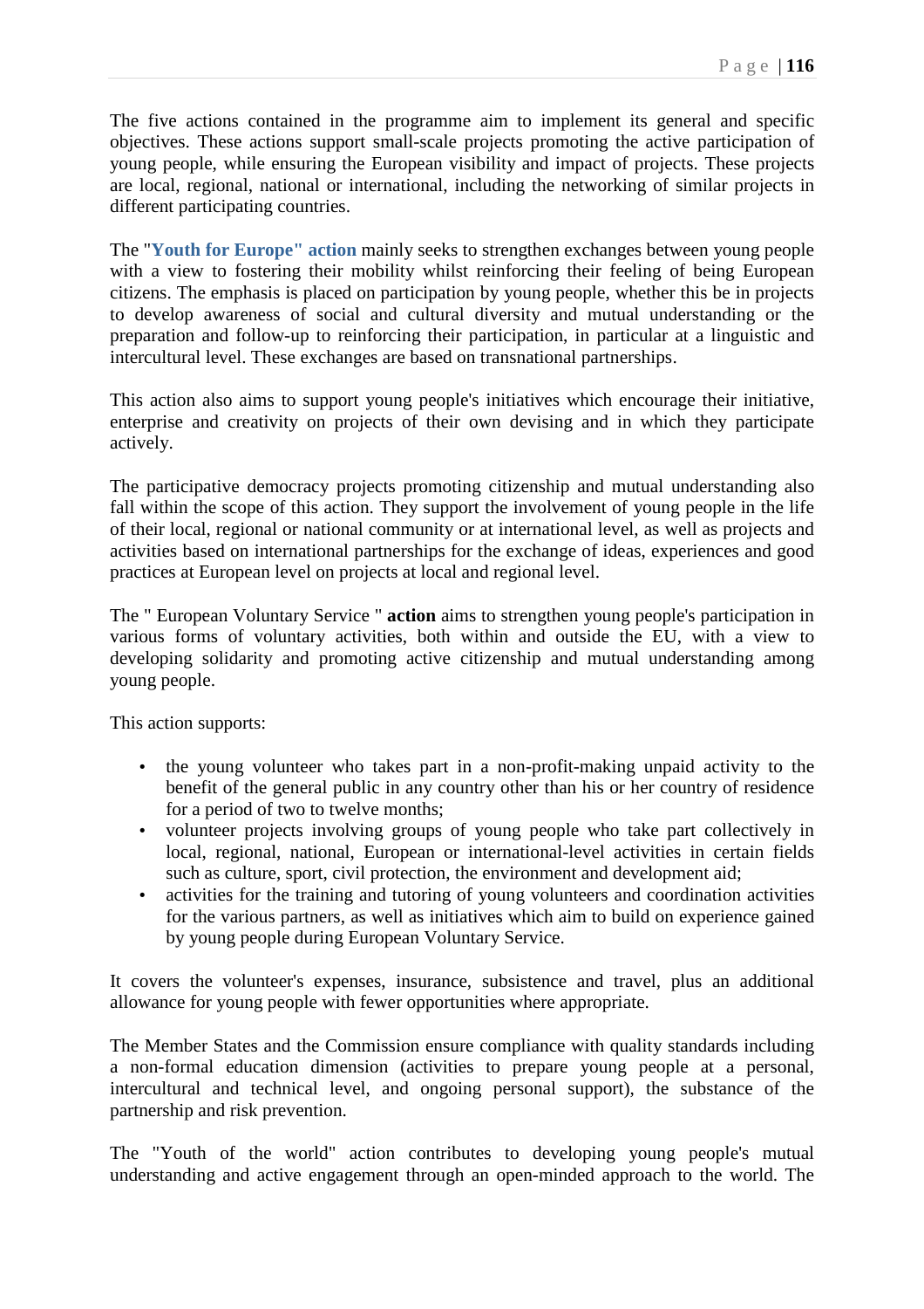The five actions contained in the programme aim to implement its general and specific objectives. These actions support small-scale projects promoting the active participation of young people, while ensuring the European visibility and impact of projects. These projects are local, regional, national or international, including the networking of similar projects in different participating countries.

The "**Youth for Europe" action** mainly seeks to strengthen exchanges between young people with a view to fostering their mobility whilst reinforcing their feeling of being European citizens. The emphasis is placed on participation by young people, whether this be in projects to develop awareness of social and cultural diversity and mutual understanding or the preparation and follow-up to reinforcing their participation, in particular at a linguistic and intercultural level. These exchanges are based on transnational partnerships.

This action also aims to support young people's initiatives which encourage their initiative, enterprise and creativity on projects of their own devising and in which they participate actively.

The participative democracy projects promoting citizenship and mutual understanding also fall within the scope of this action. They support the involvement of young people in the life of their local, regional or national community or at international level, as well as projects and activities based on international partnerships for the exchange of ideas, experiences and good practices at European level on projects at local and regional level.

The " European Voluntary Service " **action** aims to strengthen young people's participation in various forms of voluntary activities, both within and outside the EU, with a view to developing solidarity and promoting active citizenship and mutual understanding among young people.

This action supports:

- the young volunteer who takes part in a non-profit-making unpaid activity to the benefit of the general public in any country other than his or her country of residence for a period of two to twelve months;
- volunteer projects involving groups of young people who take part collectively in local, regional, national, European or international-level activities in certain fields such as culture, sport, civil protection, the environment and development aid;
- activities for the training and tutoring of young volunteers and coordination activities for the various partners, as well as initiatives which aim to build on experience gained by young people during European Voluntary Service.

It covers the volunteer's expenses, insurance, subsistence and travel, plus an additional allowance for young people with fewer opportunities where appropriate.

The Member States and the Commission ensure compliance with quality standards including a non-formal education dimension (activities to prepare young people at a personal, intercultural and technical level, and ongoing personal support), the substance of the partnership and risk prevention.

The "Youth of the world" action contributes to developing young people's mutual understanding and active engagement through an open-minded approach to the world. The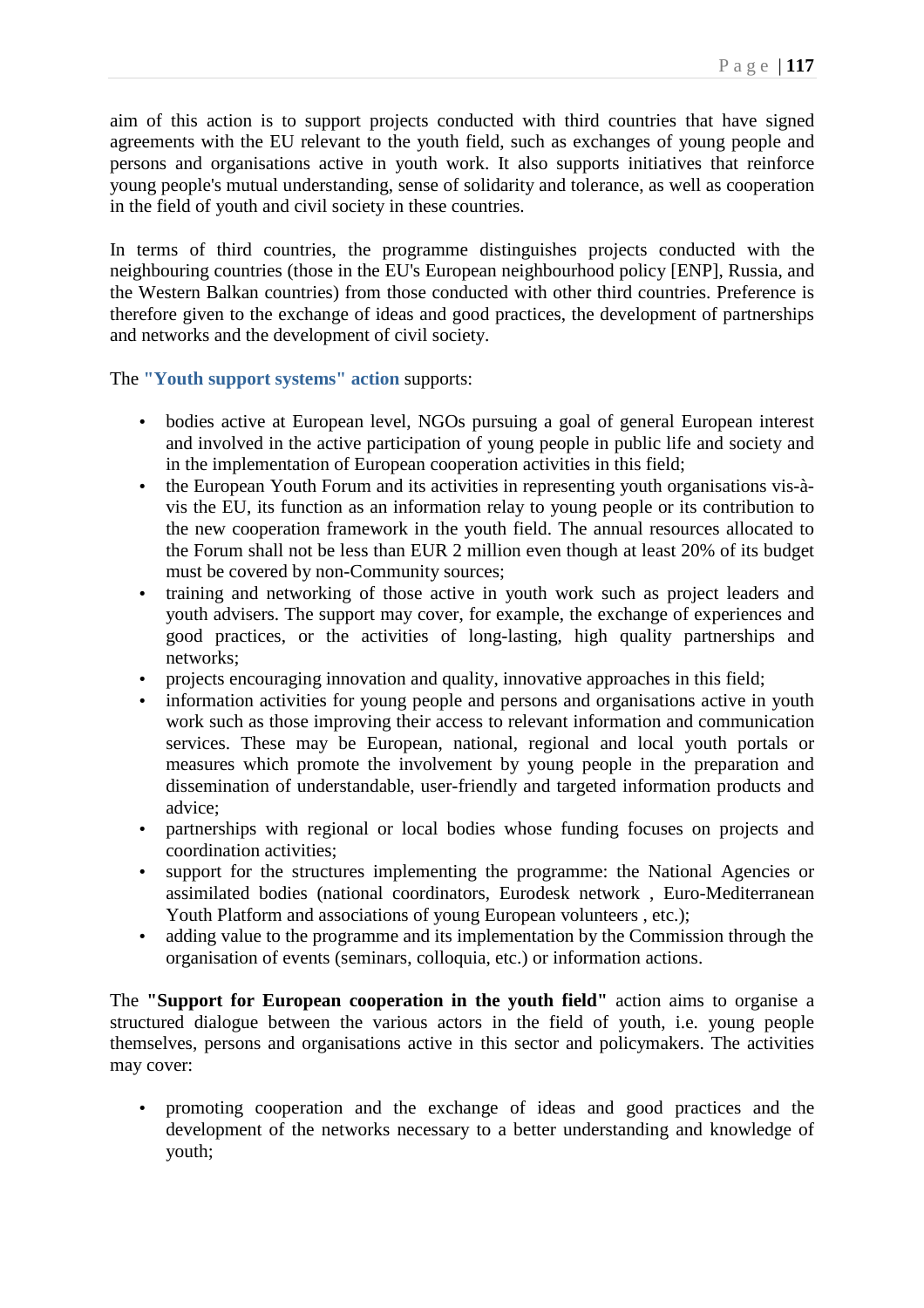aim of this action is to support projects conducted with third countries that have signed agreements with the EU relevant to the youth field, such as exchanges of young people and persons and organisations active in youth work. It also supports initiatives that reinforce young people's mutual understanding, sense of solidarity and tolerance, as well as cooperation in the field of youth and civil society in these countries.

In terms of third countries, the programme distinguishes projects conducted with the neighbouring countries (those in the EU's European neighbourhood policy [ENP], Russia, and the Western Balkan countries) from those conducted with other third countries. Preference is therefore given to the exchange of ideas and good practices, the development of partnerships and networks and the development of civil society.

The **"Youth support systems" action** supports:

- bodies active at European level, NGOs pursuing a goal of general European interest and involved in the active participation of young people in public life and society and in the implementation of European cooperation activities in this field;
- the European Youth Forum and its activities in representing youth organisations vis-à-vis the EU, its function as an information relay to young people or its contribution to the new cooperation framework in the youth field. The annual resources allocated to the Forum shall not be less than EUR 2 million even though at least 20% of its budget must be covered by non-Community sources;
- training and networking of those active in youth work such as project leaders and youth advisers. The support may cover, for example, the exchange of experiences and good practices, or the activities of long-lasting, high quality partnerships and networks;
- projects encouraging innovation and quality, innovative approaches in this field;
- information activities for young people and persons and organisations active in youth work such as those improving their access to relevant information and communication services. These may be European, national, regional and local youth portals or measures which promote the involvement by young people in the preparation and dissemination of understandable, user-friendly and targeted information products and advice;
- partnerships with regional or local bodies whose funding focuses on projects and coordination activities;
- support for the structures implementing the programme: the National Agencies or assimilated bodies (national coordinators, Eurodesk network , Euro-Mediterranean Youth Platform and associations of young European volunteers , etc.);
- adding value to the programme and its implementation by the Commission through the organisation of events (seminars, colloquia, etc.) or information actions.

The **"Support for European cooperation in the youth field"** action aims to organise a structured dialogue between the various actors in the field of youth, i.e. young people themselves, persons and organisations active in this sector and policymakers. The activities may cover:

- promoting cooperation and the exchange of ideas and good practices and the development of the networks necessary to a better understanding and knowledge of youth;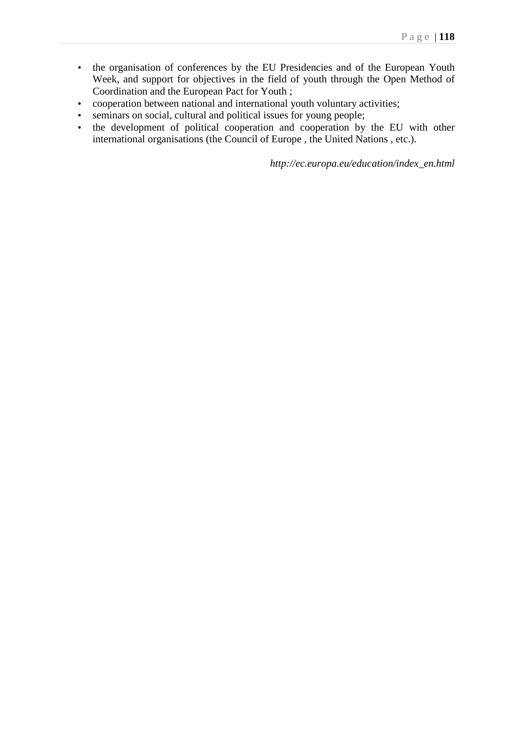- the organisation of conferences by the EU Presidencies and of the European Youth Week, and support for objectives in the field of youth through the Open Method of Coordination and the European Pact for Youth ;
- cooperation between national and international youth voluntary activities;
- seminars on social, cultural and political issues for young people;
- the development of political cooperation and cooperation by the EU with other international organisations (the Council of Europe , the United Nations , etc.).

*http://ec.europa.eu/education/index_en.html*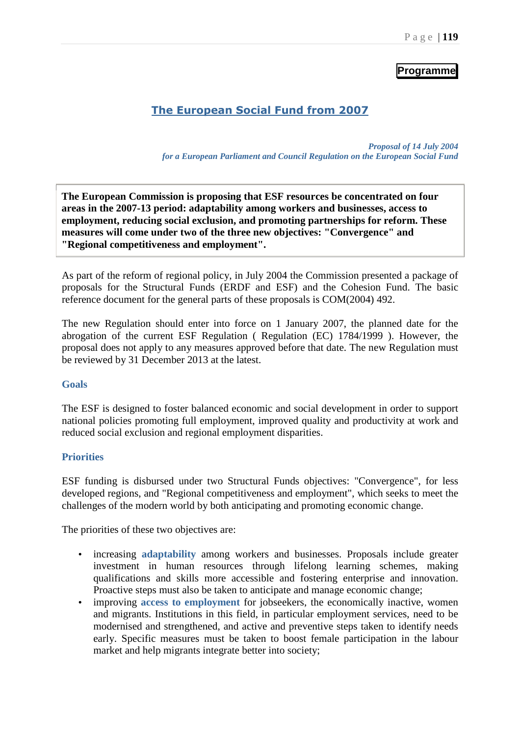**Programme**

## The European Social Fund from 2007

*Proposal of 14 July 2004*
*for a European Parliament and Council Regulation on the European Social Fund*

**The European Commission is proposing that ESF resources be concentrated on four areas in the 2007-13 period: adaptability among workers and businesses, access to employment, reducing social exclusion, and promoting partnerships for reform. These measures will come under two of the three new objectives: "Convergence" and "Regional competitiveness and employment".**

As part of the reform of regional policy, in July 2004 the Commission presented a package of proposals for the Structural Funds (ERDF and ESF) and the Cohesion Fund. The basic reference document for the general parts of these proposals is COM(2004) 492.

The new Regulation should enter into force on 1 January 2007, the planned date for the abrogation of the current ESF Regulation ( Regulation (EC) 1784/1999 ). However, the proposal does not apply to any measures approved before that date. The new Regulation must be reviewed by 31 December 2013 at the latest.

### Goals

The ESF is designed to foster balanced economic and social development in order to support national policies promoting full employment, improved quality and productivity at work and reduced social exclusion and regional employment disparities.

### Priorities

ESF funding is disbursed under two Structural Funds objectives: "Convergence", for less developed regions, and "Regional competitiveness and employment", which seeks to meet the challenges of the modern world by both anticipating and promoting economic change.

The priorities of these two objectives are:

- increasing **adaptability** among workers and businesses. Proposals include greater investment in human resources through lifelong learning schemes, making qualifications and skills more accessible and fostering enterprise and innovation. Proactive steps must also be taken to anticipate and manage economic change;
- improving **access to employment** for jobseekers, the economically inactive, women and migrants. Institutions in this field, in particular employment services, need to be modernised and strengthened, and active and preventive steps taken to identify needs early. Specific measures must be taken to boost female participation in the labour market and help migrants integrate better into society;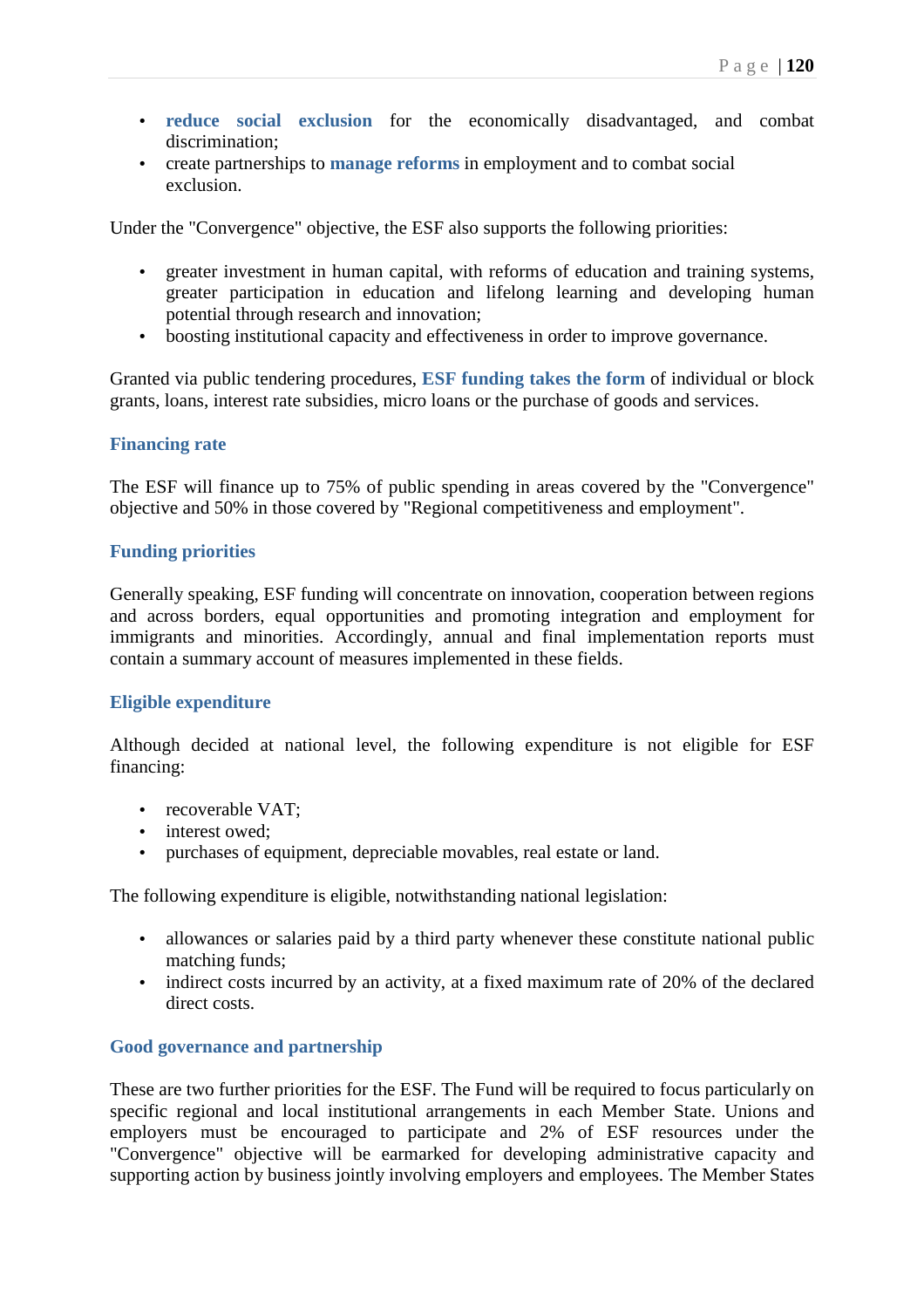- **reduce social exclusion** for the economically disadvantaged, and combat discrimination;
- create partnerships to **manage reforms** in employment and to combat social exclusion.

Under the "Convergence" objective, the ESF also supports the following priorities:

- greater investment in human capital, with reforms of education and training systems, greater participation in education and lifelong learning and developing human potential through research and innovation;
- boosting institutional capacity and effectiveness in order to improve governance.

Granted via public tendering procedures, **ESF funding takes the form** of individual or block grants, loans, interest rate subsidies, micro loans or the purchase of goods and services.

### Financing rate

The ESF will finance up to 75% of public spending in areas covered by the "Convergence" objective and 50% in those covered by "Regional competitiveness and employment".

### Funding priorities

Generally speaking, ESF funding will concentrate on innovation, cooperation between regions and across borders, equal opportunities and promoting integration and employment for immigrants and minorities. Accordingly, annual and final implementation reports must contain a summary account of measures implemented in these fields.

### Eligible expenditure

Although decided at national level, the following expenditure is not eligible for ESF financing:

- recoverable VAT;
- interest owed;
- purchases of equipment, depreciable movables, real estate or land.

The following expenditure is eligible, notwithstanding national legislation:

- allowances or salaries paid by a third party whenever these constitute national public matching funds;
- indirect costs incurred by an activity, at a fixed maximum rate of 20% of the declared direct costs.

### Good governance and partnership

These are two further priorities for the ESF. The Fund will be required to focus particularly on specific regional and local institutional arrangements in each Member State. Unions and employers must be encouraged to participate and 2% of ESF resources under the "Convergence" objective will be earmarked for developing administrative capacity and supporting action by business jointly involving employers and employees. The Member States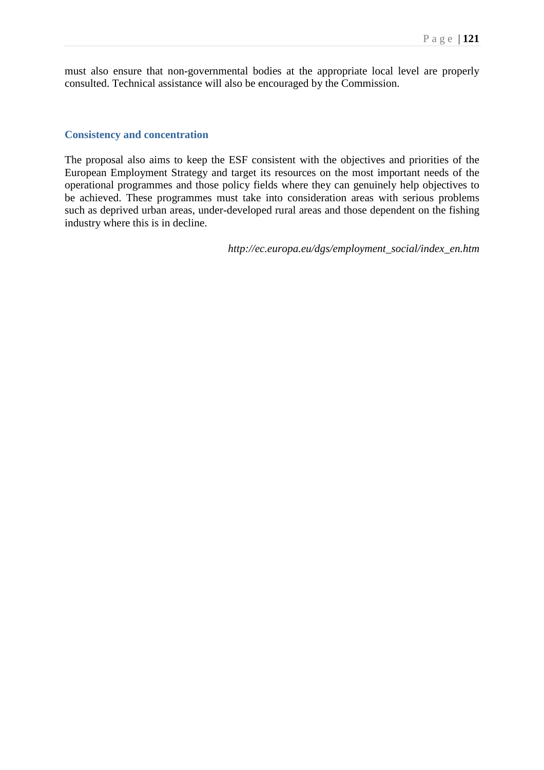must also ensure that non-governmental bodies at the appropriate local level are properly consulted. Technical assistance will also be encouraged by the Commission.

### Consistency and concentration

The proposal also aims to keep the ESF consistent with the objectives and priorities of the European Employment Strategy and target its resources on the most important needs of the operational programmes and those policy fields where they can genuinely help objectives to be achieved. These programmes must take into consideration areas with serious problems such as deprived urban areas, under-developed rural areas and those dependent on the fishing industry where this is in decline.

*http://ec.europa.eu/dgs/employment_social/index_en.htm*